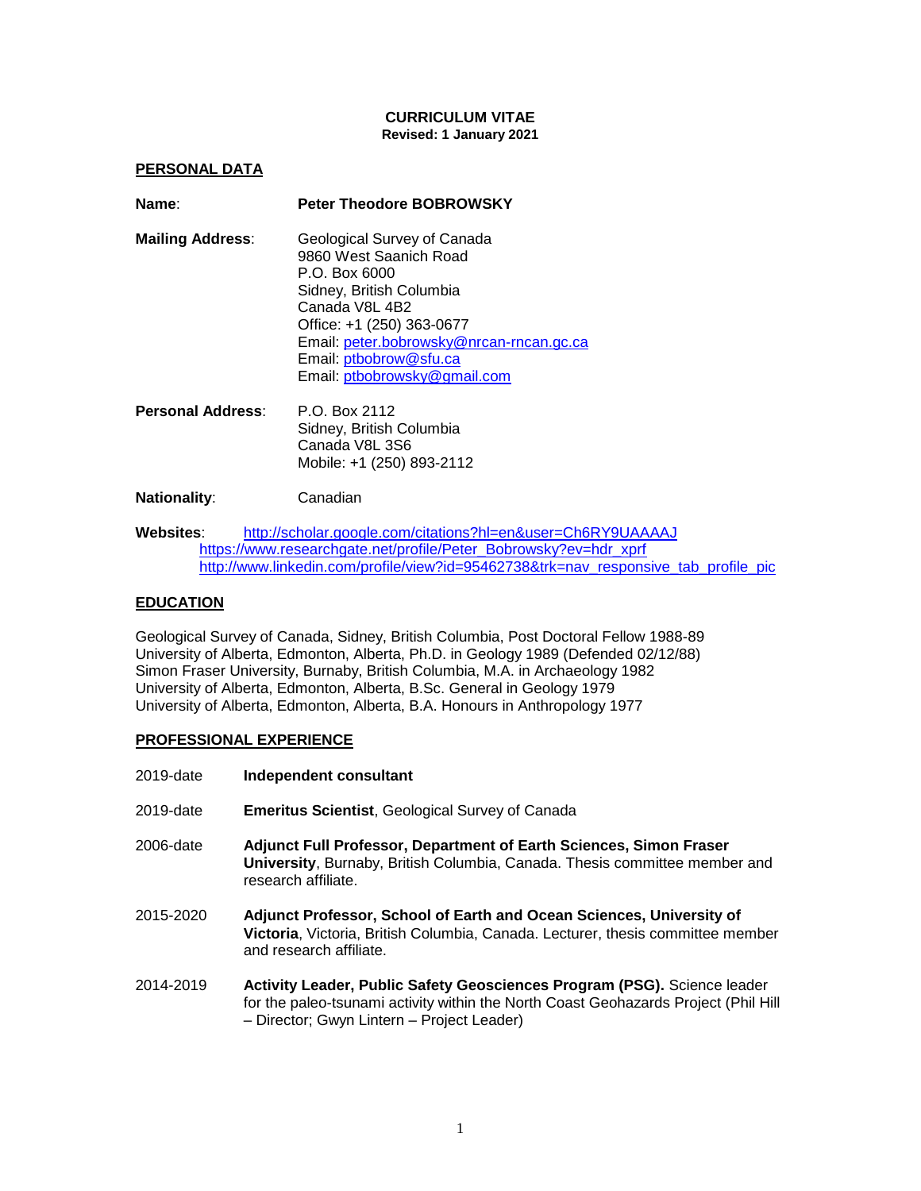# CURRICULUM VITAE

**Revised: 1 January 2021**

## PERSONAL DATA

**Name**: **Peter Theodore BOBROWSKY**

**Mailing Address**:
Geological Survey of Canada
9860 West Saanich Road
P.O. Box 6000
Sidney, British Columbia
Canada V8L 4B2
Office: +1 (250) 363-0677
Email: peter.bobrowsky@nrcan-rncan.gc.ca
Email: ptbobrow@sfu.ca
Email: ptbobrowsky@gmail.com

**Personal Address**:
P.O. Box 2112
Sidney, British Columbia
Canada V8L 3S6
Mobile: +1 (250) 893-2112

**Nationality**: Canadian

**Websites**:
http://scholar.google.com/citations?hl=en&user=Ch6RY9UAAAAJ
https://www.researchgate.net/profile/Peter_Bobrowsky?ev=hdr_xprf
http://www.linkedin.com/profile/view?id=95462738&trk=nav_responsive_tab_profile_pic

## EDUCATION

Geological Survey of Canada, Sidney, British Columbia, Post Doctoral Fellow 1988-89
University of Alberta, Edmonton, Alberta, Ph.D. in Geology 1989 (Defended 02/12/88)
Simon Fraser University, Burnaby, British Columbia, M.A. in Archaeology 1982
University of Alberta, Edmonton, Alberta, B.Sc. General in Geology 1979
University of Alberta, Edmonton, Alberta, B.A. Honours in Anthropology 1977

## PROFESSIONAL EXPERIENCE

2019-date **Independent consultant**

2019-date **Emeritus Scientist**, Geological Survey of Canada

2006-date **Adjunct Full Professor, Department of Earth Sciences, Simon Fraser University**, Burnaby, British Columbia, Canada. Thesis committee member and research affiliate.

2015-2020 **Adjunct Professor, School of Earth and Ocean Sciences, University of Victoria**, Victoria, British Columbia, Canada. Lecturer, thesis committee member and research affiliate.

2014-2019 **Activity Leader, Public Safety Geosciences Program (PSG).** Science leader for the paleo-tsunami activity within the North Coast Geohazards Project (Phil Hill – Director; Gwyn Lintern – Project Leader)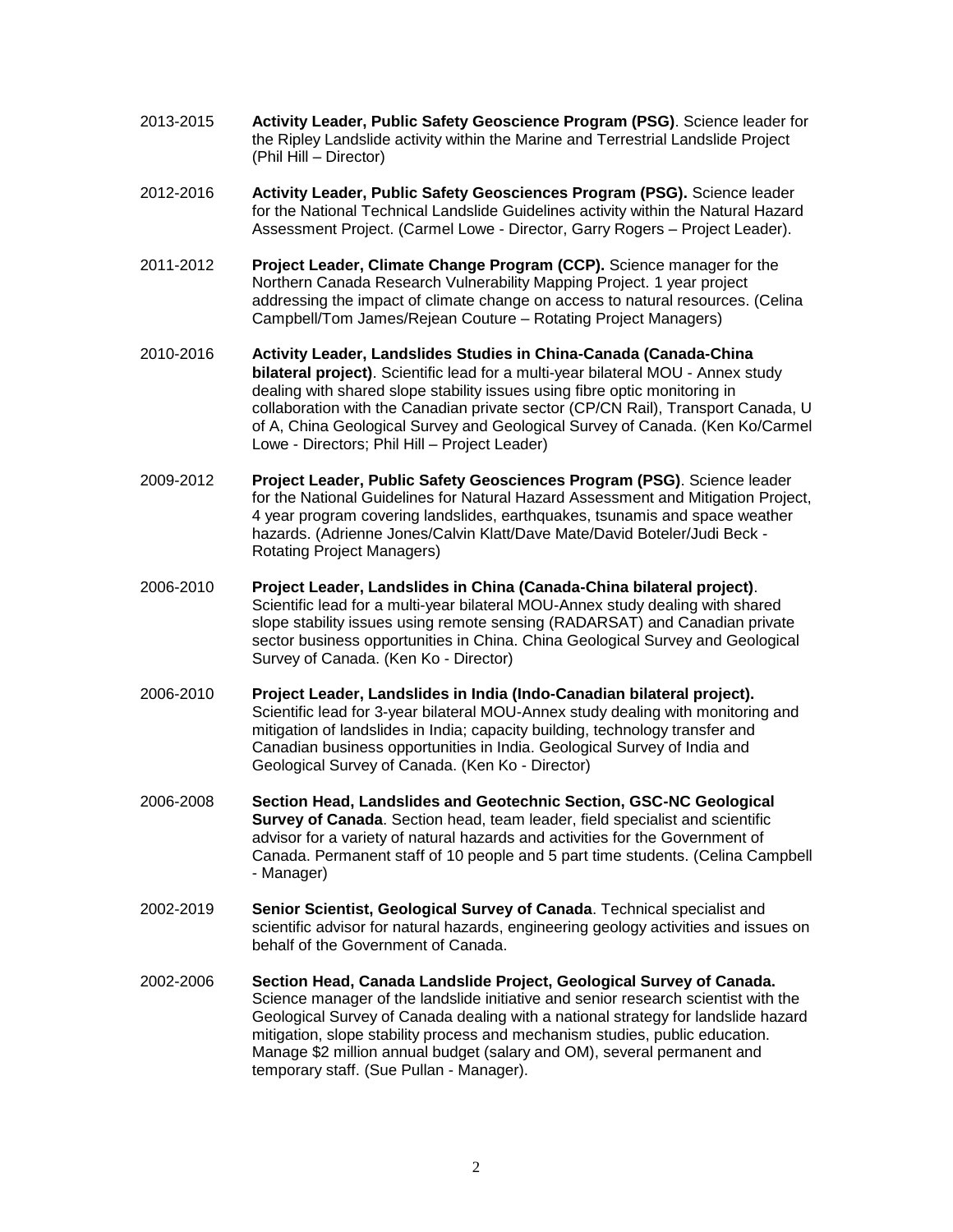2013-2015 **Activity Leader, Public Safety Geoscience Program (PSG)**. Science leader for the Ripley Landslide activity within the Marine and Terrestrial Landslide Project (Phil Hill – Director)

2012-2016 **Activity Leader, Public Safety Geosciences Program (PSG).** Science leader for the National Technical Landslide Guidelines activity within the Natural Hazard Assessment Project. (Carmel Lowe - Director, Garry Rogers – Project Leader).

2011-2012 **Project Leader, Climate Change Program (CCP).** Science manager for the Northern Canada Research Vulnerability Mapping Project. 1 year project addressing the impact of climate change on access to natural resources. (Celina Campbell/Tom James/Rejean Couture – Rotating Project Managers)

2010-2016 **Activity Leader, Landslides Studies in China-Canada (Canada-China bilateral project)**. Scientific lead for a multi-year bilateral MOU-Annex study dealing with shared slope stability issues using fibre optic monitoring in collaboration with the Canadian private sector (CP/CN Rail), Transport Canada, U of A, China Geological Survey and Geological Survey of Canada. (Ken Ko/Carmel Lowe - Directors; Phil Hill – Project Leader)

2009-2012 **Project Leader, Public Safety Geosciences Program (PSG)**. Science leader for the National Guidelines for Natural Hazard Assessment and Mitigation Project, 4 year program covering landslides, earthquakes, tsunamis and space weather hazards. (Adrienne Jones/Calvin Klatt/Dave Mate/David Boteler/Judi Beck - Rotating Project Managers)

2006-2010 **Project Leader, Landslides in China (Canada-China bilateral project)**. Scientific lead for a multi-year bilateral MOU-Annex study dealing with shared slope stability issues using remote sensing (RADARSAT) and Canadian private sector business opportunities in China. China Geological Survey and Geological Survey of Canada. (Ken Ko - Director)

2006-2010 **Project Leader, Landslides in India (Indo-Canadian bilateral project).** Scientific lead for 3-year bilateral MOU-Annex study dealing with monitoring and mitigation of landslides in India; capacity building, technology transfer and Canadian business opportunities in India. Geological Survey of India and Geological Survey of Canada. (Ken Ko - Director)

2006-2008 **Section Head, Landslides and Geotechnic Section, GSC-NC Geological Survey of Canada**. Section head, team leader, field specialist and scientific advisor for a variety of natural hazards and activities for the Government of Canada. Permanent staff of 10 people and 5 part time students. (Celina Campbell - Manager)

2002-2019 **Senior Scientist, Geological Survey of Canada**. Technical specialist and scientific advisor for natural hazards, engineering geology activities and issues on behalf of the Government of Canada.

2002-2006 **Section Head, Canada Landslide Project, Geological Survey of Canada.** Science manager of the landslide initiative and senior research scientist with the Geological Survey of Canada dealing with a national strategy for landslide hazard mitigation, slope stability process and mechanism studies, public education. Manage $2 million annual budget (salary and OM), several permanent and temporary staff. (Sue Pullan - Manager).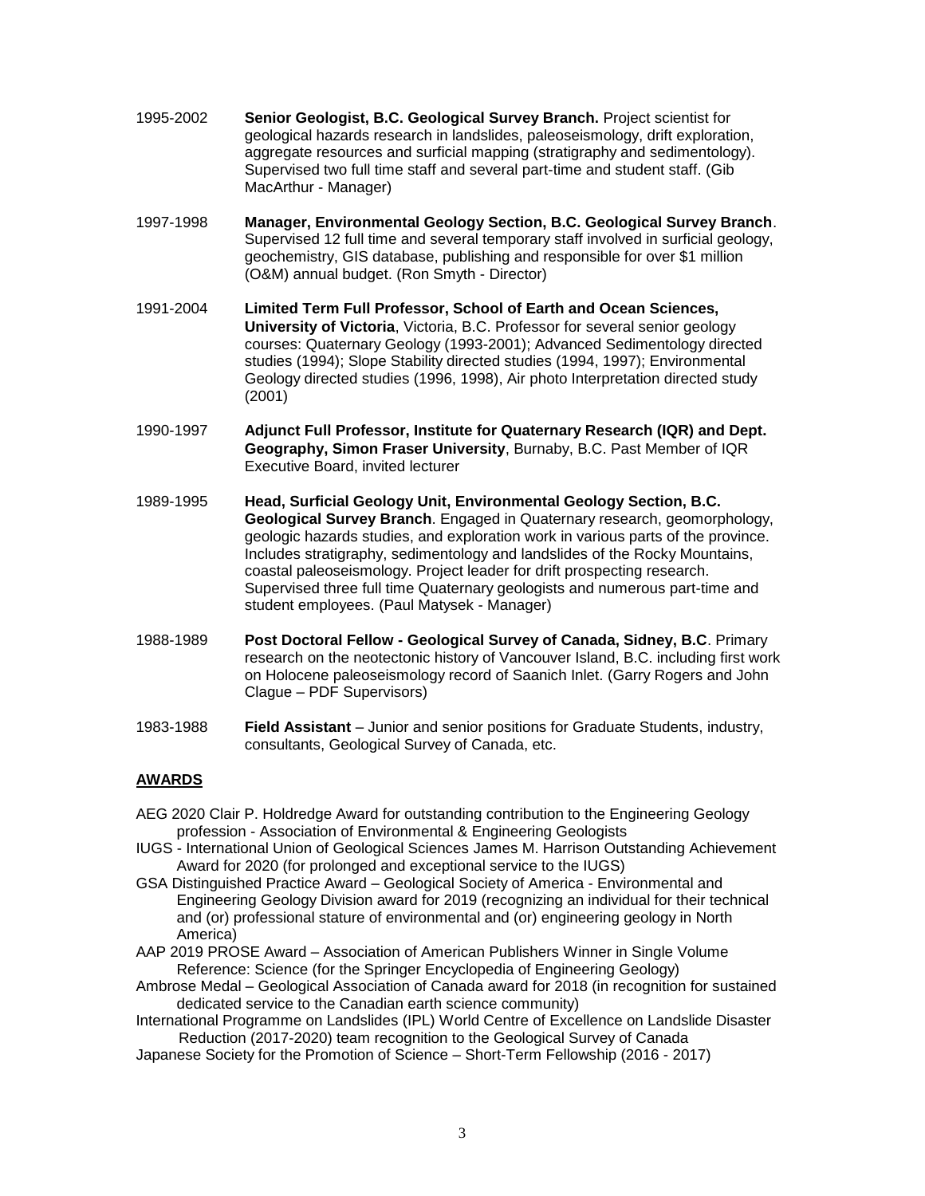1995-2002 **Senior Geologist, B.C. Geological Survey Branch.** Project scientist for geological hazards research in landslides, paleoseismology, drift exploration, aggregate resources and surficial mapping (stratigraphy and sedimentology). Supervised two full time staff and several part-time and student staff. (Gib MacArthur - Manager)

1997-1998 **Manager, Environmental Geology Section, B.C. Geological Survey Branch**. Supervised 12 full time and several temporary staff involved in surficial geology, geochemistry, GIS database, publishing and responsible for over $1 million (O&M) annual budget. (Ron Smyth - Director)

1991-2004 **Limited Term Full Professor, School of Earth and Ocean Sciences, University of Victoria**, Victoria, B.C. Professor for several senior geology courses: Quaternary Geology (1993-2001); Advanced Sedimentology directed studies (1994); Slope Stability directed studies (1994, 1997); Environmental Geology directed studies (1996, 1998), Air photo Interpretation directed study (2001)

1990-1997 **Adjunct Full Professor, Institute for Quaternary Research (IQR) and Dept. Geography, Simon Fraser University**, Burnaby, B.C. Past Member of IQR Executive Board, invited lecturer

1989-1995 **Head, Surficial Geology Unit, Environmental Geology Section, B.C. Geological Survey Branch**. Engaged in Quaternary research, geomorphology, geologic hazards studies, and exploration work in various parts of the province. Includes stratigraphy, sedimentology and landslides of the Rocky Mountains, coastal paleoseismology. Project leader for drift prospecting research. Supervised three full time Quaternary geologists and numerous part-time and student employees. (Paul Matysek - Manager)

1988-1989 **Post Doctoral Fellow - Geological Survey of Canada, Sidney, B.C**. Primary research on the neotectonic history of Vancouver Island, B.C. including first work on Holocene paleoseismology record of Saanich Inlet. (Garry Rogers and John Clague – PDF Supervisors)

1983-1988 **Field Assistant** – Junior and senior positions for Graduate Students, industry, consultants, Geological Survey of Canada, etc.

## AWARDS

AEG 2020 Clair P. Holdredge Award for outstanding contribution to the Engineering Geology profession - Association of Environmental & Engineering Geologists

IUGS - International Union of Geological Sciences James M. Harrison Outstanding Achievement Award for 2020 (for prolonged and exceptional service to the IUGS)

GSA Distinguished Practice Award – Geological Society of America - Environmental and Engineering Geology Division award for 2019 (recognizing an individual for their technical and (or) professional stature of environmental and (or) engineering geology in North America)

AAP 2019 PROSE Award – Association of American Publishers Winner in Single Volume Reference: Science (for the Springer Encyclopedia of Engineering Geology)

Ambrose Medal – Geological Association of Canada award for 2018 (in recognition for sustained dedicated service to the Canadian earth science community)

International Programme on Landslides (IPL) World Centre of Excellence on Landslide Disaster Reduction (2017-2020) team recognition to the Geological Survey of Canada

Japanese Society for the Promotion of Science – Short-Term Fellowship (2016 - 2017)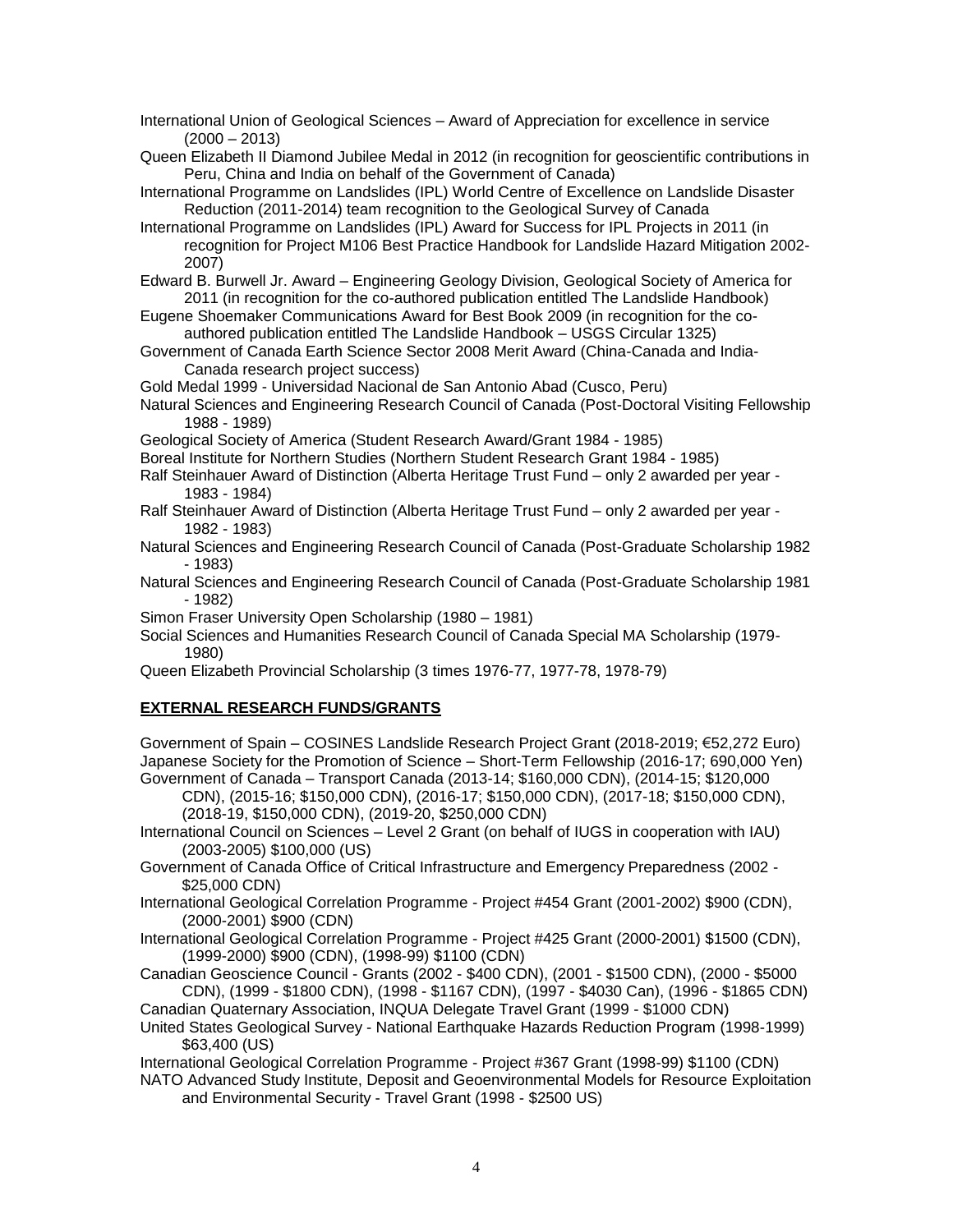International Union of Geological Sciences – Award of Appreciation for excellence in service (2000 – 2013)

Queen Elizabeth II Diamond Jubilee Medal in 2012 (in recognition for geoscientific contributions in Peru, China and India on behalf of the Government of Canada)

International Programme on Landslides (IPL) World Centre of Excellence on Landslide Disaster Reduction (2011-2014) team recognition to the Geological Survey of Canada

International Programme on Landslides (IPL) Award for Success for IPL Projects in 2011 (in recognition for Project M106 Best Practice Handbook for Landslide Hazard Mitigation 2002-2007)

Edward B. Burwell Jr. Award – Engineering Geology Division, Geological Society of America for 2011 (in recognition for the co-authored publication entitled The Landslide Handbook)

Eugene Shoemaker Communications Award for Best Book 2009 (in recognition for the co-authored publication entitled The Landslide Handbook – USGS Circular 1325)

Government of Canada Earth Science Sector 2008 Merit Award (China-Canada and India-Canada research project success)

Gold Medal 1999 - Universidad Nacional de San Antonio Abad (Cusco, Peru)

Natural Sciences and Engineering Research Council of Canada (Post-Doctoral Visiting Fellowship 1988 - 1989)

Geological Society of America (Student Research Award/Grant 1984 - 1985)

Boreal Institute for Northern Studies (Northern Student Research Grant 1984 - 1985)

Ralf Steinhauer Award of Distinction (Alberta Heritage Trust Fund – only 2 awarded per year - 1983 - 1984)

Ralf Steinhauer Award of Distinction (Alberta Heritage Trust Fund – only 2 awarded per year - 1982 - 1983)

Natural Sciences and Engineering Research Council of Canada (Post-Graduate Scholarship 1982 - 1983)

Natural Sciences and Engineering Research Council of Canada (Post-Graduate Scholarship 1981 - 1982)

Simon Fraser University Open Scholarship (1980 – 1981)

Social Sciences and Humanities Research Council of Canada Special MA Scholarship (1979-1980)

Queen Elizabeth Provincial Scholarship (3 times 1976-77, 1977-78, 1978-79)

## EXTERNAL RESEARCH FUNDS/GRANTS

Government of Spain – COSINES Landslide Research Project Grant (2018-2019; €52,272 Euro)

Japanese Society for the Promotion of Science – Short-Term Fellowship (2016-17; 690,000 Yen)

Government of Canada – Transport Canada (2013-14; $160,000 CDN), (2014-15; $120,000 CDN), (2015-16; $150,000 CDN), (2016-17; $150,000 CDN), (2017-18; $150,000 CDN), (2018-19, $150,000 CDN), (2019-20, $250,000 CDN)

International Council on Sciences – Level 2 Grant (on behalf of IUGS in cooperation with IAU) (2003-2005) $100,000 (US)

Government of Canada Office of Critical Infrastructure and Emergency Preparedness (2002 - $25,000 CDN)

International Geological Correlation Programme - Project #454 Grant (2001-2002) $900 (CDN), (2000-2001) $900 (CDN)

International Geological Correlation Programme - Project #425 Grant (2000-2001) $1500 (CDN), (1999-2000) $900 (CDN), (1998-99) $1100 (CDN)

Canadian Geoscience Council - Grants (2002 - $400 CDN), (2001 - $1500 CDN), (2000 - $5000 CDN), (1999 - $1800 CDN), (1998 - $1167 CDN), (1997 - $4030 Can), (1996 - $1865 CDN)

Canadian Quaternary Association, INQUA Delegate Travel Grant (1999 - $1000 CDN)

United States Geological Survey - National Earthquake Hazards Reduction Program (1998-1999) $63,400 (US)

International Geological Correlation Programme - Project #367 Grant (1998-99) $1100 (CDN)

NATO Advanced Study Institute, Deposit and Geoenvironmental Models for Resource Exploitation and Environmental Security - Travel Grant (1998 - $2500 US)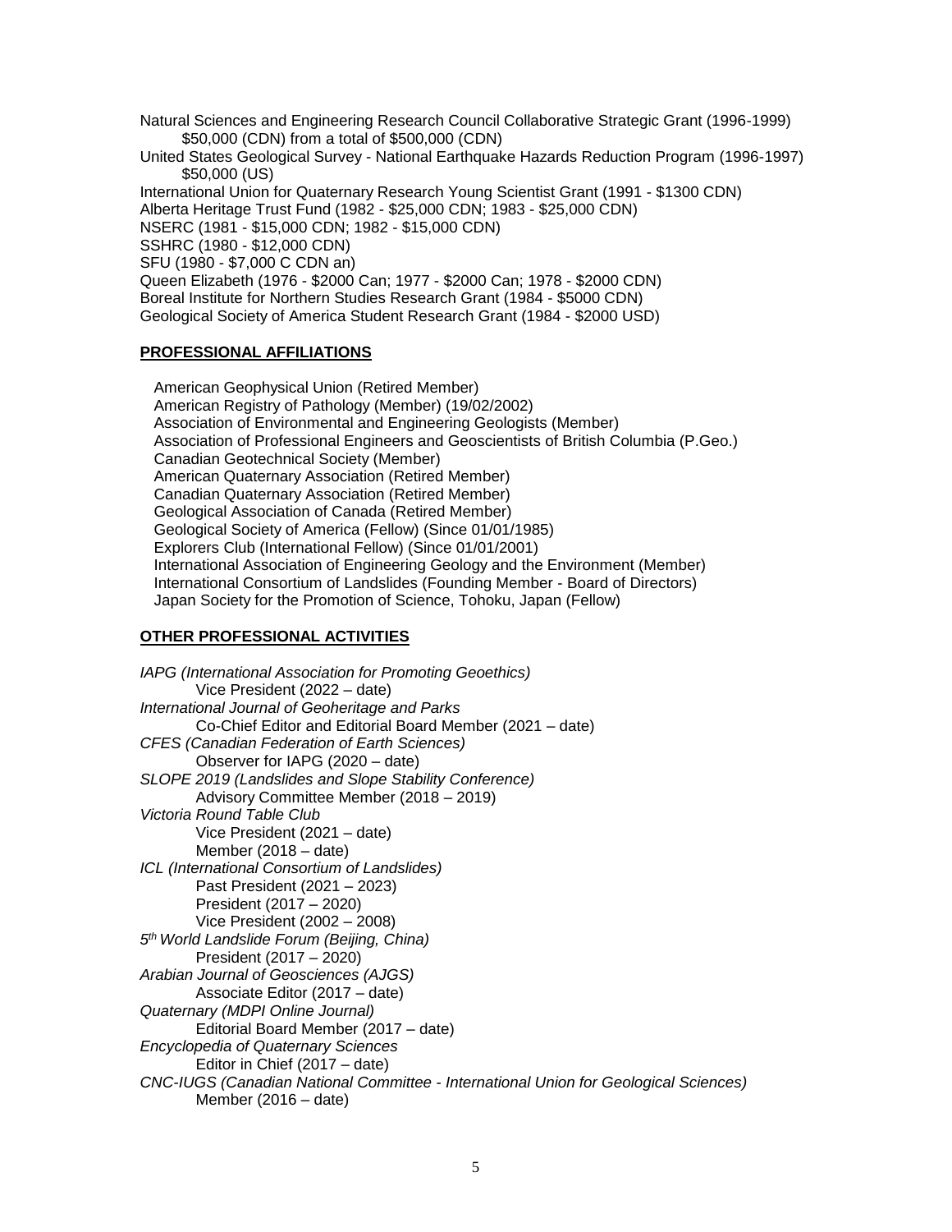Natural Sciences and Engineering Research Council Collaborative Strategic Grant (1996-1999)
    $50,000 (CDN) from a total of $500,000 (CDN)
United States Geological Survey - National Earthquake Hazards Reduction Program (1996-1997)
    $50,000 (US)
International Union for Quaternary Research Young Scientist Grant (1991 - $1300 CDN)
Alberta Heritage Trust Fund (1982 - $25,000 CDN; 1983 - $25,000 CDN)
NSERC (1981 - $15,000 CDN; 1982 - $15,000 CDN)
SSHRC (1980 - $12,000 CDN)
SFU (1980 - $7,000 C CDN an)
Queen Elizabeth (1976 - $2000 Can; 1977 - $2000 Can; 1978 - $2000 CDN)
Boreal Institute for Northern Studies Research Grant (1984 - $5000 CDN)
Geological Society of America Student Research Grant (1984 - $2000 USD)

## PROFESSIONAL AFFILIATIONS

American Geophysical Union (Retired Member)
American Registry of Pathology (Member) (19/02/2002)
Association of Environmental and Engineering Geologists (Member)
Association of Professional Engineers and Geoscientists of British Columbia (P.Geo.)
Canadian Geotechnical Society (Member)
American Quaternary Association (Retired Member)
Canadian Quaternary Association (Retired Member)
Geological Association of Canada (Retired Member)
Geological Society of America (Fellow) (Since 01/01/1985)
Explorers Club (International Fellow) (Since 01/01/2001)
International Association of Engineering Geology and the Environment (Member)
International Consortium of Landslides (Founding Member - Board of Directors)
Japan Society for the Promotion of Science, Tohoku, Japan (Fellow)

## OTHER PROFESSIONAL ACTIVITIES

*IAPG (International Association for Promoting Geoethics)*
    Vice President (2022 – date)
*International Journal of Geoheritage and Parks*
    Co-Chief Editor and Editorial Board Member (2021 – date)
*CFES (Canadian Federation of Earth Sciences)*
    Observer for IAPG (2020 – date)
*SLOPE 2019 (Landslides and Slope Stability Conference)*
    Advisory Committee Member (2018 – 2019)
*Victoria Round Table Club*
    Vice President (2021 – date)
    Member (2018 – date)
*ICL (International Consortium of Landslides)*
    Past President (2021 – 2023)
    President (2017 – 2020)
    Vice President (2002 – 2008)
*5th World Landslide Forum (Beijing, China)*
    President (2017 – 2020)
*Arabian Journal of Geosciences (AJGS)*
    Associate Editor (2017 – date)
*Quaternary (MDPI Online Journal)*
    Editorial Board Member (2017 – date)
*Encyclopedia of Quaternary Sciences*
    Editor in Chief (2017 – date)
*CNC-IUGS (Canadian National Committee - International Union for Geological Sciences)*
    Member (2016 – date)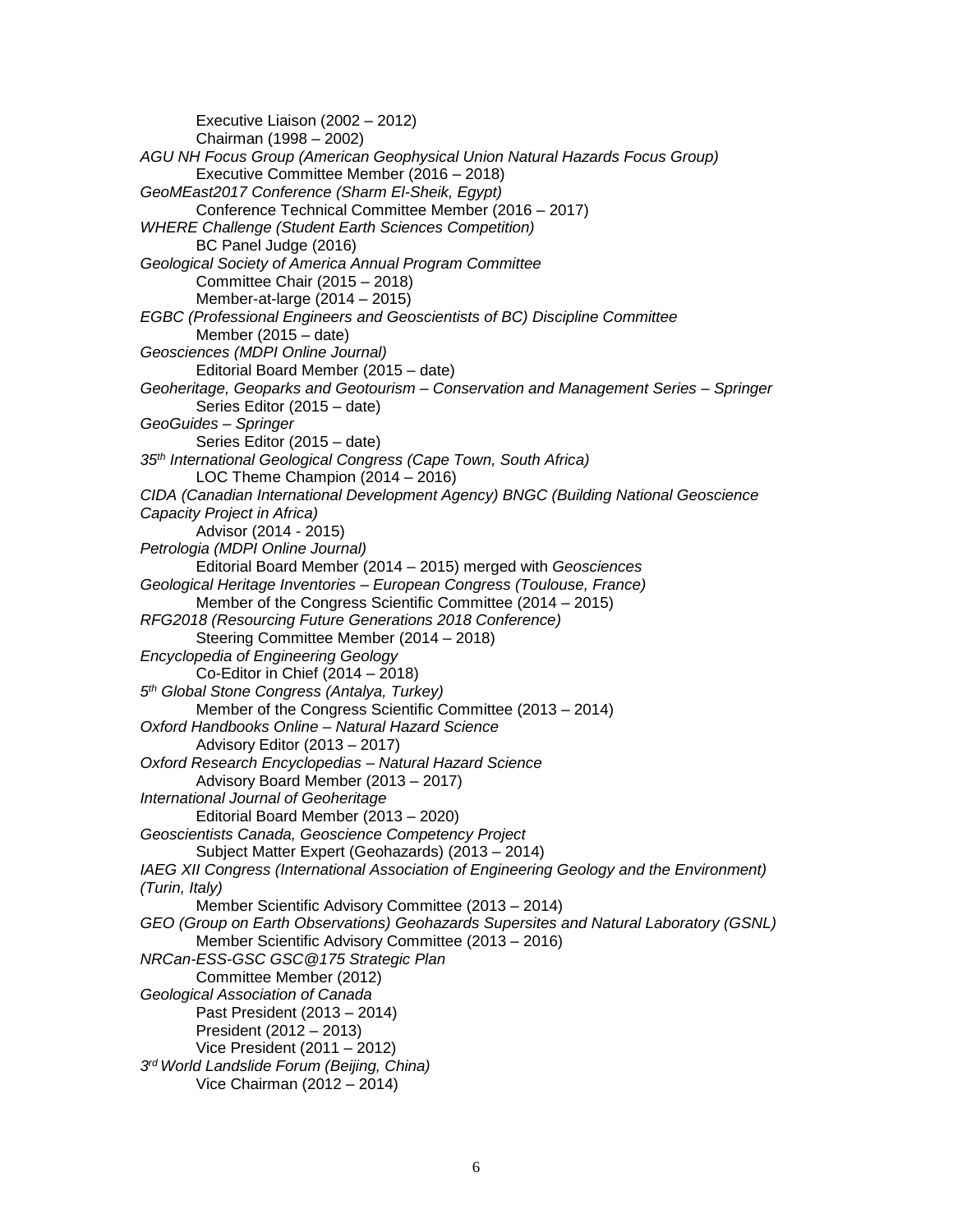Executive Liaison (2002 – 2012)
Chairman (1998 – 2002)

*AGU NH Focus Group (American Geophysical Union Natural Hazards Focus Group)*
Executive Committee Member (2016 – 2018)

*GeoMEast2017 Conference (Sharm El-Sheik, Egypt)*
Conference Technical Committee Member (2016 – 2017)

*WHERE Challenge (Student Earth Sciences Competition)*
BC Panel Judge (2016)

*Geological Society of America Annual Program Committee*
Committee Chair (2015 – 2018)
Member-at-large (2014 – 2015)

*EGBC (Professional Engineers and Geoscientists of BC) Discipline Committee*
Member (2015 – date)

*Geosciences (MDPI Online Journal)*
Editorial Board Member (2015 – date)

*Geoheritage, Geoparks and Geotourism – Conservation and Management Series – Springer*
Series Editor (2015 – date)

*GeoGuides – Springer*
Series Editor (2015 – date)

*35th International Geological Congress (Cape Town, South Africa)*
LOC Theme Champion (2014 – 2016)

*CIDA (Canadian International Development Agency) BNGC (Building National Geoscience Capacity Project in Africa)*
Advisor (2014 - 2015)

*Petrologia (MDPI Online Journal)*
Editorial Board Member (2014 – 2015) merged with *Geosciences*

*Geological Heritage Inventories – European Congress (Toulouse, France)*
Member of the Congress Scientific Committee (2014 – 2015)

*RFG2018 (Resourcing Future Generations 2018 Conference)*
Steering Committee Member (2014 – 2018)

*Encyclopedia of Engineering Geology*
Co-Editor in Chief (2014 – 2018)

*5th Global Stone Congress (Antalya, Turkey)*
Member of the Congress Scientific Committee (2013 – 2014)

*Oxford Handbooks Online – Natural Hazard Science*
Advisory Editor (2013 – 2017)

*Oxford Research Encyclopedias – Natural Hazard Science*
Advisory Board Member (2013 – 2017)

*International Journal of Geoheritage*
Editorial Board Member (2013 – 2020)

*Geoscientists Canada, Geoscience Competency Project*
Subject Matter Expert (Geohazards) (2013 – 2014)

*IAEG XII Congress (International Association of Engineering Geology and the Environment) (Turin, Italy)*
Member Scientific Advisory Committee (2013 – 2014)

*GEO (Group on Earth Observations) Geohazards Supersites and Natural Laboratory (GSNL)*
Member Scientific Advisory Committee (2013 – 2016)

*NRCan-ESS-GSC GSC@175 Strategic Plan*
Committee Member (2012)

*Geological Association of Canada*
Past President (2013 – 2014)
President (2012 – 2013)
Vice President (2011 – 2012)

*3rd World Landslide Forum (Beijing, China)*
Vice Chairman (2012 – 2014)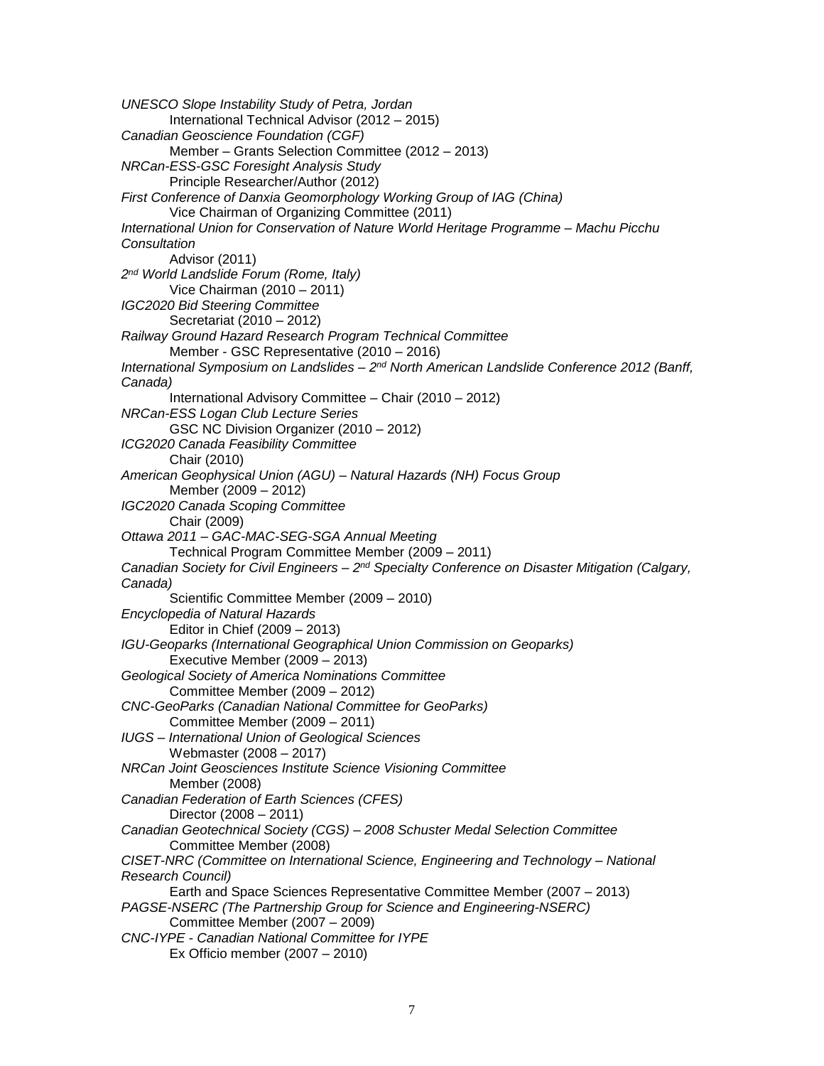*UNESCO Slope Instability Study of Petra, Jordan*
International Technical Advisor (2012 – 2015)

*Canadian Geoscience Foundation (CGF)*
Member – Grants Selection Committee (2012 – 2013)

*NRCan-ESS-GSC Foresight Analysis Study*
Principle Researcher/Author (2012)

*First Conference of Danxia Geomorphology Working Group of IAG (China)*
Vice Chairman of Organizing Committee (2011)

*International Union for Conservation of Nature World Heritage Programme – Machu Picchu Consultation*
Advisor (2011)

*2nd World Landslide Forum (Rome, Italy)*
Vice Chairman (2010 – 2011)

*IGC2020 Bid Steering Committee*
Secretariat (2010 – 2012)

*Railway Ground Hazard Research Program Technical Committee*
Member - GSC Representative (2010 – 2016)

*International Symposium on Landslides – 2nd North American Landslide Conference 2012 (Banff, Canada)*
International Advisory Committee – Chair (2010 – 2012)

*NRCan-ESS Logan Club Lecture Series*
GSC NC Division Organizer (2010 – 2012)

*ICG2020 Canada Feasibility Committee*
Chair (2010)

*American Geophysical Union (AGU) – Natural Hazards (NH) Focus Group*
Member (2009 – 2012)

*IGC2020 Canada Scoping Committee*
Chair (2009)

*Ottawa 2011 – GAC-MAC-SEG-SGA Annual Meeting*
Technical Program Committee Member (2009 – 2011)

*Canadian Society for Civil Engineers – 2nd Specialty Conference on Disaster Mitigation (Calgary, Canada)*
Scientific Committee Member (2009 – 2010)

*Encyclopedia of Natural Hazards*
Editor in Chief (2009 – 2013)

*IGU-Geoparks (International Geographical Union Commission on Geoparks)*
Executive Member (2009 – 2013)

*Geological Society of America Nominations Committee*
Committee Member (2009 – 2012)

*CNC-GeoParks (Canadian National Committee for GeoParks)*
Committee Member (2009 – 2011)

*IUGS – International Union of Geological Sciences*
Webmaster (2008 – 2017)

*NRCan Joint Geosciences Institute Science Visioning Committee*
Member (2008)

*Canadian Federation of Earth Sciences (CFES)*
Director (2008 – 2011)

*Canadian Geotechnical Society (CGS) – 2008 Schuster Medal Selection Committee*
Committee Member (2008)

*CISET-NRC (Committee on International Science, Engineering and Technology – National Research Council)*
Earth and Space Sciences Representative Committee Member (2007 – 2013)

*PAGSE-NSERC (The Partnership Group for Science and Engineering-NSERC)*
Committee Member (2007 – 2009)

*CNC-IYPE - Canadian National Committee for IYPE*
Ex Officio member (2007 – 2010)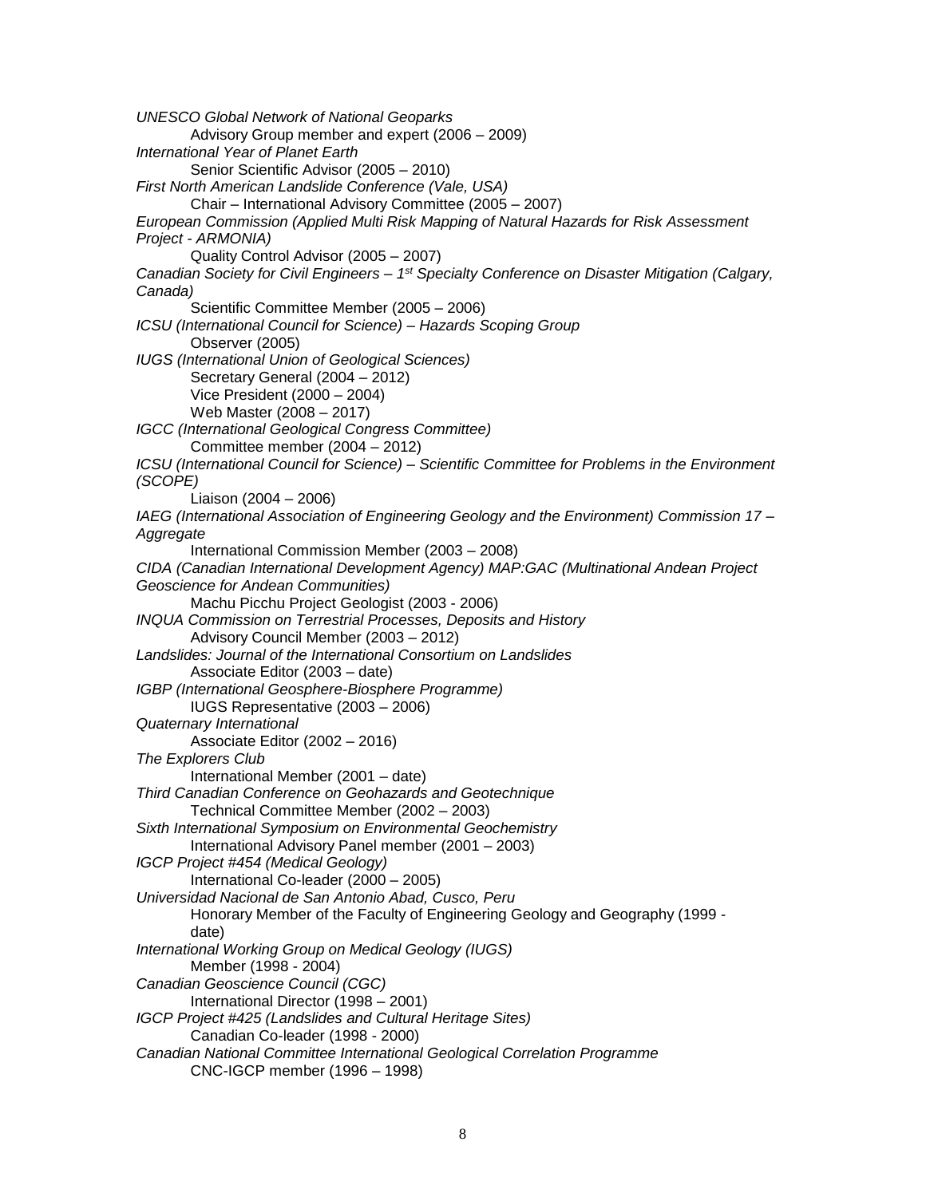*UNESCO Global Network of National Geoparks*
    Advisory Group member and expert (2006 – 2009)
*International Year of Planet Earth*
    Senior Scientific Advisor (2005 – 2010)
*First North American Landslide Conference (Vale, USA)*
    Chair – International Advisory Committee (2005 – 2007)
*European Commission (Applied Multi Risk Mapping of Natural Hazards for Risk Assessment Project - ARMONIA)*
    Quality Control Advisor (2005 – 2007)
*Canadian Society for Civil Engineers – 1st Specialty Conference on Disaster Mitigation (Calgary, Canada)*
    Scientific Committee Member (2005 – 2006)
*ICSU (International Council for Science) – Hazards Scoping Group*
    Observer (2005)
*IUGS (International Union of Geological Sciences)*
    Secretary General (2004 – 2012)
    Vice President (2000 – 2004)
    Web Master (2008 – 2017)
*IGCC (International Geological Congress Committee)*
    Committee member (2004 – 2012)
*ICSU (International Council for Science) – Scientific Committee for Problems in the Environment (SCOPE)*
    Liaison (2004 – 2006)
*IAEG (International Association of Engineering Geology and the Environment) Commission 17 – Aggregate*
    International Commission Member (2003 – 2008)
*CIDA (Canadian International Development Agency) MAP:GAC (Multinational Andean Project Geoscience for Andean Communities)*
    Machu Picchu Project Geologist (2003 - 2006)
*INQUA Commission on Terrestrial Processes, Deposits and History*
    Advisory Council Member (2003 – 2012)
*Landslides: Journal of the International Consortium on Landslides*
    Associate Editor (2003 – date)
*IGBP (International Geosphere-Biosphere Programme)*
    IUGS Representative (2003 – 2006)
*Quaternary International*
    Associate Editor (2002 – 2016)
*The Explorers Club*
    International Member (2001 – date)
*Third Canadian Conference on Geohazards and Geotechnique*
    Technical Committee Member (2002 – 2003)
*Sixth International Symposium on Environmental Geochemistry*
    International Advisory Panel member (2001 – 2003)
*IGCP Project #454 (Medical Geology)*
    International Co-leader (2000 – 2005)
*Universidad Nacional de San Antonio Abad, Cusco, Peru*
    Honorary Member of the Faculty of Engineering Geology and Geography (1999 - date)
*International Working Group on Medical Geology (IUGS)*
    Member (1998 - 2004)
*Canadian Geoscience Council (CGC)*
    International Director (1998 – 2001)
*IGCP Project #425 (Landslides and Cultural Heritage Sites)*
    Canadian Co-leader (1998 - 2000)
*Canadian National Committee International Geological Correlation Programme*
    CNC-IGCP member (1996 – 1998)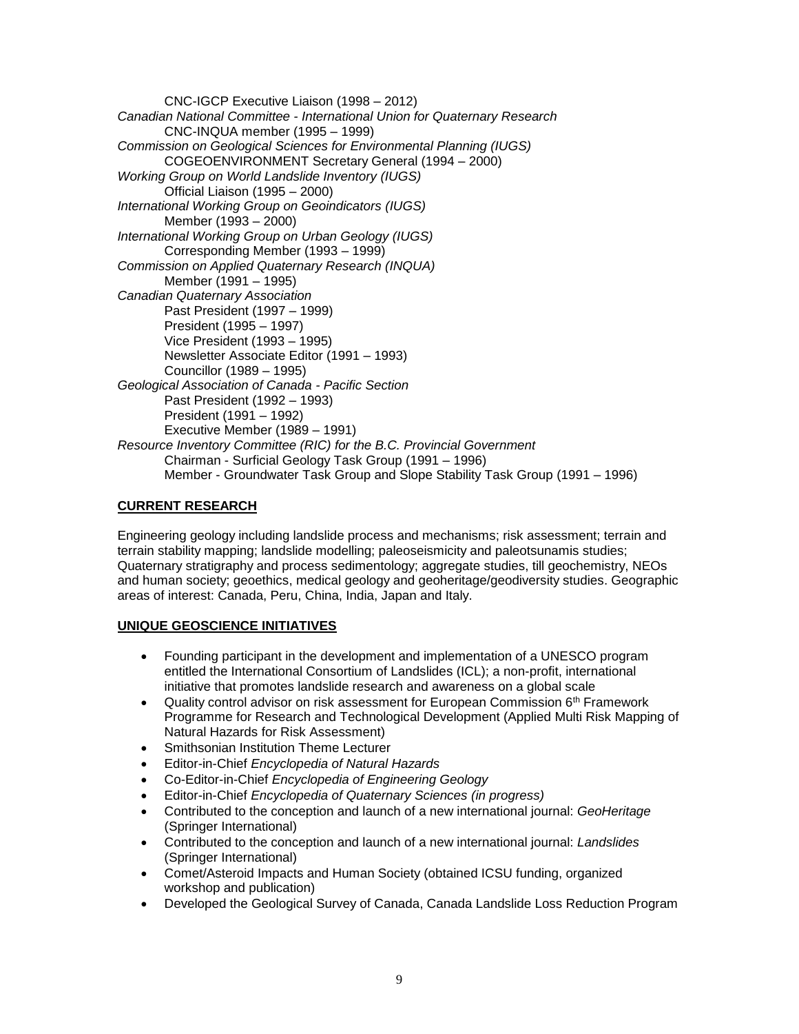CNC-IGCP Executive Liaison (1998 – 2012)

*Canadian National Committee - International Union for Quaternary Research*
CNC-INQUA member (1995 – 1999)

*Commission on Geological Sciences for Environmental Planning (IUGS)*
COGEOENVIRONMENT Secretary General (1994 – 2000)

*Working Group on World Landslide Inventory (IUGS)*
Official Liaison (1995 – 2000)

*International Working Group on Geoindicators (IUGS)*
Member (1993 – 2000)

*International Working Group on Urban Geology (IUGS)*
Corresponding Member (1993 – 1999)

*Commission on Applied Quaternary Research (INQUA)*
Member (1991 – 1995)

*Canadian Quaternary Association*
Past President (1997 – 1999)
President (1995 – 1997)
Vice President (1993 – 1995)
Newsletter Associate Editor (1991 – 1993)
Councillor (1989 – 1995)

*Geological Association of Canada - Pacific Section*
Past President (1992 – 1993)
President (1991 – 1992)
Executive Member (1989 – 1991)

*Resource Inventory Committee (RIC) for the B.C. Provincial Government*
Chairman - Surficial Geology Task Group (1991 – 1996)
Member - Groundwater Task Group and Slope Stability Task Group (1991 – 1996)

**CURRENT RESEARCH**

Engineering geology including landslide process and mechanisms; risk assessment; terrain and terrain stability mapping; landslide modelling; paleoseismicity and paleotsunamis studies; Quaternary stratigraphy and process sedimentology; aggregate studies, till geochemistry, NEOs and human society; geoethics, medical geology and geoheritage/geodiversity studies. Geographic areas of interest: Canada, Peru, China, India, Japan and Italy.

**UNIQUE GEOSCIENCE INITIATIVES**

- Founding participant in the development and implementation of a UNESCO program entitled the International Consortium of Landslides (ICL); a non-profit, international initiative that promotes landslide research and awareness on a global scale
- Quality control advisor on risk assessment for European Commission 6th Framework Programme for Research and Technological Development (Applied Multi Risk Mapping of Natural Hazards for Risk Assessment)
- Smithsonian Institution Theme Lecturer
- Editor-in-Chief *Encyclopedia of Natural Hazards*
- Co-Editor-in-Chief *Encyclopedia of Engineering Geology*
- Editor-in-Chief *Encyclopedia of Quaternary Sciences (in progress)*
- Contributed to the conception and launch of a new international journal: *GeoHeritage* (Springer International)
- Contributed to the conception and launch of a new international journal: *Landslides* (Springer International)
- Comet/Asteroid Impacts and Human Society (obtained ICSU funding, organized workshop and publication)
- Developed the Geological Survey of Canada, Canada Landslide Loss Reduction Program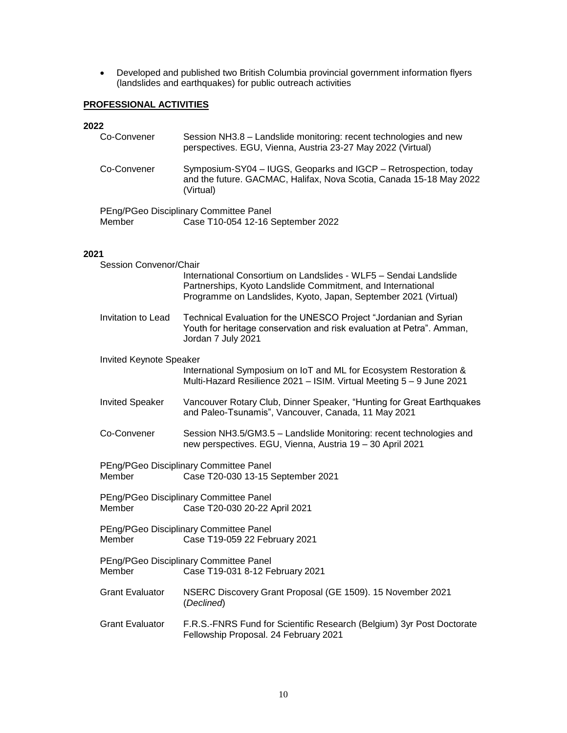- Developed and published two British Columbia provincial government information flyers (landslides and earthquakes) for public outreach activities

## PROFESSIONAL ACTIVITIES

### 2022

| | |
|---|---|
| Co-Convener | Session NH3.8 – Landslide monitoring: recent technologies and new perspectives. EGU, Vienna, Austria 23-27 May 2022 (Virtual) |
| Co-Convener | Symposium-SY04 – IUGS, Geoparks and IGCP – Retrospection, today and the future. GACMAC, Halifax, Nova Scotia, Canada 15-18 May 2022 (Virtual) |
| PEng/PGeo Disciplinary Committee Panel Member | Case T10-054 12-16 September 2022 |

### 2021

| | |
|---|---|
| Session Convenor/Chair | International Consortium on Landslides - WLF5 – Sendai Landslide Partnerships, Kyoto Landslide Commitment, and International Programme on Landslides, Kyoto, Japan, September 2021 (Virtual) |
| Invitation to Lead | Technical Evaluation for the UNESCO Project "Jordanian and Syrian Youth for heritage conservation and risk evaluation at Petra". Amman, Jordan 7 July 2021 |
| Invited Keynote Speaker | International Symposium on IoT and ML for Ecosystem Restoration & Multi-Hazard Resilience 2021 – ISIM. Virtual Meeting 5 – 9 June 2021 |
| Invited Speaker | Vancouver Rotary Club, Dinner Speaker, "Hunting for Great Earthquakes and Paleo-Tsunamis", Vancouver, Canada, 11 May 2021 |
| Co-Convener | Session NH3.5/GM3.5 – Landslide Monitoring: recent technologies and new perspectives. EGU, Vienna, Austria 19 – 30 April 2021 |
| PEng/PGeo Disciplinary Committee Panel Member | Case T20-030 13-15 September 2021 |
| PEng/PGeo Disciplinary Committee Panel Member | Case T20-030 20-22 April 2021 |
| PEng/PGeo Disciplinary Committee Panel Member | Case T19-059 22 February 2021 |
| PEng/PGeo Disciplinary Committee Panel Member | Case T19-031 8-12 February 2021 |
| Grant Evaluator | NSERC Discovery Grant Proposal (GE 1509). 15 November 2021 (*Declined*) |
| Grant Evaluator | F.R.S.-FNRS Fund for Scientific Research (Belgium) 3yr Post Doctorate Fellowship Proposal. 24 February 2021 |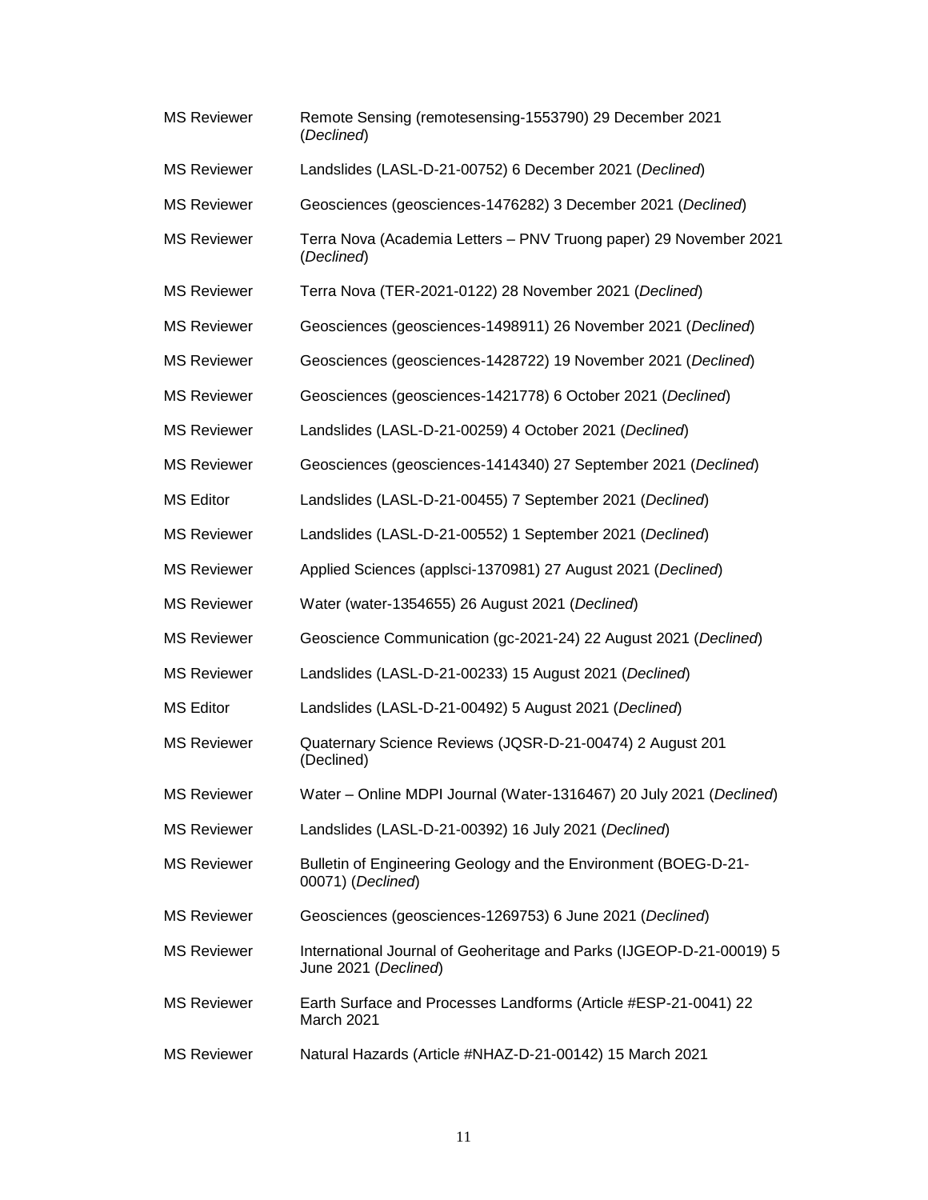MS Reviewer	Remote Sensing (remotesensing-1553790) 29 December 2021 (*Declined*)

MS Reviewer	Landslides (LASL-D-21-00752) 6 December 2021 (*Declined*)

MS Reviewer	Geosciences (geosciences-1476282) 3 December 2021 (*Declined*)

MS Reviewer	Terra Nova (Academia Letters – PNV Truong paper) 29 November 2021 (*Declined*)

MS Reviewer	Terra Nova (TER-2021-0122) 28 November 2021 (*Declined*)

MS Reviewer	Geosciences (geosciences-1498911) 26 November 2021 (*Declined*)

MS Reviewer	Geosciences (geosciences-1428722) 19 November 2021 (*Declined*)

MS Reviewer	Geosciences (geosciences-1421778) 6 October 2021 (*Declined*)

MS Reviewer	Landslides (LASL-D-21-00259) 4 October 2021 (*Declined*)

MS Reviewer	Geosciences (geosciences-1414340) 27 September 2021 (*Declined*)

MS Editor	Landslides (LASL-D-21-00455) 7 September 2021 (*Declined*)

MS Reviewer	Landslides (LASL-D-21-00552) 1 September 2021 (*Declined*)

MS Reviewer	Applied Sciences (applsci-1370981) 27 August 2021 (*Declined*)

MS Reviewer	Water (water-1354655) 26 August 2021 (*Declined*)

MS Reviewer	Geoscience Communication (gc-2021-24) 22 August 2021 (*Declined*)

MS Reviewer	Landslides (LASL-D-21-00233) 15 August 2021 (*Declined*)

MS Editor	Landslides (LASL-D-21-00492) 5 August 2021 (*Declined*)

MS Reviewer	Quaternary Science Reviews (JQSR-D-21-00474) 2 August 201 (Declined)

MS Reviewer	Water – Online MDPI Journal (Water-1316467) 20 July 2021 (*Declined*)

MS Reviewer	Landslides (LASL-D-21-00392) 16 July 2021 (*Declined*)

MS Reviewer	Bulletin of Engineering Geology and the Environment (BOEG-D-21-00071) (*Declined*)

MS Reviewer	Geosciences (geosciences-1269753) 6 June 2021 (*Declined*)

MS Reviewer	International Journal of Geoheritage and Parks (IJGEOP-D-21-00019) 5 June 2021 (*Declined*)

MS Reviewer	Earth Surface and Processes Landforms (Article #ESP-21-0041) 22 March 2021

MS Reviewer	Natural Hazards (Article #NHAZ-D-21-00142) 15 March 2021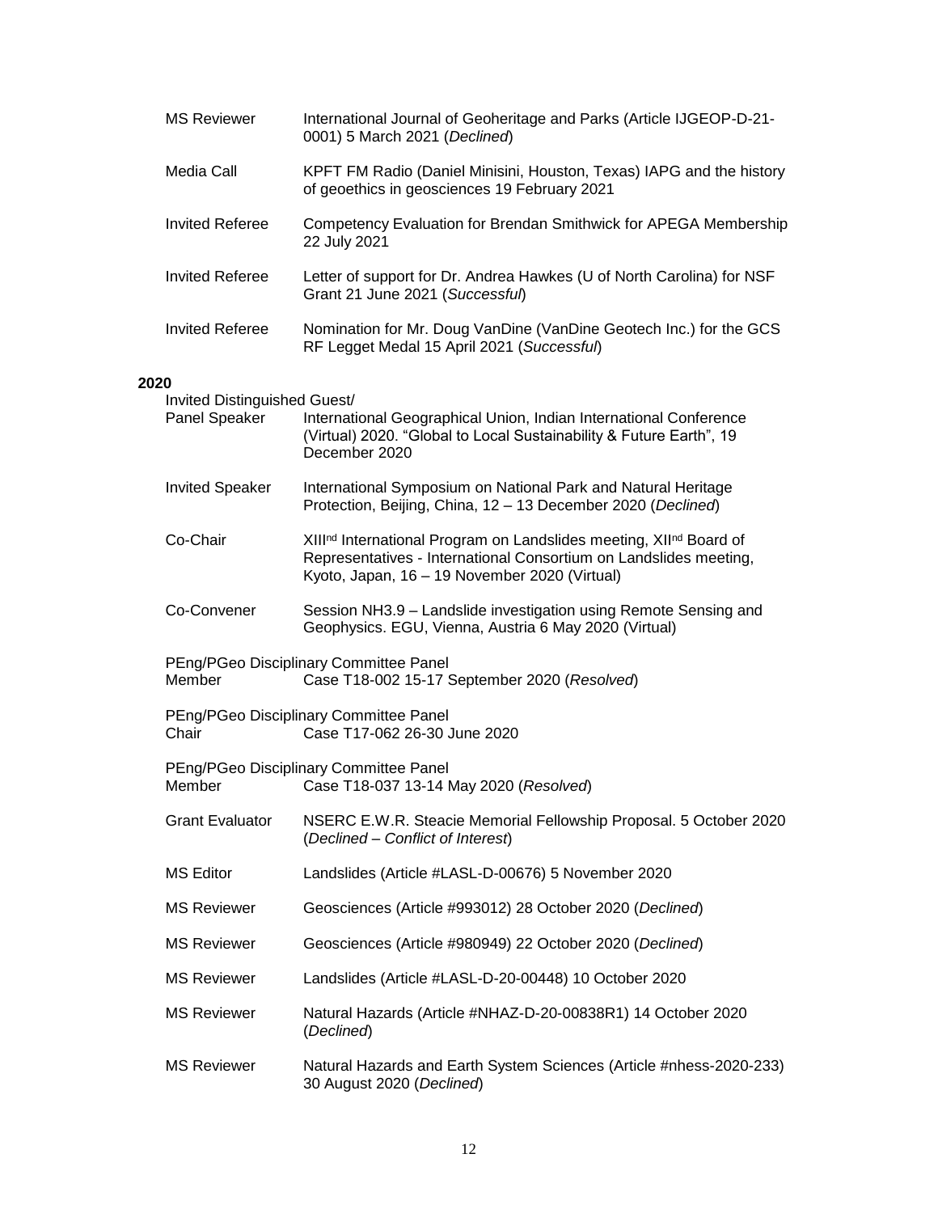| | |
|---|---|
| MS Reviewer | International Journal of Geoheritage and Parks (Article IJGEOP-D-21-0001) 5 March 2021 (*Declined*) |
| Media Call | KPFT FM Radio (Daniel Minisini, Houston, Texas) IAPG and the history of geoethics in geosciences 19 February 2021 |
| Invited Referee | Competency Evaluation for Brendan Smithwick for APEGA Membership 22 July 2021 |
| Invited Referee | Letter of support for Dr. Andrea Hawkes (U of North Carolina) for NSF Grant 21 June 2021 (*Successful*) |
| Invited Referee | Nomination for Mr. Doug VanDine (VanDine Geotech Inc.) for the GCS RF Legget Medal 15 April 2021 (*Successful*) |

**2020**

| | |
|---|---|
| Invited Distinguished Guest/ Panel Speaker | International Geographical Union, Indian International Conference (Virtual) 2020. "Global to Local Sustainability & Future Earth", 19 December 2020 |
| Invited Speaker | International Symposium on National Park and Natural Heritage Protection, Beijing, China, 12 – 13 December 2020 (*Declined*) |
| Co-Chair | XIII[nd] International Program on Landslides meeting, XII[nd] Board of Representatives - International Consortium on Landslides meeting, Kyoto, Japan, 16 – 19 November 2020 (Virtual) |
| Co-Convener | Session NH3.9 – Landslide investigation using Remote Sensing and Geophysics. EGU, Vienna, Austria 6 May 2020 (Virtual) |
| PEng/PGeo Disciplinary Committee Panel Member | Case T18-002 15-17 September 2020 (*Resolved*) |
| PEng/PGeo Disciplinary Committee Panel Chair | Case T17-062 26-30 June 2020 |
| PEng/PGeo Disciplinary Committee Panel Member | Case T18-037 13-14 May 2020 (*Resolved*) |
| Grant Evaluator | NSERC E.W.R. Steacie Memorial Fellowship Proposal. 5 October 2020 (*Declined – Conflict of Interest*) |
| MS Editor | Landslides (Article #LASL-D-00676) 5 November 2020 |
| MS Reviewer | Geosciences (Article #993012) 28 October 2020 (*Declined*) |
| MS Reviewer | Geosciences (Article #980949) 22 October 2020 (*Declined*) |
| MS Reviewer | Landslides (Article #LASL-D-20-00448) 10 October 2020 |
| MS Reviewer | Natural Hazards (Article #NHAZ-D-20-00838R1) 14 October 2020 (*Declined*) |
| MS Reviewer | Natural Hazards and Earth System Sciences (Article #nhess-2020-233) 30 August 2020 (*Declined*) |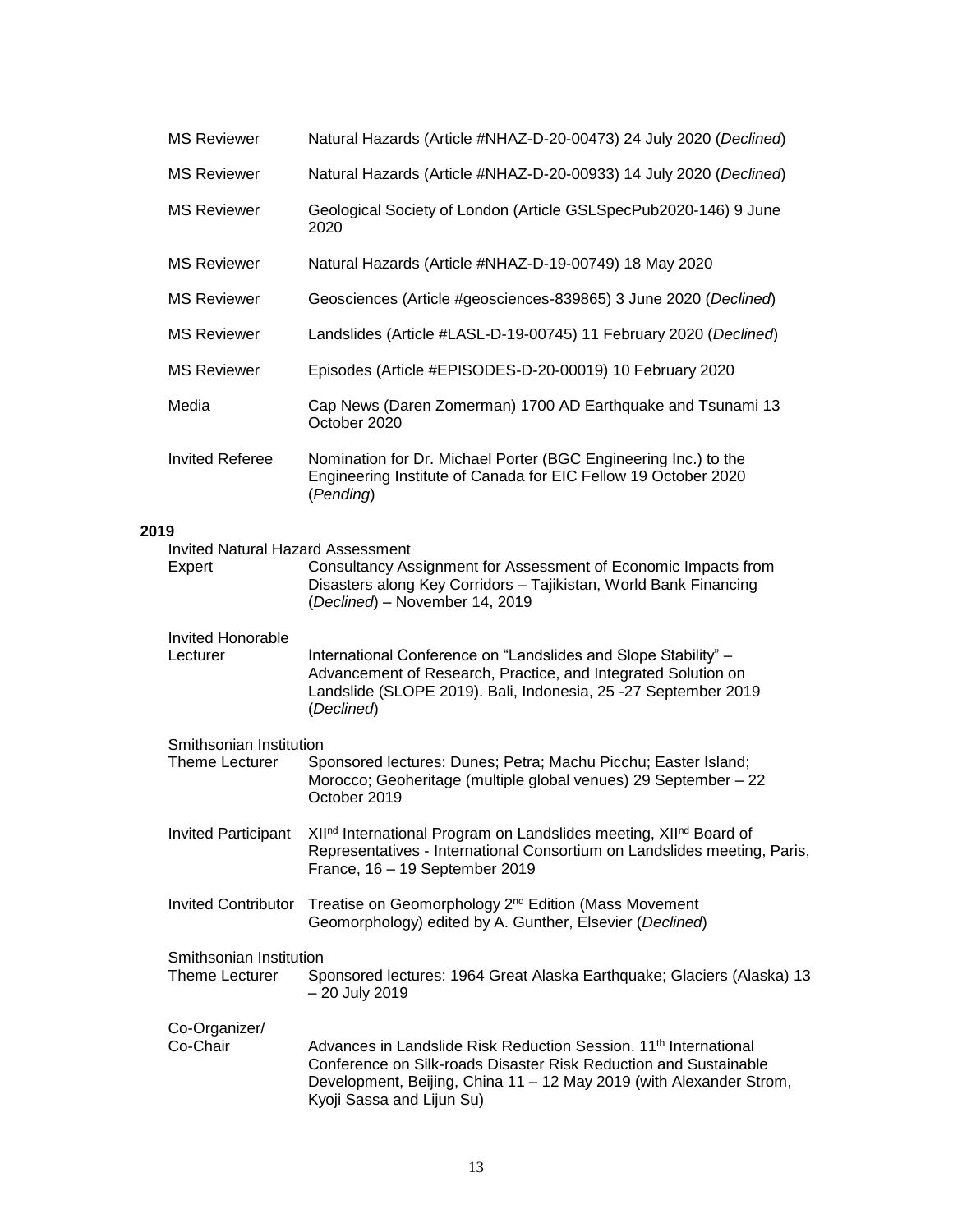| | |
|---|---|
| MS Reviewer | Natural Hazards (Article #NHAZ-D-20-00473) 24 July 2020 (*Declined*) |
| MS Reviewer | Natural Hazards (Article #NHAZ-D-20-00933) 14 July 2020 (*Declined*) |
| MS Reviewer | Geological Society of London (Article GSLSpecPub2020-146) 9 June 2020 |
| MS Reviewer | Natural Hazards (Article #NHAZ-D-19-00749) 18 May 2020 |
| MS Reviewer | Geosciences (Article #geosciences-839865) 3 June 2020 (*Declined*) |
| MS Reviewer | Landslides (Article #LASL-D-19-00745) 11 February 2020 (*Declined*) |
| MS Reviewer | Episodes (Article #EPISODES-D-20-00019) 10 February 2020 |
| Media | Cap News (Daren Zomerman) 1700 AD Earthquake and Tsunami 13 October 2020 |
| Invited Referee | Nomination for Dr. Michael Porter (BGC Engineering Inc.) to the Engineering Institute of Canada for EIC Fellow 19 October 2020 (*Pending*) |

**2019**

| | |
|---|---|
| Invited Natural Hazard Assessment Expert | Consultancy Assignment for Assessment of Economic Impacts from Disasters along Key Corridors – Tajikistan, World Bank Financing (*Declined*) – November 14, 2019 |
| Invited Honorable Lecturer | International Conference on "Landslides and Slope Stability" – Advancement of Research, Practice, and Integrated Solution on Landslide (SLOPE 2019). Bali, Indonesia, 25 -27 September 2019 (*Declined*) |
| Smithsonian Institution Theme Lecturer | Sponsored lectures: Dunes; Petra; Machu Picchu; Easter Island; Morocco; Geoheritage (multiple global venues) 29 September – 22 October 2019 |
| Invited Participant | XII$^{nd}$ International Program on Landslides meeting, XII$^{nd}$ Board of Representatives - International Consortium on Landslides meeting, Paris, France, 16 – 19 September 2019 |
| Invited Contributor | Treatise on Geomorphology 2$^{nd}$ Edition (Mass Movement Geomorphology) edited by A. Gunther, Elsevier (*Declined*) |
| Smithsonian Institution Theme Lecturer | Sponsored lectures: 1964 Great Alaska Earthquake; Glaciers (Alaska) 13 – 20 July 2019 |
| Co-Organizer/ Co-Chair | Advances in Landslide Risk Reduction Session. 11$^{th}$ International Conference on Silk-roads Disaster Risk Reduction and Sustainable Development, Beijing, China 11 – 12 May 2019 (with Alexander Strom, Kyoji Sassa and Lijun Su) |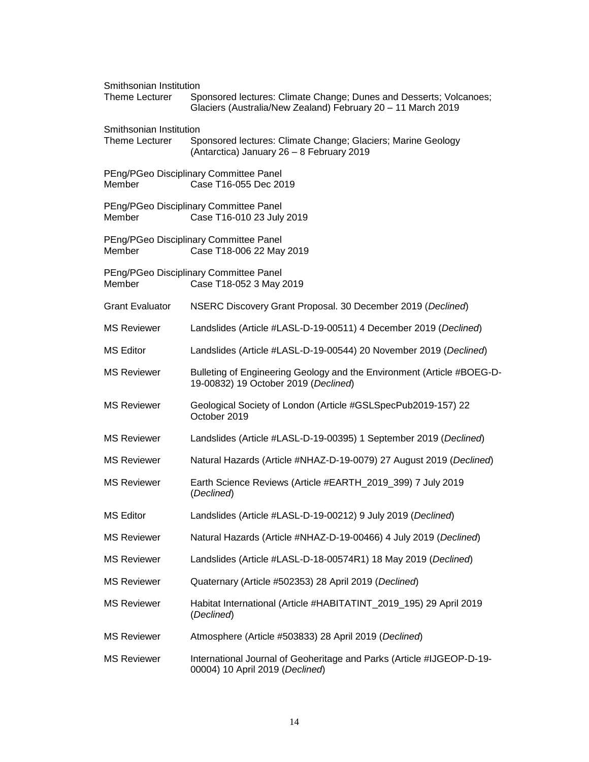Smithsonian Institution
Theme Lecturer Sponsored lectures: Climate Change; Dunes and Desserts; Volcanoes; Glaciers (Australia/New Zealand) February 20 – 11 March 2019

Smithsonian Institution
Theme Lecturer Sponsored lectures: Climate Change; Glaciers; Marine Geology (Antarctica) January 26 – 8 February 2019

PEng/PGeo Disciplinary Committee Panel
Member Case T16-055 Dec 2019

PEng/PGeo Disciplinary Committee Panel
Member Case T16-010 23 July 2019

PEng/PGeo Disciplinary Committee Panel
Member Case T18-006 22 May 2019

PEng/PGeo Disciplinary Committee Panel
Member Case T18-052 3 May 2019

| | |
|---|---|
| Grant Evaluator | NSERC Discovery Grant Proposal. 30 December 2019 (*Declined*) |
| MS Reviewer | Landslides (Article #LASL-D-19-00511) 4 December 2019 (*Declined*) |
| MS Editor | Landslides (Article #LASL-D-19-00544) 20 November 2019 (*Declined*) |
| MS Reviewer | Bulleting of Engineering Geology and the Environment (Article #BOEG-D-19-00832) 19 October 2019 (*Declined*) |
| MS Reviewer | Geological Society of London (Article #GSLSpecPub2019-157) 22 October 2019 |
| MS Reviewer | Landslides (Article #LASL-D-19-00395) 1 September 2019 (*Declined*) |
| MS Reviewer | Natural Hazards (Article #NHAZ-D-19-0079) 27 August 2019 (*Declined*) |
| MS Reviewer | Earth Science Reviews (Article #EARTH_2019_399) 7 July 2019 (*Declined*) |
| MS Editor | Landslides (Article #LASL-D-19-00212) 9 July 2019 (*Declined*) |
| MS Reviewer | Natural Hazards (Article #NHAZ-D-19-00466) 4 July 2019 (*Declined*) |
| MS Reviewer | Landslides (Article #LASL-D-18-00574R1) 18 May 2019 (*Declined*) |
| MS Reviewer | Quaternary (Article #502353) 28 April 2019 (*Declined*) |
| MS Reviewer | Habitat International (Article #HABITATINT_2019_195) 29 April 2019 (*Declined*) |
| MS Reviewer | Atmosphere (Article #503833) 28 April 2019 (*Declined*) |
| MS Reviewer | International Journal of Geoheritage and Parks (Article #IJGEOP-D-19-00004) 10 April 2019 (*Declined*) |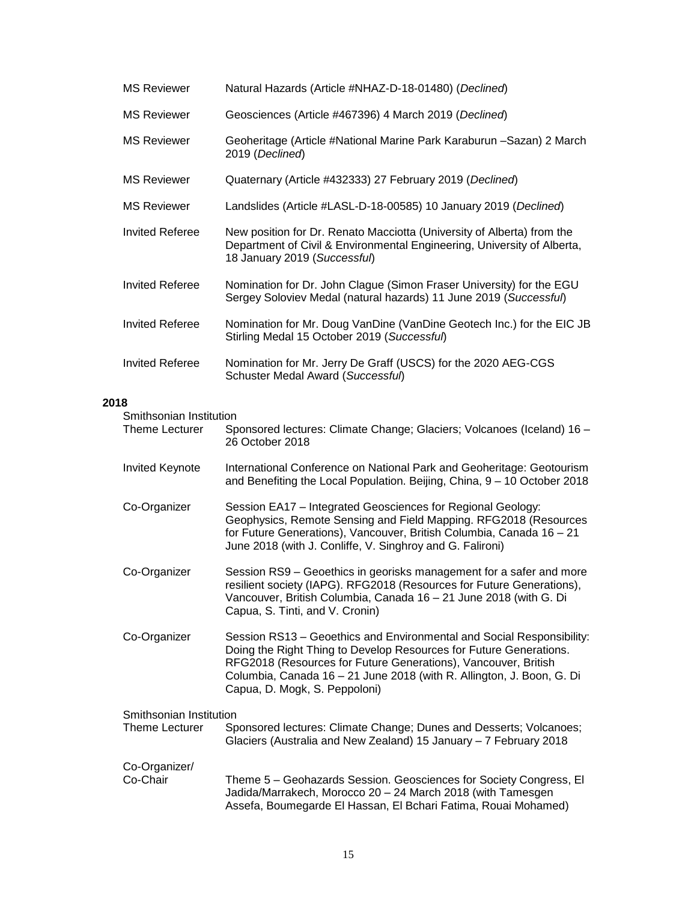| | |
|---|---|
| MS Reviewer | Natural Hazards (Article #NHAZ-D-18-01480) (*Declined*) |
| MS Reviewer | Geosciences (Article #467396) 4 March 2019 (*Declined*) |
| MS Reviewer | Geoheritage (Article #National Marine Park Karaburun –Sazan) 2 March 2019 (*Declined*) |
| MS Reviewer | Quaternary (Article #432333) 27 February 2019 (*Declined*) |
| MS Reviewer | Landslides (Article #LASL-D-18-00585) 10 January 2019 (*Declined*) |
| Invited Referee | New position for Dr. Renato Macciotta (University of Alberta) from the Department of Civil & Environmental Engineering, University of Alberta, 18 January 2019 (*Successful*) |
| Invited Referee | Nomination for Dr. John Clague (Simon Fraser University) for the EGU Sergey Soloviev Medal (natural hazards) 11 June 2019 (*Successful*) |
| Invited Referee | Nomination for Mr. Doug VanDine (VanDine Geotech Inc.) for the EIC JB Stirling Medal 15 October 2019 (*Successful*) |
| Invited Referee | Nomination for Mr. Jerry De Graff (USCS) for the 2020 AEG-CGS Schuster Medal Award (*Successful*) |

**2018**

| | |
|---|---|
| Smithsonian Institution Theme Lecturer | Sponsored lectures: Climate Change; Glaciers; Volcanoes (Iceland) 16 – 26 October 2018 |
| Invited Keynote | International Conference on National Park and Geoheritage: Geotourism and Benefiting the Local Population. Beijing, China, 9 – 10 October 2018 |
| Co-Organizer | Session EA17 – Integrated Geosciences for Regional Geology: Geophysics, Remote Sensing and Field Mapping. RFG2018 (Resources for Future Generations), Vancouver, British Columbia, Canada 16 – 21 June 2018 (with J. Conliffe, V. Singhroy and G. Falironi) |
| Co-Organizer | Session RS9 – Geoethics in georisks management for a safer and more resilient society (IAPG). RFG2018 (Resources for Future Generations), Vancouver, British Columbia, Canada 16 – 21 June 2018 (with G. Di Capua, S. Tinti, and V. Cronin) |
| Co-Organizer | Session RS13 – Geoethics and Environmental and Social Responsibility: Doing the Right Thing to Develop Resources for Future Generations. RFG2018 (Resources for Future Generations), Vancouver, British Columbia, Canada 16 – 21 June 2018 (with R. Allington, J. Boon, G. Di Capua, D. Mogk, S. Peppoloni) |
| Smithsonian Institution Theme Lecturer | Sponsored lectures: Climate Change; Dunes and Desserts; Volcanoes; Glaciers (Australia and New Zealand) 15 January – 7 February 2018 |
| Co-Organizer/ Co-Chair | Theme 5 – Geohazards Session. Geosciences for Society Congress, El Jadida/Marrakech, Morocco 20 – 24 March 2018 (with Tamesgen Assefa, Boumegarde El Hassan, El Bchari Fatima, Rouai Mohamed) |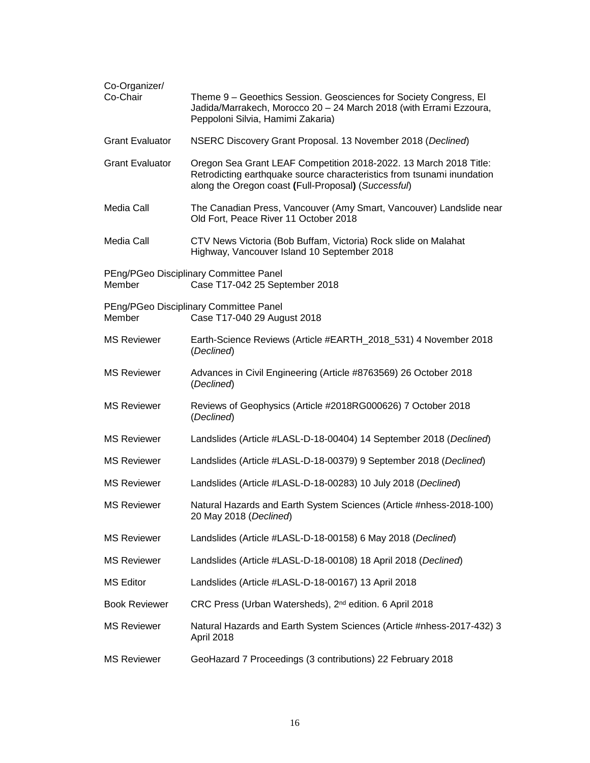| | |
|---|---|
| Co-Organizer/ Co-Chair | Theme 9 – Geoethics Session. Geosciences for Society Congress, El Jadida/Marrakech, Morocco 20 – 24 March 2018 (with Errami Ezzoura, Peppoloni Silvia, Hamimi Zakaria) |
| Grant Evaluator | NSERC Discovery Grant Proposal. 13 November 2018 (*Declined*) |
| Grant Evaluator | Oregon Sea Grant LEAF Competition 2018-2022. 13 March 2018 Title: Retrodicting earthquake source characteristics from tsunami inundation along the Oregon coast **(**Full-Proposal**)** (*Successful*) |
| Media Call | The Canadian Press, Vancouver (Amy Smart, Vancouver) Landslide near Old Fort, Peace River 11 October 2018 |
| Media Call | CTV News Victoria (Bob Buffam, Victoria) Rock slide on Malahat Highway, Vancouver Island 10 September 2018 |
| PEng/PGeo Disciplinary Committee Panel Member | Case T17-042 25 September 2018 |
| PEng/PGeo Disciplinary Committee Panel Member | Case T17-040 29 August 2018 |
| MS Reviewer | Earth-Science Reviews (Article #EARTH_2018_531) 4 November 2018 (*Declined*) |
| MS Reviewer | Advances in Civil Engineering (Article #8763569) 26 October 2018 (*Declined*) |
| MS Reviewer | Reviews of Geophysics (Article #2018RG000626) 7 October 2018 (*Declined*) |
| MS Reviewer | Landslides (Article #LASL-D-18-00404) 14 September 2018 (*Declined*) |
| MS Reviewer | Landslides (Article #LASL-D-18-00379) 9 September 2018 (*Declined*) |
| MS Reviewer | Landslides (Article #LASL-D-18-00283) 10 July 2018 (*Declined*) |
| MS Reviewer | Natural Hazards and Earth System Sciences (Article #nhess-2018-100) 20 May 2018 (*Declined*) |
| MS Reviewer | Landslides (Article #LASL-D-18-00158) 6 May 2018 (*Declined*) |
| MS Reviewer | Landslides (Article #LASL-D-18-00108) 18 April 2018 (*Declined*) |
| MS Editor | Landslides (Article #LASL-D-18-00167) 13 April 2018 |
| Book Reviewer | CRC Press (Urban Watersheds), 2nd edition. 6 April 2018 |
| MS Reviewer | Natural Hazards and Earth System Sciences (Article #nhess-2017-432) 3 April 2018 |
| MS Reviewer | GeoHazard 7 Proceedings (3 contributions) 22 February 2018 |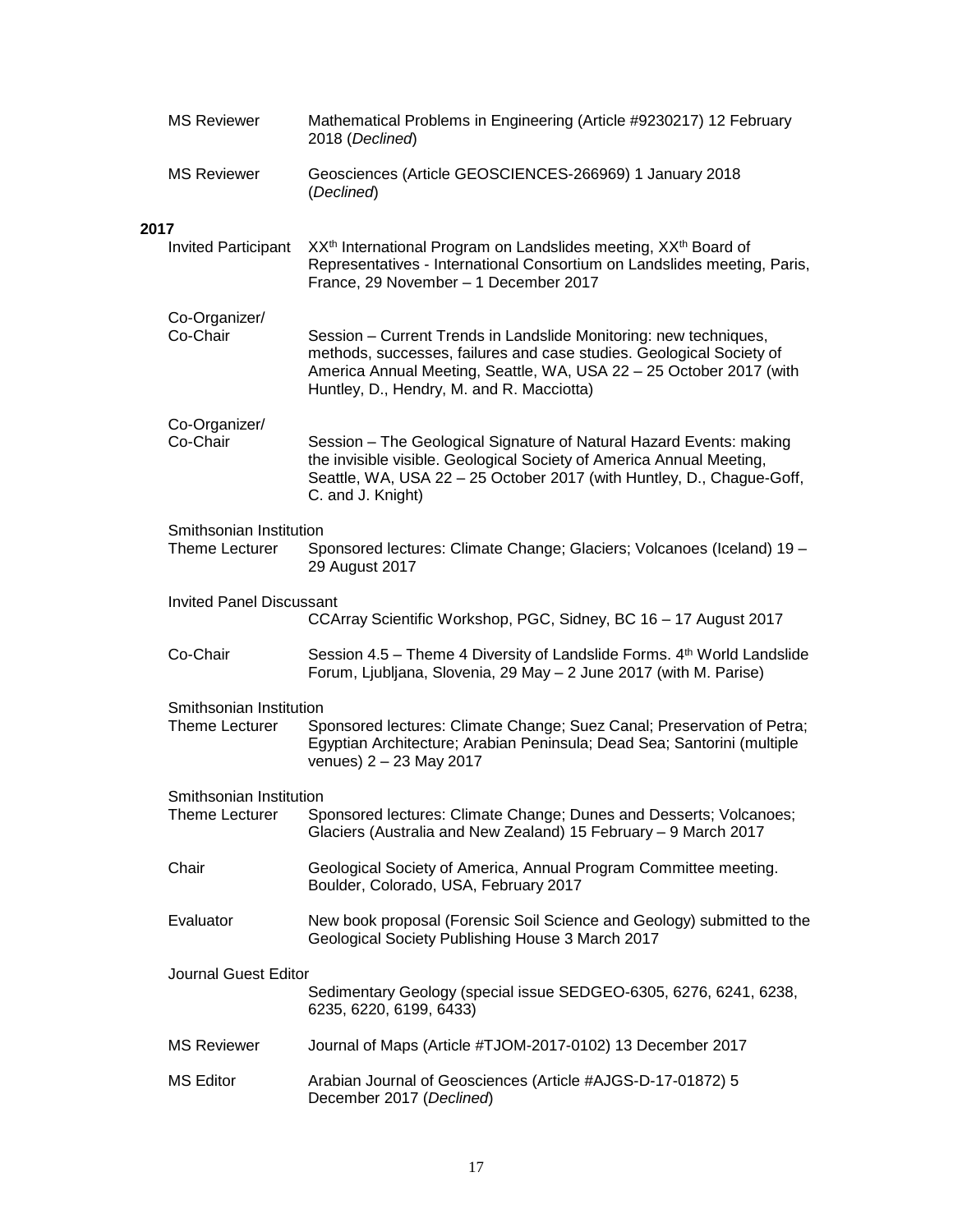| | |
|---|---|
| MS Reviewer | Mathematical Problems in Engineering (Article #9230217) 12 February 2018 (*Declined*) |
| MS Reviewer | Geosciences (Article GEOSCIENCES-266969) 1 January 2018 (*Declined*) |

**2017**

| | |
|---|---|
| Invited Participant | XX$^{th}$ International Program on Landslides meeting, XX$^{th}$ Board of Representatives - International Consortium on Landslides meeting, Paris, France, 29 November – 1 December 2017 |
| Co-Organizer/ Co-Chair | Session – Current Trends in Landslide Monitoring: new techniques, methods, successes, failures and case studies. Geological Society of America Annual Meeting, Seattle, WA, USA 22 – 25 October 2017 (with Huntley, D., Hendry, M. and R. Macciotta) |
| Co-Organizer/ Co-Chair | Session – The Geological Signature of Natural Hazard Events: making the invisible visible. Geological Society of America Annual Meeting, Seattle, WA, USA 22 – 25 October 2017 (with Huntley, D., Chague-Goff, C. and J. Knight) |
| Smithsonian Institution Theme Lecturer | Sponsored lectures: Climate Change; Glaciers; Volcanoes (Iceland) 19 – 29 August 2017 |
| Invited Panel Discussant | CCArray Scientific Workshop, PGC, Sidney, BC 16 – 17 August 2017 |
| Co-Chair | Session 4.5 – Theme 4 Diversity of Landslide Forms. 4$^{th}$ World Landslide Forum, Ljubljana, Slovenia, 29 May – 2 June 2017 (with M. Parise) |
| Smithsonian Institution Theme Lecturer | Sponsored lectures: Climate Change; Suez Canal; Preservation of Petra; Egyptian Architecture; Arabian Peninsula; Dead Sea; Santorini (multiple venues) 2 – 23 May 2017 |
| Smithsonian Institution Theme Lecturer | Sponsored lectures: Climate Change; Dunes and Desserts; Volcanoes; Glaciers (Australia and New Zealand) 15 February – 9 March 2017 |
| Chair | Geological Society of America, Annual Program Committee meeting. Boulder, Colorado, USA, February 2017 |
| Evaluator | New book proposal (Forensic Soil Science and Geology) submitted to the Geological Society Publishing House 3 March 2017 |
| Journal Guest Editor | Sedimentary Geology (special issue SEDGEO-6305, 6276, 6241, 6238, 6235, 6220, 6199, 6433) |
| MS Reviewer | Journal of Maps (Article #TJOM-2017-0102) 13 December 2017 |
| MS Editor | Arabian Journal of Geosciences (Article #AJGS-D-17-01872) 5 December 2017 (*Declined*) |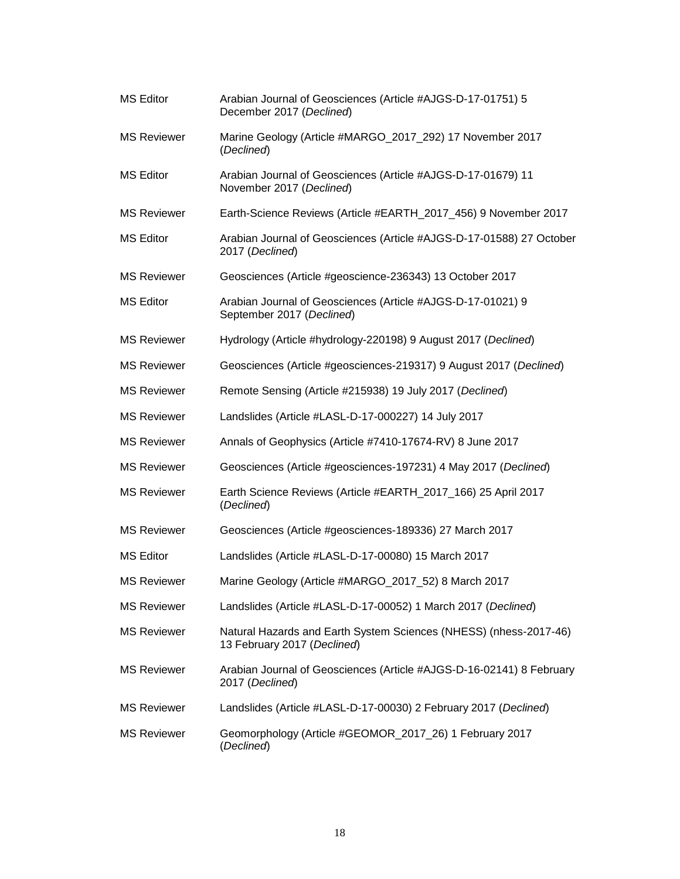| | |
|---|---|
| MS Editor | Arabian Journal of Geosciences (Article #AJGS-D-17-01751) 5 December 2017 (*Declined*) |
| MS Reviewer | Marine Geology (Article #MARGO_2017_292) 17 November 2017 (*Declined*) |
| MS Editor | Arabian Journal of Geosciences (Article #AJGS-D-17-01679) 11 November 2017 (*Declined*) |
| MS Reviewer | Earth-Science Reviews (Article #EARTH_2017_456) 9 November 2017 |
| MS Editor | Arabian Journal of Geosciences (Article #AJGS-D-17-01588) 27 October 2017 (*Declined*) |
| MS Reviewer | Geosciences (Article #geoscience-236343) 13 October 2017 |
| MS Editor | Arabian Journal of Geosciences (Article #AJGS-D-17-01021) 9 September 2017 (*Declined*) |
| MS Reviewer | Hydrology (Article #hydrology-220198) 9 August 2017 (*Declined*) |
| MS Reviewer | Geosciences (Article #geosciences-219317) 9 August 2017 (*Declined*) |
| MS Reviewer | Remote Sensing (Article #215938) 19 July 2017 (*Declined*) |
| MS Reviewer | Landslides (Article #LASL-D-17-000227) 14 July 2017 |
| MS Reviewer | Annals of Geophysics (Article #7410-17674-RV) 8 June 2017 |
| MS Reviewer | Geosciences (Article #geosciences-197231) 4 May 2017 (*Declined*) |
| MS Reviewer | Earth Science Reviews (Article #EARTH_2017_166) 25 April 2017 (*Declined*) |
| MS Reviewer | Geosciences (Article #geosciences-189336) 27 March 2017 |
| MS Editor | Landslides (Article #LASL-D-17-00080) 15 March 2017 |
| MS Reviewer | Marine Geology (Article #MARGO_2017_52) 8 March 2017 |
| MS Reviewer | Landslides (Article #LASL-D-17-00052) 1 March 2017 (*Declined*) |
| MS Reviewer | Natural Hazards and Earth System Sciences (NHESS) (nhess-2017-46) 13 February 2017 (*Declined*) |
| MS Reviewer | Arabian Journal of Geosciences (Article #AJGS-D-16-02141) 8 February 2017 (*Declined*) |
| MS Reviewer | Landslides (Article #LASL-D-17-00030) 2 February 2017 (*Declined*) |
| MS Reviewer | Geomorphology (Article #GEOMOR_2017_26) 1 February 2017 (*Declined*) |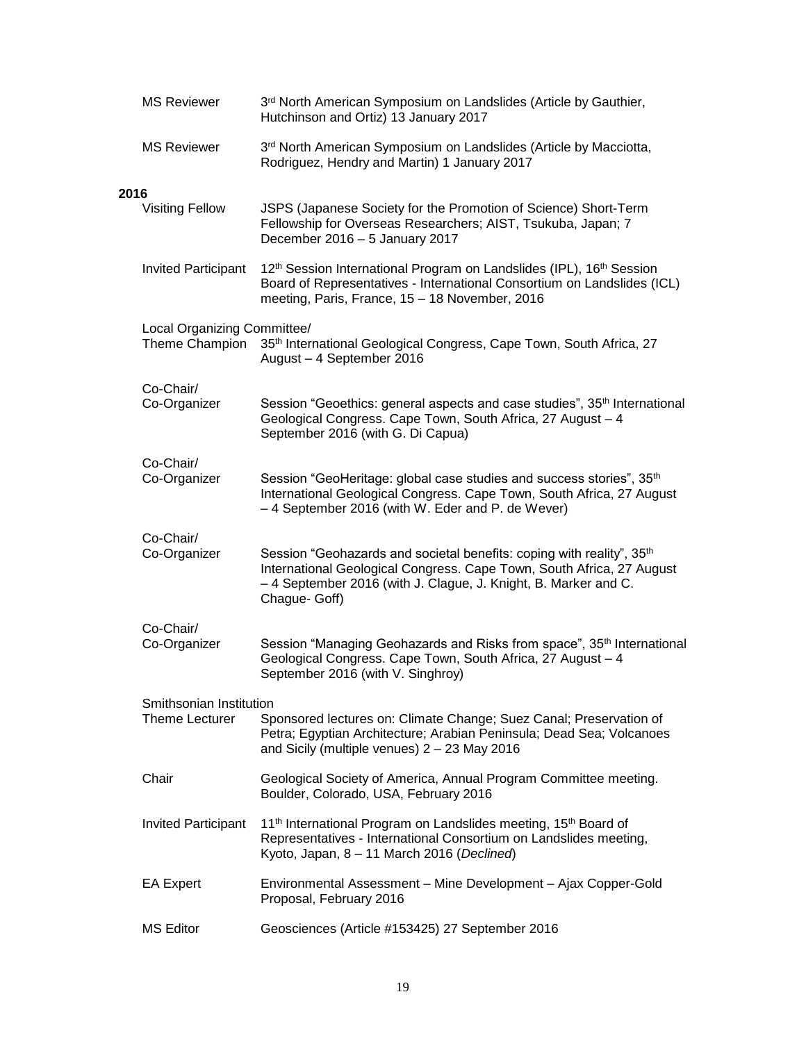| | |
|---|---|
| MS Reviewer | 3rd North American Symposium on Landslides (Article by Gauthier, Hutchinson and Ortiz) 13 January 2017 |
| MS Reviewer | 3rd North American Symposium on Landslides (Article by Macciotta, Rodriguez, Hendry and Martin) 1 January 2017 |

**2016**

| | |
|---|---|
| Visiting Fellow | JSPS (Japanese Society for the Promotion of Science) Short-Term Fellowship for Overseas Researchers; AIST, Tsukuba, Japan; 7 December 2016 – 5 January 2017 |
| Invited Participant | 12th Session International Program on Landslides (IPL), 16th Session Board of Representatives - International Consortium on Landslides (ICL) meeting, Paris, France, 15 – 18 November, 2016 |
| Local Organizing Committee/ Theme Champion | 35th International Geological Congress, Cape Town, South Africa, 27 August – 4 September 2016 |
| Co-Chair/ Co-Organizer | Session "Geoethics: general aspects and case studies", 35th International Geological Congress. Cape Town, South Africa, 27 August – 4 September 2016 (with G. Di Capua) |
| Co-Chair/ Co-Organizer | Session "GeoHeritage: global case studies and success stories", 35th International Geological Congress. Cape Town, South Africa, 27 August – 4 September 2016 (with W. Eder and P. de Wever) |
| Co-Chair/ Co-Organizer | Session "Geohazards and societal benefits: coping with reality", 35th International Geological Congress. Cape Town, South Africa, 27 August – 4 September 2016 (with J. Clague, J. Knight, B. Marker and C. Chague- Goff) |
| Co-Chair/ Co-Organizer | Session "Managing Geohazards and Risks from space", 35th International Geological Congress. Cape Town, South Africa, 27 August – 4 September 2016 (with V. Singhroy) |
| Smithsonian Institution Theme Lecturer | Sponsored lectures on: Climate Change; Suez Canal; Preservation of Petra; Egyptian Architecture; Arabian Peninsula; Dead Sea; Volcanoes and Sicily (multiple venues) 2 – 23 May 2016 |
| Chair | Geological Society of America, Annual Program Committee meeting. Boulder, Colorado, USA, February 2016 |
| Invited Participant | 11th International Program on Landslides meeting, 15th Board of Representatives - International Consortium on Landslides meeting, Kyoto, Japan, 8 – 11 March 2016 (*Declined*) |
| EA Expert | Environmental Assessment – Mine Development – Ajax Copper-Gold Proposal, February 2016 |
| MS Editor | Geosciences (Article #153425) 27 September 2016 |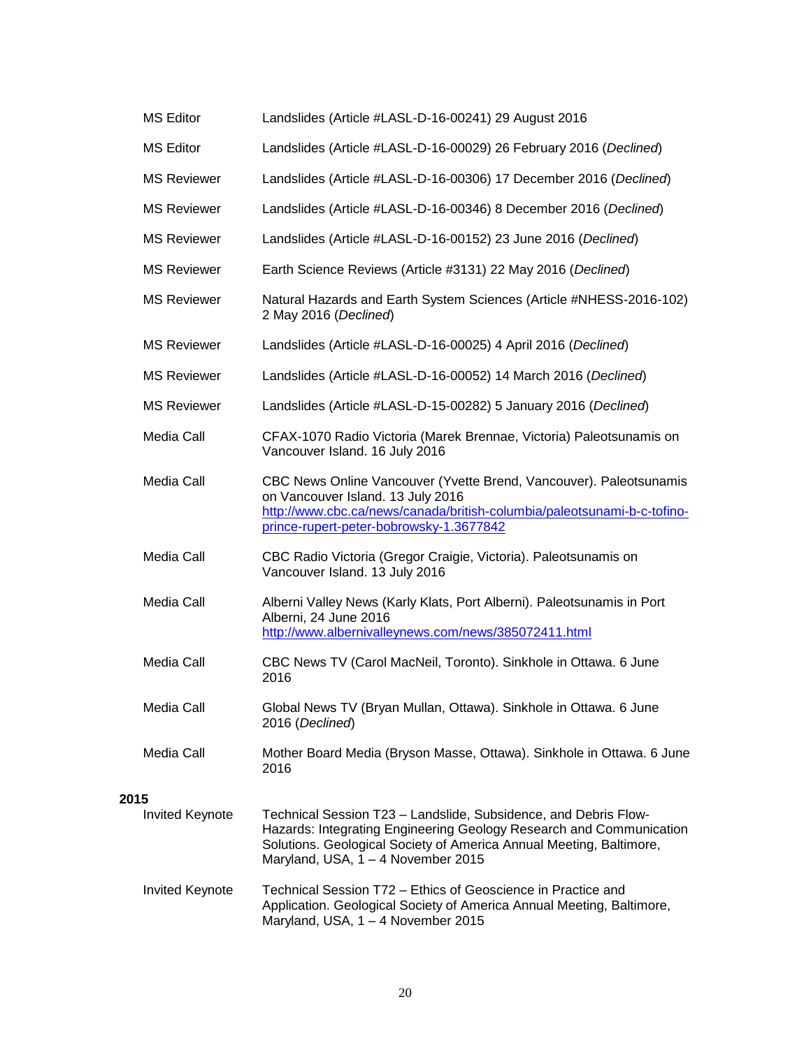| | |
|---|---|
| MS Editor | Landslides (Article #LASL-D-16-00241) 29 August 2016 |
| MS Editor | Landslides (Article #LASL-D-16-00029) 26 February 2016 (*Declined*) |
| MS Reviewer | Landslides (Article #LASL-D-16-00306) 17 December 2016 (*Declined*) |
| MS Reviewer | Landslides (Article #LASL-D-16-00346) 8 December 2016 (*Declined*) |
| MS Reviewer | Landslides (Article #LASL-D-16-00152) 23 June 2016 (*Declined*) |
| MS Reviewer | Earth Science Reviews (Article #3131) 22 May 2016 (*Declined*) |
| MS Reviewer | Natural Hazards and Earth System Sciences (Article #NHESS-2016-102) 2 May 2016 (*Declined*) |
| MS Reviewer | Landslides (Article #LASL-D-16-00025) 4 April 2016 (*Declined*) |
| MS Reviewer | Landslides (Article #LASL-D-16-00052) 14 March 2016 (*Declined*) |
| MS Reviewer | Landslides (Article #LASL-D-15-00282) 5 January 2016 (*Declined*) |
| Media Call | CFAX-1070 Radio Victoria (Marek Brennae, Victoria) Paleotsunamis on Vancouver Island. 16 July 2016 |
| Media Call | CBC News Online Vancouver (Yvette Brend, Vancouver). Paleotsunamis on Vancouver Island. 13 July 2016 http://www.cbc.ca/news/canada/british-columbia/paleotsunami-b-c-tofino-prince-rupert-peter-bobrowsky-1.3677842 |
| Media Call | CBC Radio Victoria (Gregor Craigie, Victoria). Paleotsunamis on Vancouver Island. 13 July 2016 |
| Media Call | Alberni Valley News (Karly Klats, Port Alberni). Paleotsunamis in Port Alberni, 24 June 2016 http://www.albernivalleynews.com/news/385072411.html |
| Media Call | CBC News TV (Carol MacNeil, Toronto). Sinkhole in Ottawa. 6 June 2016 |
| Media Call | Global News TV (Bryan Mullan, Ottawa). Sinkhole in Ottawa. 6 June 2016 (*Declined*) |
| Media Call | Mother Board Media (Bryson Masse, Ottawa). Sinkhole in Ottawa. 6 June 2016 |

**2015**

| | |
|---|---|
| Invited Keynote | Technical Session T23 – Landslide, Subsidence, and Debris Flow-Hazards: Integrating Engineering Geology Research and Communication Solutions. Geological Society of America Annual Meeting, Baltimore, Maryland, USA, 1 – 4 November 2015 |
| Invited Keynote | Technical Session T72 – Ethics of Geoscience in Practice and Application. Geological Society of America Annual Meeting, Baltimore, Maryland, USA, 1 – 4 November 2015 |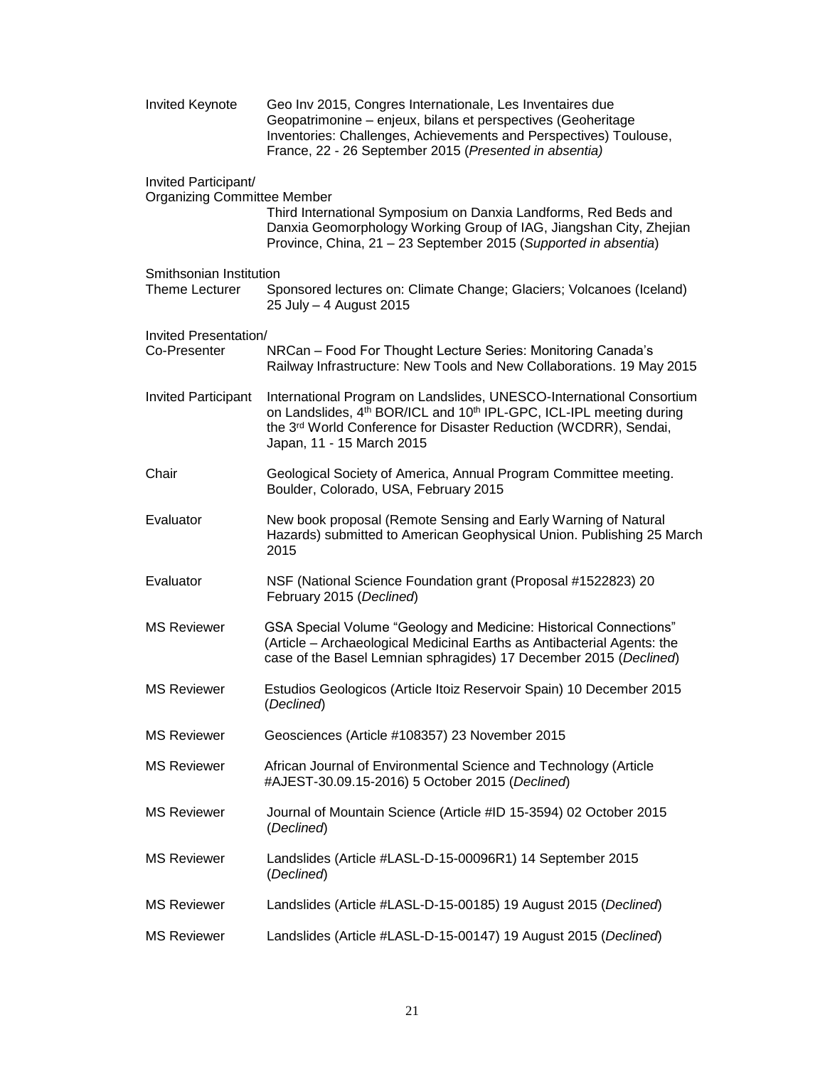| | |
|---|---|
| Invited Keynote | Geo Inv 2015, Congres Internationale, Les Inventaires due Geopatrimonine – enjeux, bilans et perspectives (Geoheritage Inventories: Challenges, Achievements and Perspectives) Toulouse, France, 22 - 26 September 2015 (*Presented in absentia)* |
| Invited Participant/ Organizing Committee Member | Third International Symposium on Danxia Landforms, Red Beds and Danxia Geomorphology Working Group of IAG, Jiangshan City, Zhejian Province, China, 21 – 23 September 2015 (*Supported in absentia*) |
| Smithsonian Institution Theme Lecturer | Sponsored lectures on: Climate Change; Glaciers; Volcanoes (Iceland) 25 July – 4 August 2015 |
| Invited Presentation/ Co-Presenter | NRCan – Food For Thought Lecture Series: Monitoring Canada's Railway Infrastructure: New Tools and New Collaborations. 19 May 2015 |
| Invited Participant | International Program on Landslides, UNESCO-International Consortium on Landslides, 4th BOR/ICL and 10th IPL-GPC, ICL-IPL meeting during the 3rd World Conference for Disaster Reduction (WCDRR), Sendai, Japan, 11 - 15 March 2015 |
| Chair | Geological Society of America, Annual Program Committee meeting. Boulder, Colorado, USA, February 2015 |
| Evaluator | New book proposal (Remote Sensing and Early Warning of Natural Hazards) submitted to American Geophysical Union. Publishing 25 March 2015 |
| Evaluator | NSF (National Science Foundation grant (Proposal #1522823) 20 February 2015 (*Declined*) |
| MS Reviewer | GSA Special Volume "Geology and Medicine: Historical Connections" (Article – Archaeological Medicinal Earths as Antibacterial Agents: the case of the Basel Lemnian sphragides) 17 December 2015 (*Declined*) |
| MS Reviewer | Estudios Geologicos (Article Itoiz Reservoir Spain) 10 December 2015 (*Declined*) |
| MS Reviewer | Geosciences (Article #108357) 23 November 2015 |
| MS Reviewer | African Journal of Environmental Science and Technology (Article #AJEST-30.09.15-2016) 5 October 2015 (*Declined*) |
| MS Reviewer | Journal of Mountain Science (Article #ID 15-3594) 02 October 2015 (*Declined*) |
| MS Reviewer | Landslides (Article #LASL-D-15-00096R1) 14 September 2015 (*Declined*) |
| MS Reviewer | Landslides (Article #LASL-D-15-00185) 19 August 2015 (*Declined*) |
| MS Reviewer | Landslides (Article #LASL-D-15-00147) 19 August 2015 (*Declined*) |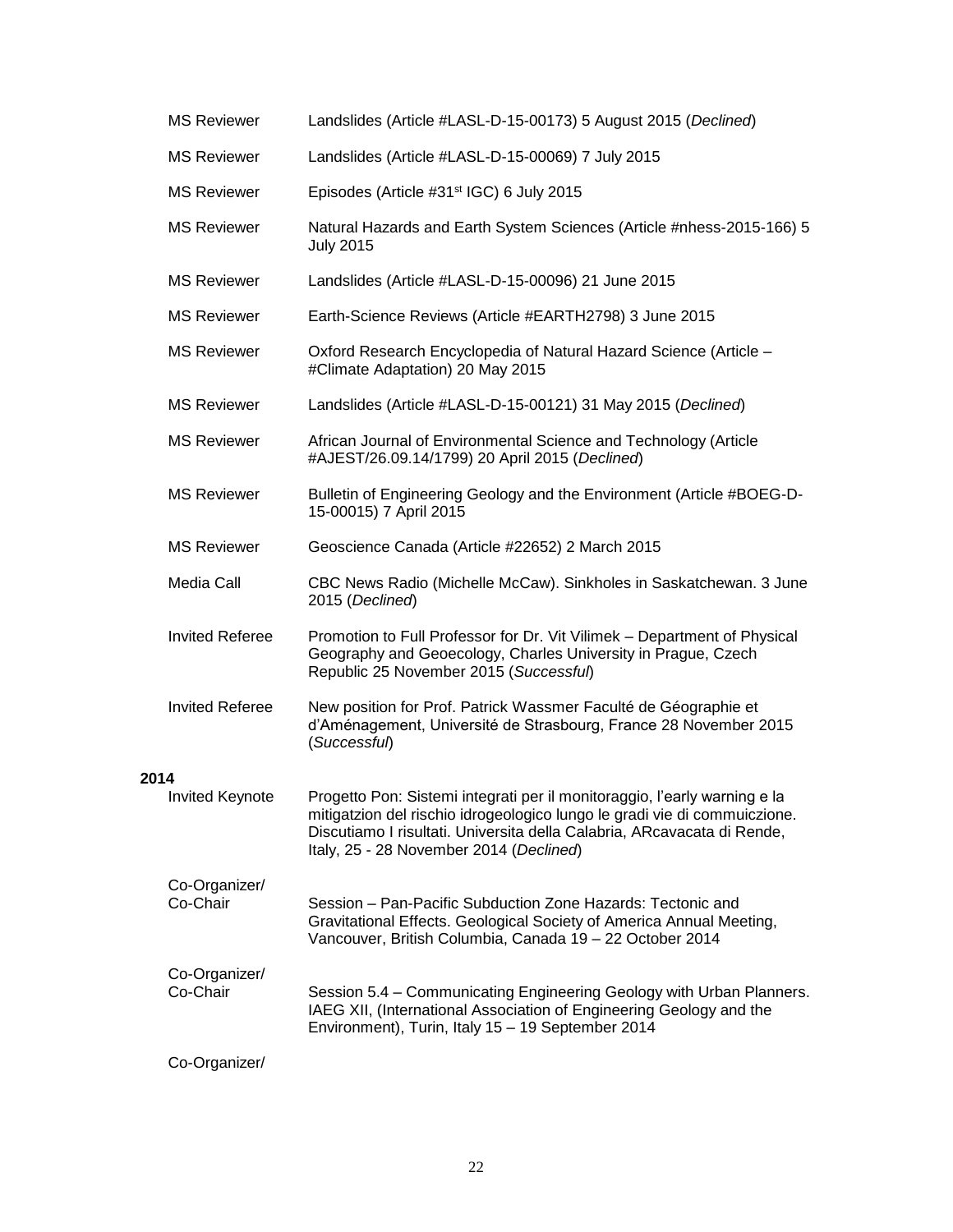| | |
|---|---|
| MS Reviewer | Landslides (Article #LASL-D-15-00173) 5 August 2015 (*Declined*) |
| MS Reviewer | Landslides (Article #LASL-D-15-00069) 7 July 2015 |
| MS Reviewer | Episodes (Article #31st IGC) 6 July 2015 |
| MS Reviewer | Natural Hazards and Earth System Sciences (Article #nhess-2015-166) 5 July 2015 |
| MS Reviewer | Landslides (Article #LASL-D-15-00096) 21 June 2015 |
| MS Reviewer | Earth-Science Reviews (Article #EARTH2798) 3 June 2015 |
| MS Reviewer | Oxford Research Encyclopedia of Natural Hazard Science (Article – #Climate Adaptation) 20 May 2015 |
| MS Reviewer | Landslides (Article #LASL-D-15-00121) 31 May 2015 (*Declined*) |
| MS Reviewer | African Journal of Environmental Science and Technology (Article #AJEST/26.09.14/1799) 20 April 2015 (*Declined*) |
| MS Reviewer | Bulletin of Engineering Geology and the Environment (Article #BOEG-D-15-00015) 7 April 2015 |
| MS Reviewer | Geoscience Canada (Article #22652) 2 March 2015 |
| Media Call | CBC News Radio (Michelle McCaw). Sinkholes in Saskatchewan. 3 June 2015 (*Declined*) |
| Invited Referee | Promotion to Full Professor for Dr. Vit Vilimek – Department of Physical Geography and Geoecology, Charles University in Prague, Czech Republic 25 November 2015 (*Successful*) |
| Invited Referee | New position for Prof. Patrick Wassmer Faculté de Géographie et d'Aménagement, Université de Strasbourg, France 28 November 2015 (*Successful*) |

**2014**

| | |
|---|---|
| Invited Keynote | Progetto Pon: Sistemi integrati per il monitoraggio, l'early warning e la mitigatzion del rischio idrogeologico lungo le gradi vie di commuiczione. Discutiamo I risultati. Universita della Calabria, ARcavacata di Rende, Italy, 25 - 28 November 2014 (*Declined*) |
| Co-Organizer/ Co-Chair | Session – Pan-Pacific Subduction Zone Hazards: Tectonic and Gravitational Effects. Geological Society of America Annual Meeting, Vancouver, British Columbia, Canada 19 – 22 October 2014 |
| Co-Organizer/ Co-Chair | Session 5.4 – Communicating Engineering Geology with Urban Planners. IAEG XII, (International Association of Engineering Geology and the Environment), Turin, Italy 15 – 19 September 2014 |
| Co-Organizer/ | |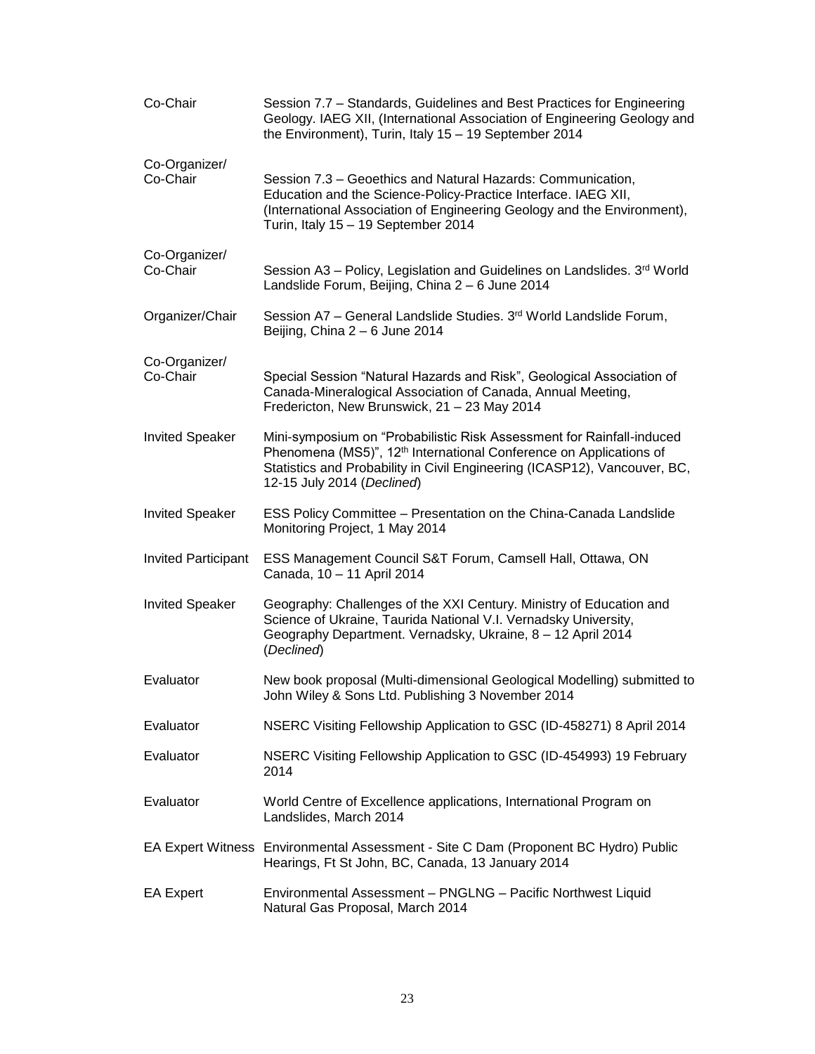| | |
|---|---|
| Co-Chair | Session 7.7 – Standards, Guidelines and Best Practices for Engineering Geology. IAEG XII, (International Association of Engineering Geology and the Environment), Turin, Italy 15 – 19 September 2014 |
| Co-Organizer/ Co-Chair | Session 7.3 – Geoethics and Natural Hazards: Communication, Education and the Science-Policy-Practice Interface. IAEG XII, (International Association of Engineering Geology and the Environment), Turin, Italy 15 – 19 September 2014 |
| Co-Organizer/ Co-Chair | Session A3 – Policy, Legislation and Guidelines on Landslides. 3rd World Landslide Forum, Beijing, China 2 – 6 June 2014 |
| Organizer/Chair | Session A7 – General Landslide Studies. 3rd World Landslide Forum, Beijing, China 2 – 6 June 2014 |
| Co-Organizer/ Co-Chair | Special Session "Natural Hazards and Risk", Geological Association of Canada-Mineralogical Association of Canada, Annual Meeting, Fredericton, New Brunswick, 21 – 23 May 2014 |
| Invited Speaker | Mini-symposium on "Probabilistic Risk Assessment for Rainfall-induced Phenomena (MS5)", 12th International Conference on Applications of Statistics and Probability in Civil Engineering (ICASP12), Vancouver, BC, 12-15 July 2014 (*Declined*) |
| Invited Speaker | ESS Policy Committee – Presentation on the China-Canada Landslide Monitoring Project, 1 May 2014 |
| Invited Participant | ESS Management Council S&T Forum, Camsell Hall, Ottawa, ON Canada, 10 – 11 April 2014 |
| Invited Speaker | Geography: Challenges of the XXI Century. Ministry of Education and Science of Ukraine, Taurida National V.I. Vernadsky University, Geography Department. Vernadsky, Ukraine, 8 – 12 April 2014 (*Declined*) |
| Evaluator | New book proposal (Multi-dimensional Geological Modelling) submitted to John Wiley & Sons Ltd. Publishing 3 November 2014 |
| Evaluator | NSERC Visiting Fellowship Application to GSC (ID-458271) 8 April 2014 |
| Evaluator | NSERC Visiting Fellowship Application to GSC (ID-454993) 19 February 2014 |
| Evaluator | World Centre of Excellence applications, International Program on Landslides, March 2014 |
| EA Expert Witness | Environmental Assessment - Site C Dam (Proponent BC Hydro) Public Hearings, Ft St John, BC, Canada, 13 January 2014 |
| EA Expert | Environmental Assessment – PNGLNG – Pacific Northwest Liquid Natural Gas Proposal, March 2014 |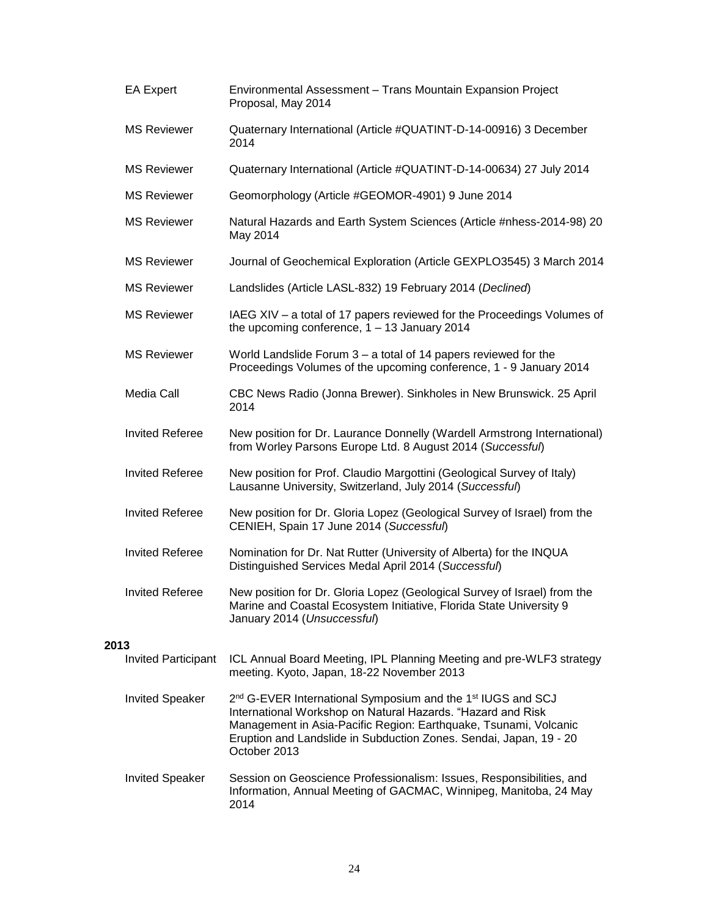| | |
|---|---|
| EA Expert | Environmental Assessment – Trans Mountain Expansion Project Proposal, May 2014 |
| MS Reviewer | Quaternary International (Article #QUATINT-D-14-00916) 3 December 2014 |
| MS Reviewer | Quaternary International (Article #QUATINT-D-14-00634) 27 July 2014 |
| MS Reviewer | Geomorphology (Article #GEOMOR-4901) 9 June 2014 |
| MS Reviewer | Natural Hazards and Earth System Sciences (Article #nhess-2014-98) 20 May 2014 |
| MS Reviewer | Journal of Geochemical Exploration (Article GEXPLO3545) 3 March 2014 |
| MS Reviewer | Landslides (Article LASL-832) 19 February 2014 (*Declined*) |
| MS Reviewer | IAEG XIV – a total of 17 papers reviewed for the Proceedings Volumes of the upcoming conference, 1 – 13 January 2014 |
| MS Reviewer | World Landslide Forum 3 – a total of 14 papers reviewed for the Proceedings Volumes of the upcoming conference, 1 - 9 January 2014 |
| Media Call | CBC News Radio (Jonna Brewer). Sinkholes in New Brunswick. 25 April 2014 |
| Invited Referee | New position for Dr. Laurance Donnelly (Wardell Armstrong International) from Worley Parsons Europe Ltd. 8 August 2014 (*Successful*) |
| Invited Referee | New position for Prof. Claudio Margottini (Geological Survey of Italy) Lausanne University, Switzerland, July 2014 (*Successful*) |
| Invited Referee | New position for Dr. Gloria Lopez (Geological Survey of Israel) from the CENIEH, Spain 17 June 2014 (*Successful*) |
| Invited Referee | Nomination for Dr. Nat Rutter (University of Alberta) for the INQUA Distinguished Services Medal April 2014 (*Successful*) |
| Invited Referee | New position for Dr. Gloria Lopez (Geological Survey of Israel) from the Marine and Coastal Ecosystem Initiative, Florida State University 9 January 2014 (*Unsuccessful*) |

**2013**

| | |
|---|---|
| Invited Participant | ICL Annual Board Meeting, IPL Planning Meeting and pre-WLF3 strategy meeting. Kyoto, Japan, 18-22 November 2013 |
| Invited Speaker | 2nd G-EVER International Symposium and the 1st IUGS and SCJ International Workshop on Natural Hazards. "Hazard and Risk Management in Asia-Pacific Region: Earthquake, Tsunami, Volcanic Eruption and Landslide in Subduction Zones. Sendai, Japan, 19 - 20 October 2013 |
| Invited Speaker | Session on Geoscience Professionalism: Issues, Responsibilities, and Information, Annual Meeting of GACMAC, Winnipeg, Manitoba, 24 May 2014 |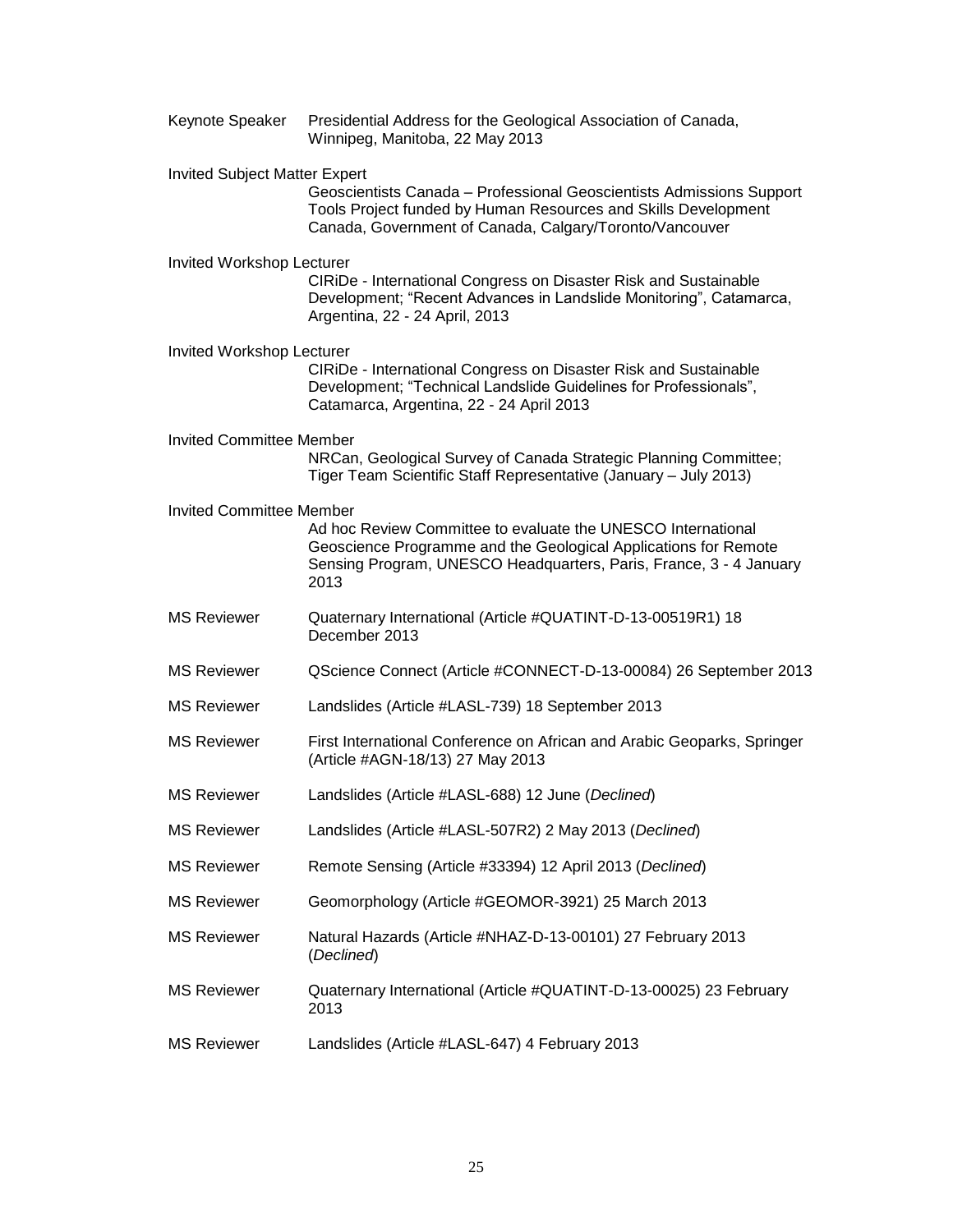Keynote Speaker — Presidential Address for the Geological Association of Canada, Winnipeg, Manitoba, 22 May 2013

Invited Subject Matter Expert — Geoscientists Canada – Professional Geoscientists Admissions Support Tools Project funded by Human Resources and Skills Development Canada, Government of Canada, Calgary/Toronto/Vancouver

Invited Workshop Lecturer — CIRiDe - International Congress on Disaster Risk and Sustainable Development; "Recent Advances in Landslide Monitoring", Catamarca, Argentina, 22 - 24 April, 2013

Invited Workshop Lecturer — CIRiDe - International Congress on Disaster Risk and Sustainable Development; "Technical Landslide Guidelines for Professionals", Catamarca, Argentina, 22 - 24 April 2013

Invited Committee Member — NRCan, Geological Survey of Canada Strategic Planning Committee; Tiger Team Scientific Staff Representative (January – July 2013)

Invited Committee Member — Ad hoc Review Committee to evaluate the UNESCO International Geoscience Programme and the Geological Applications for Remote Sensing Program, UNESCO Headquarters, Paris, France, 3 - 4 January 2013

MS Reviewer — Quaternary International (Article #QUATINT-D-13-00519R1) 18 December 2013

MS Reviewer — QScience Connect (Article #CONNECT-D-13-00084) 26 September 2013

MS Reviewer — Landslides (Article #LASL-739) 18 September 2013

MS Reviewer — First International Conference on African and Arabic Geoparks, Springer (Article #AGN-18/13) 27 May 2013

MS Reviewer — Landslides (Article #LASL-688) 12 June (*Declined*)

MS Reviewer — Landslides (Article #LASL-507R2) 2 May 2013 (*Declined*)

MS Reviewer — Remote Sensing (Article #33394) 12 April 2013 (*Declined*)

MS Reviewer — Geomorphology (Article #GEOMOR-3921) 25 March 2013

MS Reviewer — Natural Hazards (Article #NHAZ-D-13-00101) 27 February 2013 (*Declined*)

MS Reviewer — Quaternary International (Article #QUATINT-D-13-00025) 23 February 2013

MS Reviewer — Landslides (Article #LASL-647) 4 February 2013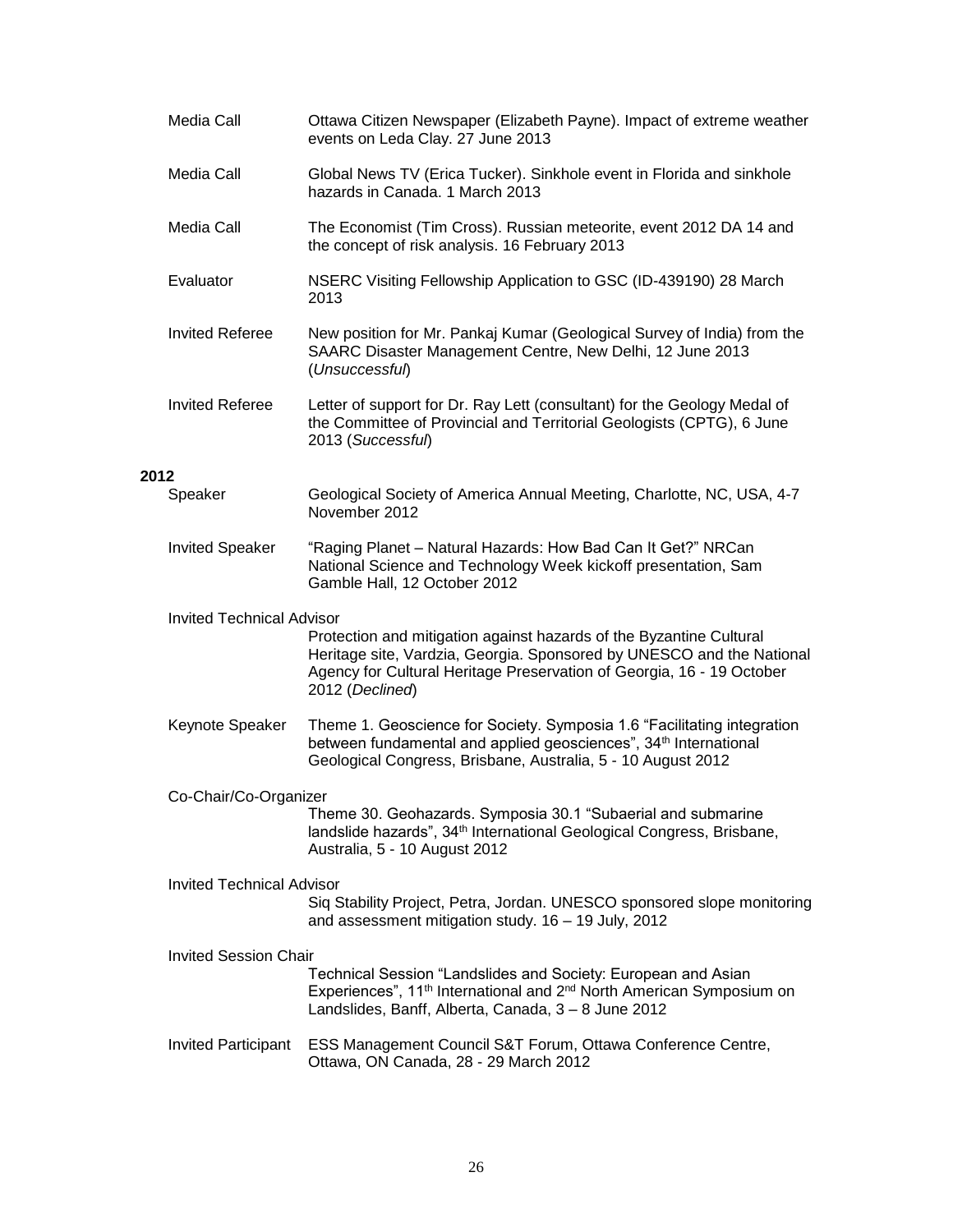| | |
|---|---|
| Media Call | Ottawa Citizen Newspaper (Elizabeth Payne). Impact of extreme weather events on Leda Clay. 27 June 2013 |
| Media Call | Global News TV (Erica Tucker). Sinkhole event in Florida and sinkhole hazards in Canada. 1 March 2013 |
| Media Call | The Economist (Tim Cross). Russian meteorite, event 2012 DA 14 and the concept of risk analysis. 16 February 2013 |
| Evaluator | NSERC Visiting Fellowship Application to GSC (ID-439190) 28 March 2013 |
| Invited Referee | New position for Mr. Pankaj Kumar (Geological Survey of India) from the SAARC Disaster Management Centre, New Delhi, 12 June 2013 (*Unsuccessful*) |
| Invited Referee | Letter of support for Dr. Ray Lett (consultant) for the Geology Medal of the Committee of Provincial and Territorial Geologists (CPTG), 6 June 2013 (*Successful*) |

**2012**

| | |
|---|---|
| Speaker | Geological Society of America Annual Meeting, Charlotte, NC, USA, 4-7 November 2012 |
| Invited Speaker | "Raging Planet – Natural Hazards: How Bad Can It Get?" NRCan National Science and Technology Week kickoff presentation, Sam Gamble Hall, 12 October 2012 |
| Invited Technical Advisor | Protection and mitigation against hazards of the Byzantine Cultural Heritage site, Vardzia, Georgia. Sponsored by UNESCO and the National Agency for Cultural Heritage Preservation of Georgia, 16 - 19 October 2012 (*Declined*) |
| Keynote Speaker | Theme 1. Geoscience for Society. Symposia 1.6 "Facilitating integration between fundamental and applied geosciences", 34th International Geological Congress, Brisbane, Australia, 5 - 10 August 2012 |
| Co-Chair/Co-Organizer | Theme 30. Geohazards. Symposia 30.1 "Subaerial and submarine landslide hazards", 34th International Geological Congress, Brisbane, Australia, 5 - 10 August 2012 |
| Invited Technical Advisor | Siq Stability Project, Petra, Jordan. UNESCO sponsored slope monitoring and assessment mitigation study. 16 – 19 July, 2012 |
| Invited Session Chair | Technical Session "Landslides and Society: European and Asian Experiences", 11th International and 2nd North American Symposium on Landslides, Banff, Alberta, Canada, 3 – 8 June 2012 |
| Invited Participant | ESS Management Council S&T Forum, Ottawa Conference Centre, Ottawa, ON Canada, 28 - 29 March 2012 |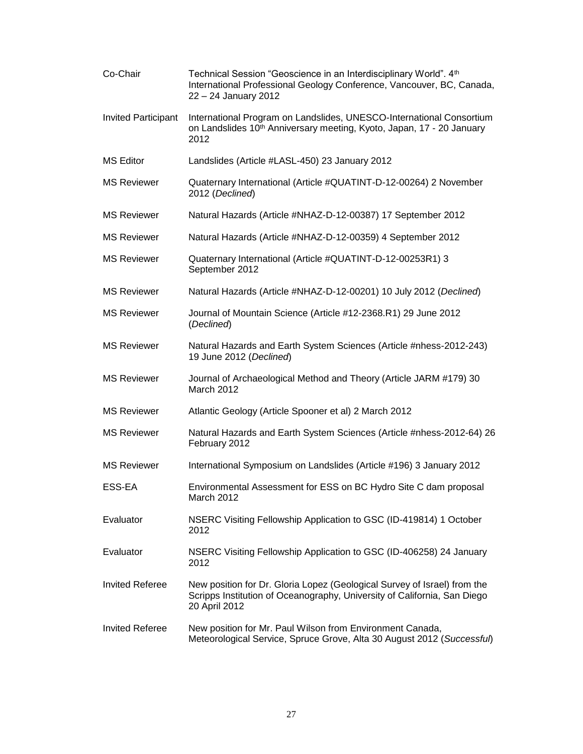| | |
|---|---|
| Co-Chair | Technical Session "Geoscience in an Interdisciplinary World". 4th International Professional Geology Conference, Vancouver, BC, Canada, 22 – 24 January 2012 |
| Invited Participant | International Program on Landslides, UNESCO-International Consortium on Landslides 10th Anniversary meeting, Kyoto, Japan, 17 - 20 January 2012 |
| MS Editor | Landslides (Article #LASL-450) 23 January 2012 |
| MS Reviewer | Quaternary International (Article #QUATINT-D-12-00264) 2 November 2012 (*Declined*) |
| MS Reviewer | Natural Hazards (Article #NHAZ-D-12-00387) 17 September 2012 |
| MS Reviewer | Natural Hazards (Article #NHAZ-D-12-00359) 4 September 2012 |
| MS Reviewer | Quaternary International (Article #QUATINT-D-12-00253R1) 3 September 2012 |
| MS Reviewer | Natural Hazards (Article #NHAZ-D-12-00201) 10 July 2012 (*Declined*) |
| MS Reviewer | Journal of Mountain Science (Article #12-2368.R1) 29 June 2012 (*Declined*) |
| MS Reviewer | Natural Hazards and Earth System Sciences (Article #nhess-2012-243) 19 June 2012 (*Declined*) |
| MS Reviewer | Journal of Archaeological Method and Theory (Article JARM #179) 30 March 2012 |
| MS Reviewer | Atlantic Geology (Article Spooner et al) 2 March 2012 |
| MS Reviewer | Natural Hazards and Earth System Sciences (Article #nhess-2012-64) 26 February 2012 |
| MS Reviewer | International Symposium on Landslides (Article #196) 3 January 2012 |
| ESS-EA | Environmental Assessment for ESS on BC Hydro Site C dam proposal March 2012 |
| Evaluator | NSERC Visiting Fellowship Application to GSC (ID-419814) 1 October 2012 |
| Evaluator | NSERC Visiting Fellowship Application to GSC (ID-406258) 24 January 2012 |
| Invited Referee | New position for Dr. Gloria Lopez (Geological Survey of Israel) from the Scripps Institution of Oceanography, University of California, San Diego 20 April 2012 |
| Invited Referee | New position for Mr. Paul Wilson from Environment Canada, Meteorological Service, Spruce Grove, Alta 30 August 2012 (*Successful*) |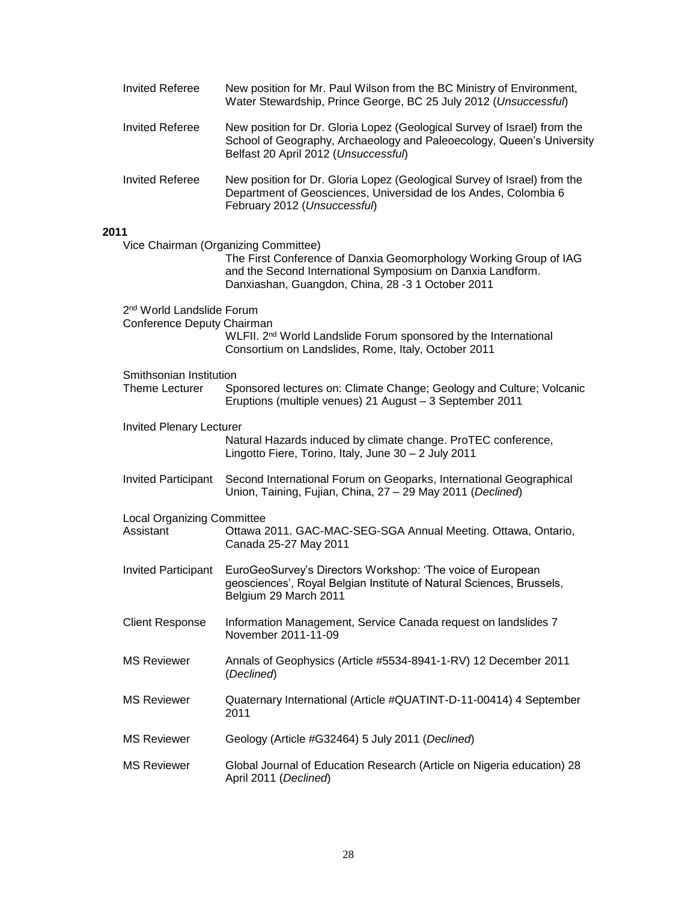Invited Referee — New position for Mr. Paul Wilson from the BC Ministry of Environment, Water Stewardship, Prince George, BC 25 July 2012 (*Unsuccessful*)

Invited Referee — New position for Dr. Gloria Lopez (Geological Survey of Israel) from the School of Geography, Archaeology and Paleoecology, Queen's University Belfast 20 April 2012 (*Unsuccessful*)

Invited Referee — New position for Dr. Gloria Lopez (Geological Survey of Israel) from the Department of Geosciences, Universidad de los Andes, Colombia 6 February 2012 (*Unsuccessful*)

**2011**

Vice Chairman (Organizing Committee)
The First Conference of Danxia Geomorphology Working Group of IAG and the Second International Symposium on Danxia Landform. Danxiashan, Guangdon, China, 28 -3 1 October 2011

2nd World Landslide Forum
Conference Deputy Chairman
WLFII. 2nd World Landslide Forum sponsored by the International Consortium on Landslides, Rome, Italy, October 2011

Smithsonian Institution
Theme Lecturer — Sponsored lectures on: Climate Change; Geology and Culture; Volcanic Eruptions (multiple venues) 21 August – 3 September 2011

Invited Plenary Lecturer
Natural Hazards induced by climate change. ProTEC conference, Lingotto Fiere, Torino, Italy, June 30 – 2 July 2011

Invited Participant — Second International Forum on Geoparks, International Geographical Union, Taining, Fujian, China, 27 – 29 May 2011 (*Declined*)

Local Organizing Committee
Assistant — Ottawa 2011. GAC-MAC-SEG-SGA Annual Meeting. Ottawa, Ontario, Canada 25-27 May 2011

Invited Participant — EuroGeoSurvey's Directors Workshop: 'The voice of European geosciences', Royal Belgian Institute of Natural Sciences, Brussels, Belgium 29 March 2011

Client Response — Information Management, Service Canada request on landslides 7 November 2011-11-09

MS Reviewer — Annals of Geophysics (Article #5534-8941-1-RV) 12 December 2011 (*Declined*)

MS Reviewer — Quaternary International (Article #QUATINT-D-11-00414) 4 September 2011

MS Reviewer — Geology (Article #G32464) 5 July 2011 (*Declined*)

MS Reviewer — Global Journal of Education Research (Article on Nigeria education) 28 April 2011 (*Declined*)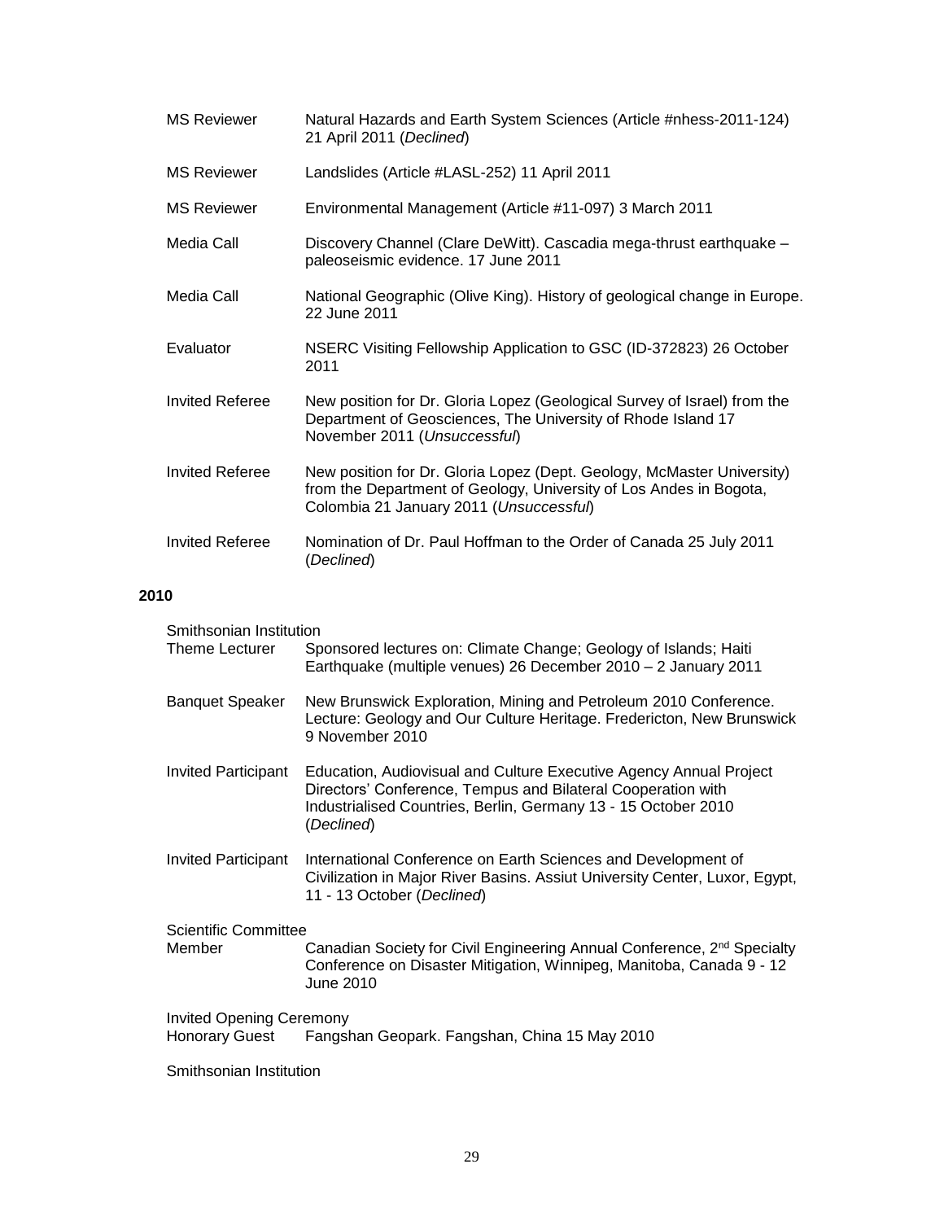| | |
|---|---|
| MS Reviewer | Natural Hazards and Earth System Sciences (Article #nhess-2011-124) 21 April 2011 (*Declined*) |
| MS Reviewer | Landslides (Article #LASL-252) 11 April 2011 |
| MS Reviewer | Environmental Management (Article #11-097) 3 March 2011 |
| Media Call | Discovery Channel (Clare DeWitt). Cascadia mega-thrust earthquake – paleoseismic evidence. 17 June 2011 |
| Media Call | National Geographic (Olive King). History of geological change in Europe. 22 June 2011 |
| Evaluator | NSERC Visiting Fellowship Application to GSC (ID-372823) 26 October 2011 |
| Invited Referee | New position for Dr. Gloria Lopez (Geological Survey of Israel) from the Department of Geosciences, The University of Rhode Island 17 November 2011 (*Unsuccessful*) |
| Invited Referee | New position for Dr. Gloria Lopez (Dept. Geology, McMaster University) from the Department of Geology, University of Los Andes in Bogota, Colombia 21 January 2011 (*Unsuccessful*) |
| Invited Referee | Nomination of Dr. Paul Hoffman to the Order of Canada 25 July 2011 (*Declined*) |

**2010**

| | |
|---|---|
| Smithsonian Institution Theme Lecturer | Sponsored lectures on: Climate Change; Geology of Islands; Haiti Earthquake (multiple venues) 26 December 2010 – 2 January 2011 |
| Banquet Speaker | New Brunswick Exploration, Mining and Petroleum 2010 Conference. Lecture: Geology and Our Culture Heritage. Fredericton, New Brunswick 9 November 2010 |
| Invited Participant | Education, Audiovisual and Culture Executive Agency Annual Project Directors' Conference, Tempus and Bilateral Cooperation with Industrialised Countries, Berlin, Germany 13 - 15 October 2010 (*Declined*) |
| Invited Participant | International Conference on Earth Sciences and Development of Civilization in Major River Basins. Assiut University Center, Luxor, Egypt, 11 - 13 October (*Declined*) |
| Scientific Committee Member | Canadian Society for Civil Engineering Annual Conference, 2nd Specialty Conference on Disaster Mitigation, Winnipeg, Manitoba, Canada 9 - 12 June 2010 |
| Invited Opening Ceremony Honorary Guest | Fangshan Geopark. Fangshan, China 15 May 2010 |

Smithsonian Institution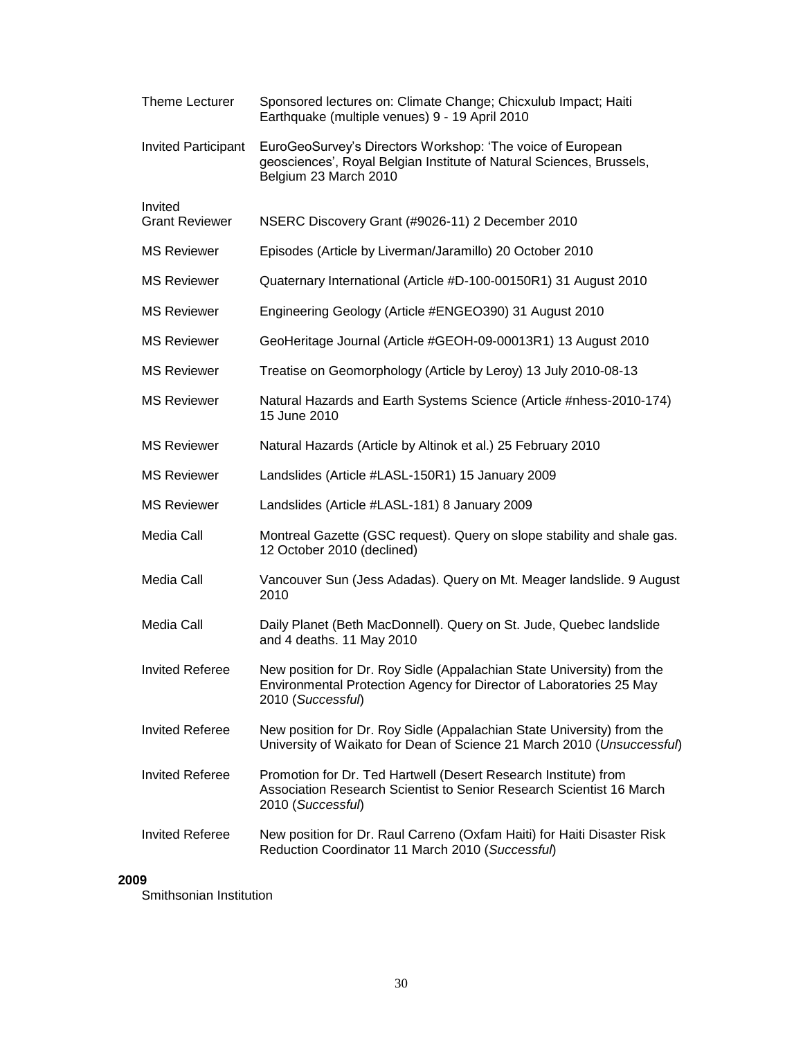| | |
|---|---|
| Theme Lecturer | Sponsored lectures on: Climate Change; Chicxulub Impact; Haiti Earthquake (multiple venues) 9 - 19 April 2010 |
| Invited Participant | EuroGeoSurvey's Directors Workshop: 'The voice of European geosciences', Royal Belgian Institute of Natural Sciences, Brussels, Belgium 23 March 2010 |
| Invited Grant Reviewer | NSERC Discovery Grant (#9026-11) 2 December 2010 |
| MS Reviewer | Episodes (Article by Liverman/Jaramillo) 20 October 2010 |
| MS Reviewer | Quaternary International (Article #D-100-00150R1) 31 August 2010 |
| MS Reviewer | Engineering Geology (Article #ENGEO390) 31 August 2010 |
| MS Reviewer | GeoHeritage Journal (Article #GEOH-09-00013R1) 13 August 2010 |
| MS Reviewer | Treatise on Geomorphology (Article by Leroy) 13 July 2010-08-13 |
| MS Reviewer | Natural Hazards and Earth Systems Science (Article #nhess-2010-174) 15 June 2010 |
| MS Reviewer | Natural Hazards (Article by Altinok et al.) 25 February 2010 |
| MS Reviewer | Landslides (Article #LASL-150R1) 15 January 2009 |
| MS Reviewer | Landslides (Article #LASL-181) 8 January 2009 |
| Media Call | Montreal Gazette (GSC request). Query on slope stability and shale gas. 12 October 2010 (declined) |
| Media Call | Vancouver Sun (Jess Adadas). Query on Mt. Meager landslide. 9 August 2010 |
| Media Call | Daily Planet (Beth MacDonnell). Query on St. Jude, Quebec landslide and 4 deaths. 11 May 2010 |
| Invited Referee | New position for Dr. Roy Sidle (Appalachian State University) from the Environmental Protection Agency for Director of Laboratories 25 May 2010 (*Successful*) |
| Invited Referee | New position for Dr. Roy Sidle (Appalachian State University) from the University of Waikato for Dean of Science 21 March 2010 (*Unsuccessful*) |
| Invited Referee | Promotion for Dr. Ted Hartwell (Desert Research Institute) from Association Research Scientist to Senior Research Scientist 16 March 2010 (*Successful*) |
| Invited Referee | New position for Dr. Raul Carreno (Oxfam Haiti) for Haiti Disaster Risk Reduction Coordinator 11 March 2010 (*Successful*) |

**2009**

Smithsonian Institution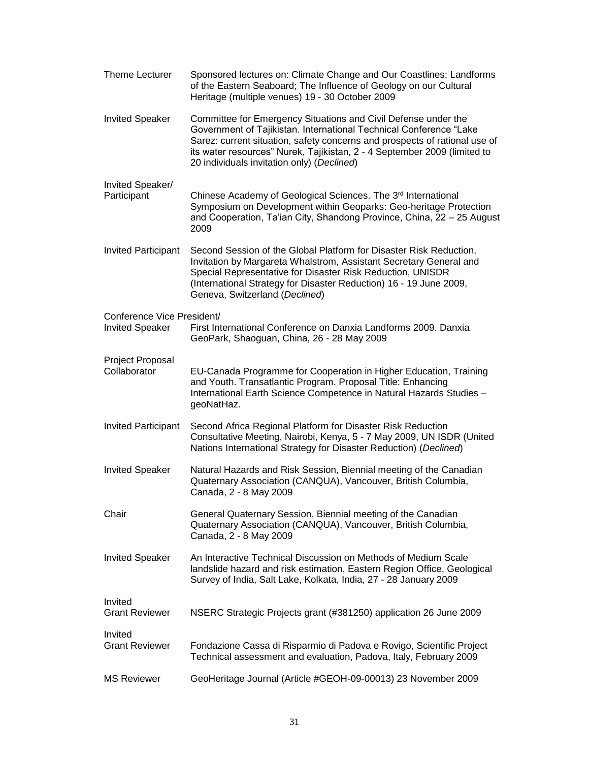| | |
|---|---|
| Theme Lecturer | Sponsored lectures on: Climate Change and Our Coastlines; Landforms of the Eastern Seaboard; The Influence of Geology on our Cultural Heritage (multiple venues) 19 - 30 October 2009 |
| Invited Speaker | Committee for Emergency Situations and Civil Defense under the Government of Tajikistan. International Technical Conference “Lake Sarez: current situation, safety concerns and prospects of rational use of its water resources” Nurek, Tajikistan, 2 - 4 September 2009 (limited to 20 individuals invitation only) (*Declined*) |
| Invited Speaker/ Participant | Chinese Academy of Geological Sciences. The 3rd International Symposium on Development within Geoparks: Geo-heritage Protection and Cooperation, Ta’ian City, Shandong Province, China, 22 – 25 August 2009 |
| Invited Participant | Second Session of the Global Platform for Disaster Risk Reduction, Invitation by Margareta Whalstrom, Assistant Secretary General and Special Representative for Disaster Risk Reduction, UNISDR (International Strategy for Disaster Reduction) 16 - 19 June 2009, Geneva, Switzerland (*Declined*) |
| Conference Vice President/ Invited Speaker | First International Conference on Danxia Landforms 2009. Danxia GeoPark, Shaoguan, China, 26 - 28 May 2009 |
| Project Proposal Collaborator | EU-Canada Programme for Cooperation in Higher Education, Training and Youth. Transatlantic Program. Proposal Title: Enhancing International Earth Science Competence in Natural Hazards Studies – geoNatHaz. |
| Invited Participant | Second Africa Regional Platform for Disaster Risk Reduction Consultative Meeting, Nairobi, Kenya, 5 - 7 May 2009, UN ISDR (United Nations International Strategy for Disaster Reduction) (*Declined*) |
| Invited Speaker | Natural Hazards and Risk Session, Biennial meeting of the Canadian Quaternary Association (CANQUA), Vancouver, British Columbia, Canada, 2 - 8 May 2009 |
| Chair | General Quaternary Session, Biennial meeting of the Canadian Quaternary Association (CANQUA), Vancouver, British Columbia, Canada, 2 - 8 May 2009 |
| Invited Speaker | An Interactive Technical Discussion on Methods of Medium Scale landslide hazard and risk estimation, Eastern Region Office, Geological Survey of India, Salt Lake, Kolkata, India, 27 - 28 January 2009 |
| Invited Grant Reviewer | NSERC Strategic Projects grant (#381250) application 26 June 2009 |
| Invited Grant Reviewer | Fondazione Cassa di Risparmio di Padova e Rovigo, Scientific Project Technical assessment and evaluation, Padova, Italy, February 2009 |
| MS Reviewer | GeoHeritage Journal (Article #GEOH-09-00013) 23 November 2009 |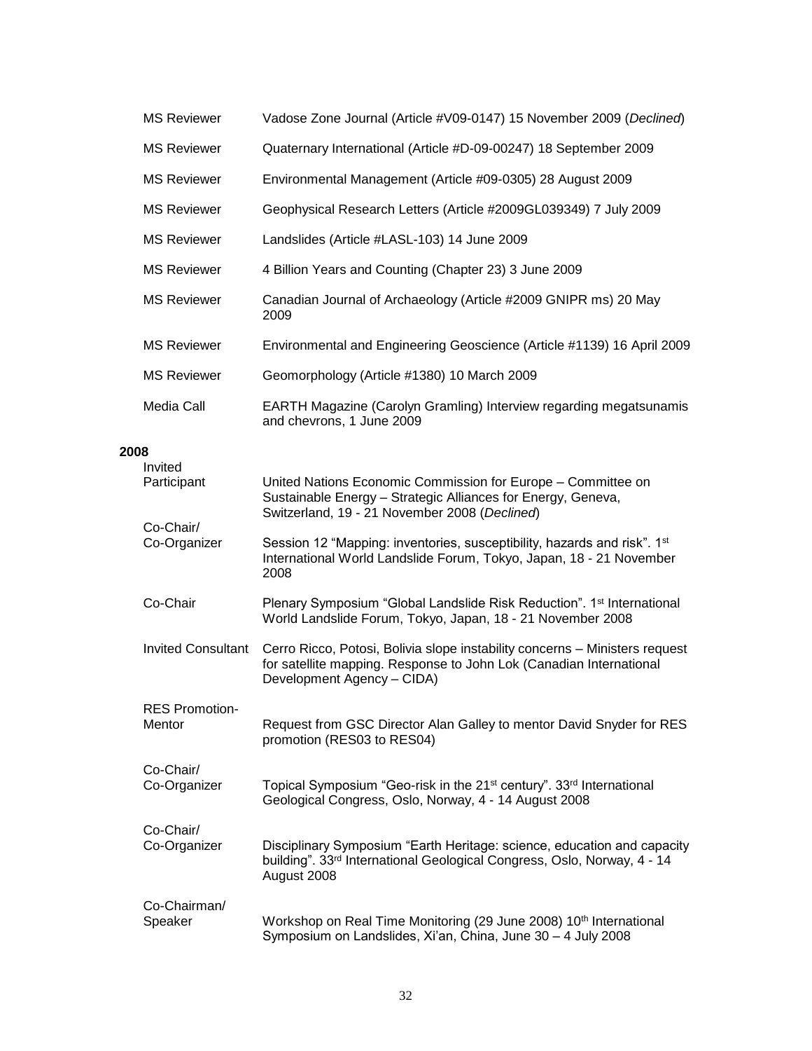| | |
|---|---|
| MS Reviewer | Vadose Zone Journal (Article #V09-0147) 15 November 2009 (*Declined*) |
| MS Reviewer | Quaternary International (Article #D-09-00247) 18 September 2009 |
| MS Reviewer | Environmental Management (Article #09-0305) 28 August 2009 |
| MS Reviewer | Geophysical Research Letters (Article #2009GL039349) 7 July 2009 |
| MS Reviewer | Landslides (Article #LASL-103) 14 June 2009 |
| MS Reviewer | 4 Billion Years and Counting (Chapter 23) 3 June 2009 |
| MS Reviewer | Canadian Journal of Archaeology (Article #2009 GNIPR ms) 20 May 2009 |
| MS Reviewer | Environmental and Engineering Geoscience (Article #1139) 16 April 2009 |
| MS Reviewer | Geomorphology (Article #1380) 10 March 2009 |
| Media Call | EARTH Magazine (Carolyn Gramling) Interview regarding megatsunamis and chevrons, 1 June 2009 |

**2008**

| | |
|---|---|
| Invited Participant | United Nations Economic Commission for Europe – Committee on Sustainable Energy – Strategic Alliances for Energy, Geneva, Switzerland, 19 - 21 November 2008 (*Declined*) |
| Co-Chair/ Co-Organizer | Session 12 "Mapping: inventories, susceptibility, hazards and risk". 1st International World Landslide Forum, Tokyo, Japan, 18 - 21 November 2008 |
| Co-Chair | Plenary Symposium "Global Landslide Risk Reduction". 1st International World Landslide Forum, Tokyo, Japan, 18 - 21 November 2008 |
| Invited Consultant | Cerro Ricco, Potosi, Bolivia slope instability concerns – Ministers request for satellite mapping. Response to John Lok (Canadian International Development Agency – CIDA) |
| RES Promotion-Mentor | Request from GSC Director Alan Galley to mentor David Snyder for RES promotion (RES03 to RES04) |
| Co-Chair/ Co-Organizer | Topical Symposium "Geo-risk in the 21st century". 33rd International Geological Congress, Oslo, Norway, 4 - 14 August 2008 |
| Co-Chair/ Co-Organizer | Disciplinary Symposium "Earth Heritage: science, education and capacity building". 33rd International Geological Congress, Oslo, Norway, 4 - 14 August 2008 |
| Co-Chairman/ Speaker | Workshop on Real Time Monitoring (29 June 2008) 10th International Symposium on Landslides, Xi'an, China, June 30 – 4 July 2008 |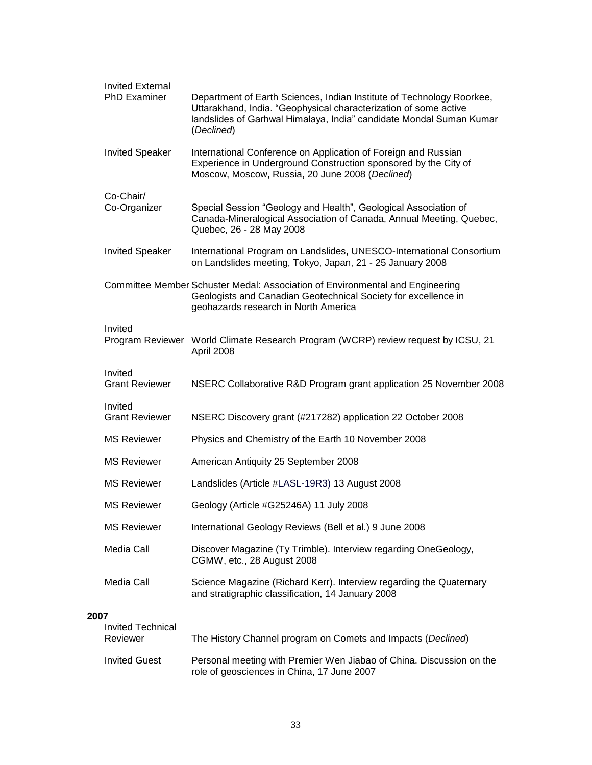| | |
|---|---|
| Invited External PhD Examiner | Department of Earth Sciences, Indian Institute of Technology Roorkee, Uttarakhand, India. "Geophysical characterization of some active landslides of Garhwal Himalaya, India" candidate Mondal Suman Kumar (*Declined*) |
| Invited Speaker | International Conference on Application of Foreign and Russian Experience in Underground Construction sponsored by the City of Moscow, Moscow, Russia, 20 June 2008 (*Declined*) |
| Co-Chair/ Co-Organizer | Special Session "Geology and Health", Geological Association of Canada-Mineralogical Association of Canada, Annual Meeting, Quebec, Quebec, 26 - 28 May 2008 |
| Invited Speaker | International Program on Landslides, UNESCO-International Consortium on Landslides meeting, Tokyo, Japan, 21 - 25 January 2008 |
| Committee Member | Schuster Medal: Association of Environmental and Engineering Geologists and Canadian Geotechnical Society for excellence in geohazards research in North America |
| Invited Program Reviewer | World Climate Research Program (WCRP) review request by ICSU, 21 April 2008 |
| Invited Grant Reviewer | NSERC Collaborative R&D Program grant application 25 November 2008 |
| Invited Grant Reviewer | NSERC Discovery grant (#217282) application 22 October 2008 |
| MS Reviewer | Physics and Chemistry of the Earth 10 November 2008 |
| MS Reviewer | American Antiquity 25 September 2008 |
| MS Reviewer | Landslides (Article #LASL-19R3) 13 August 2008 |
| MS Reviewer | Geology (Article #G25246A) 11 July 2008 |
| MS Reviewer | International Geology Reviews (Bell et al.) 9 June 2008 |
| Media Call | Discover Magazine (Ty Trimble). Interview regarding OneGeology, CGMW, etc., 28 August 2008 |
| Media Call | Science Magazine (Richard Kerr). Interview regarding the Quaternary and stratigraphic classification, 14 January 2008 |

**2007**

| | |
|---|---|
| Invited Technical Reviewer | The History Channel program on Comets and Impacts (*Declined*) |
| Invited Guest | Personal meeting with Premier Wen Jiabao of China. Discussion on the role of geosciences in China, 17 June 2007 |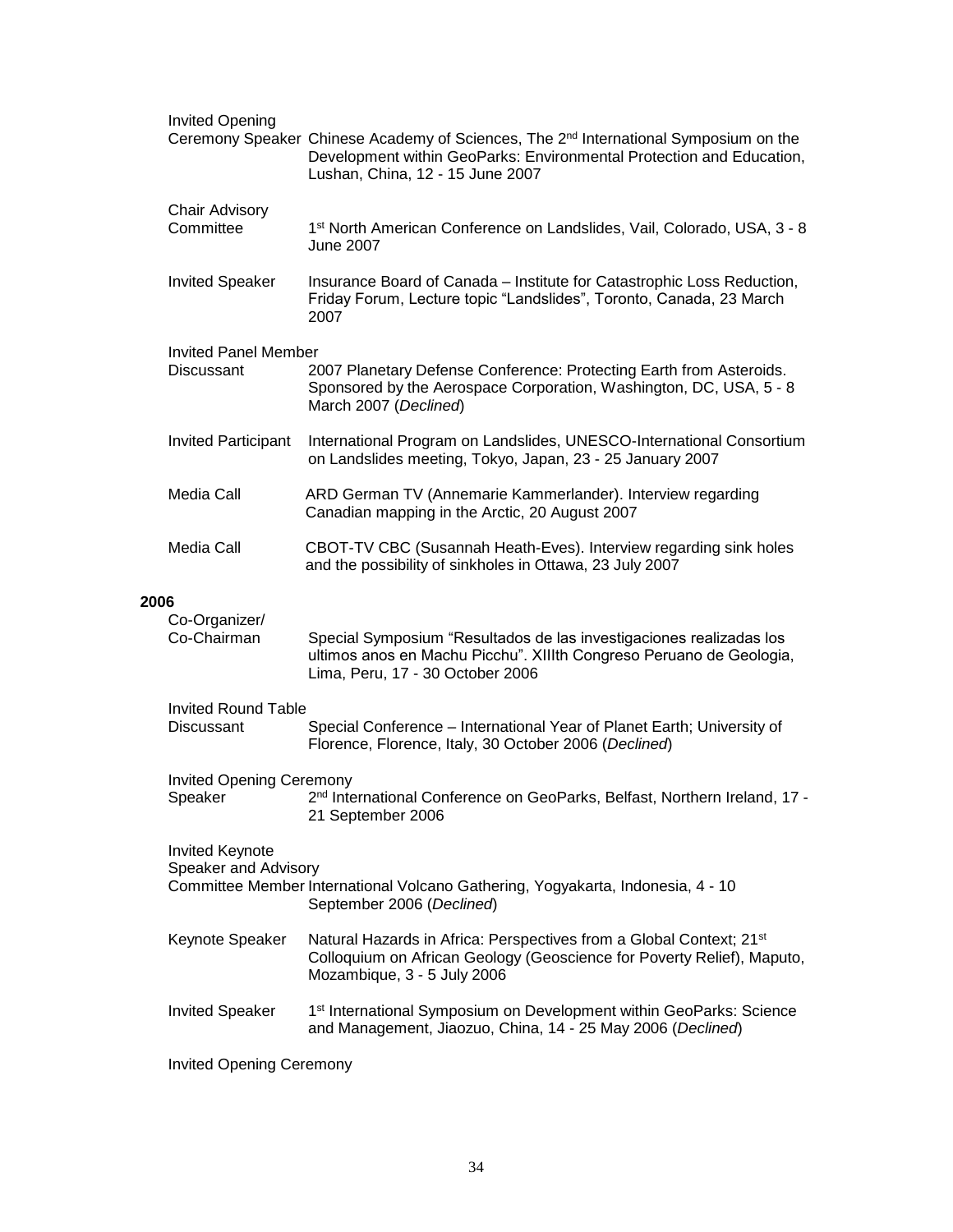Invited Opening Ceremony Speaker — Chinese Academy of Sciences, The 2nd International Symposium on the Development within GeoParks: Environmental Protection and Education, Lushan, China, 12 - 15 June 2007

Chair Advisory Committee — 1st North American Conference on Landslides, Vail, Colorado, USA, 3 - 8 June 2007

Invited Speaker — Insurance Board of Canada – Institute for Catastrophic Loss Reduction, Friday Forum, Lecture topic "Landslides", Toronto, Canada, 23 March 2007

Invited Panel Member Discussant — 2007 Planetary Defense Conference: Protecting Earth from Asteroids. Sponsored by the Aerospace Corporation, Washington, DC, USA, 5 - 8 March 2007 (*Declined*)

Invited Participant — International Program on Landslides, UNESCO-International Consortium on Landslides meeting, Tokyo, Japan, 23 - 25 January 2007

Media Call — ARD German TV (Annemarie Kammerlander). Interview regarding Canadian mapping in the Arctic, 20 August 2007

Media Call — CBOT-TV CBC (Susannah Heath-Eves). Interview regarding sink holes and the possibility of sinkholes in Ottawa, 23 July 2007

**2006**

Co-Organizer/ Co-Chairman — Special Symposium "Resultados de las investigaciones realizadas los ultimos anos en Machu Picchu". XIIIth Congreso Peruano de Geologia, Lima, Peru, 17 - 30 October 2006

Invited Round Table Discussant — Special Conference – International Year of Planet Earth; University of Florence, Florence, Italy, 30 October 2006 (*Declined*)

Invited Opening Ceremony Speaker — 2nd International Conference on GeoParks, Belfast, Northern Ireland, 17 - 21 September 2006

Invited Keynote Speaker and Advisory Committee Member — International Volcano Gathering, Yogyakarta, Indonesia, 4 - 10 September 2006 (*Declined*)

Keynote Speaker — Natural Hazards in Africa: Perspectives from a Global Context; 21st Colloquium on African Geology (Geoscience for Poverty Relief), Maputo, Mozambique, 3 - 5 July 2006

Invited Speaker — 1st International Symposium on Development within GeoParks: Science and Management, Jiaozuo, China, 14 - 25 May 2006 (*Declined*)

Invited Opening Ceremony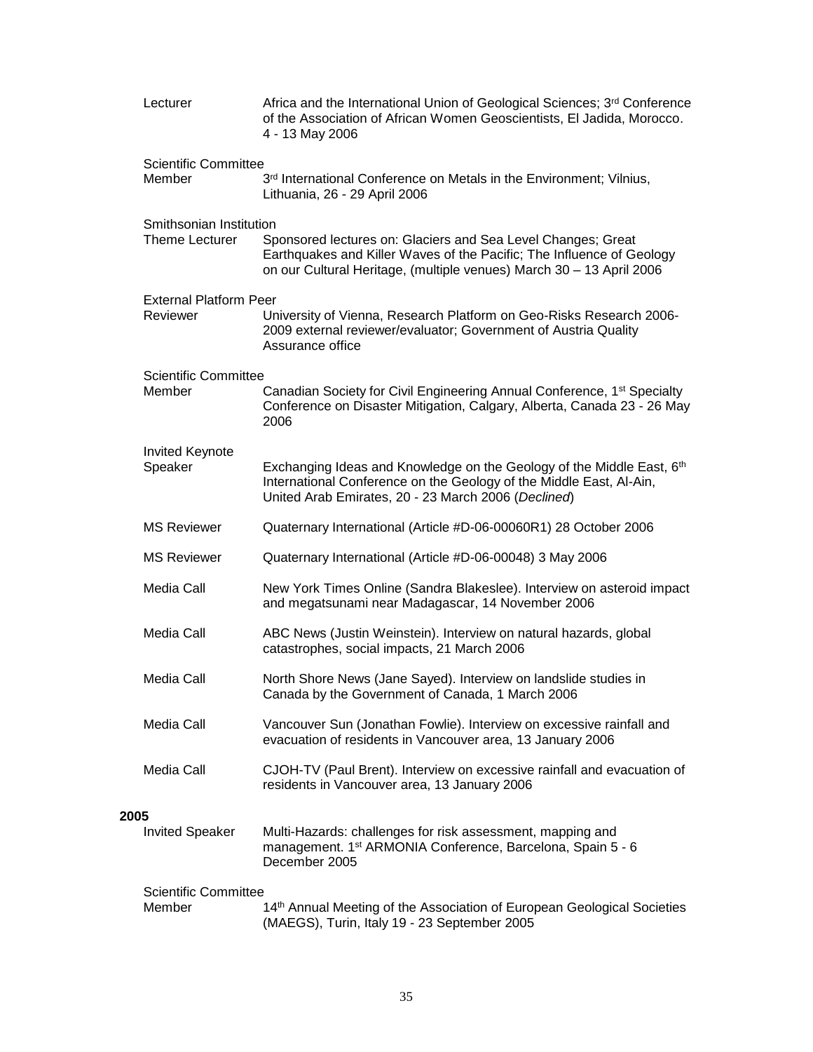| | |
|---|---|
| Lecturer | Africa and the International Union of Geological Sciences; 3rd Conference of the Association of African Women Geoscientists, El Jadida, Morocco. 4 - 13 May 2006 |
| Scientific Committee Member | 3rd International Conference on Metals in the Environment; Vilnius, Lithuania, 26 - 29 April 2006 |
| Smithsonian Institution Theme Lecturer | Sponsored lectures on: Glaciers and Sea Level Changes; Great Earthquakes and Killer Waves of the Pacific; The Influence of Geology on our Cultural Heritage, (multiple venues) March 30 – 13 April 2006 |
| External Platform Peer Reviewer | University of Vienna, Research Platform on Geo-Risks Research 2006-2009 external reviewer/evaluator; Government of Austria Quality Assurance office |
| Scientific Committee Member | Canadian Society for Civil Engineering Annual Conference, 1st Specialty Conference on Disaster Mitigation, Calgary, Alberta, Canada 23 - 26 May 2006 |
| Invited Keynote Speaker | Exchanging Ideas and Knowledge on the Geology of the Middle East, 6th International Conference on the Geology of the Middle East, Al-Ain, United Arab Emirates, 20 - 23 March 2006 (*Declined*) |
| MS Reviewer | Quaternary International (Article #D-06-00060R1) 28 October 2006 |
| MS Reviewer | Quaternary International (Article #D-06-00048) 3 May 2006 |
| Media Call | New York Times Online (Sandra Blakeslee). Interview on asteroid impact and megatsunami near Madagascar, 14 November 2006 |
| Media Call | ABC News (Justin Weinstein). Interview on natural hazards, global catastrophes, social impacts, 21 March 2006 |
| Media Call | North Shore News (Jane Sayed). Interview on landslide studies in Canada by the Government of Canada, 1 March 2006 |
| Media Call | Vancouver Sun (Jonathan Fowlie). Interview on excessive rainfall and evacuation of residents in Vancouver area, 13 January 2006 |
| Media Call | CJOH-TV (Paul Brent). Interview on excessive rainfall and evacuation of residents in Vancouver area, 13 January 2006 |

**2005**

| | |
|---|---|
| Invited Speaker | Multi-Hazards: challenges for risk assessment, mapping and management. 1st ARMONIA Conference, Barcelona, Spain 5 - 6 December 2005 |
| Scientific Committee Member | 14th Annual Meeting of the Association of European Geological Societies (MAEGS), Turin, Italy 19 - 23 September 2005 |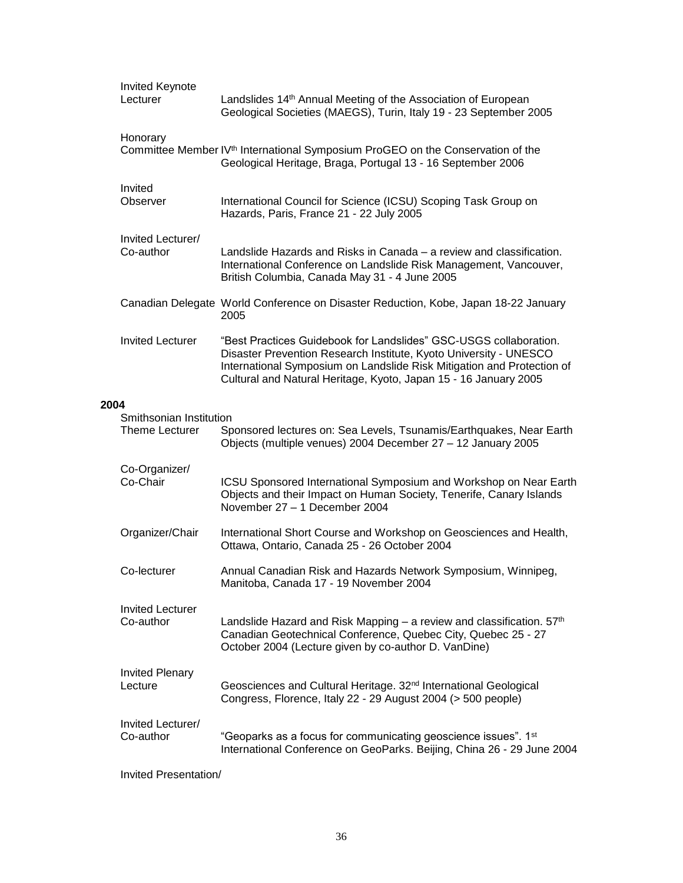| | |
|---|---|
| Invited Keynote Lecturer | Landslides 14th Annual Meeting of the Association of European Geological Societies (MAEGS), Turin, Italy 19 - 23 September 2005 |
| Honorary Committee Member | IVth International Symposium ProGEO on the Conservation of the Geological Heritage, Braga, Portugal 13 - 16 September 2006 |
| Invited Observer | International Council for Science (ICSU) Scoping Task Group on Hazards, Paris, France 21 - 22 July 2005 |
| Invited Lecturer/ Co-author | Landslide Hazards and Risks in Canada – a review and classification. International Conference on Landslide Risk Management, Vancouver, British Columbia, Canada May 31 - 4 June 2005 |
| Canadian Delegate | World Conference on Disaster Reduction, Kobe, Japan 18-22 January 2005 |
| Invited Lecturer | "Best Practices Guidebook for Landslides" GSC-USGS collaboration. Disaster Prevention Research Institute, Kyoto University - UNESCO International Symposium on Landslide Risk Mitigation and Protection of Cultural and Natural Heritage, Kyoto, Japan 15 - 16 January 2005 |

**2004**

| | |
|---|---|
| Smithsonian Institution Theme Lecturer | Sponsored lectures on: Sea Levels, Tsunamis/Earthquakes, Near Earth Objects (multiple venues) 2004 December 27 – 12 January 2005 |
| Co-Organizer/ Co-Chair | ICSU Sponsored International Symposium and Workshop on Near Earth Objects and their Impact on Human Society, Tenerife, Canary Islands November 27 – 1 December 2004 |
| Organizer/Chair | International Short Course and Workshop on Geosciences and Health, Ottawa, Ontario, Canada 25 - 26 October 2004 |
| Co-lecturer | Annual Canadian Risk and Hazards Network Symposium, Winnipeg, Manitoba, Canada 17 - 19 November 2004 |
| Invited Lecturer Co-author | Landslide Hazard and Risk Mapping – a review and classification. 57th Canadian Geotechnical Conference, Quebec City, Quebec 25 - 27 October 2004 (Lecture given by co-author D. VanDine) |
| Invited Plenary Lecture | Geosciences and Cultural Heritage. 32nd International Geological Congress, Florence, Italy 22 - 29 August 2004 (> 500 people) |
| Invited Lecturer/ Co-author | "Geoparks as a focus for communicating geoscience issues". 1st International Conference on GeoParks. Beijing, China 26 - 29 June 2004 |

Invited Presentation/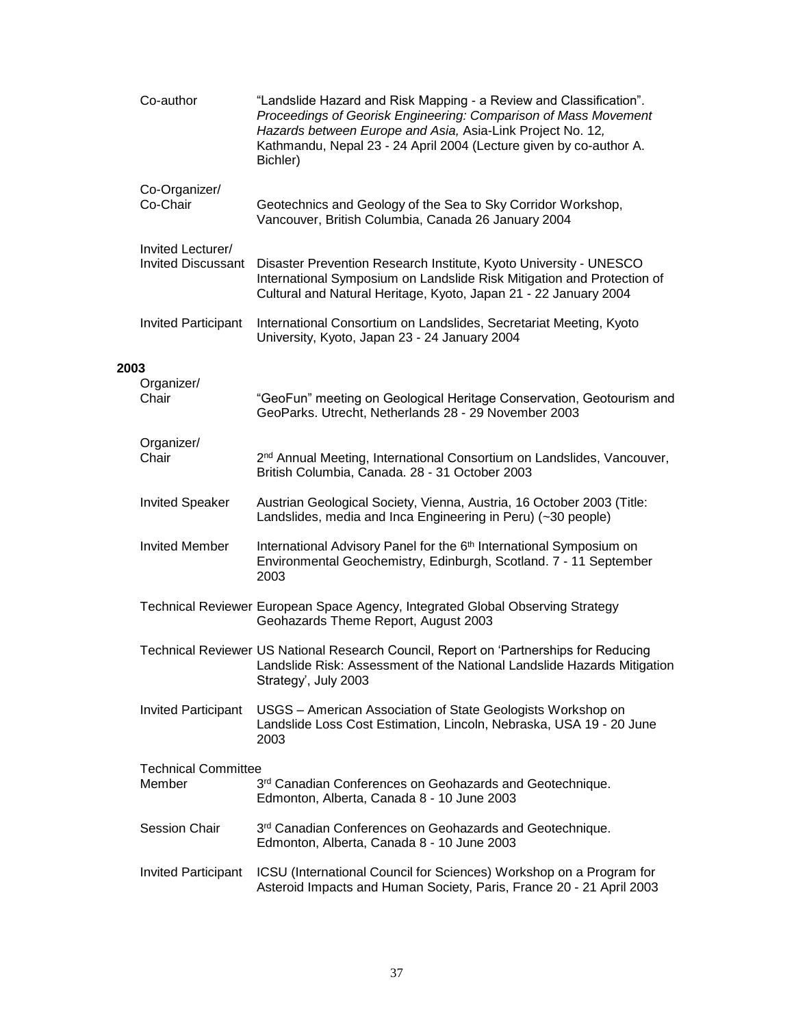| | |
|---|---|
| Co-author | "Landslide Hazard and Risk Mapping - a Review and Classification". *Proceedings of Georisk Engineering: Comparison of Mass Movement Hazards between Europe and Asia,* Asia-Link Project No. 12*,* Kathmandu, Nepal 23 - 24 April 2004 (Lecture given by co-author A. Bichler) |
| Co-Organizer/ Co-Chair | Geotechnics and Geology of the Sea to Sky Corridor Workshop, Vancouver, British Columbia, Canada 26 January 2004 |
| Invited Lecturer/ Invited Discussant | Disaster Prevention Research Institute, Kyoto University - UNESCO International Symposium on Landslide Risk Mitigation and Protection of Cultural and Natural Heritage, Kyoto, Japan 21 - 22 January 2004 |
| Invited Participant | International Consortium on Landslides, Secretariat Meeting, Kyoto University, Kyoto, Japan 23 - 24 January 2004 |

**2003**

| | |
|---|---|
| Organizer/ Chair | "GeoFun" meeting on Geological Heritage Conservation, Geotourism and GeoParks. Utrecht, Netherlands 28 - 29 November 2003 |
| Organizer/ Chair | 2nd Annual Meeting, International Consortium on Landslides, Vancouver, British Columbia, Canada. 28 - 31 October 2003 |
| Invited Speaker | Austrian Geological Society, Vienna, Austria, 16 October 2003 (Title: Landslides, media and Inca Engineering in Peru) (~30 people) |
| Invited Member | International Advisory Panel for the 6th International Symposium on Environmental Geochemistry, Edinburgh, Scotland. 7 - 11 September 2003 |
| Technical Reviewer | European Space Agency, Integrated Global Observing Strategy Geohazards Theme Report, August 2003 |
| Technical Reviewer | US National Research Council, Report on 'Partnerships for Reducing Landslide Risk: Assessment of the National Landslide Hazards Mitigation Strategy', July 2003 |
| Invited Participant | USGS – American Association of State Geologists Workshop on Landslide Loss Cost Estimation, Lincoln, Nebraska, USA 19 - 20 June 2003 |
| Technical Committee Member | 3rd Canadian Conferences on Geohazards and Geotechnique. Edmonton, Alberta, Canada 8 - 10 June 2003 |
| Session Chair | 3rd Canadian Conferences on Geohazards and Geotechnique. Edmonton, Alberta, Canada 8 - 10 June 2003 |
| Invited Participant | ICSU (International Council for Sciences) Workshop on a Program for Asteroid Impacts and Human Society, Paris, France 20 - 21 April 2003 |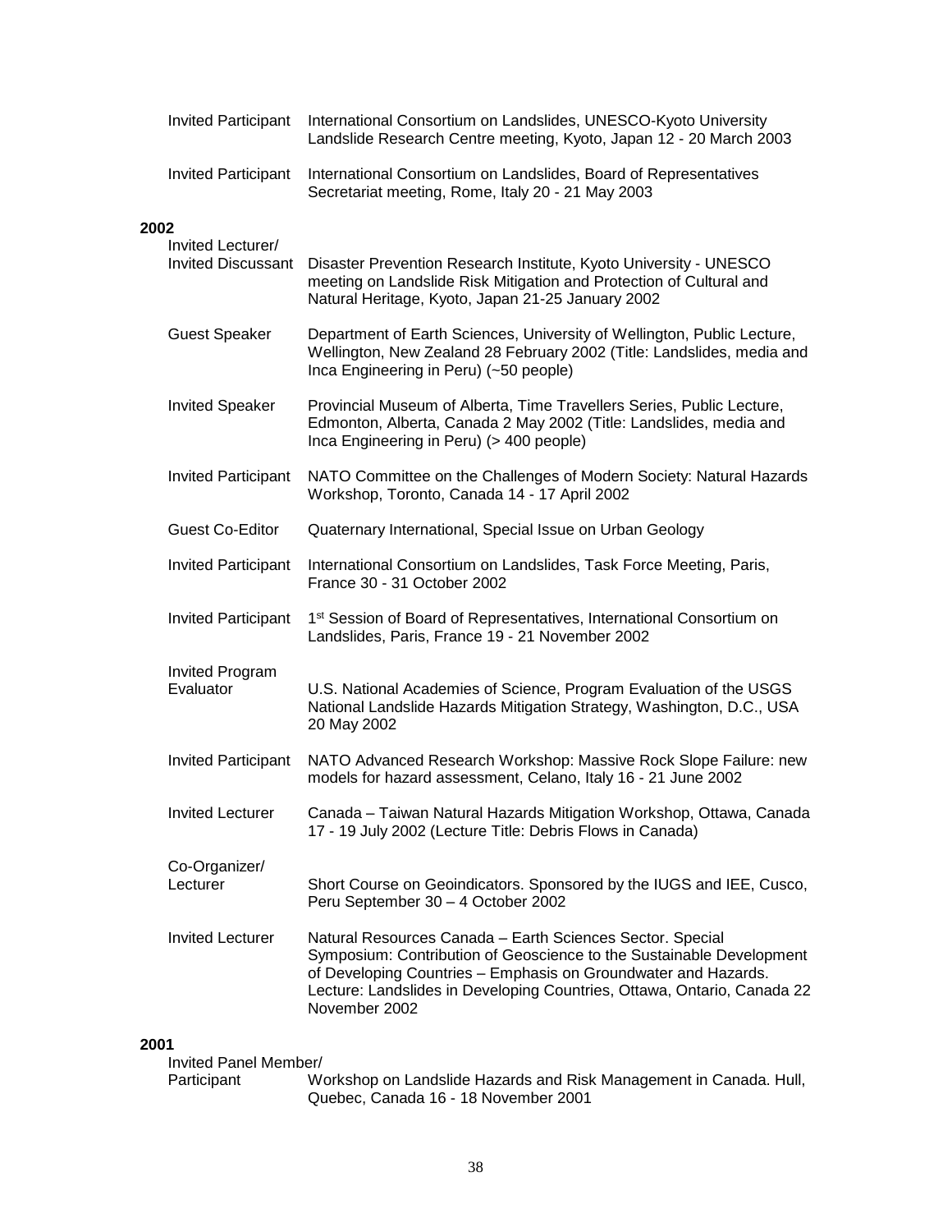| | |
|---|---|
| Invited Participant | International Consortium on Landslides, UNESCO-Kyoto University Landslide Research Centre meeting, Kyoto, Japan 12 - 20 March 2003 |
| Invited Participant | International Consortium on Landslides, Board of Representatives Secretariat meeting, Rome, Italy 20 - 21 May 2003 |

**2002**

| | |
|---|---|
| Invited Lecturer/ Invited Discussant | Disaster Prevention Research Institute, Kyoto University - UNESCO meeting on Landslide Risk Mitigation and Protection of Cultural and Natural Heritage, Kyoto, Japan 21-25 January 2002 |
| Guest Speaker | Department of Earth Sciences, University of Wellington, Public Lecture, Wellington, New Zealand 28 February 2002 (Title: Landslides, media and Inca Engineering in Peru) (~50 people) |
| Invited Speaker | Provincial Museum of Alberta, Time Travellers Series, Public Lecture, Edmonton, Alberta, Canada 2 May 2002 (Title: Landslides, media and Inca Engineering in Peru) (> 400 people) |
| Invited Participant | NATO Committee on the Challenges of Modern Society: Natural Hazards Workshop, Toronto, Canada 14 - 17 April 2002 |
| Guest Co-Editor | Quaternary International, Special Issue on Urban Geology |
| Invited Participant | International Consortium on Landslides, Task Force Meeting, Paris, France 30 - 31 October 2002 |
| Invited Participant | 1st Session of Board of Representatives, International Consortium on Landslides, Paris, France 19 - 21 November 2002 |
| Invited Program Evaluator | U.S. National Academies of Science, Program Evaluation of the USGS National Landslide Hazards Mitigation Strategy, Washington, D.C., USA 20 May 2002 |
| Invited Participant | NATO Advanced Research Workshop: Massive Rock Slope Failure: new models for hazard assessment, Celano, Italy 16 - 21 June 2002 |
| Invited Lecturer | Canada – Taiwan Natural Hazards Mitigation Workshop, Ottawa, Canada 17 - 19 July 2002 (Lecture Title: Debris Flows in Canada) |
| Co-Organizer/ Lecturer | Short Course on Geoindicators. Sponsored by the IUGS and IEE, Cusco, Peru September 30 – 4 October 2002 |
| Invited Lecturer | Natural Resources Canada – Earth Sciences Sector. Special Symposium: Contribution of Geoscience to the Sustainable Development of Developing Countries – Emphasis on Groundwater and Hazards. Lecture: Landslides in Developing Countries, Ottawa, Ontario, Canada 22 November 2002 |

**2001**

| | |
|---|---|
| Invited Panel Member/ Participant | Workshop on Landslide Hazards and Risk Management in Canada. Hull, Quebec, Canada 16 - 18 November 2001 |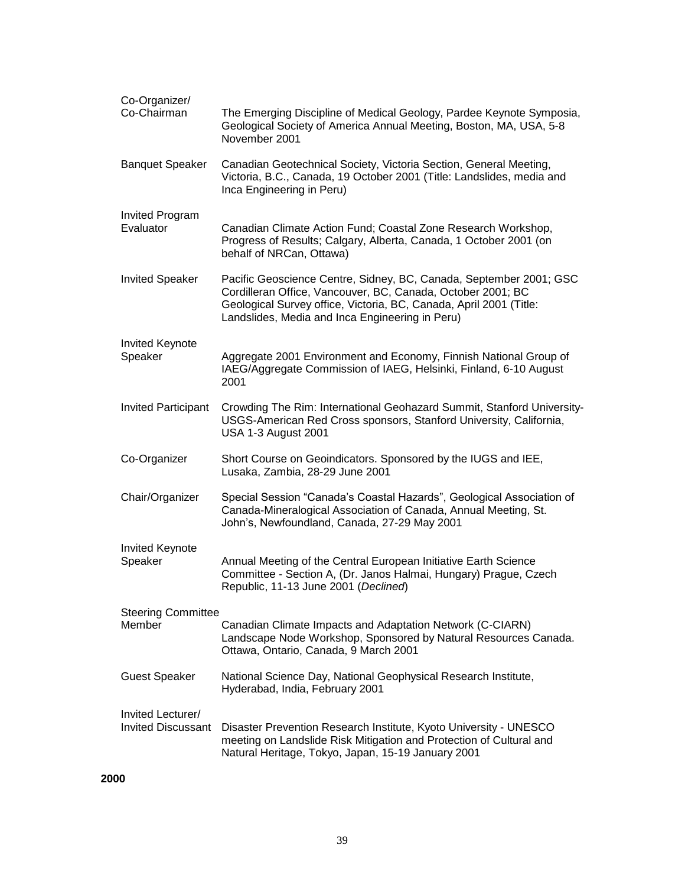| | |
|---|---|
| Co-Organizer/ Co-Chairman | The Emerging Discipline of Medical Geology, Pardee Keynote Symposia, Geological Society of America Annual Meeting, Boston, MA, USA, 5-8 November 2001 |
| Banquet Speaker | Canadian Geotechnical Society, Victoria Section, General Meeting, Victoria, B.C., Canada, 19 October 2001 (Title: Landslides, media and Inca Engineering in Peru) |
| Invited Program Evaluator | Canadian Climate Action Fund; Coastal Zone Research Workshop, Progress of Results; Calgary, Alberta, Canada, 1 October 2001 (on behalf of NRCan, Ottawa) |
| Invited Speaker | Pacific Geoscience Centre, Sidney, BC, Canada, September 2001; GSC Cordilleran Office, Vancouver, BC, Canada, October 2001; BC Geological Survey office, Victoria, BC, Canada, April 2001 (Title: Landslides, Media and Inca Engineering in Peru) |
| Invited Keynote Speaker | Aggregate 2001 Environment and Economy, Finnish National Group of IAEG/Aggregate Commission of IAEG, Helsinki, Finland, 6-10 August 2001 |
| Invited Participant | Crowding The Rim: International Geohazard Summit, Stanford University-USGS-American Red Cross sponsors, Stanford University, California, USA 1-3 August 2001 |
| Co-Organizer | Short Course on Geoindicators. Sponsored by the IUGS and IEE, Lusaka, Zambia, 28-29 June 2001 |
| Chair/Organizer | Special Session "Canada's Coastal Hazards", Geological Association of Canada-Mineralogical Association of Canada, Annual Meeting, St. John's, Newfoundland, Canada, 27-29 May 2001 |
| Invited Keynote Speaker | Annual Meeting of the Central European Initiative Earth Science Committee - Section A, (Dr. Janos Halmai, Hungary) Prague, Czech Republic, 11-13 June 2001 (*Declined*) |
| Steering Committee Member | Canadian Climate Impacts and Adaptation Network (C-CIARN) Landscape Node Workshop, Sponsored by Natural Resources Canada. Ottawa, Ontario, Canada, 9 March 2001 |
| Guest Speaker | National Science Day, National Geophysical Research Institute, Hyderabad, India, February 2001 |
| Invited Lecturer/ Invited Discussant | Disaster Prevention Research Institute, Kyoto University - UNESCO meeting on Landslide Risk Mitigation and Protection of Cultural and Natural Heritage, Tokyo, Japan, 15-19 January 2001 |

**2000**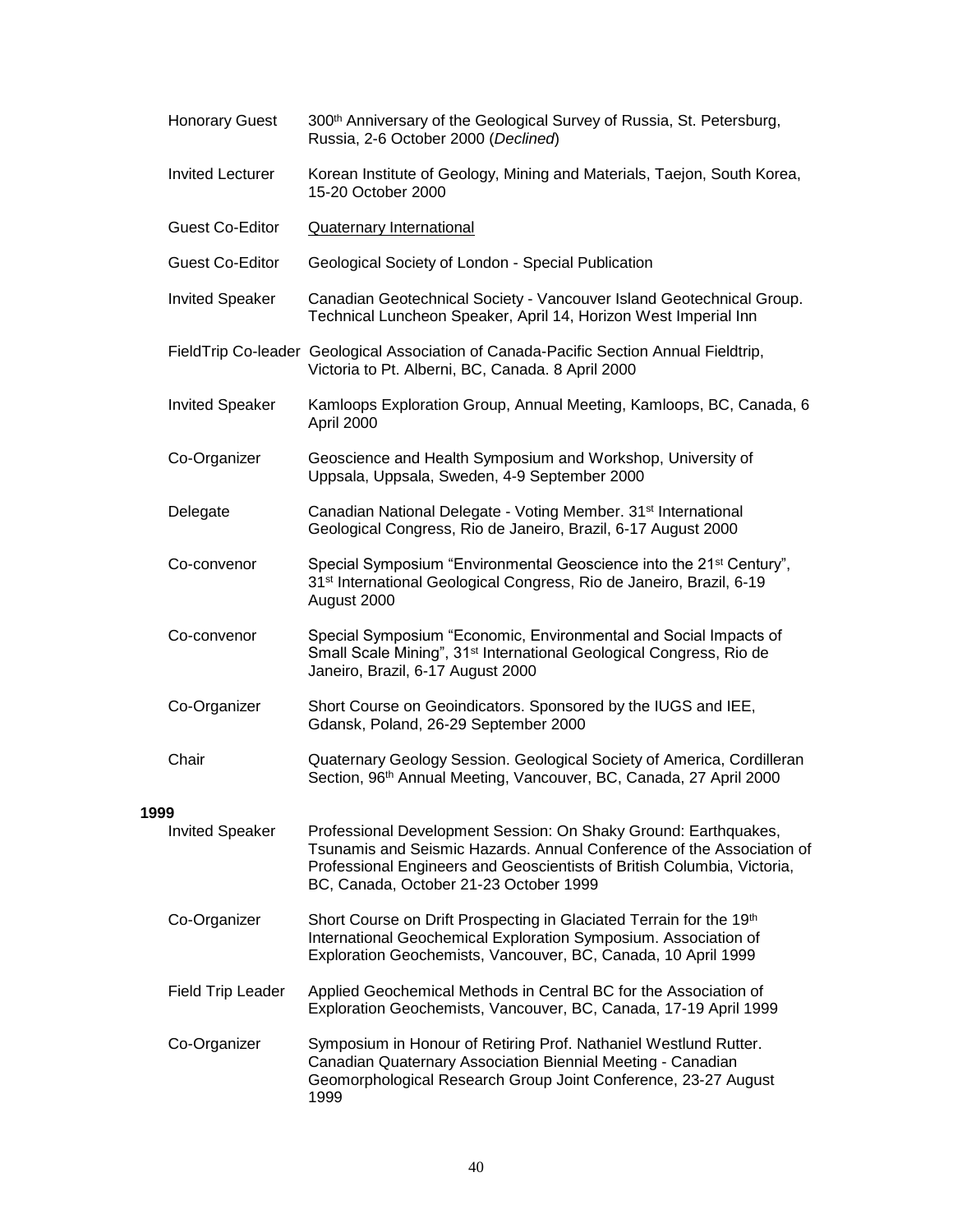| | |
|---|---|
| Honorary Guest | 300th Anniversary of the Geological Survey of Russia, St. Petersburg, Russia, 2-6 October 2000 (*Declined*) |
| Invited Lecturer | Korean Institute of Geology, Mining and Materials, Taejon, South Korea, 15-20 October 2000 |
| Guest Co-Editor | Quaternary International |
| Guest Co-Editor | Geological Society of London - Special Publication |
| Invited Speaker | Canadian Geotechnical Society - Vancouver Island Geotechnical Group. Technical Luncheon Speaker, April 14, Horizon West Imperial Inn |
| FieldTrip Co-leader | Geological Association of Canada-Pacific Section Annual Fieldtrip, Victoria to Pt. Alberni, BC, Canada. 8 April 2000 |
| Invited Speaker | Kamloops Exploration Group, Annual Meeting, Kamloops, BC, Canada, 6 April 2000 |
| Co-Organizer | Geoscience and Health Symposium and Workshop, University of Uppsala, Uppsala, Sweden, 4-9 September 2000 |
| Delegate | Canadian National Delegate - Voting Member. 31st International Geological Congress, Rio de Janeiro, Brazil, 6-17 August 2000 |
| Co-convenor | Special Symposium "Environmental Geoscience into the 21st Century", 31st International Geological Congress, Rio de Janeiro, Brazil, 6-19 August 2000 |
| Co-convenor | Special Symposium "Economic, Environmental and Social Impacts of Small Scale Mining", 31st International Geological Congress, Rio de Janeiro, Brazil, 6-17 August 2000 |
| Co-Organizer | Short Course on Geoindicators. Sponsored by the IUGS and IEE, Gdansk, Poland, 26-29 September 2000 |
| Chair | Quaternary Geology Session. Geological Society of America, Cordilleran Section, 96th Annual Meeting, Vancouver, BC, Canada, 27 April 2000 |

**1999**

| | |
|---|---|
| Invited Speaker | Professional Development Session: On Shaky Ground: Earthquakes, Tsunamis and Seismic Hazards. Annual Conference of the Association of Professional Engineers and Geoscientists of British Columbia, Victoria, BC, Canada, October 21-23 October 1999 |
| Co-Organizer | Short Course on Drift Prospecting in Glaciated Terrain for the 19th International Geochemical Exploration Symposium. Association of Exploration Geochemists, Vancouver, BC, Canada, 10 April 1999 |
| Field Trip Leader | Applied Geochemical Methods in Central BC for the Association of Exploration Geochemists, Vancouver, BC, Canada, 17-19 April 1999 |
| Co-Organizer | Symposium in Honour of Retiring Prof. Nathaniel Westlund Rutter. Canadian Quaternary Association Biennial Meeting - Canadian Geomorphological Research Group Joint Conference, 23-27 August 1999 |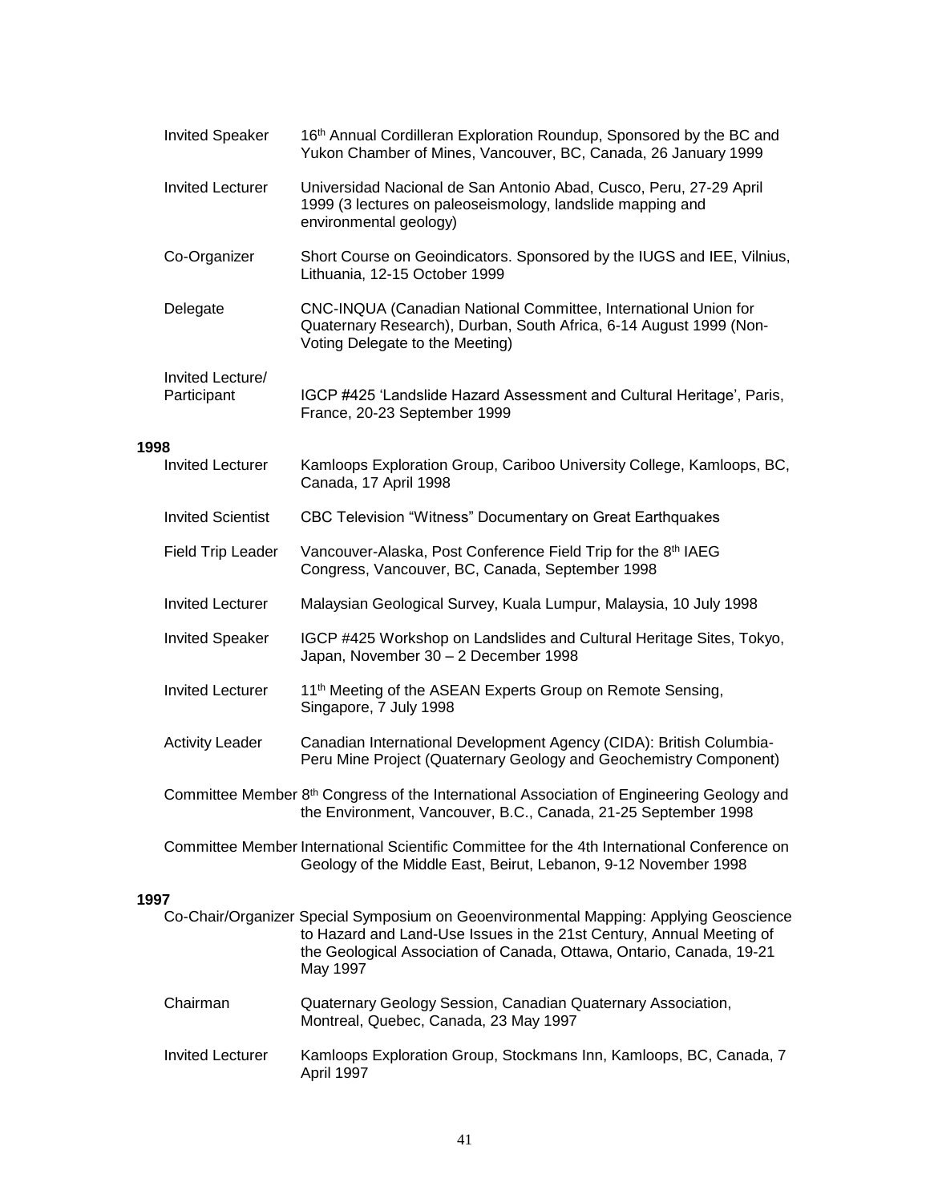Invited Speaker — 16th Annual Cordilleran Exploration Roundup, Sponsored by the BC and Yukon Chamber of Mines, Vancouver, BC, Canada, 26 January 1999

Invited Lecturer — Universidad Nacional de San Antonio Abad, Cusco, Peru, 27-29 April 1999 (3 lectures on paleoseismology, landslide mapping and environmental geology)

Co-Organizer — Short Course on Geoindicators. Sponsored by the IUGS and IEE, Vilnius, Lithuania, 12-15 October 1999

Delegate — CNC-INQUA (Canadian National Committee, International Union for Quaternary Research), Durban, South Africa, 6-14 August 1999 (Non-Voting Delegate to the Meeting)

Invited Lecture/ Participant — IGCP #425 'Landslide Hazard Assessment and Cultural Heritage', Paris, France, 20-23 September 1999

**1998**

Invited Lecturer — Kamloops Exploration Group, Cariboo University College, Kamloops, BC, Canada, 17 April 1998

Invited Scientist — CBC Television "Witness" Documentary on Great Earthquakes

Field Trip Leader — Vancouver-Alaska, Post Conference Field Trip for the 8th IAEG Congress, Vancouver, BC, Canada, September 1998

Invited Lecturer — Malaysian Geological Survey, Kuala Lumpur, Malaysia, 10 July 1998

Invited Speaker — IGCP #425 Workshop on Landslides and Cultural Heritage Sites, Tokyo, Japan, November 30 – 2 December 1998

Invited Lecturer — 11th Meeting of the ASEAN Experts Group on Remote Sensing, Singapore, 7 July 1998

Activity Leader — Canadian International Development Agency (CIDA): British Columbia-Peru Mine Project (Quaternary Geology and Geochemistry Component)

Committee Member — 8th Congress of the International Association of Engineering Geology and the Environment, Vancouver, B.C., Canada, 21-25 September 1998

Committee Member — International Scientific Committee for the 4th International Conference on Geology of the Middle East, Beirut, Lebanon, 9-12 November 1998

**1997**

Co-Chair/Organizer — Special Symposium on Geoenvironmental Mapping: Applying Geoscience to Hazard and Land-Use Issues in the 21st Century, Annual Meeting of the Geological Association of Canada, Ottawa, Ontario, Canada, 19-21 May 1997

Chairman — Quaternary Geology Session, Canadian Quaternary Association, Montreal, Quebec, Canada, 23 May 1997

Invited Lecturer — Kamloops Exploration Group, Stockmans Inn, Kamloops, BC, Canada, 7 April 1997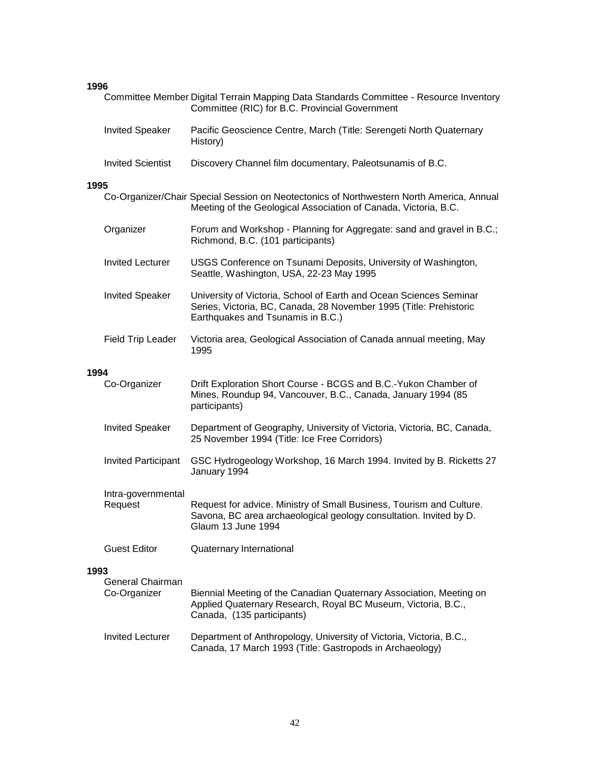**1996**

| | |
|---|---|
| Committee Member | Digital Terrain Mapping Data Standards Committee - Resource Inventory Committee (RIC) for B.C. Provincial Government |
| Invited Speaker | Pacific Geoscience Centre, March (Title: Serengeti North Quaternary History) |
| Invited Scientist | Discovery Channel film documentary, Paleotsunamis of B.C. |

**1995**

| | |
|---|---|
| Co-Organizer/Chair | Special Session on Neotectonics of Northwestern North America, Annual Meeting of the Geological Association of Canada, Victoria, B.C. |
| Organizer | Forum and Workshop - Planning for Aggregate: sand and gravel in B.C.; Richmond, B.C. (101 participants) |
| Invited Lecturer | USGS Conference on Tsunami Deposits, University of Washington, Seattle, Washington, USA, 22-23 May 1995 |
| Invited Speaker | University of Victoria, School of Earth and Ocean Sciences Seminar Series, Victoria, BC, Canada, 28 November 1995 (Title: Prehistoric Earthquakes and Tsunamis in B.C.) |
| Field Trip Leader | Victoria area, Geological Association of Canada annual meeting, May 1995 |

**1994**

| | |
|---|---|
| Co-Organizer | Drift Exploration Short Course - BCGS and B.C.-Yukon Chamber of Mines, Roundup 94, Vancouver, B.C., Canada, January 1994 (85 participants) |
| Invited Speaker | Department of Geography, University of Victoria, Victoria, BC, Canada, 25 November 1994 (Title: Ice Free Corridors) |
| Invited Participant | GSC Hydrogeology Workshop, 16 March 1994. Invited by B. Ricketts 27 January 1994 |
| Intra-governmental Request | Request for advice. Ministry of Small Business, Tourism and Culture. Savona, BC area archaeological geology consultation. Invited by D. Glaum 13 June 1994 |
| Guest Editor | Quaternary International |

**1993**

| | |
|---|---|
| General Chairman Co-Organizer | Biennial Meeting of the Canadian Quaternary Association, Meeting on Applied Quaternary Research, Royal BC Museum, Victoria, B.C., Canada, (135 participants) |
| Invited Lecturer | Department of Anthropology, University of Victoria, Victoria, B.C., Canada, 17 March 1993 (Title: Gastropods in Archaeology) |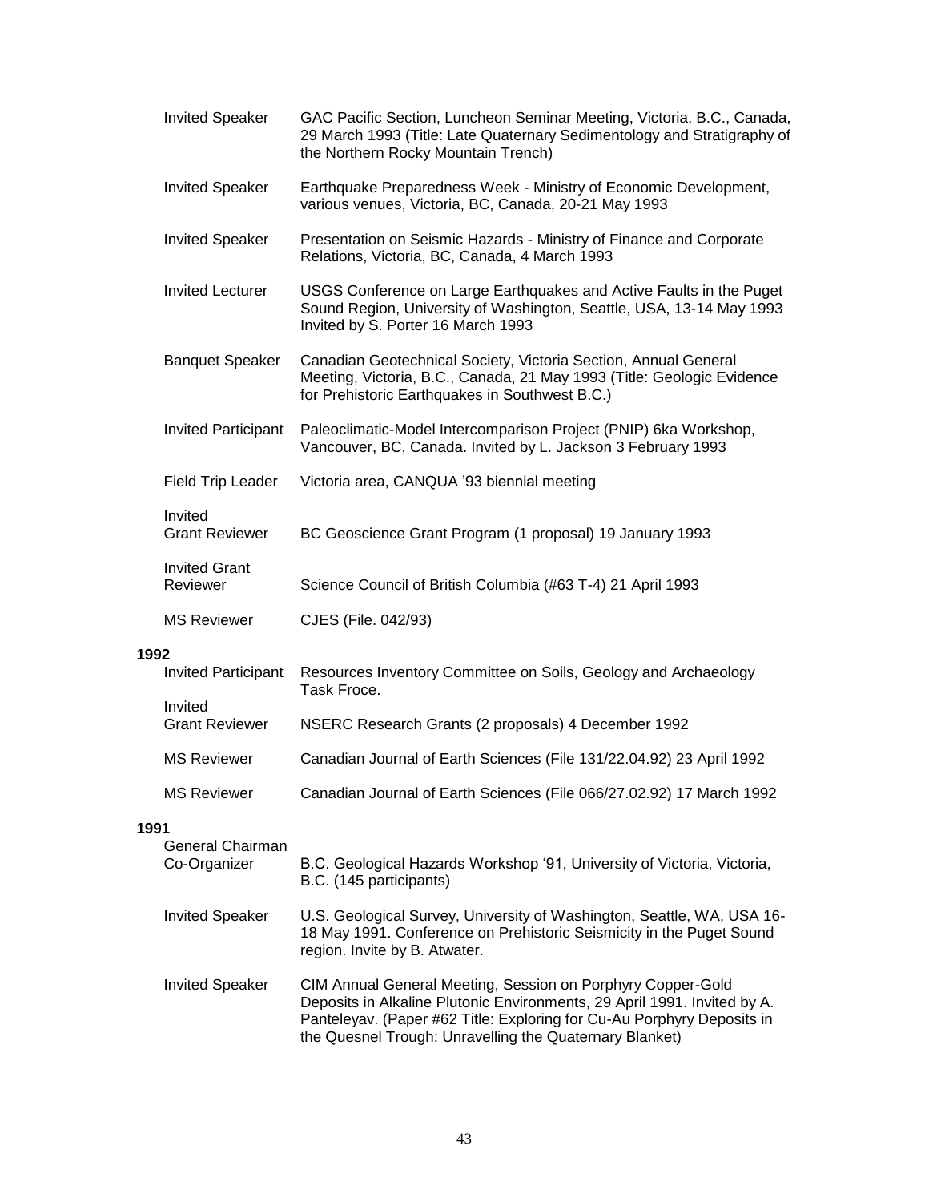| | |
|---|---|
| Invited Speaker | GAC Pacific Section, Luncheon Seminar Meeting, Victoria, B.C., Canada, 29 March 1993 (Title: Late Quaternary Sedimentology and Stratigraphy of the Northern Rocky Mountain Trench) |
| Invited Speaker | Earthquake Preparedness Week - Ministry of Economic Development, various venues, Victoria, BC, Canada, 20-21 May 1993 |
| Invited Speaker | Presentation on Seismic Hazards - Ministry of Finance and Corporate Relations, Victoria, BC, Canada, 4 March 1993 |
| Invited Lecturer | USGS Conference on Large Earthquakes and Active Faults in the Puget Sound Region, University of Washington, Seattle, USA, 13-14 May 1993 Invited by S. Porter 16 March 1993 |
| Banquet Speaker | Canadian Geotechnical Society, Victoria Section, Annual General Meeting, Victoria, B.C., Canada, 21 May 1993 (Title: Geologic Evidence for Prehistoric Earthquakes in Southwest B.C.) |
| Invited Participant | Paleoclimatic-Model Intercomparison Project (PNIP) 6ka Workshop, Vancouver, BC, Canada. Invited by L. Jackson 3 February 1993 |
| Field Trip Leader | Victoria area, CANQUA '93 biennial meeting |
| Invited Grant Reviewer | BC Geoscience Grant Program (1 proposal) 19 January 1993 |
| Invited Grant Reviewer | Science Council of British Columbia (#63 T-4) 21 April 1993 |
| MS Reviewer | CJES (File. 042/93) |

**1992**

| | |
|---|---|
| Invited Participant | Resources Inventory Committee on Soils, Geology and Archaeology Task Froce. |
| Invited Grant Reviewer | NSERC Research Grants (2 proposals) 4 December 1992 |
| MS Reviewer | Canadian Journal of Earth Sciences (File 131/22.04.92) 23 April 1992 |
| MS Reviewer | Canadian Journal of Earth Sciences (File 066/27.02.92) 17 March 1992 |

**1991**

| | |
|---|---|
| General Chairman Co-Organizer | B.C. Geological Hazards Workshop '91, University of Victoria, Victoria, B.C. (145 participants) |
| Invited Speaker | U.S. Geological Survey, University of Washington, Seattle, WA, USA 16-18 May 1991. Conference on Prehistoric Seismicity in the Puget Sound region. Invite by B. Atwater. |
| Invited Speaker | CIM Annual General Meeting, Session on Porphyry Copper-Gold Deposits in Alkaline Plutonic Environments, 29 April 1991. Invited by A. Panteleyav. (Paper #62 Title: Exploring for Cu-Au Porphyry Deposits in the Quesnel Trough: Unravelling the Quaternary Blanket) |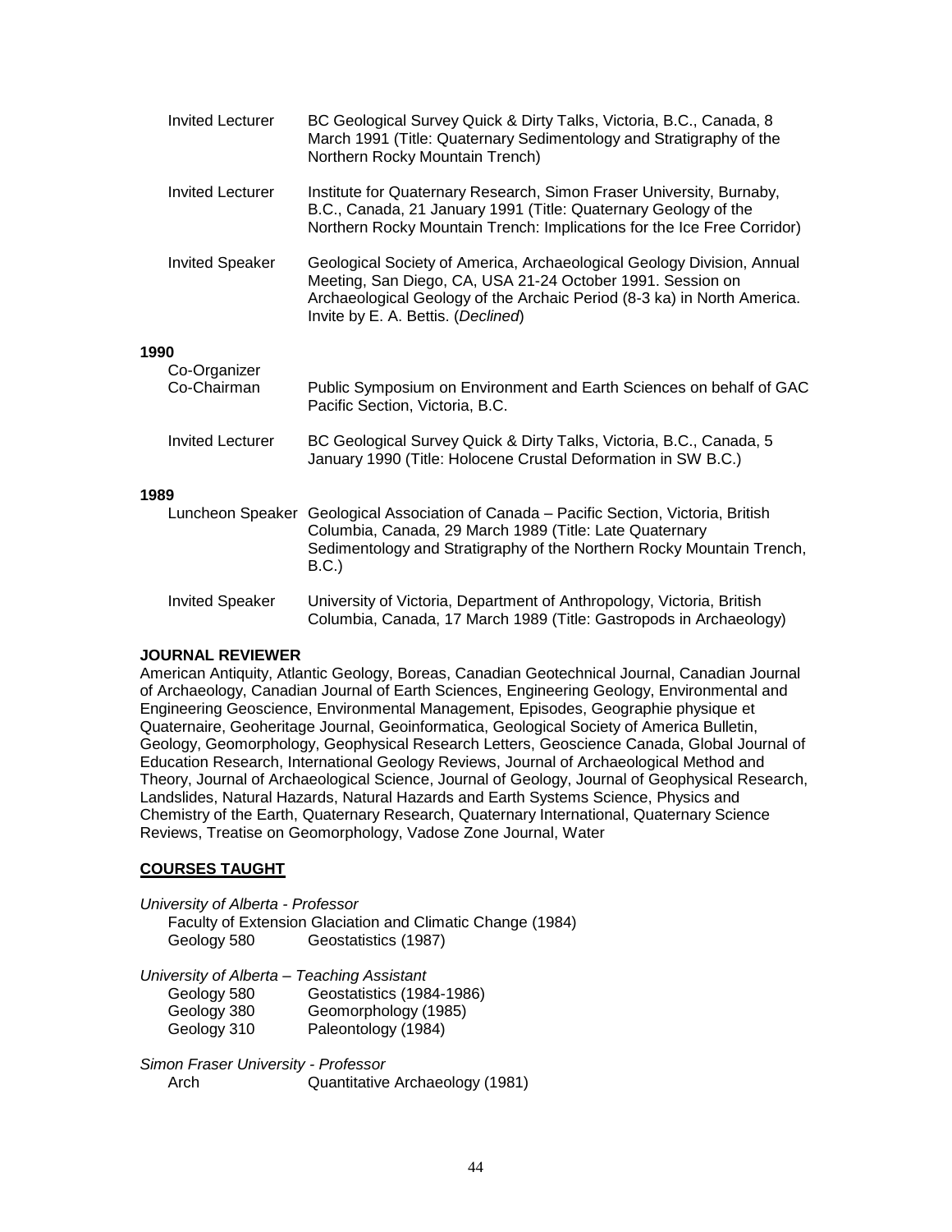Invited Lecturer — BC Geological Survey Quick & Dirty Talks, Victoria, B.C., Canada, 8 March 1991 (Title: Quaternary Sedimentology and Stratigraphy of the Northern Rocky Mountain Trench)

Invited Lecturer — Institute for Quaternary Research, Simon Fraser University, Burnaby, B.C., Canada, 21 January 1991 (Title: Quaternary Geology of the Northern Rocky Mountain Trench: Implications for the Ice Free Corridor)

Invited Speaker — Geological Society of America, Archaeological Geology Division, Annual Meeting, San Diego, CA, USA 21-24 October 1991. Session on Archaeological Geology of the Archaic Period (8-3 ka) in North America. Invite by E. A. Bettis. (*Declined*)

**1990**

Co-Organizer
Co-Chairman — Public Symposium on Environment and Earth Sciences on behalf of GAC Pacific Section, Victoria, B.C.

Invited Lecturer — BC Geological Survey Quick & Dirty Talks, Victoria, B.C., Canada, 5 January 1990 (Title: Holocene Crustal Deformation in SW B.C.)

**1989**

Luncheon Speaker — Geological Association of Canada – Pacific Section, Victoria, British Columbia, Canada, 29 March 1989 (Title: Late Quaternary Sedimentology and Stratigraphy of the Northern Rocky Mountain Trench, B.C.)

Invited Speaker — University of Victoria, Department of Anthropology, Victoria, British Columbia, Canada, 17 March 1989 (Title: Gastropods in Archaeology)

**JOURNAL REVIEWER**

American Antiquity, Atlantic Geology, Boreas, Canadian Geotechnical Journal, Canadian Journal of Archaeology, Canadian Journal of Earth Sciences, Engineering Geology, Environmental and Engineering Geoscience, Environmental Management, Episodes, Geographie physique et Quaternaire, Geoheritage Journal, Geoinformatica, Geological Society of America Bulletin, Geology, Geomorphology, Geophysical Research Letters, Geoscience Canada, Global Journal of Education Research, International Geology Reviews, Journal of Archaeological Method and Theory, Journal of Archaeological Science, Journal of Geology, Journal of Geophysical Research, Landslides, Natural Hazards, Natural Hazards and Earth Systems Science, Physics and Chemistry of the Earth, Quaternary Research, Quaternary International, Quaternary Science Reviews, Treatise on Geomorphology, Vadose Zone Journal, Water

## COURSES TAUGHT

*University of Alberta - Professor*

Faculty of Extension Glaciation and Climatic Change (1984)
Geology 580 — Geostatistics (1987)

*University of Alberta – Teaching Assistant*

Geology 580 — Geostatistics (1984-1986)
Geology 380 — Geomorphology (1985)
Geology 310 — Paleontology (1984)

*Simon Fraser University - Professor*

Arch — Quantitative Archaeology (1981)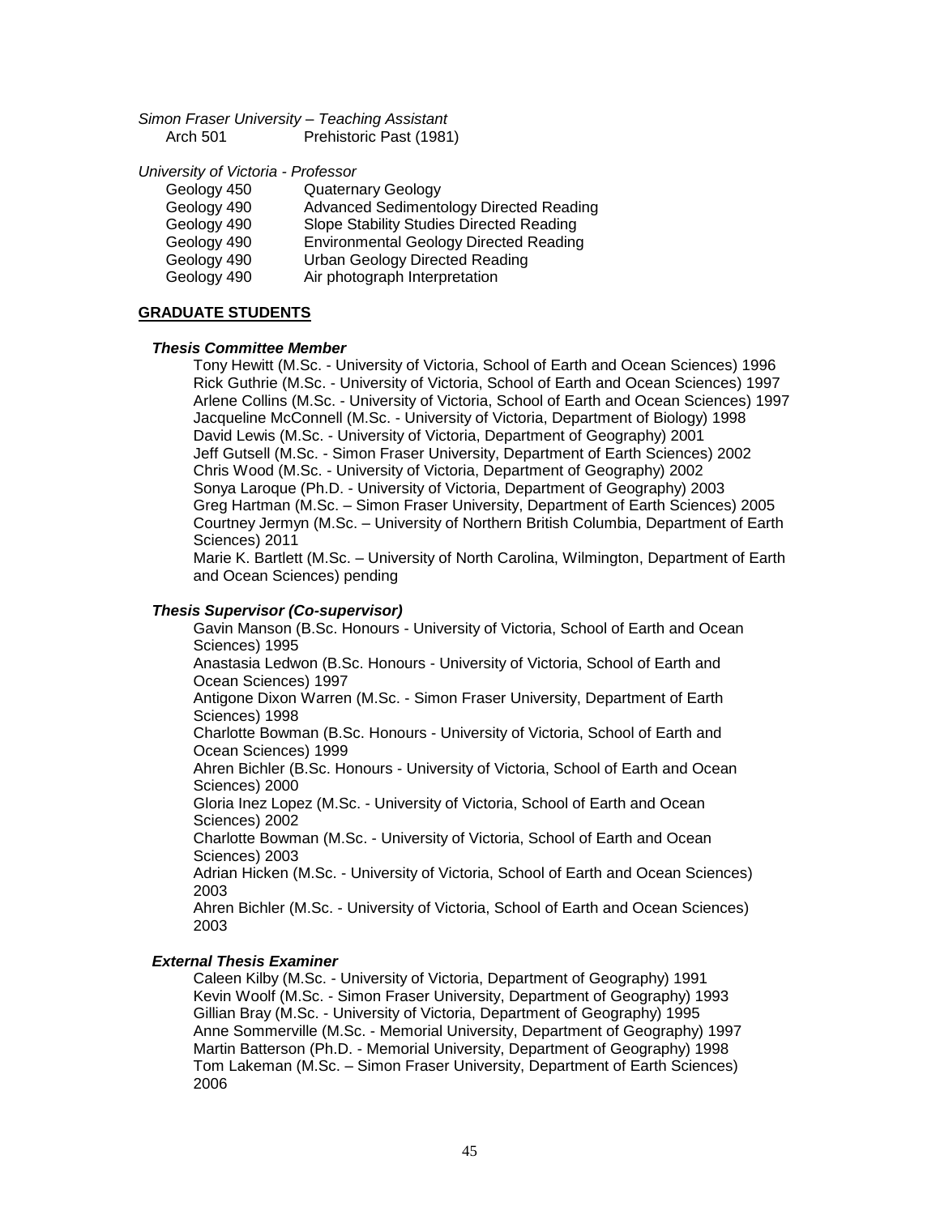*Simon Fraser University – Teaching Assistant*

| | |
|---|---|
| Arch 501 | Prehistoric Past (1981) |

*University of Victoria - Professor*

| | |
|---|---|
| Geology 450 | Quaternary Geology |
| Geology 490 | Advanced Sedimentology Directed Reading |
| Geology 490 | Slope Stability Studies Directed Reading |
| Geology 490 | Environmental Geology Directed Reading |
| Geology 490 | Urban Geology Directed Reading |
| Geology 490 | Air photograph Interpretation |

## GRADUATE STUDENTS

### *Thesis Committee Member*

Tony Hewitt (M.Sc. - University of Victoria, School of Earth and Ocean Sciences) 1996
Rick Guthrie (M.Sc. - University of Victoria, School of Earth and Ocean Sciences) 1997
Arlene Collins (M.Sc. - University of Victoria, School of Earth and Ocean Sciences) 1997
Jacqueline McConnell (M.Sc. - University of Victoria, Department of Biology) 1998
David Lewis (M.Sc. - University of Victoria, Department of Geography) 2001
Jeff Gutsell (M.Sc. - Simon Fraser University, Department of Earth Sciences) 2002
Chris Wood (M.Sc. - University of Victoria, Department of Geography) 2002
Sonya Laroque (Ph.D. - University of Victoria, Department of Geography) 2003
Greg Hartman (M.Sc. – Simon Fraser University, Department of Earth Sciences) 2005
Courtney Jermyn (M.Sc. – University of Northern British Columbia, Department of Earth Sciences) 2011
Marie K. Bartlett (M.Sc. – University of North Carolina, Wilmington, Department of Earth and Ocean Sciences) pending

### *Thesis Supervisor (Co-supervisor)*

Gavin Manson (B.Sc. Honours - University of Victoria, School of Earth and Ocean Sciences) 1995
Anastasia Ledwon (B.Sc. Honours - University of Victoria, School of Earth and Ocean Sciences) 1997
Antigone Dixon Warren (M.Sc. - Simon Fraser University, Department of Earth Sciences) 1998
Charlotte Bowman (B.Sc. Honours - University of Victoria, School of Earth and Ocean Sciences) 1999
Ahren Bichler (B.Sc. Honours - University of Victoria, School of Earth and Ocean Sciences) 2000
Gloria Inez Lopez (M.Sc. - University of Victoria, School of Earth and Ocean Sciences) 2002
Charlotte Bowman (M.Sc. - University of Victoria, School of Earth and Ocean Sciences) 2003
Adrian Hicken (M.Sc. - University of Victoria, School of Earth and Ocean Sciences) 2003
Ahren Bichler (M.Sc. - University of Victoria, School of Earth and Ocean Sciences) 2003

### *External Thesis Examiner*

Caleen Kilby (M.Sc. - University of Victoria, Department of Geography) 1991
Kevin Woolf (M.Sc. - Simon Fraser University, Department of Geography) 1993
Gillian Bray (M.Sc. - University of Victoria, Department of Geography) 1995
Anne Sommerville (M.Sc. - Memorial University, Department of Geography) 1997
Martin Batterson (Ph.D. - Memorial University, Department of Geography) 1998
Tom Lakeman (M.Sc. – Simon Fraser University, Department of Earth Sciences) 2006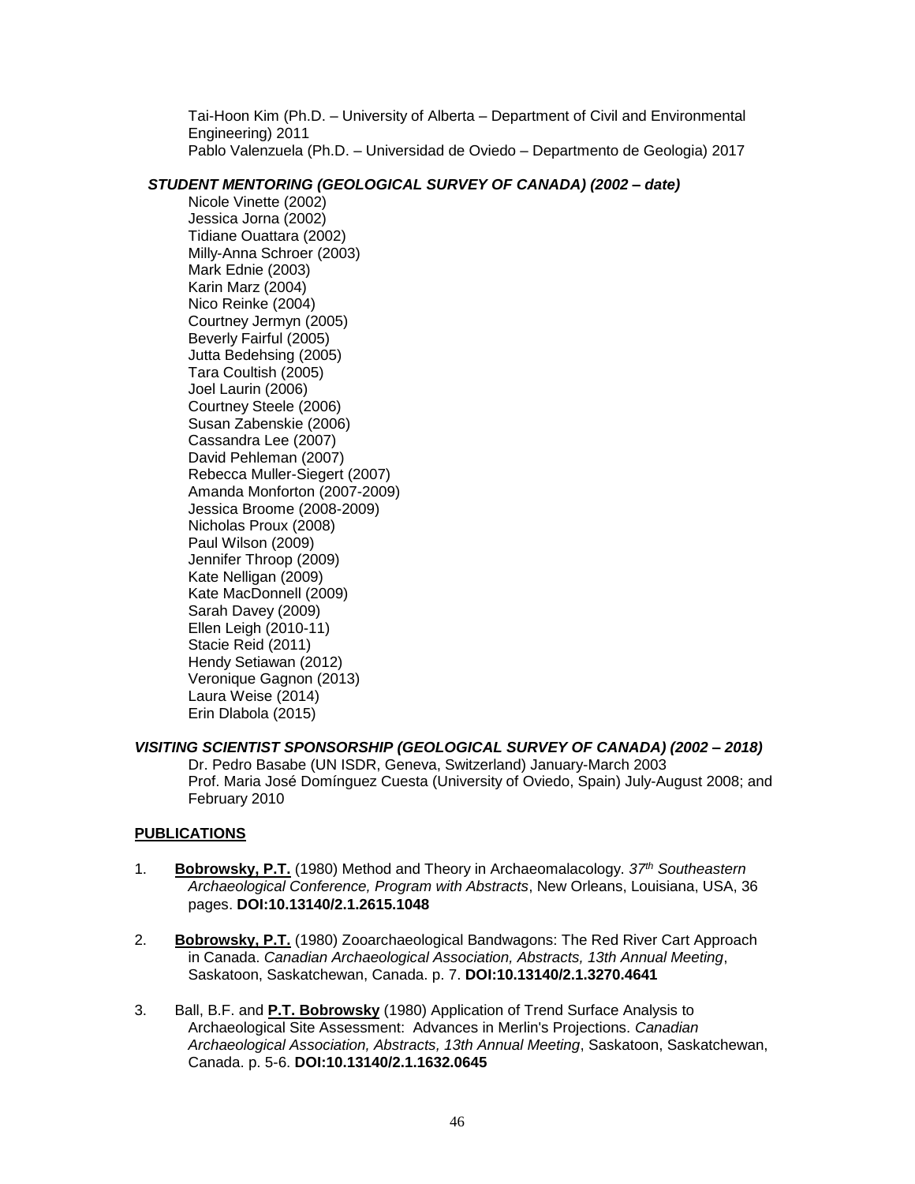Tai-Hoon Kim (Ph.D. – University of Alberta – Department of Civil and Environmental Engineering) 2011
Pablo Valenzuela (Ph.D. – Universidad de Oviedo – Departmento de Geologia) 2017

***STUDENT MENTORING (GEOLOGICAL SURVEY OF CANADA) (2002 – date)***

Nicole Vinette (2002)
Jessica Jorna (2002)
Tidiane Ouattara (2002)
Milly-Anna Schroer (2003)
Mark Ednie (2003)
Karin Marz (2004)
Nico Reinke (2004)
Courtney Jermyn (2005)
Beverly Fairful (2005)
Jutta Bedehsing (2005)
Tara Coultish (2005)
Joel Laurin (2006)
Courtney Steele (2006)
Susan Zabenskie (2006)
Cassandra Lee (2007)
David Pehleman (2007)
Rebecca Muller-Siegert (2007)
Amanda Monforton (2007-2009)
Jessica Broome (2008-2009)
Nicholas Proux (2008)
Paul Wilson (2009)
Jennifer Throop (2009)
Kate Nelligan (2009)
Kate MacDonnell (2009)
Sarah Davey (2009)
Ellen Leigh (2010-11)
Stacie Reid (2011)
Hendy Setiawan (2012)
Veronique Gagnon (2013)
Laura Weise (2014)
Erin Dlabola (2015)

***VISITING SCIENTIST SPONSORSHIP (GEOLOGICAL SURVEY OF CANADA) (2002 – 2018)***

Dr. Pedro Basabe (UN ISDR, Geneva, Switzerland) January-March 2003
Prof. Maria José Domínguez Cuesta (University of Oviedo, Spain) July-August 2008; and February 2010

**PUBLICATIONS**

1. **Bobrowsky, P.T.** (1980) Method and Theory in Archaeomalacology. *37th Southeastern Archaeological Conference, Program with Abstracts*, New Orleans, Louisiana, USA, 36 pages. **DOI:10.13140/2.1.2615.1048**

2. **Bobrowsky, P.T.** (1980) Zooarchaeological Bandwagons: The Red River Cart Approach in Canada. *Canadian Archaeological Association, Abstracts, 13th Annual Meeting*, Saskatoon, Saskatchewan, Canada. p. 7. **DOI:10.13140/2.1.3270.4641**

3. Ball, B.F. and **P.T. Bobrowsky** (1980) Application of Trend Surface Analysis to Archaeological Site Assessment: Advances in Merlin's Projections. *Canadian Archaeological Association, Abstracts, 13th Annual Meeting*, Saskatoon, Saskatchewan, Canada. p. 5-6. **DOI:10.13140/2.1.1632.0645**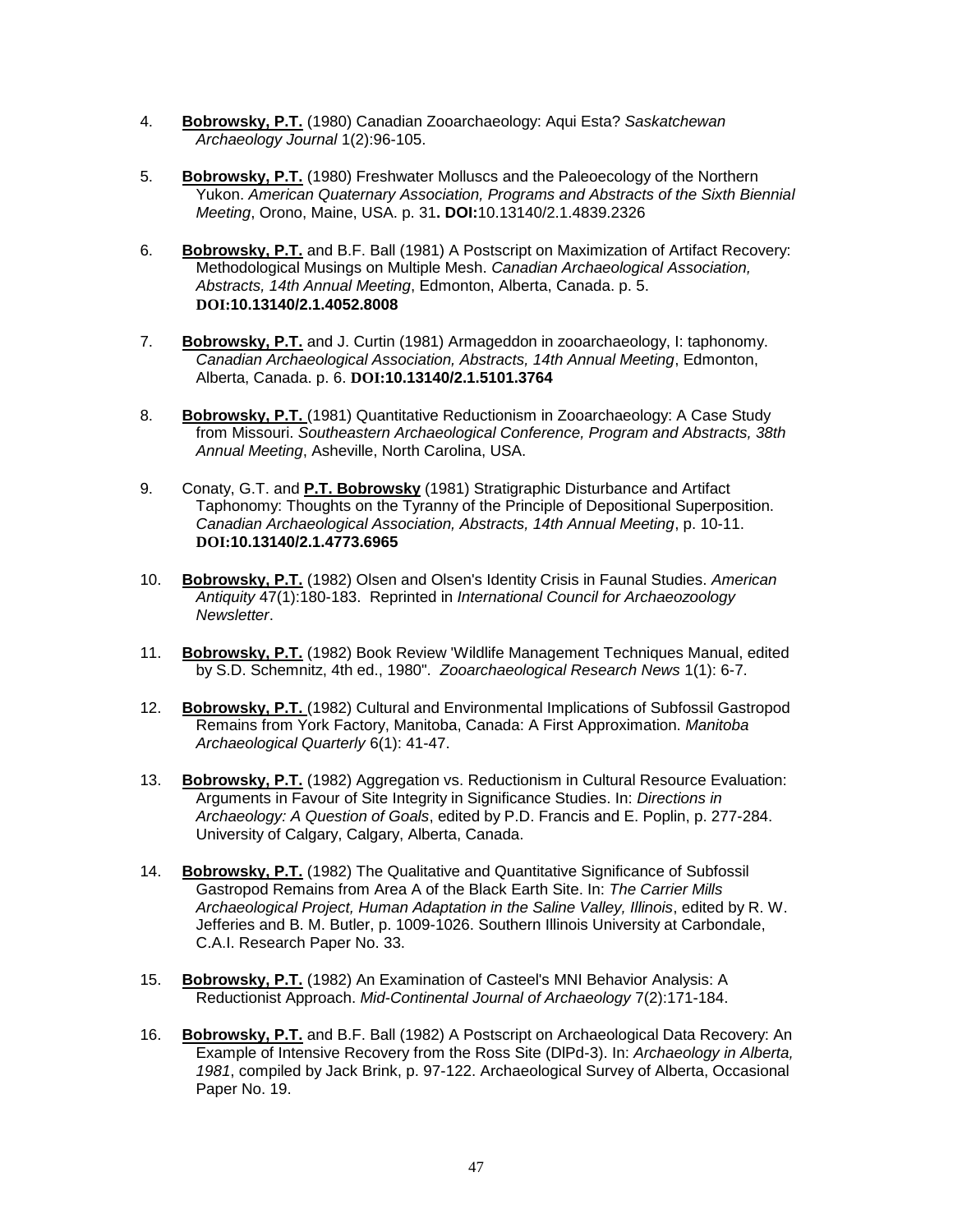4. **Bobrowsky, P.T.** (1980) Canadian Zooarchaeology: Aqui Esta? *Saskatchewan Archaeology Journal* 1(2):96-105.

5. **Bobrowsky, P.T.** (1980) Freshwater Molluscs and the Paleoecology of the Northern Yukon. *American Quaternary Association, Programs and Abstracts of the Sixth Biennial Meeting*, Orono, Maine, USA. p. 31**. DOI:**10.13140/2.1.4839.2326

6. **Bobrowsky, P.T.** and B.F. Ball (1981) A Postscript on Maximization of Artifact Recovery: Methodological Musings on Multiple Mesh. *Canadian Archaeological Association, Abstracts, 14th Annual Meeting*, Edmonton, Alberta, Canada. p. 5. **DOI:10.13140/2.1.4052.8008**

7. **Bobrowsky, P.T.** and J. Curtin (1981) Armageddon in zooarchaeology, I: taphonomy. *Canadian Archaeological Association, Abstracts, 14th Annual Meeting*, Edmonton, Alberta, Canada. p. 6. **DOI:10.13140/2.1.5101.3764**

8. **Bobrowsky, P.T.** (1981) Quantitative Reductionism in Zooarchaeology: A Case Study from Missouri. *Southeastern Archaeological Conference, Program and Abstracts, 38th Annual Meeting*, Asheville, North Carolina, USA.

9. Conaty, G.T. and **P.T. Bobrowsky** (1981) Stratigraphic Disturbance and Artifact Taphonomy: Thoughts on the Tyranny of the Principle of Depositional Superposition. *Canadian Archaeological Association, Abstracts, 14th Annual Meeting*, p. 10-11. **DOI:10.13140/2.1.4773.6965**

10. **Bobrowsky, P.T.** (1982) Olsen and Olsen's Identity Crisis in Faunal Studies. *American Antiquity* 47(1):180-183. Reprinted in *International Council for Archaeozoology Newsletter*.

11. **Bobrowsky, P.T.** (1982) Book Review 'Wildlife Management Techniques Manual, edited by S.D. Schemnitz, 4th ed., 1980". *Zooarchaeological Research News* 1(1): 6-7.

12. **Bobrowsky, P.T.** (1982) Cultural and Environmental Implications of Subfossil Gastropod Remains from York Factory, Manitoba, Canada: A First Approximation. *Manitoba Archaeological Quarterly* 6(1): 41-47.

13. **Bobrowsky, P.T.** (1982) Aggregation vs. Reductionism in Cultural Resource Evaluation: Arguments in Favour of Site Integrity in Significance Studies. In: *Directions in Archaeology: A Question of Goals*, edited by P.D. Francis and E. Poplin, p. 277-284. University of Calgary, Calgary, Alberta, Canada.

14. **Bobrowsky, P.T.** (1982) The Qualitative and Quantitative Significance of Subfossil Gastropod Remains from Area A of the Black Earth Site. In: *The Carrier Mills Archaeological Project, Human Adaptation in the Saline Valley, Illinois*, edited by R. W. Jefferies and B. M. Butler, p. 1009-1026. Southern Illinois University at Carbondale, C.A.I. Research Paper No. 33.

15. **Bobrowsky, P.T.** (1982) An Examination of Casteel's MNI Behavior Analysis: A Reductionist Approach. *Mid-Continental Journal of Archaeology* 7(2):171-184.

16. **Bobrowsky, P.T.** and B.F. Ball (1982) A Postscript on Archaeological Data Recovery: An Example of Intensive Recovery from the Ross Site (DlPd-3). In: *Archaeology in Alberta, 1981*, compiled by Jack Brink, p. 97-122. Archaeological Survey of Alberta, Occasional Paper No. 19.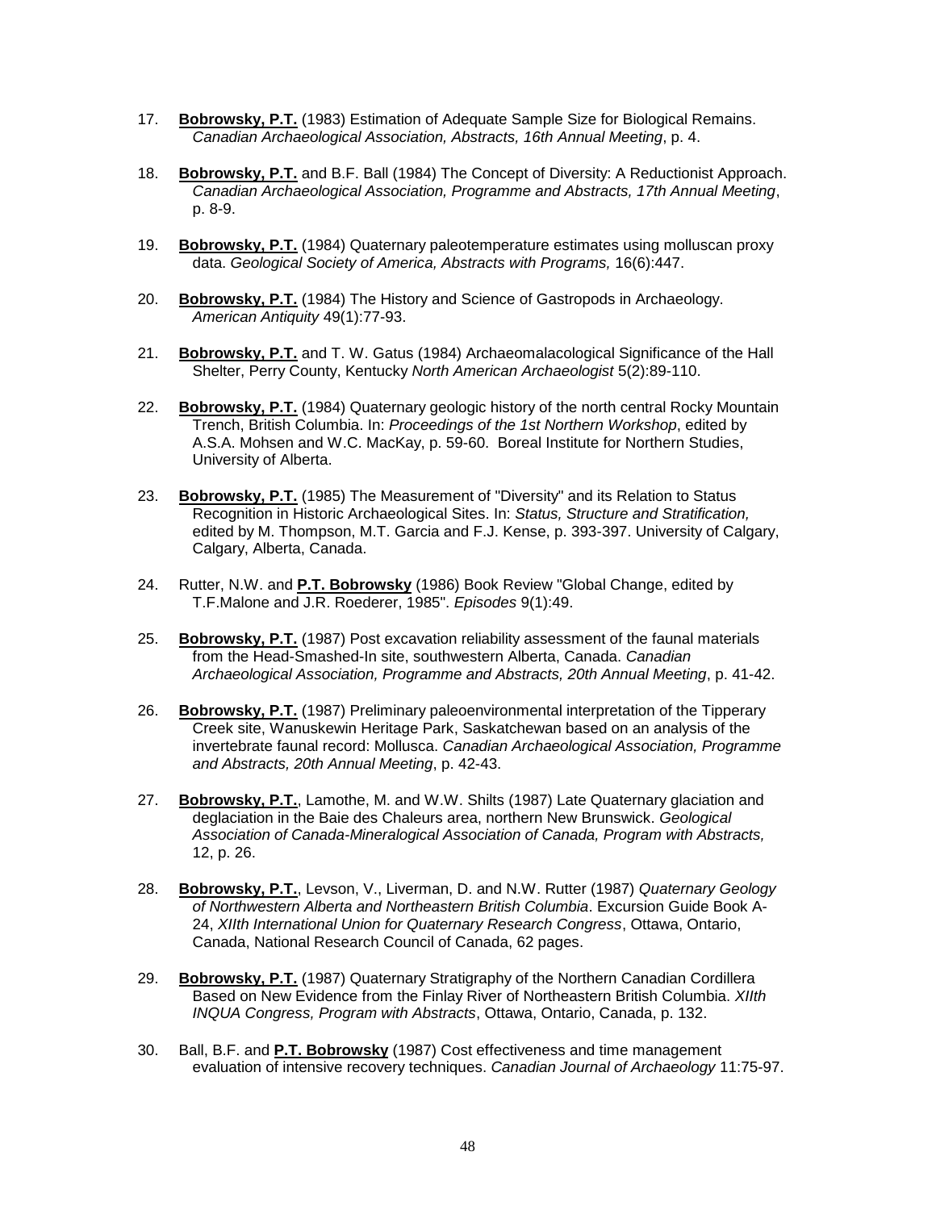17. **Bobrowsky, P.T.** (1983) Estimation of Adequate Sample Size for Biological Remains. *Canadian Archaeological Association, Abstracts, 16th Annual Meeting*, p. 4.

18. **Bobrowsky, P.T.** and B.F. Ball (1984) The Concept of Diversity: A Reductionist Approach. *Canadian Archaeological Association, Programme and Abstracts, 17th Annual Meeting*, p. 8-9.

19. **Bobrowsky, P.T.** (1984) Quaternary paleotemperature estimates using molluscan proxy data. *Geological Society of America, Abstracts with Programs,* 16(6):447.

20. **Bobrowsky, P.T.** (1984) The History and Science of Gastropods in Archaeology. *American Antiquity* 49(1):77-93.

21. **Bobrowsky, P.T.** and T. W. Gatus (1984) Archaeomalacological Significance of the Hall Shelter, Perry County, Kentucky *North American Archaeologist* 5(2):89-110.

22. **Bobrowsky, P.T.** (1984) Quaternary geologic history of the north central Rocky Mountain Trench, British Columbia. In: *Proceedings of the 1st Northern Workshop*, edited by A.S.A. Mohsen and W.C. MacKay, p. 59-60. Boreal Institute for Northern Studies, University of Alberta.

23. **Bobrowsky, P.T.** (1985) The Measurement of "Diversity" and its Relation to Status Recognition in Historic Archaeological Sites. In: *Status, Structure and Stratification,* edited by M. Thompson, M.T. Garcia and F.J. Kense, p. 393-397. University of Calgary, Calgary, Alberta, Canada.

24. Rutter, N.W. and **P.T. Bobrowsky** (1986) Book Review "Global Change, edited by T.F.Malone and J.R. Roederer, 1985". *Episodes* 9(1):49.

25. **Bobrowsky, P.T.** (1987) Post excavation reliability assessment of the faunal materials from the Head-Smashed-In site, southwestern Alberta, Canada. *Canadian Archaeological Association, Programme and Abstracts, 20th Annual Meeting*, p. 41-42.

26. **Bobrowsky, P.T.** (1987) Preliminary paleoenvironmental interpretation of the Tipperary Creek site, Wanuskewin Heritage Park, Saskatchewan based on an analysis of the invertebrate faunal record: Mollusca. *Canadian Archaeological Association, Programme and Abstracts, 20th Annual Meeting*, p. 42-43.

27. **Bobrowsky, P.T.**, Lamothe, M. and W.W. Shilts (1987) Late Quaternary glaciation and deglaciation in the Baie des Chaleurs area, northern New Brunswick. *Geological Association of Canada-Mineralogical Association of Canada, Program with Abstracts,* 12, p. 26.

28. **Bobrowsky, P.T.**, Levson, V., Liverman, D. and N.W. Rutter (1987) *Quaternary Geology of Northwestern Alberta and Northeastern British Columbia*. Excursion Guide Book A-24, *XIIth International Union for Quaternary Research Congress*, Ottawa, Ontario, Canada, National Research Council of Canada, 62 pages.

29. **Bobrowsky, P.T.** (1987) Quaternary Stratigraphy of the Northern Canadian Cordillera Based on New Evidence from the Finlay River of Northeastern British Columbia. *XIIth INQUA Congress, Program with Abstracts*, Ottawa, Ontario, Canada, p. 132.

30. Ball, B.F. and **P.T. Bobrowsky** (1987) Cost effectiveness and time management evaluation of intensive recovery techniques. *Canadian Journal of Archaeology* 11:75-97.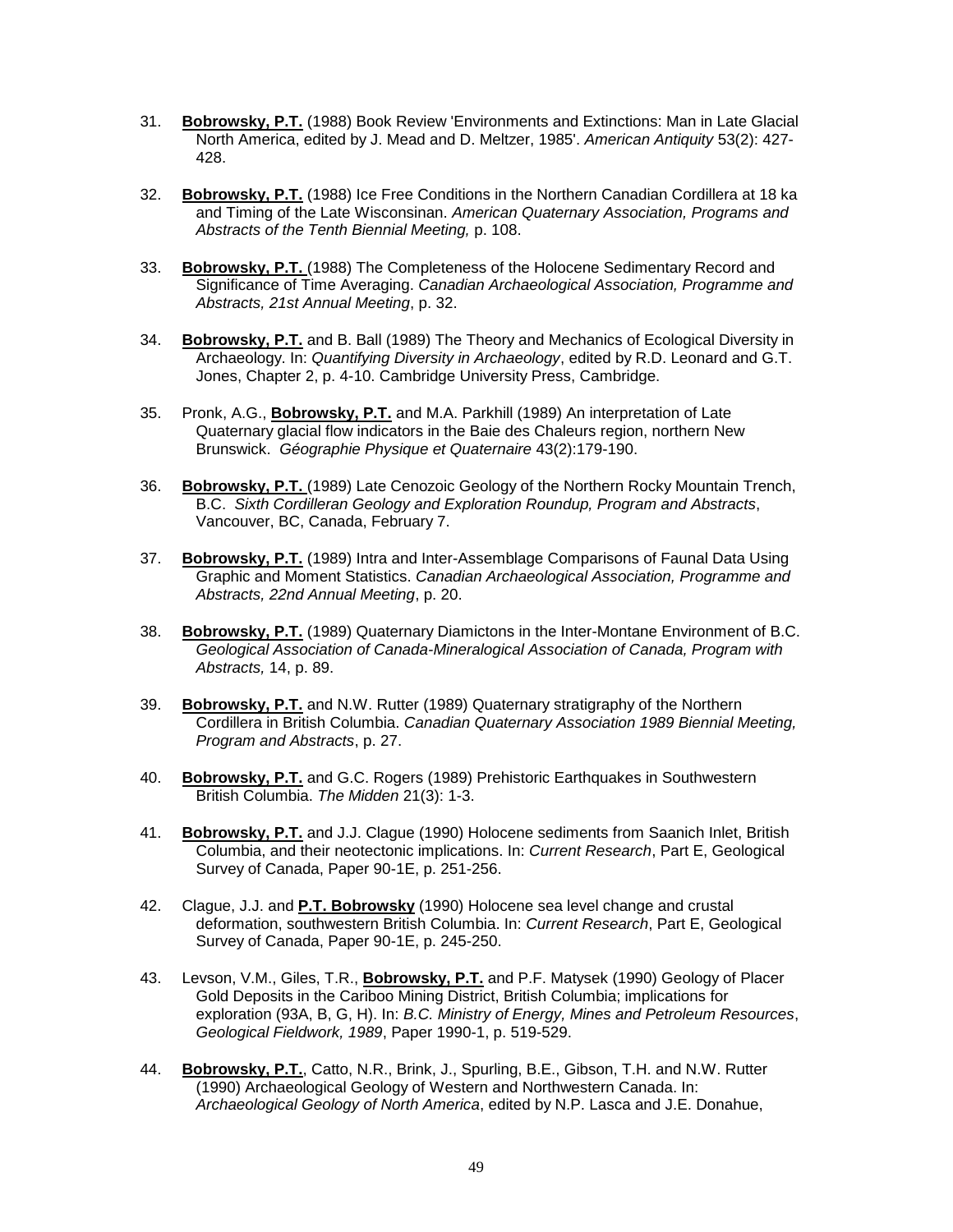31. **Bobrowsky, P.T.** (1988) Book Review 'Environments and Extinctions: Man in Late Glacial North America, edited by J. Mead and D. Meltzer, 1985'. *American Antiquity* 53(2): 427-428.

32. **Bobrowsky, P.T.** (1988) Ice Free Conditions in the Northern Canadian Cordillera at 18 ka and Timing of the Late Wisconsinan. *American Quaternary Association, Programs and Abstracts of the Tenth Biennial Meeting,* p. 108.

33. **Bobrowsky, P.T.** (1988) The Completeness of the Holocene Sedimentary Record and Significance of Time Averaging. *Canadian Archaeological Association, Programme and Abstracts, 21st Annual Meeting*, p. 32.

34. **Bobrowsky, P.T.** and B. Ball (1989) The Theory and Mechanics of Ecological Diversity in Archaeology. In: *Quantifying Diversity in Archaeology*, edited by R.D. Leonard and G.T. Jones, Chapter 2, p. 4-10. Cambridge University Press, Cambridge.

35. Pronk, A.G., **Bobrowsky, P.T.** and M.A. Parkhill (1989) An interpretation of Late Quaternary glacial flow indicators in the Baie des Chaleurs region, northern New Brunswick. *Géographie Physique et Quaternaire* 43(2):179-190.

36. **Bobrowsky, P.T.** (1989) Late Cenozoic Geology of the Northern Rocky Mountain Trench, B.C. *Sixth Cordilleran Geology and Exploration Roundup, Program and Abstracts*, Vancouver, BC, Canada, February 7.

37. **Bobrowsky, P.T.** (1989) Intra and Inter-Assemblage Comparisons of Faunal Data Using Graphic and Moment Statistics. *Canadian Archaeological Association, Programme and Abstracts, 22nd Annual Meeting*, p. 20.

38. **Bobrowsky, P.T.** (1989) Quaternary Diamictons in the Inter-Montane Environment of B.C. *Geological Association of Canada-Mineralogical Association of Canada, Program with Abstracts,* 14, p. 89.

39. **Bobrowsky, P.T.** and N.W. Rutter (1989) Quaternary stratigraphy of the Northern Cordillera in British Columbia. *Canadian Quaternary Association 1989 Biennial Meeting, Program and Abstracts*, p. 27.

40. **Bobrowsky, P.T.** and G.C. Rogers (1989) Prehistoric Earthquakes in Southwestern British Columbia. *The Midden* 21(3): 1-3.

41. **Bobrowsky, P.T.** and J.J. Clague (1990) Holocene sediments from Saanich Inlet, British Columbia, and their neotectonic implications. In: *Current Research*, Part E, Geological Survey of Canada, Paper 90-1E, p. 251-256.

42. Clague, J.J. and **P.T. Bobrowsky** (1990) Holocene sea level change and crustal deformation, southwestern British Columbia. In: *Current Research*, Part E, Geological Survey of Canada, Paper 90-1E, p. 245-250.

43. Levson, V.M., Giles, T.R., **Bobrowsky, P.T.** and P.F. Matysek (1990) Geology of Placer Gold Deposits in the Cariboo Mining District, British Columbia; implications for exploration (93A, B, G, H). In: *B.C. Ministry of Energy, Mines and Petroleum Resources*, *Geological Fieldwork, 1989*, Paper 1990-1, p. 519-529.

44. **Bobrowsky, P.T.**, Catto, N.R., Brink, J., Spurling, B.E., Gibson, T.H. and N.W. Rutter (1990) Archaeological Geology of Western and Northwestern Canada. In: *Archaeological Geology of North America*, edited by N.P. Lasca and J.E. Donahue,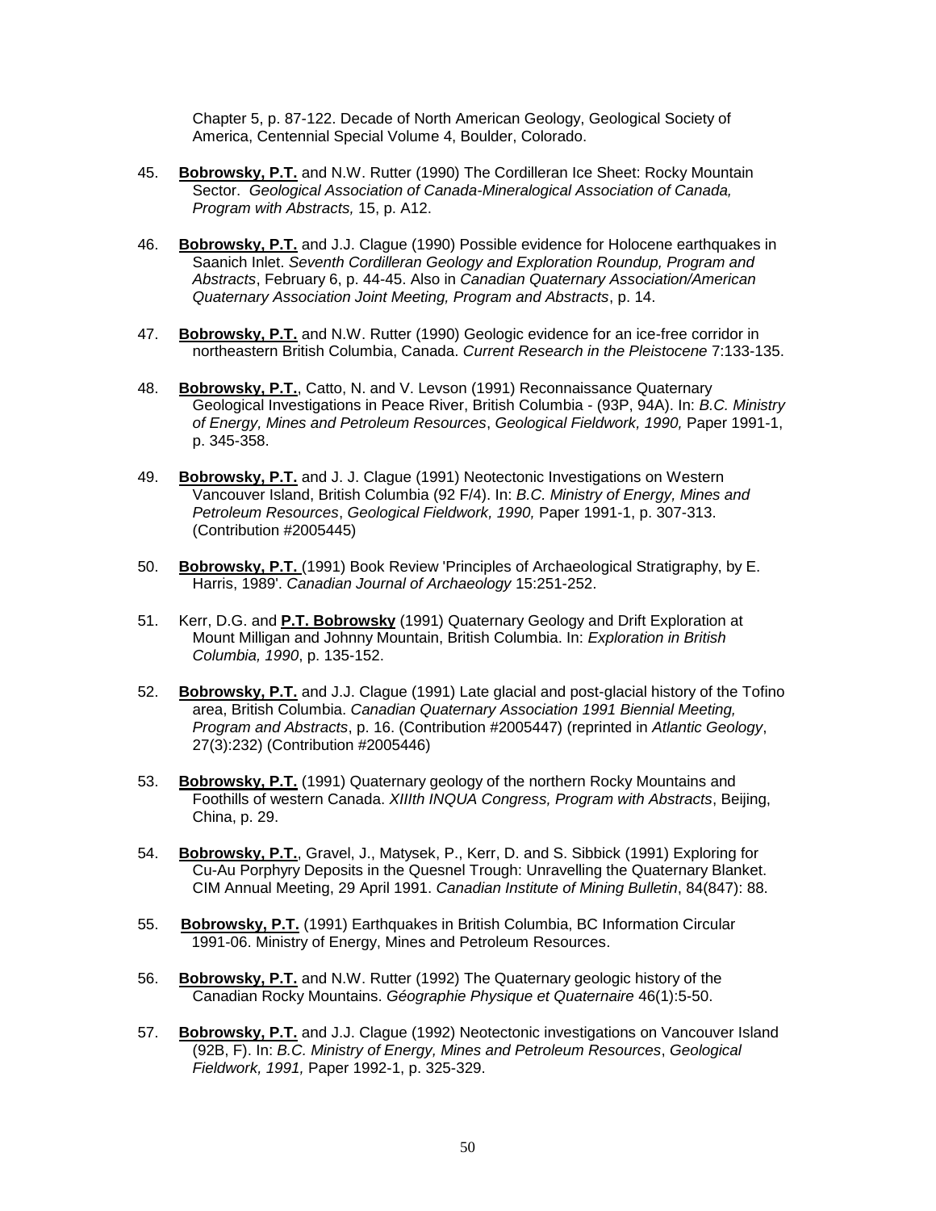Chapter 5, p. 87-122. Decade of North American Geology, Geological Society of America, Centennial Special Volume 4, Boulder, Colorado.

45. **Bobrowsky, P.T.** and N.W. Rutter (1990) The Cordilleran Ice Sheet: Rocky Mountain Sector. *Geological Association of Canada-Mineralogical Association of Canada, Program with Abstracts,* 15, p. A12.

46. **Bobrowsky, P.T.** and J.J. Clague (1990) Possible evidence for Holocene earthquakes in Saanich Inlet. *Seventh Cordilleran Geology and Exploration Roundup, Program and Abstracts*, February 6, p. 44-45. Also in *Canadian Quaternary Association/American Quaternary Association Joint Meeting, Program and Abstracts*, p. 14.

47. **Bobrowsky, P.T.** and N.W. Rutter (1990) Geologic evidence for an ice-free corridor in northeastern British Columbia, Canada. *Current Research in the Pleistocene* 7:133-135.

48. **Bobrowsky, P.T.**, Catto, N. and V. Levson (1991) Reconnaissance Quaternary Geological Investigations in Peace River, British Columbia - (93P, 94A). In: *B.C. Ministry of Energy, Mines and Petroleum Resources*, *Geological Fieldwork, 1990,* Paper 1991-1, p. 345-358.

49. **Bobrowsky, P.T.** and J. J. Clague (1991) Neotectonic Investigations on Western Vancouver Island, British Columbia (92 F/4). In: *B.C. Ministry of Energy, Mines and Petroleum Resources*, *Geological Fieldwork, 1990,* Paper 1991-1, p. 307-313. (Contribution #2005445)

50. **Bobrowsky, P.T.** (1991) Book Review 'Principles of Archaeological Stratigraphy, by E. Harris, 1989'. *Canadian Journal of Archaeology* 15:251-252.

51. Kerr, D.G. and **P.T. Bobrowsky** (1991) Quaternary Geology and Drift Exploration at Mount Milligan and Johnny Mountain, British Columbia. In: *Exploration in British Columbia, 1990*, p. 135-152.

52. **Bobrowsky, P.T.** and J.J. Clague (1991) Late glacial and post-glacial history of the Tofino area, British Columbia. *Canadian Quaternary Association 1991 Biennial Meeting, Program and Abstracts*, p. 16. (Contribution #2005447) (reprinted in *Atlantic Geology*, 27(3):232) (Contribution #2005446)

53. **Bobrowsky, P.T.** (1991) Quaternary geology of the northern Rocky Mountains and Foothills of western Canada. *XIIIth INQUA Congress, Program with Abstracts*, Beijing, China, p. 29.

54. **Bobrowsky, P.T.**, Gravel, J., Matysek, P., Kerr, D. and S. Sibbick (1991) Exploring for Cu-Au Porphyry Deposits in the Quesnel Trough: Unravelling the Quaternary Blanket. CIM Annual Meeting, 29 April 1991. *Canadian Institute of Mining Bulletin*, 84(847): 88.

55. **Bobrowsky, P.T.** (1991) Earthquakes in British Columbia, BC Information Circular 1991-06. Ministry of Energy, Mines and Petroleum Resources.

56. **Bobrowsky, P.T.** and N.W. Rutter (1992) The Quaternary geologic history of the Canadian Rocky Mountains. *Géographie Physique et Quaternaire* 46(1):5-50.

57. **Bobrowsky, P.T.** and J.J. Clague (1992) Neotectonic investigations on Vancouver Island (92B, F). In: *B.C. Ministry of Energy, Mines and Petroleum Resources*, *Geological Fieldwork, 1991,* Paper 1992-1, p. 325-329.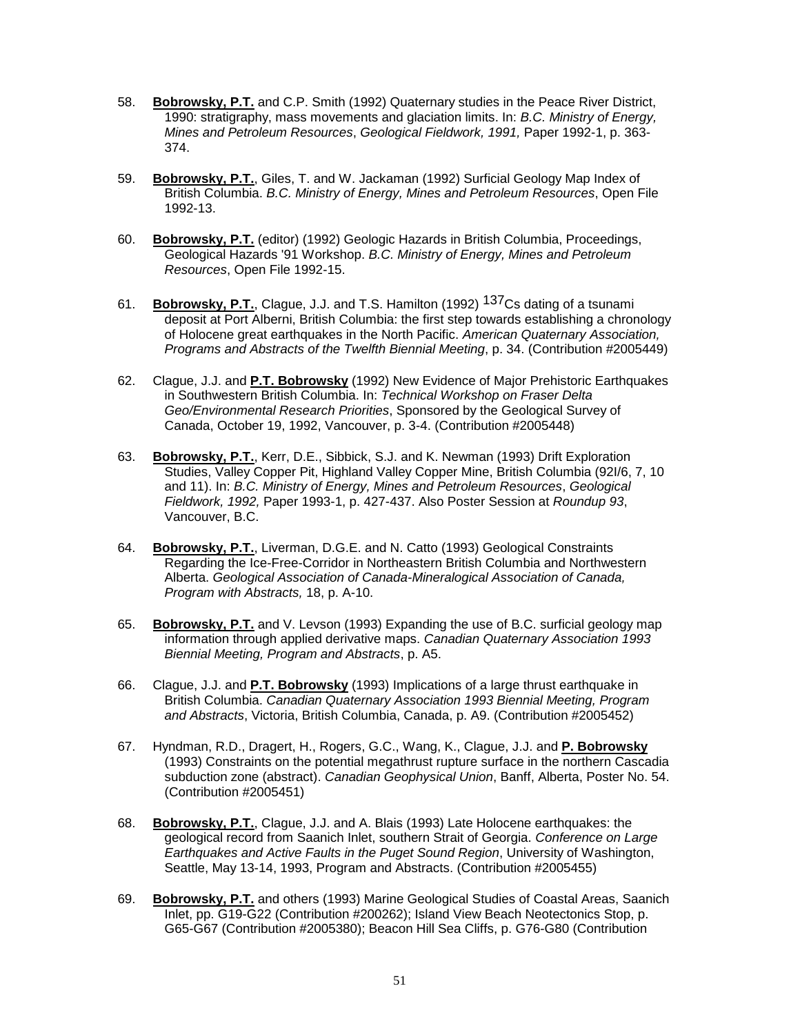58. **Bobrowsky, P.T.** and C.P. Smith (1992) Quaternary studies in the Peace River District, 1990: stratigraphy, mass movements and glaciation limits. In: *B.C. Ministry of Energy, Mines and Petroleum Resources*, *Geological Fieldwork, 1991,* Paper 1992-1, p. 363-374.

59. **Bobrowsky, P.T.**, Giles, T. and W. Jackaman (1992) Surficial Geology Map Index of British Columbia. *B.C. Ministry of Energy, Mines and Petroleum Resources*, Open File 1992-13.

60. **Bobrowsky, P.T.** (editor) (1992) Geologic Hazards in British Columbia, Proceedings, Geological Hazards '91 Workshop. *B.C. Ministry of Energy, Mines and Petroleum Resources*, Open File 1992-15.

61. **Bobrowsky, P.T.**, Clague, J.J. and T.S. Hamilton (1992) $^{137}$Cs dating of a tsunami deposit at Port Alberni, British Columbia: the first step towards establishing a chronology of Holocene great earthquakes in the North Pacific. *American Quaternary Association, Programs and Abstracts of the Twelfth Biennial Meeting*, p. 34. (Contribution #2005449)

62. Clague, J.J. and **P.T. Bobrowsky** (1992) New Evidence of Major Prehistoric Earthquakes in Southwestern British Columbia. In: *Technical Workshop on Fraser Delta Geo/Environmental Research Priorities*, Sponsored by the Geological Survey of Canada, October 19, 1992, Vancouver, p. 3-4. (Contribution #2005448)

63. **Bobrowsky, P.T.**, Kerr, D.E., Sibbick, S.J. and K. Newman (1993) Drift Exploration Studies, Valley Copper Pit, Highland Valley Copper Mine, British Columbia (92I/6, 7, 10 and 11). In: *B.C. Ministry of Energy, Mines and Petroleum Resources*, *Geological Fieldwork, 1992,* Paper 1993-1, p. 427-437. Also Poster Session at *Roundup 93*, Vancouver, B.C.

64. **Bobrowsky, P.T.**, Liverman, D.G.E. and N. Catto (1993) Geological Constraints Regarding the Ice-Free-Corridor in Northeastern British Columbia and Northwestern Alberta. *Geological Association of Canada-Mineralogical Association of Canada, Program with Abstracts,* 18, p. A-10.

65. **Bobrowsky, P.T.** and V. Levson (1993) Expanding the use of B.C. surficial geology map information through applied derivative maps. *Canadian Quaternary Association 1993 Biennial Meeting, Program and Abstracts*, p. A5.

66. Clague, J.J. and **P.T. Bobrowsky** (1993) Implications of a large thrust earthquake in British Columbia. *Canadian Quaternary Association 1993 Biennial Meeting, Program and Abstracts*, Victoria, British Columbia, Canada, p. A9. (Contribution #2005452)

67. Hyndman, R.D., Dragert, H., Rogers, G.C., Wang, K., Clague, J.J. and **P. Bobrowsky** (1993) Constraints on the potential megathrust rupture surface in the northern Cascadia subduction zone (abstract). *Canadian Geophysical Union*, Banff, Alberta, Poster No. 54. (Contribution #2005451)

68. **Bobrowsky, P.T.**, Clague, J.J. and A. Blais (1993) Late Holocene earthquakes: the geological record from Saanich Inlet, southern Strait of Georgia. *Conference on Large Earthquakes and Active Faults in the Puget Sound Region*, University of Washington, Seattle, May 13-14, 1993, Program and Abstracts. (Contribution #2005455)

69. **Bobrowsky, P.T.** and others (1993) Marine Geological Studies of Coastal Areas, Saanich Inlet, pp. G19-G22 (Contribution #200262); Island View Beach Neotectonics Stop, p. G65-G67 (Contribution #2005380); Beacon Hill Sea Cliffs, p. G76-G80 (Contribution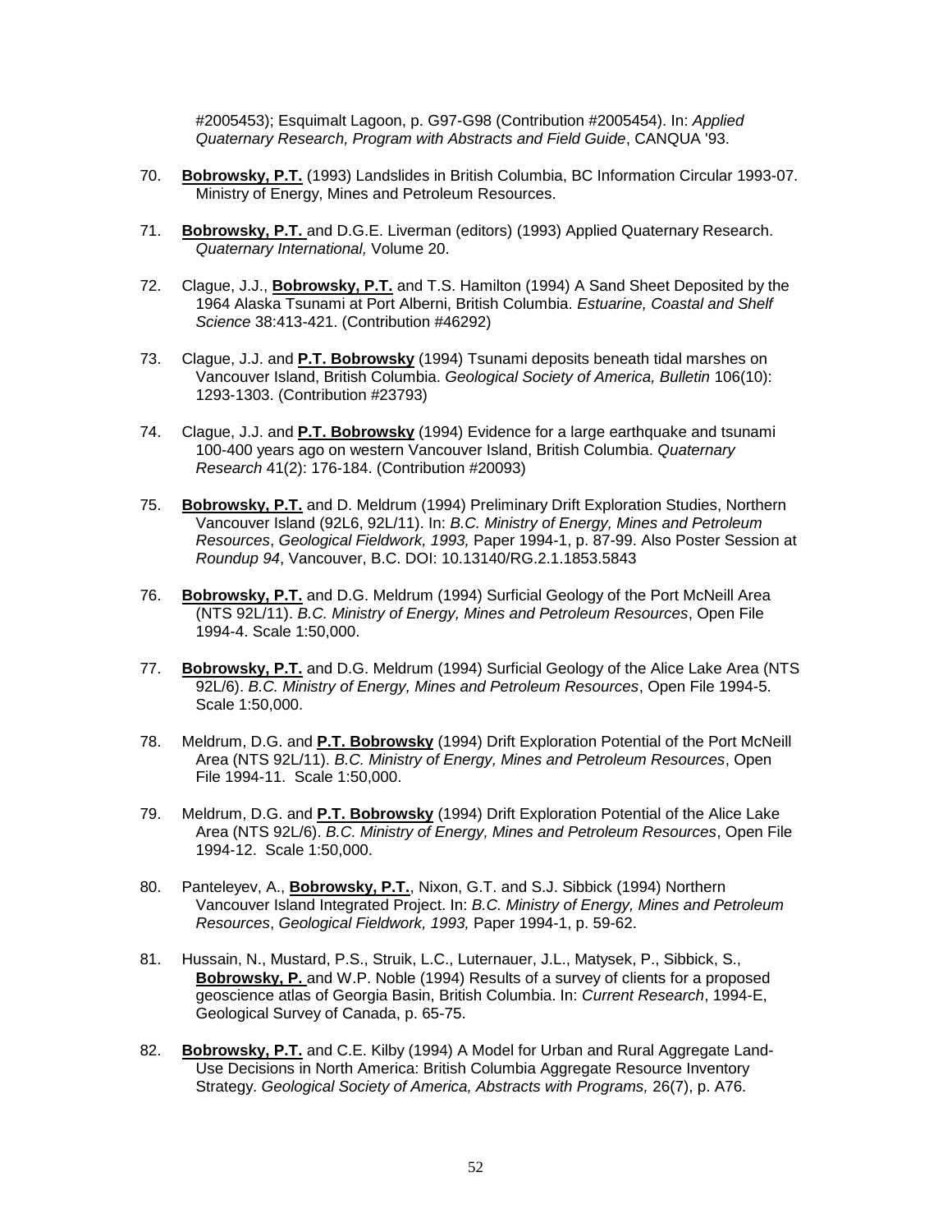#2005453); Esquimalt Lagoon, p. G97-G98 (Contribution #2005454). In: *Applied Quaternary Research, Program with Abstracts and Field Guide*, CANQUA '93.

70. **Bobrowsky, P.T.** (1993) Landslides in British Columbia, BC Information Circular 1993-07. Ministry of Energy, Mines and Petroleum Resources.

71. **Bobrowsky, P.T.** and D.G.E. Liverman (editors) (1993) Applied Quaternary Research. *Quaternary International,* Volume 20.

72. Clague, J.J., **Bobrowsky, P.T.** and T.S. Hamilton (1994) A Sand Sheet Deposited by the 1964 Alaska Tsunami at Port Alberni, British Columbia. *Estuarine, Coastal and Shelf Science* 38:413-421. (Contribution #46292)

73. Clague, J.J. and **P.T. Bobrowsky** (1994) Tsunami deposits beneath tidal marshes on Vancouver Island, British Columbia. *Geological Society of America, Bulletin* 106(10): 1293-1303. (Contribution #23793)

74. Clague, J.J. and **P.T. Bobrowsky** (1994) Evidence for a large earthquake and tsunami 100-400 years ago on western Vancouver Island, British Columbia. *Quaternary Research* 41(2): 176-184. (Contribution #20093)

75. **Bobrowsky, P.T.** and D. Meldrum (1994) Preliminary Drift Exploration Studies, Northern Vancouver Island (92L6, 92L/11). In: *B.C. Ministry of Energy, Mines and Petroleum Resources*, *Geological Fieldwork, 1993,* Paper 1994-1, p. 87-99. Also Poster Session at *Roundup 94*, Vancouver, B.C. DOI: 10.13140/RG.2.1.1853.5843

76. **Bobrowsky, P.T.** and D.G. Meldrum (1994) Surficial Geology of the Port McNeill Area (NTS 92L/11). *B.C. Ministry of Energy, Mines and Petroleum Resources*, Open File 1994-4. Scale 1:50,000.

77. **Bobrowsky, P.T.** and D.G. Meldrum (1994) Surficial Geology of the Alice Lake Area (NTS 92L/6). *B.C. Ministry of Energy, Mines and Petroleum Resources*, Open File 1994-5. Scale 1:50,000.

78. Meldrum, D.G. and **P.T. Bobrowsky** (1994) Drift Exploration Potential of the Port McNeill Area (NTS 92L/11). *B.C. Ministry of Energy, Mines and Petroleum Resources*, Open File 1994-11. Scale 1:50,000.

79. Meldrum, D.G. and **P.T. Bobrowsky** (1994) Drift Exploration Potential of the Alice Lake Area (NTS 92L/6). *B.C. Ministry of Energy, Mines and Petroleum Resources*, Open File 1994-12. Scale 1:50,000.

80. Panteleyev, A., **Bobrowsky, P.T.**, Nixon, G.T. and S.J. Sibbick (1994) Northern Vancouver Island Integrated Project. In: *B.C. Ministry of Energy, Mines and Petroleum Resources*, *Geological Fieldwork, 1993,* Paper 1994-1, p. 59-62.

81. Hussain, N., Mustard, P.S., Struik, L.C., Luternauer, J.L., Matysek, P., Sibbick, S., **Bobrowsky, P.** and W.P. Noble (1994) Results of a survey of clients for a proposed geoscience atlas of Georgia Basin, British Columbia. In: *Current Research*, 1994-E, Geological Survey of Canada, p. 65-75.

82. **Bobrowsky, P.T.** and C.E. Kilby (1994) A Model for Urban and Rural Aggregate Land-Use Decisions in North America: British Columbia Aggregate Resource Inventory Strategy. *Geological Society of America, Abstracts with Programs,* 26(7), p. A76.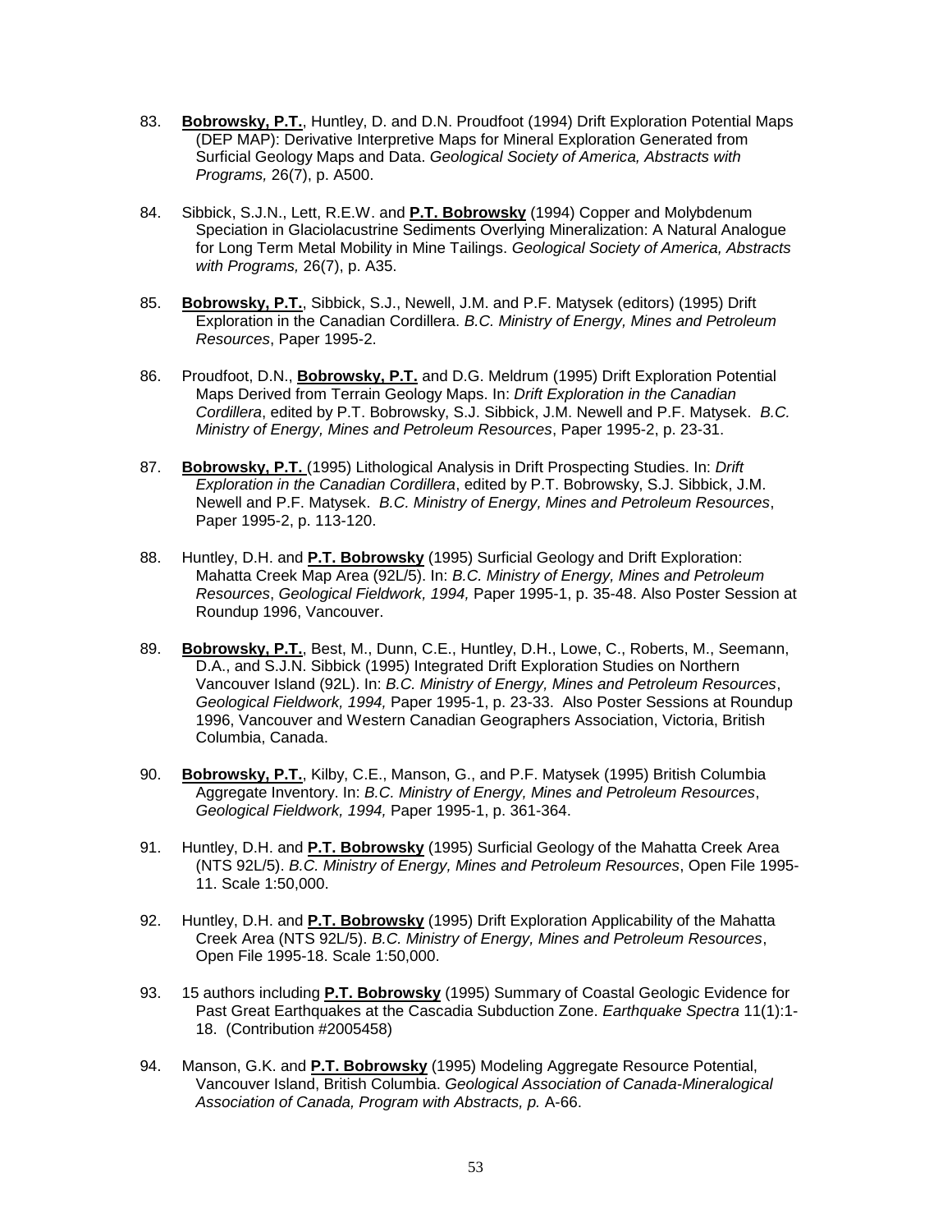83. **Bobrowsky, P.T.**, Huntley, D. and D.N. Proudfoot (1994) Drift Exploration Potential Maps (DEP MAP): Derivative Interpretive Maps for Mineral Exploration Generated from Surficial Geology Maps and Data. *Geological Society of America, Abstracts with Programs,* 26(7), p. A500.

84. Sibbick, S.J.N., Lett, R.E.W. and **P.T. Bobrowsky** (1994) Copper and Molybdenum Speciation in Glaciolacustrine Sediments Overlying Mineralization: A Natural Analogue for Long Term Metal Mobility in Mine Tailings. *Geological Society of America, Abstracts with Programs,* 26(7), p. A35.

85. **Bobrowsky, P.T.**, Sibbick, S.J., Newell, J.M. and P.F. Matysek (editors) (1995) Drift Exploration in the Canadian Cordillera. *B.C. Ministry of Energy, Mines and Petroleum Resources*, Paper 1995-2.

86. Proudfoot, D.N., **Bobrowsky, P.T.** and D.G. Meldrum (1995) Drift Exploration Potential Maps Derived from Terrain Geology Maps. In: *Drift Exploration in the Canadian Cordillera*, edited by P.T. Bobrowsky, S.J. Sibbick, J.M. Newell and P.F. Matysek. *B.C. Ministry of Energy, Mines and Petroleum Resources*, Paper 1995-2, p. 23-31.

87. **Bobrowsky, P.T.** (1995) Lithological Analysis in Drift Prospecting Studies. In: *Drift Exploration in the Canadian Cordillera*, edited by P.T. Bobrowsky, S.J. Sibbick, J.M. Newell and P.F. Matysek. *B.C. Ministry of Energy, Mines and Petroleum Resources*, Paper 1995-2, p. 113-120.

88. Huntley, D.H. and **P.T. Bobrowsky** (1995) Surficial Geology and Drift Exploration: Mahatta Creek Map Area (92L/5). In: *B.C. Ministry of Energy, Mines and Petroleum Resources*, *Geological Fieldwork, 1994,* Paper 1995-1, p. 35-48. Also Poster Session at Roundup 1996, Vancouver.

89. **Bobrowsky, P.T.**, Best, M., Dunn, C.E., Huntley, D.H., Lowe, C., Roberts, M., Seemann, D.A., and S.J.N. Sibbick (1995) Integrated Drift Exploration Studies on Northern Vancouver Island (92L). In: *B.C. Ministry of Energy, Mines and Petroleum Resources*, *Geological Fieldwork, 1994,* Paper 1995-1, p. 23-33. Also Poster Sessions at Roundup 1996, Vancouver and Western Canadian Geographers Association, Victoria, British Columbia, Canada.

90. **Bobrowsky, P.T.**, Kilby, C.E., Manson, G., and P.F. Matysek (1995) British Columbia Aggregate Inventory. In: *B.C. Ministry of Energy, Mines and Petroleum Resources*, *Geological Fieldwork, 1994,* Paper 1995-1, p. 361-364.

91. Huntley, D.H. and **P.T. Bobrowsky** (1995) Surficial Geology of the Mahatta Creek Area (NTS 92L/5). *B.C. Ministry of Energy, Mines and Petroleum Resources*, Open File 1995-11. Scale 1:50,000.

92. Huntley, D.H. and **P.T. Bobrowsky** (1995) Drift Exploration Applicability of the Mahatta Creek Area (NTS 92L/5). *B.C. Ministry of Energy, Mines and Petroleum Resources*, Open File 1995-18. Scale 1:50,000.

93. 15 authors including **P.T. Bobrowsky** (1995) Summary of Coastal Geologic Evidence for Past Great Earthquakes at the Cascadia Subduction Zone. *Earthquake Spectra* 11(1):1-18. (Contribution #2005458)

94. Manson, G.K. and **P.T. Bobrowsky** (1995) Modeling Aggregate Resource Potential, Vancouver Island, British Columbia. *Geological Association of Canada-Mineralogical Association of Canada, Program with Abstracts, p.* A-66.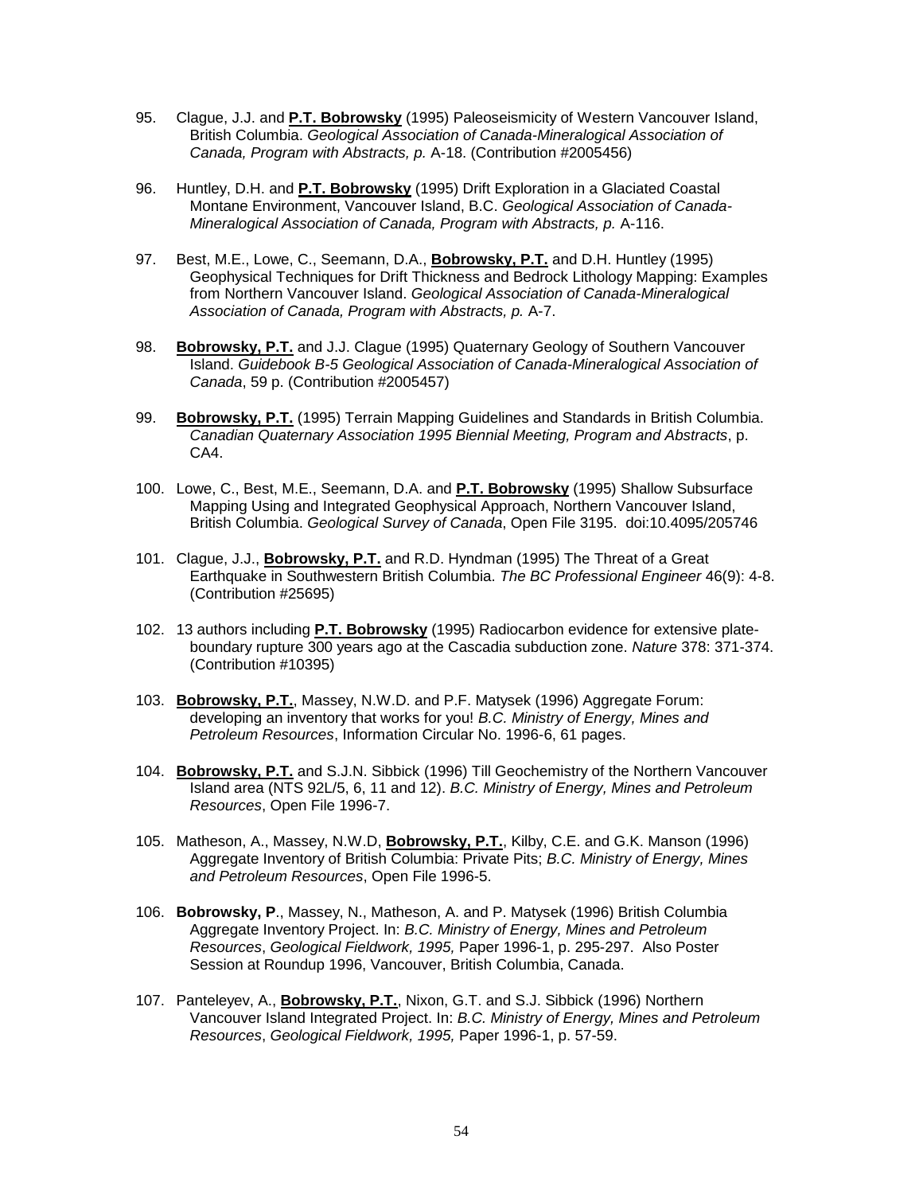95. Clague, J.J. and **P.T. Bobrowsky** (1995) Paleoseismicity of Western Vancouver Island, British Columbia. *Geological Association of Canada-Mineralogical Association of Canada, Program with Abstracts, p.* A-18. (Contribution #2005456)

96. Huntley, D.H. and **P.T. Bobrowsky** (1995) Drift Exploration in a Glaciated Coastal Montane Environment, Vancouver Island, B.C. *Geological Association of Canada-Mineralogical Association of Canada, Program with Abstracts, p.* A-116.

97. Best, M.E., Lowe, C., Seemann, D.A., **Bobrowsky, P.T.** and D.H. Huntley (1995) Geophysical Techniques for Drift Thickness and Bedrock Lithology Mapping: Examples from Northern Vancouver Island. *Geological Association of Canada-Mineralogical Association of Canada, Program with Abstracts, p.* A-7.

98. **Bobrowsky, P.T.** and J.J. Clague (1995) Quaternary Geology of Southern Vancouver Island. *Guidebook B-5 Geological Association of Canada-Mineralogical Association of Canada*, 59 p. (Contribution #2005457)

99. **Bobrowsky, P.T.** (1995) Terrain Mapping Guidelines and Standards in British Columbia. *Canadian Quaternary Association 1995 Biennial Meeting, Program and Abstracts*, p. CA4.

100. Lowe, C., Best, M.E., Seemann, D.A. and **P.T. Bobrowsky** (1995) Shallow Subsurface Mapping Using and Integrated Geophysical Approach, Northern Vancouver Island, British Columbia. *Geological Survey of Canada*, Open File 3195. doi:10.4095/205746

101. Clague, J.J., **Bobrowsky, P.T.** and R.D. Hyndman (1995) The Threat of a Great Earthquake in Southwestern British Columbia. *The BC Professional Engineer* 46(9): 4-8. (Contribution #25695)

102. 13 authors including **P.T. Bobrowsky** (1995) Radiocarbon evidence for extensive plate-boundary rupture 300 years ago at the Cascadia subduction zone. *Nature* 378: 371-374. (Contribution #10395)

103. **Bobrowsky, P.T.**, Massey, N.W.D. and P.F. Matysek (1996) Aggregate Forum: developing an inventory that works for you! *B.C. Ministry of Energy, Mines and Petroleum Resources*, Information Circular No. 1996-6, 61 pages.

104. **Bobrowsky, P.T.** and S.J.N. Sibbick (1996) Till Geochemistry of the Northern Vancouver Island area (NTS 92L/5, 6, 11 and 12). *B.C. Ministry of Energy, Mines and Petroleum Resources*, Open File 1996-7.

105. Matheson, A., Massey, N.W.D, **Bobrowsky, P.T.**, Kilby, C.E. and G.K. Manson (1996) Aggregate Inventory of British Columbia: Private Pits; *B.C. Ministry of Energy, Mines and Petroleum Resources*, Open File 1996-5.

106. **Bobrowsky, P**., Massey, N., Matheson, A. and P. Matysek (1996) British Columbia Aggregate Inventory Project. In: *B.C. Ministry of Energy, Mines and Petroleum Resources*, *Geological Fieldwork, 1995,* Paper 1996-1, p. 295-297. Also Poster Session at Roundup 1996, Vancouver, British Columbia, Canada.

107. Panteleyev, A., **Bobrowsky, P.T.**, Nixon, G.T. and S.J. Sibbick (1996) Northern Vancouver Island Integrated Project. In: *B.C. Ministry of Energy, Mines and Petroleum Resources*, *Geological Fieldwork, 1995,* Paper 1996-1, p. 57-59.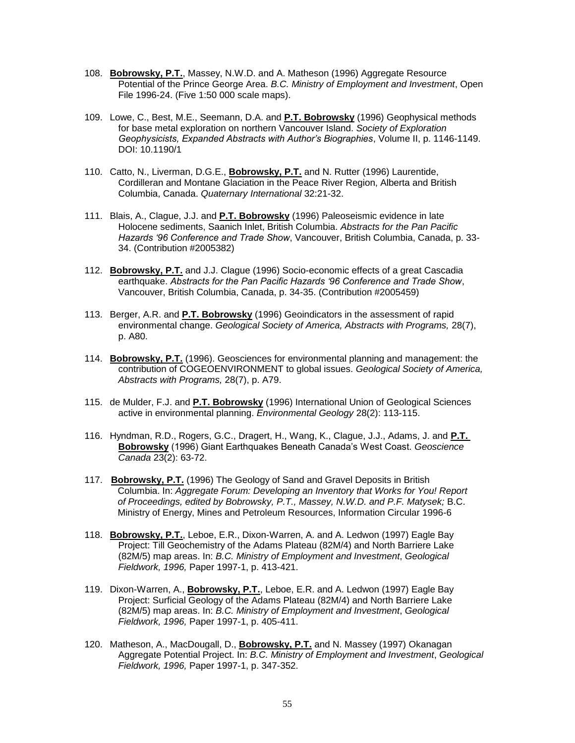108. **Bobrowsky, P.T.**, Massey, N.W.D. and A. Matheson (1996) Aggregate Resource Potential of the Prince George Area. *B.C. Ministry of Employment and Investment*, Open File 1996-24. (Five 1:50 000 scale maps).

109. Lowe, C., Best, M.E., Seemann, D.A. and **P.T. Bobrowsky** (1996) Geophysical methods for base metal exploration on northern Vancouver Island. *Society of Exploration Geophysicists, Expanded Abstracts with Author's Biographies*, Volume II, p. 1146-1149. DOI: 10.1190/1

110. Catto, N., Liverman, D.G.E., **Bobrowsky, P.T.** and N. Rutter (1996) Laurentide, Cordilleran and Montane Glaciation in the Peace River Region, Alberta and British Columbia, Canada. *Quaternary International* 32:21-32.

111. Blais, A., Clague, J.J. and **P.T. Bobrowsky** (1996) Paleoseismic evidence in late Holocene sediments, Saanich Inlet, British Columbia. *Abstracts for the Pan Pacific Hazards '96 Conference and Trade Show*, Vancouver, British Columbia, Canada, p. 33-34. (Contribution #2005382)

112. **Bobrowsky, P.T.** and J.J. Clague (1996) Socio-economic effects of a great Cascadia earthquake. *Abstracts for the Pan Pacific Hazards '96 Conference and Trade Show*, Vancouver, British Columbia, Canada, p. 34-35. (Contribution #2005459)

113. Berger, A.R. and **P.T. Bobrowsky** (1996) Geoindicators in the assessment of rapid environmental change. *Geological Society of America, Abstracts with Programs,* 28(7), p. A80.

114. **Bobrowsky, P.T.** (1996). Geosciences for environmental planning and management: the contribution of COGEOENVIRONMENT to global issues. *Geological Society of America, Abstracts with Programs,* 28(7), p. A79.

115. de Mulder, F.J. and **P.T. Bobrowsky** (1996) International Union of Geological Sciences active in environmental planning. *Environmental Geology* 28(2): 113-115.

116. Hyndman, R.D., Rogers, G.C., Dragert, H., Wang, K., Clague, J.J., Adams, J. and **P.T. Bobrowsky** (1996) Giant Earthquakes Beneath Canada's West Coast. *Geoscience Canada* 23(2): 63-72.

117. **Bobrowsky, P.T.** (1996) The Geology of Sand and Gravel Deposits in British Columbia. In: *Aggregate Forum: Developing an Inventory that Works for You! Report of Proceedings, edited by Bobrowsky, P.T., Massey, N.W.D. and P.F. Matysek;* B.C. Ministry of Energy, Mines and Petroleum Resources, Information Circular 1996-6

118. **Bobrowsky, P.T.**, Leboe, E.R., Dixon-Warren, A. and A. Ledwon (1997) Eagle Bay Project: Till Geochemistry of the Adams Plateau (82M/4) and North Barriere Lake (82M/5) map areas. In: *B.C. Ministry of Employment and Investment*, *Geological Fieldwork, 1996,* Paper 1997-1, p. 413-421.

119. Dixon-Warren, A., **Bobrowsky, P.T.**, Leboe, E.R. and A. Ledwon (1997) Eagle Bay Project: Surficial Geology of the Adams Plateau (82M/4) and North Barriere Lake (82M/5) map areas. In: *B.C. Ministry of Employment and Investment*, *Geological Fieldwork, 1996,* Paper 1997-1, p. 405-411.

120. Matheson, A., MacDougall, D., **Bobrowsky, P.T.** and N. Massey (1997) Okanagan Aggregate Potential Project. In: *B.C. Ministry of Employment and Investment*, *Geological Fieldwork, 1996,* Paper 1997-1, p. 347-352.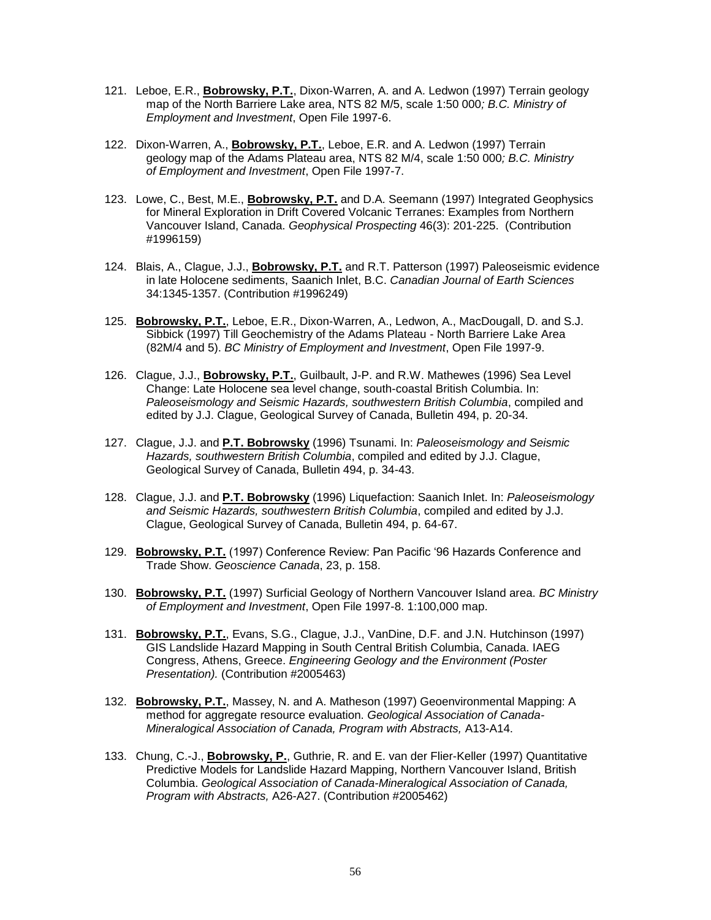121. Leboe, E.R., **Bobrowsky, P.T.**, Dixon-Warren, A. and A. Ledwon (1997) Terrain geology map of the North Barriere Lake area, NTS 82 M/5, scale 1:50 000*; B.C. Ministry of Employment and Investment*, Open File 1997-6.

122. Dixon-Warren, A., **Bobrowsky, P.T.**, Leboe, E.R. and A. Ledwon (1997) Terrain geology map of the Adams Plateau area, NTS 82 M/4, scale 1:50 000*; B.C. Ministry of Employment and Investment*, Open File 1997-7.

123. Lowe, C., Best, M.E., **Bobrowsky, P.T.** and D.A. Seemann (1997) Integrated Geophysics for Mineral Exploration in Drift Covered Volcanic Terranes: Examples from Northern Vancouver Island, Canada. *Geophysical Prospecting* 46(3): 201-225. (Contribution #1996159)

124. Blais, A., Clague, J.J., **Bobrowsky, P.T.** and R.T. Patterson (1997) Paleoseismic evidence in late Holocene sediments, Saanich Inlet, B.C. *Canadian Journal of Earth Sciences* 34:1345-1357. (Contribution #1996249)

125. **Bobrowsky, P.T.**, Leboe, E.R., Dixon-Warren, A., Ledwon, A., MacDougall, D. and S.J. Sibbick (1997) Till Geochemistry of the Adams Plateau - North Barriere Lake Area (82M/4 and 5). *BC Ministry of Employment and Investment*, Open File 1997-9.

126. Clague, J.J., **Bobrowsky, P.T.**, Guilbault, J-P. and R.W. Mathewes (1996) Sea Level Change: Late Holocene sea level change, south-coastal British Columbia. In: *Paleoseismology and Seismic Hazards, southwestern British Columbia*, compiled and edited by J.J. Clague, Geological Survey of Canada, Bulletin 494, p. 20-34.

127. Clague, J.J. and **P.T. Bobrowsky** (1996) Tsunami. In: *Paleoseismology and Seismic Hazards, southwestern British Columbia*, compiled and edited by J.J. Clague, Geological Survey of Canada, Bulletin 494, p. 34-43.

128. Clague, J.J. and **P.T. Bobrowsky** (1996) Liquefaction: Saanich Inlet. In: *Paleoseismology and Seismic Hazards, southwestern British Columbia*, compiled and edited by J.J. Clague, Geological Survey of Canada, Bulletin 494, p. 64-67.

129. **Bobrowsky, P.T.** (1997) Conference Review: Pan Pacific '96 Hazards Conference and Trade Show. *Geoscience Canada*, 23, p. 158.

130. **Bobrowsky, P.T.** (1997) Surficial Geology of Northern Vancouver Island area. *BC Ministry of Employment and Investment*, Open File 1997-8. 1:100,000 map.

131. **Bobrowsky, P.T.**, Evans, S.G., Clague, J.J., VanDine, D.F. and J.N. Hutchinson (1997) GIS Landslide Hazard Mapping in South Central British Columbia, Canada. IAEG Congress, Athens, Greece. *Engineering Geology and the Environment (Poster Presentation).* (Contribution #2005463)

132. **Bobrowsky, P.T.**, Massey, N. and A. Matheson (1997) Geoenvironmental Mapping: A method for aggregate resource evaluation. *Geological Association of Canada-Mineralogical Association of Canada, Program with Abstracts,* A13-A14.

133. Chung, C.-J., **Bobrowsky, P.**, Guthrie, R. and E. van der Flier-Keller (1997) Quantitative Predictive Models for Landslide Hazard Mapping, Northern Vancouver Island, British Columbia. *Geological Association of Canada-Mineralogical Association of Canada, Program with Abstracts,* A26-A27. (Contribution #2005462)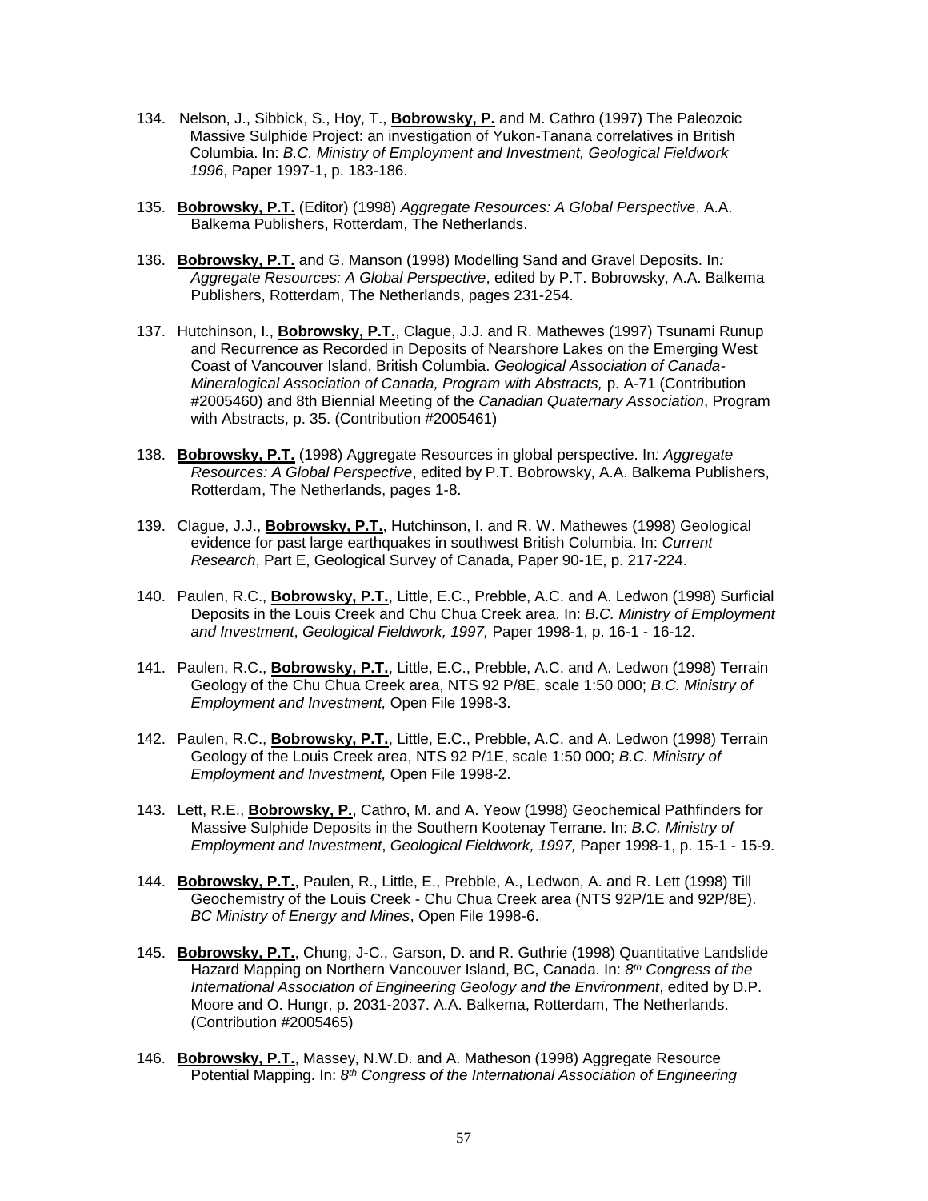134. Nelson, J., Sibbick, S., Hoy, T., **Bobrowsky, P.** and M. Cathro (1997) The Paleozoic Massive Sulphide Project: an investigation of Yukon-Tanana correlatives in British Columbia. In: *B.C. Ministry of Employment and Investment, Geological Fieldwork 1996*, Paper 1997-1, p. 183-186.

135. **Bobrowsky, P.T.** (Editor) (1998) *Aggregate Resources: A Global Perspective*. A.A. Balkema Publishers, Rotterdam, The Netherlands.

136. **Bobrowsky, P.T.** and G. Manson (1998) Modelling Sand and Gravel Deposits. In*: Aggregate Resources: A Global Perspective*, edited by P.T. Bobrowsky, A.A. Balkema Publishers, Rotterdam, The Netherlands, pages 231-254.

137. Hutchinson, I., **Bobrowsky, P.T.**, Clague, J.J. and R. Mathewes (1997) Tsunami Runup and Recurrence as Recorded in Deposits of Nearshore Lakes on the Emerging West Coast of Vancouver Island, British Columbia. *Geological Association of Canada-Mineralogical Association of Canada, Program with Abstracts,* p. A-71 (Contribution #2005460) and 8th Biennial Meeting of the *Canadian Quaternary Association*, Program with Abstracts, p. 35. (Contribution #2005461)

138. **Bobrowsky, P.T.** (1998) Aggregate Resources in global perspective. In*: Aggregate Resources: A Global Perspective*, edited by P.T. Bobrowsky, A.A. Balkema Publishers, Rotterdam, The Netherlands, pages 1-8.

139. Clague, J.J., **Bobrowsky, P.T.**, Hutchinson, I. and R. W. Mathewes (1998) Geological evidence for past large earthquakes in southwest British Columbia. In: *Current Research*, Part E, Geological Survey of Canada, Paper 90-1E, p. 217-224.

140. Paulen, R.C., **Bobrowsky, P.T.**, Little, E.C., Prebble, A.C. and A. Ledwon (1998) Surficial Deposits in the Louis Creek and Chu Chua Creek area. In: *B.C. Ministry of Employment and Investment*, *Geological Fieldwork, 1997,* Paper 1998-1, p. 16-1 - 16-12.

141. Paulen, R.C., **Bobrowsky, P.T.**, Little, E.C., Prebble, A.C. and A. Ledwon (1998) Terrain Geology of the Chu Chua Creek area, NTS 92 P/8E, scale 1:50 000; *B.C. Ministry of Employment and Investment,* Open File 1998-3.

142. Paulen, R.C., **Bobrowsky, P.T.**, Little, E.C., Prebble, A.C. and A. Ledwon (1998) Terrain Geology of the Louis Creek area, NTS 92 P/1E, scale 1:50 000; *B.C. Ministry of Employment and Investment,* Open File 1998-2.

143. Lett, R.E., **Bobrowsky, P.**, Cathro, M. and A. Yeow (1998) Geochemical Pathfinders for Massive Sulphide Deposits in the Southern Kootenay Terrane. In: *B.C. Ministry of Employment and Investment*, *Geological Fieldwork, 1997,* Paper 1998-1, p. 15-1 - 15-9.

144. **Bobrowsky, P.T.**, Paulen, R., Little, E., Prebble, A., Ledwon, A. and R. Lett (1998) Till Geochemistry of the Louis Creek - Chu Chua Creek area (NTS 92P/1E and 92P/8E). *BC Ministry of Energy and Mines*, Open File 1998-6.

145. **Bobrowsky, P.T.**, Chung, J-C., Garson, D. and R. Guthrie (1998) Quantitative Landslide Hazard Mapping on Northern Vancouver Island, BC, Canada. In: *8th Congress of the International Association of Engineering Geology and the Environment*, edited by D.P. Moore and O. Hungr, p. 2031-2037. A.A. Balkema, Rotterdam, The Netherlands. (Contribution #2005465)

146. **Bobrowsky, P.T.**, Massey, N.W.D. and A. Matheson (1998) Aggregate Resource Potential Mapping. In: *8th Congress of the International Association of Engineering*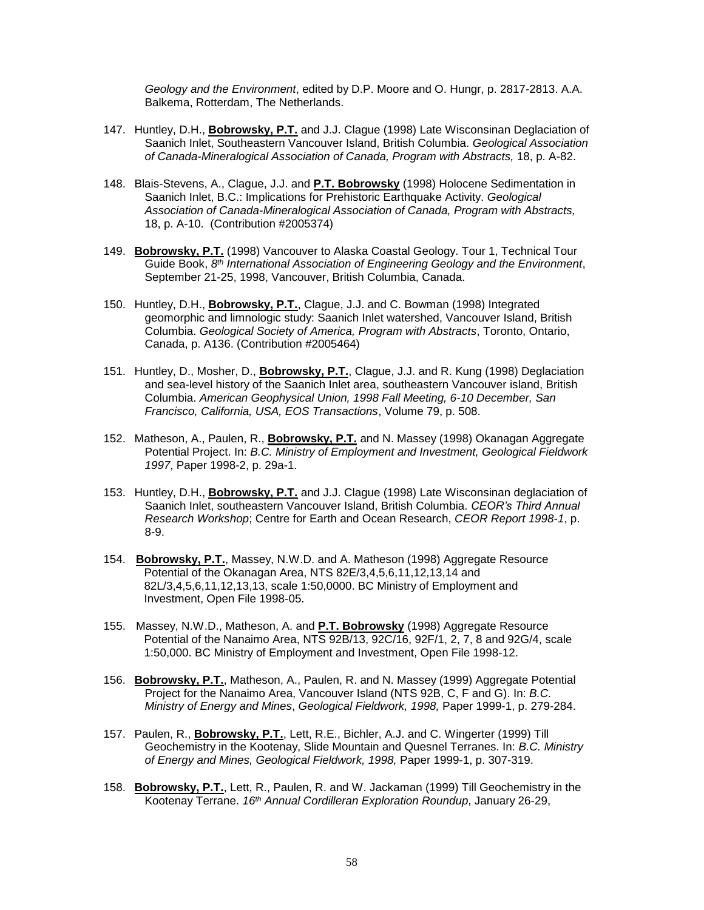*Geology and the Environment*, edited by D.P. Moore and O. Hungr, p. 2817-2813. A.A. Balkema, Rotterdam, The Netherlands.

147. Huntley, D.H., **Bobrowsky, P.T.** and J.J. Clague (1998) Late Wisconsinan Deglaciation of Saanich Inlet, Southeastern Vancouver Island, British Columbia. *Geological Association of Canada-Mineralogical Association of Canada, Program with Abstracts,* 18, p. A-82.

148. Blais-Stevens, A., Clague, J.J. and **P.T. Bobrowsky** (1998) Holocene Sedimentation in Saanich Inlet, B.C.: Implications for Prehistoric Earthquake Activity. *Geological Association of Canada-Mineralogical Association of Canada, Program with Abstracts,* 18, p. A-10. (Contribution #2005374)

149. **Bobrowsky, P.T.** (1998) Vancouver to Alaska Coastal Geology. Tour 1, Technical Tour Guide Book, *8th International Association of Engineering Geology and the Environment*, September 21-25, 1998, Vancouver, British Columbia, Canada.

150. Huntley, D.H., **Bobrowsky, P.T.**, Clague, J.J. and C. Bowman (1998) Integrated geomorphic and limnologic study: Saanich Inlet watershed, Vancouver Island, British Columbia. *Geological Society of America, Program with Abstracts*, Toronto, Ontario, Canada, p. A136. (Contribution #2005464)

151. Huntley, D., Mosher, D., **Bobrowsky, P.T.**, Clague, J.J. and R. Kung (1998) Deglaciation and sea-level history of the Saanich Inlet area, southeastern Vancouver island, British Columbia. *American Geophysical Union, 1998 Fall Meeting, 6-10 December, San Francisco, California, USA, EOS Transactions*, Volume 79, p. 508.

152. Matheson, A., Paulen, R., **Bobrowsky, P.T.** and N. Massey (1998) Okanagan Aggregate Potential Project. In: *B.C. Ministry of Employment and Investment, Geological Fieldwork 1997*, Paper 1998-2, p. 29a-1.

153. Huntley, D.H., **Bobrowsky, P.T.** and J.J. Clague (1998) Late Wisconsinan deglaciation of Saanich Inlet, southeastern Vancouver Island, British Columbia. *CEOR's Third Annual Research Workshop*; Centre for Earth and Ocean Research, *CEOR Report 1998-1*, p. 8-9.

154. **Bobrowsky, P.T.**, Massey, N.W.D. and A. Matheson (1998) Aggregate Resource Potential of the Okanagan Area, NTS 82E/3,4,5,6,11,12,13,14 and 82L/3,4,5,6,11,12,13,13, scale 1:50,0000. BC Ministry of Employment and Investment, Open File 1998-05.

155. Massey, N.W.D., Matheson, A. and **P.T. Bobrowsky** (1998) Aggregate Resource Potential of the Nanaimo Area, NTS 92B/13, 92C/16, 92F/1, 2, 7, 8 and 92G/4, scale 1:50,000. BC Ministry of Employment and Investment, Open File 1998-12.

156. **Bobrowsky, P.T.**, Matheson, A., Paulen, R. and N. Massey (1999) Aggregate Potential Project for the Nanaimo Area, Vancouver Island (NTS 92B, C, F and G). In: *B.C. Ministry of Energy and Mines*, *Geological Fieldwork, 1998,* Paper 1999-1, p. 279-284.

157. Paulen, R., **Bobrowsky, P.T.**, Lett, R.E., Bichler, A.J. and C. Wingerter (1999) Till Geochemistry in the Kootenay, Slide Mountain and Quesnel Terranes. In: *B.C. Ministry of Energy and Mines, Geological Fieldwork, 1998,* Paper 1999-1, p. 307-319.

158. **Bobrowsky, P.T.**, Lett, R., Paulen, R. and W. Jackaman (1999) Till Geochemistry in the Kootenay Terrane. *16th Annual Cordilleran Exploration Roundup*, January 26-29,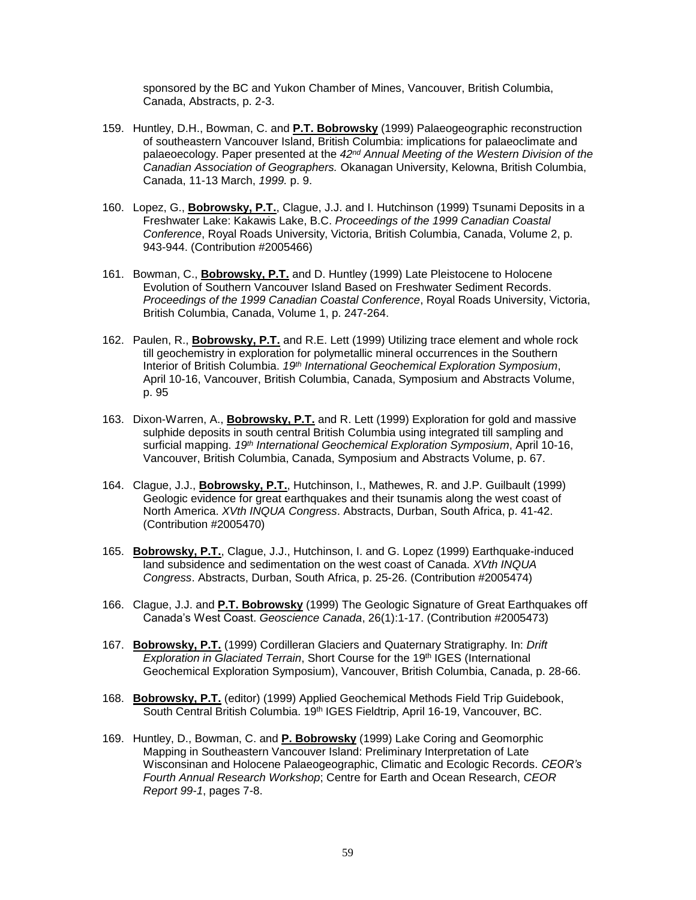sponsored by the BC and Yukon Chamber of Mines, Vancouver, British Columbia, Canada, Abstracts, p. 2-3.

159. Huntley, D.H., Bowman, C. and **P.T. Bobrowsky** (1999) Palaeogeographic reconstruction of southeastern Vancouver Island, British Columbia: implications for palaeoclimate and palaeoecology. Paper presented at the *42nd Annual Meeting of the Western Division of the Canadian Association of Geographers.* Okanagan University, Kelowna, British Columbia, Canada, 11-13 March, *1999.* p. 9.

160. Lopez, G., **Bobrowsky, P.T.**, Clague, J.J. and I. Hutchinson (1999) Tsunami Deposits in a Freshwater Lake: Kakawis Lake, B.C. *Proceedings of the 1999 Canadian Coastal Conference*, Royal Roads University, Victoria, British Columbia, Canada, Volume 2, p. 943-944. (Contribution #2005466)

161. Bowman, C., **Bobrowsky, P.T.** and D. Huntley (1999) Late Pleistocene to Holocene Evolution of Southern Vancouver Island Based on Freshwater Sediment Records. *Proceedings of the 1999 Canadian Coastal Conference*, Royal Roads University, Victoria, British Columbia, Canada, Volume 1, p. 247-264.

162. Paulen, R., **Bobrowsky, P.T.** and R.E. Lett (1999) Utilizing trace element and whole rock till geochemistry in exploration for polymetallic mineral occurrences in the Southern Interior of British Columbia. *19th International Geochemical Exploration Symposium*, April 10-16, Vancouver, British Columbia, Canada, Symposium and Abstracts Volume, p. 95

163. Dixon-Warren, A., **Bobrowsky, P.T.** and R. Lett (1999) Exploration for gold and massive sulphide deposits in south central British Columbia using integrated till sampling and surficial mapping. *19th International Geochemical Exploration Symposium*, April 10-16, Vancouver, British Columbia, Canada, Symposium and Abstracts Volume, p. 67.

164. Clague, J.J., **Bobrowsky, P.T.**, Hutchinson, I., Mathewes, R. and J.P. Guilbault (1999) Geologic evidence for great earthquakes and their tsunamis along the west coast of North America. *XVth INQUA Congress*. Abstracts, Durban, South Africa, p. 41-42. (Contribution #2005470)

165. **Bobrowsky, P.T.**, Clague, J.J., Hutchinson, I. and G. Lopez (1999) Earthquake-induced land subsidence and sedimentation on the west coast of Canada. *XVth INQUA Congress*. Abstracts, Durban, South Africa, p. 25-26. (Contribution #2005474)

166. Clague, J.J. and **P.T. Bobrowsky** (1999) The Geologic Signature of Great Earthquakes off Canada's West Coast. *Geoscience Canada*, 26(1):1-17. (Contribution #2005473)

167. **Bobrowsky, P.T.** (1999) Cordilleran Glaciers and Quaternary Stratigraphy. In: *Drift Exploration in Glaciated Terrain*, Short Course for the 19th IGES (International Geochemical Exploration Symposium), Vancouver, British Columbia, Canada, p. 28-66.

168. **Bobrowsky, P.T.** (editor) (1999) Applied Geochemical Methods Field Trip Guidebook, South Central British Columbia. 19th IGES Fieldtrip, April 16-19, Vancouver, BC.

169. Huntley, D., Bowman, C. and **P. Bobrowsky** (1999) Lake Coring and Geomorphic Mapping in Southeastern Vancouver Island: Preliminary Interpretation of Late Wisconsinan and Holocene Palaeogeographic, Climatic and Ecologic Records. *CEOR's Fourth Annual Research Workshop*; Centre for Earth and Ocean Research, *CEOR Report 99-1*, pages 7-8.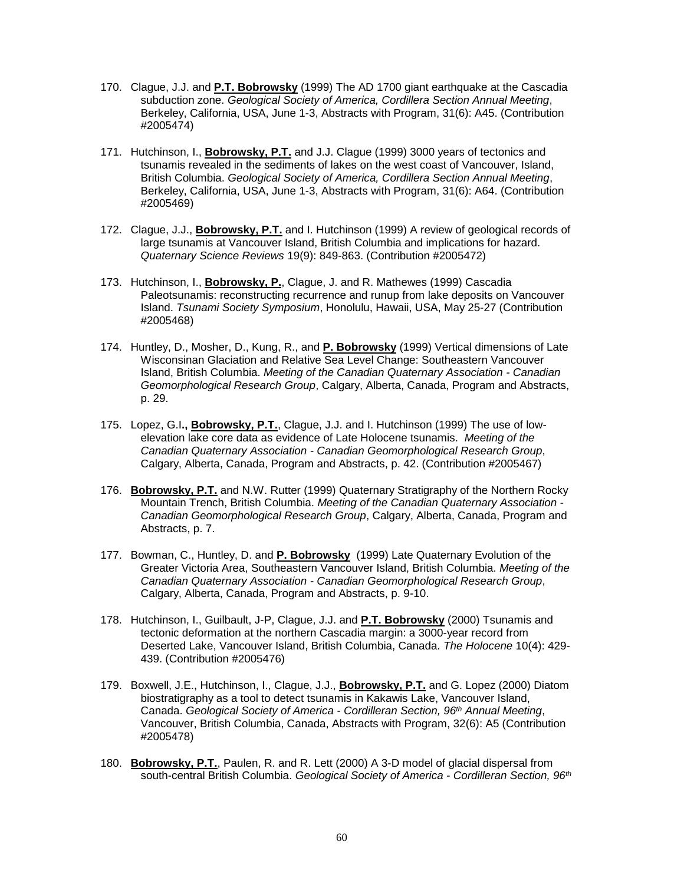170. Clague, J.J. and **P.T. Bobrowsky** (1999) The AD 1700 giant earthquake at the Cascadia subduction zone. *Geological Society of America, Cordillera Section Annual Meeting*, Berkeley, California, USA, June 1-3, Abstracts with Program, 31(6): A45. (Contribution #2005474)

171. Hutchinson, I., **Bobrowsky, P.T.** and J.J. Clague (1999) 3000 years of tectonics and tsunamis revealed in the sediments of lakes on the west coast of Vancouver, Island, British Columbia. *Geological Society of America, Cordillera Section Annual Meeting*, Berkeley, California, USA, June 1-3, Abstracts with Program, 31(6): A64. (Contribution #2005469)

172. Clague, J.J., **Bobrowsky, P.T.** and I. Hutchinson (1999) A review of geological records of large tsunamis at Vancouver Island, British Columbia and implications for hazard. *Quaternary Science Reviews* 19(9): 849-863. (Contribution #2005472)

173. Hutchinson, I., **Bobrowsky, P.**, Clague, J. and R. Mathewes (1999) Cascadia Paleotsunamis: reconstructing recurrence and runup from lake deposits on Vancouver Island. *Tsunami Society Symposium*, Honolulu, Hawaii, USA, May 25-27 (Contribution #2005468)

174. Huntley, D., Mosher, D., Kung, R., and **P. Bobrowsky** (1999) Vertical dimensions of Late Wisconsinan Glaciation and Relative Sea Level Change: Southeastern Vancouver Island, British Columbia. *Meeting of the Canadian Quaternary Association - Canadian Geomorphological Research Group*, Calgary, Alberta, Canada, Program and Abstracts, p. 29.

175. Lopez, G.I**., Bobrowsky, P.T.**, Clague, J.J. and I. Hutchinson (1999) The use of low-elevation lake core data as evidence of Late Holocene tsunamis. *Meeting of the Canadian Quaternary Association - Canadian Geomorphological Research Group*, Calgary, Alberta, Canada, Program and Abstracts, p. 42. (Contribution #2005467)

176. **Bobrowsky, P.T.** and N.W. Rutter (1999) Quaternary Stratigraphy of the Northern Rocky Mountain Trench, British Columbia. *Meeting of the Canadian Quaternary Association - Canadian Geomorphological Research Group*, Calgary, Alberta, Canada, Program and Abstracts, p. 7.

177. Bowman, C., Huntley, D. and **P. Bobrowsky** (1999) Late Quaternary Evolution of the Greater Victoria Area, Southeastern Vancouver Island, British Columbia. *Meeting of the Canadian Quaternary Association - Canadian Geomorphological Research Group*, Calgary, Alberta, Canada, Program and Abstracts, p. 9-10.

178. Hutchinson, I., Guilbault, J-P, Clague, J.J. and **P.T. Bobrowsky** (2000) Tsunamis and tectonic deformation at the northern Cascadia margin: a 3000-year record from Deserted Lake, Vancouver Island, British Columbia, Canada. *The Holocene* 10(4): 429-439. (Contribution #2005476)

179. Boxwell, J.E., Hutchinson, I., Clague, J.J., **Bobrowsky, P.T.** and G. Lopez (2000) Diatom biostratigraphy as a tool to detect tsunamis in Kakawis Lake, Vancouver Island, Canada. *Geological Society of America - Cordilleran Section, 96th Annual Meeting*, Vancouver, British Columbia, Canada, Abstracts with Program, 32(6): A5 (Contribution #2005478)

180. **Bobrowsky, P.T.**, Paulen, R. and R. Lett (2000) A 3-D model of glacial dispersal from south-central British Columbia. *Geological Society of America - Cordilleran Section, 96th*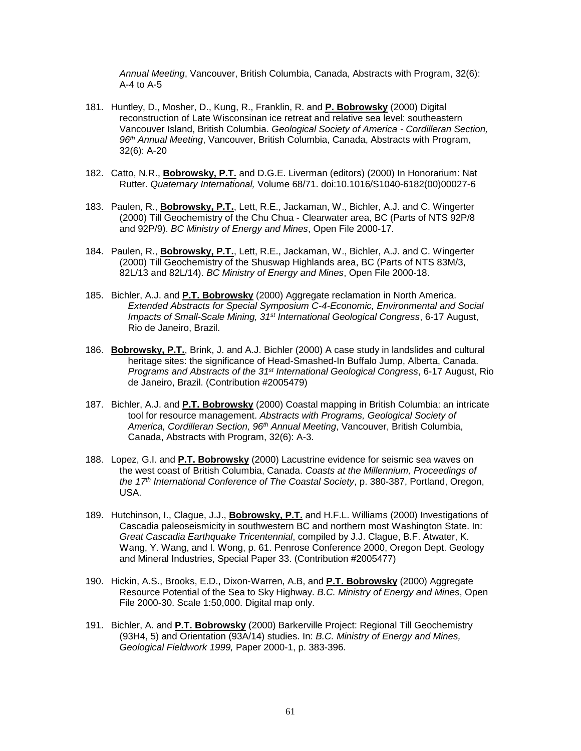*Annual Meeting*, Vancouver, British Columbia, Canada, Abstracts with Program, 32(6): A-4 to A-5

181. Huntley, D., Mosher, D., Kung, R., Franklin, R. and **P. Bobrowsky** (2000) Digital reconstruction of Late Wisconsinan ice retreat and relative sea level: southeastern Vancouver Island, British Columbia. *Geological Society of America - Cordilleran Section, 96th Annual Meeting*, Vancouver, British Columbia, Canada, Abstracts with Program, 32(6): A-20

182. Catto, N.R., **Bobrowsky, P.T.** and D.G.E. Liverman (editors) (2000) In Honorarium: Nat Rutter. *Quaternary International,* Volume 68/71. doi:10.1016/S1040-6182(00)00027-6

183. Paulen, R., **Bobrowsky, P.T.**, Lett, R.E., Jackaman, W., Bichler, A.J. and C. Wingerter (2000) Till Geochemistry of the Chu Chua - Clearwater area, BC (Parts of NTS 92P/8 and 92P/9). *BC Ministry of Energy and Mines*, Open File 2000-17.

184. Paulen, R., **Bobrowsky, P.T.**, Lett, R.E., Jackaman, W., Bichler, A.J. and C. Wingerter (2000) Till Geochemistry of the Shuswap Highlands area, BC (Parts of NTS 83M/3, 82L/13 and 82L/14). *BC Ministry of Energy and Mines*, Open File 2000-18.

185. Bichler, A.J. and **P.T. Bobrowsky** (2000) Aggregate reclamation in North America. *Extended Abstracts for Special Symposium C-4-Economic, Environmental and Social Impacts of Small-Scale Mining, 31st International Geological Congress*, 6-17 August, Rio de Janeiro, Brazil.

186. **Bobrowsky, P.T.**, Brink, J. and A.J. Bichler (2000) A case study in landslides and cultural heritage sites: the significance of Head-Smashed-In Buffalo Jump, Alberta, Canada. *Programs and Abstracts of the 31st International Geological Congress*, 6-17 August, Rio de Janeiro, Brazil. (Contribution #2005479)

187. Bichler, A.J. and **P.T. Bobrowsky** (2000) Coastal mapping in British Columbia: an intricate tool for resource management. *Abstracts with Programs, Geological Society of America, Cordilleran Section, 96th Annual Meeting*, Vancouver, British Columbia, Canada, Abstracts with Program, 32(6): A-3.

188. Lopez, G.I. and **P.T. Bobrowsky** (2000) Lacustrine evidence for seismic sea waves on the west coast of British Columbia, Canada. *Coasts at the Millennium, Proceedings of the 17th International Conference of The Coastal Society*, p. 380-387, Portland, Oregon, USA.

189. Hutchinson, I., Clague, J.J., **Bobrowsky, P.T.** and H.F.L. Williams (2000) Investigations of Cascadia paleoseismicity in southwestern BC and northern most Washington State. In: *Great Cascadia Earthquake Tricentennial*, compiled by J.J. Clague, B.F. Atwater, K. Wang, Y. Wang, and I. Wong, p. 61. Penrose Conference 2000, Oregon Dept. Geology and Mineral Industries, Special Paper 33. (Contribution #2005477)

190. Hickin, A.S., Brooks, E.D., Dixon-Warren, A.B, and **P.T. Bobrowsky** (2000) Aggregate Resource Potential of the Sea to Sky Highway. *B.C. Ministry of Energy and Mines*, Open File 2000-30. Scale 1:50,000. Digital map only.

191. Bichler, A. and **P.T. Bobrowsky** (2000) Barkerville Project: Regional Till Geochemistry (93H4, 5) and Orientation (93A/14) studies. In: *B.C. Ministry of Energy and Mines, Geological Fieldwork 1999,* Paper 2000-1, p. 383-396.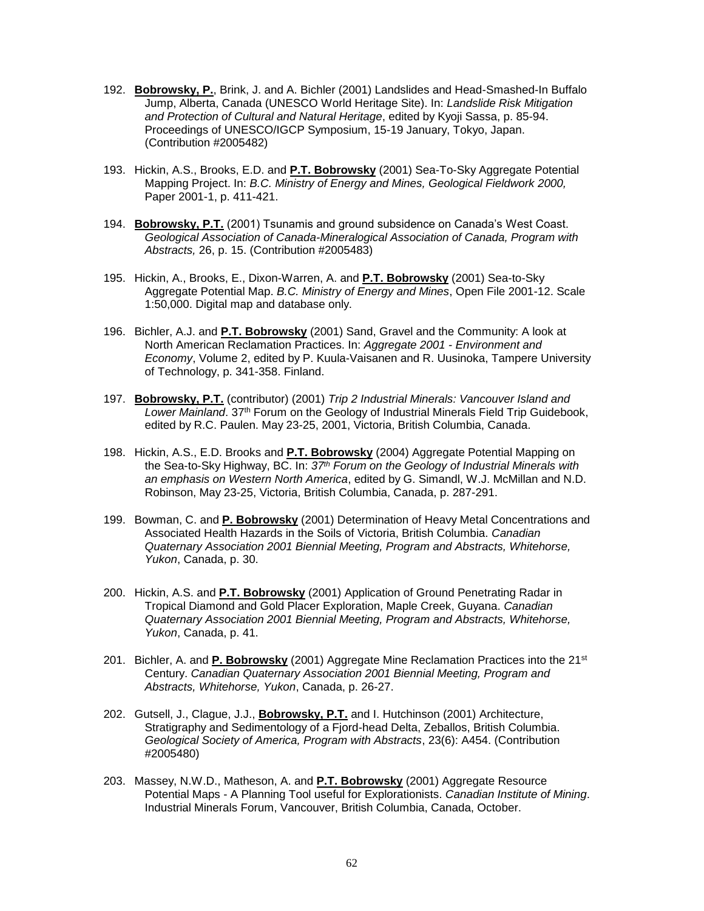192. **Bobrowsky, P.**, Brink, J. and A. Bichler (2001) Landslides and Head-Smashed-In Buffalo Jump, Alberta, Canada (UNESCO World Heritage Site). In: *Landslide Risk Mitigation and Protection of Cultural and Natural Heritage*, edited by Kyoji Sassa, p. 85-94. Proceedings of UNESCO/IGCP Symposium, 15-19 January, Tokyo, Japan. (Contribution #2005482)

193. Hickin, A.S., Brooks, E.D. and **P.T. Bobrowsky** (2001) Sea-To-Sky Aggregate Potential Mapping Project. In: *B.C. Ministry of Energy and Mines, Geological Fieldwork 2000,* Paper 2001-1, p. 411-421.

194. **Bobrowsky, P.T.** (2001) Tsunamis and ground subsidence on Canada's West Coast. *Geological Association of Canada-Mineralogical Association of Canada, Program with Abstracts,* 26, p. 15. (Contribution #2005483)

195. Hickin, A., Brooks, E., Dixon-Warren, A. and **P.T. Bobrowsky** (2001) Sea-to-Sky Aggregate Potential Map. *B.C. Ministry of Energy and Mines*, Open File 2001-12. Scale 1:50,000. Digital map and database only.

196. Bichler, A.J. and **P.T. Bobrowsky** (2001) Sand, Gravel and the Community: A look at North American Reclamation Practices. In: *Aggregate 2001 - Environment and Economy*, Volume 2, edited by P. Kuula-Vaisanen and R. Uusinoka, Tampere University of Technology, p. 341-358. Finland.

197. **Bobrowsky, P.T.** (contributor) (2001) *Trip 2 Industrial Minerals: Vancouver Island and Lower Mainland*. 37th Forum on the Geology of Industrial Minerals Field Trip Guidebook, edited by R.C. Paulen. May 23-25, 2001, Victoria, British Columbia, Canada.

198. Hickin, A.S., E.D. Brooks and **P.T. Bobrowsky** (2004) Aggregate Potential Mapping on the Sea-to-Sky Highway, BC. In: *37th Forum on the Geology of Industrial Minerals with an emphasis on Western North America*, edited by G. Simandl, W.J. McMillan and N.D. Robinson, May 23-25, Victoria, British Columbia, Canada, p. 287-291.

199. Bowman, C. and **P. Bobrowsky** (2001) Determination of Heavy Metal Concentrations and Associated Health Hazards in the Soils of Victoria, British Columbia. *Canadian Quaternary Association 2001 Biennial Meeting, Program and Abstracts, Whitehorse, Yukon*, Canada, p. 30.

200. Hickin, A.S. and **P.T. Bobrowsky** (2001) Application of Ground Penetrating Radar in Tropical Diamond and Gold Placer Exploration, Maple Creek, Guyana. *Canadian Quaternary Association 2001 Biennial Meeting, Program and Abstracts, Whitehorse, Yukon*, Canada, p. 41.

201. Bichler, A. and **P. Bobrowsky** (2001) Aggregate Mine Reclamation Practices into the 21st Century. *Canadian Quaternary Association 2001 Biennial Meeting, Program and Abstracts, Whitehorse, Yukon*, Canada, p. 26-27.

202. Gutsell, J., Clague, J.J., **Bobrowsky, P.T.** and I. Hutchinson (2001) Architecture, Stratigraphy and Sedimentology of a Fjord-head Delta, Zeballos, British Columbia. *Geological Society of America, Program with Abstracts*, 23(6): A454. (Contribution #2005480)

203. Massey, N.W.D., Matheson, A. and **P.T. Bobrowsky** (2001) Aggregate Resource Potential Maps - A Planning Tool useful for Explorationists. *Canadian Institute of Mining*. Industrial Minerals Forum, Vancouver, British Columbia, Canada, October.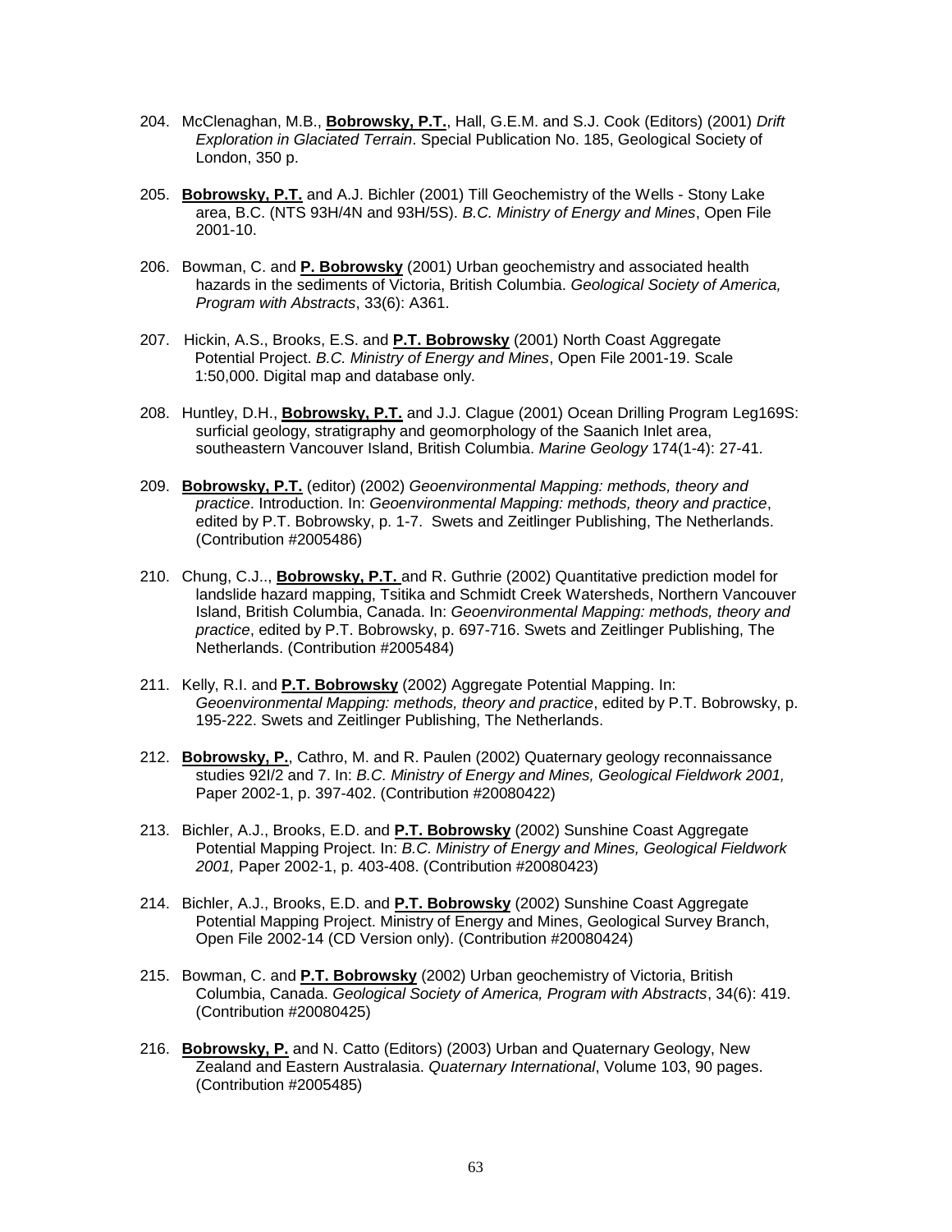204. McClenaghan, M.B., **Bobrowsky, P.T.**, Hall, G.E.M. and S.J. Cook (Editors) (2001) *Drift Exploration in Glaciated Terrain*. Special Publication No. 185, Geological Society of London, 350 p.

205. **Bobrowsky, P.T.** and A.J. Bichler (2001) Till Geochemistry of the Wells - Stony Lake area, B.C. (NTS 93H/4N and 93H/5S). *B.C. Ministry of Energy and Mines*, Open File 2001-10.

206. Bowman, C. and **P. Bobrowsky** (2001) Urban geochemistry and associated health hazards in the sediments of Victoria, British Columbia. *Geological Society of America, Program with Abstracts*, 33(6): A361.

207. Hickin, A.S., Brooks, E.S. and **P.T. Bobrowsky** (2001) North Coast Aggregate Potential Project. *B.C. Ministry of Energy and Mines*, Open File 2001-19. Scale 1:50,000. Digital map and database only.

208. Huntley, D.H., **Bobrowsky, P.T.** and J.J. Clague (2001) Ocean Drilling Program Leg169S: surficial geology, stratigraphy and geomorphology of the Saanich Inlet area, southeastern Vancouver Island, British Columbia. *Marine Geology* 174(1-4): 27-41.

209. **Bobrowsky, P.T.** (editor) (2002) *Geoenvironmental Mapping: methods, theory and practice*. Introduction. In: *Geoenvironmental Mapping: methods, theory and practice*, edited by P.T. Bobrowsky, p. 1-7. Swets and Zeitlinger Publishing, The Netherlands. (Contribution #2005486)

210. Chung, C.J.., **Bobrowsky, P.T.** and R. Guthrie (2002) Quantitative prediction model for landslide hazard mapping, Tsitika and Schmidt Creek Watersheds, Northern Vancouver Island, British Columbia, Canada. In: *Geoenvironmental Mapping: methods, theory and practice*, edited by P.T. Bobrowsky, p. 697-716. Swets and Zeitlinger Publishing, The Netherlands. (Contribution #2005484)

211. Kelly, R.I. and **P.T. Bobrowsky** (2002) Aggregate Potential Mapping. In: *Geoenvironmental Mapping: methods, theory and practice*, edited by P.T. Bobrowsky, p. 195-222. Swets and Zeitlinger Publishing, The Netherlands.

212. **Bobrowsky, P.**, Cathro, M. and R. Paulen (2002) Quaternary geology reconnaissance studies 92I/2 and 7. In: *B.C. Ministry of Energy and Mines, Geological Fieldwork 2001,* Paper 2002-1, p. 397-402. (Contribution #20080422)

213. Bichler, A.J., Brooks, E.D. and **P.T. Bobrowsky** (2002) Sunshine Coast Aggregate Potential Mapping Project. In: *B.C. Ministry of Energy and Mines, Geological Fieldwork 2001,* Paper 2002-1, p. 403-408. (Contribution #20080423)

214. Bichler, A.J., Brooks, E.D. and **P.T. Bobrowsky** (2002) Sunshine Coast Aggregate Potential Mapping Project. Ministry of Energy and Mines, Geological Survey Branch, Open File 2002-14 (CD Version only). (Contribution #20080424)

215. Bowman, C. and **P.T. Bobrowsky** (2002) Urban geochemistry of Victoria, British Columbia, Canada. *Geological Society of America, Program with Abstracts*, 34(6): 419. (Contribution #20080425)

216. **Bobrowsky, P.** and N. Catto (Editors) (2003) Urban and Quaternary Geology, New Zealand and Eastern Australasia. *Quaternary International*, Volume 103, 90 pages. (Contribution #2005485)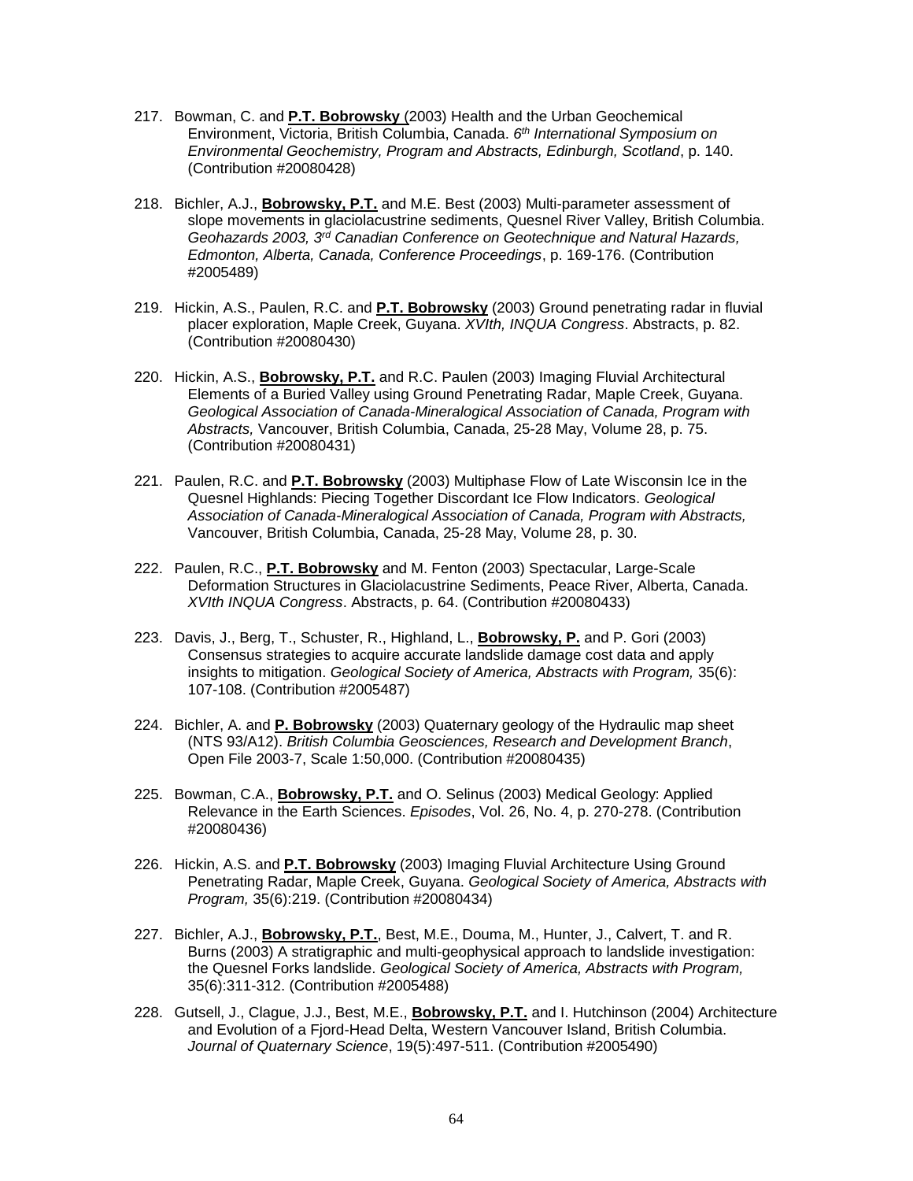217. Bowman, C. and **P.T. Bobrowsky** (2003) Health and the Urban Geochemical Environment, Victoria, British Columbia, Canada. *6th International Symposium on Environmental Geochemistry, Program and Abstracts, Edinburgh, Scotland*, p. 140. (Contribution #20080428)

218. Bichler, A.J., **Bobrowsky, P.T.** and M.E. Best (2003) Multi-parameter assessment of slope movements in glaciolacustrine sediments, Quesnel River Valley, British Columbia. *Geohazards 2003, 3rd Canadian Conference on Geotechnique and Natural Hazards, Edmonton, Alberta, Canada, Conference Proceedings*, p. 169-176. (Contribution #2005489)

219. Hickin, A.S., Paulen, R.C. and **P.T. Bobrowsky** (2003) Ground penetrating radar in fluvial placer exploration, Maple Creek, Guyana. *XVIth, INQUA Congress*. Abstracts, p. 82. (Contribution #20080430)

220. Hickin, A.S., **Bobrowsky, P.T.** and R.C. Paulen (2003) Imaging Fluvial Architectural Elements of a Buried Valley using Ground Penetrating Radar, Maple Creek, Guyana. *Geological Association of Canada-Mineralogical Association of Canada, Program with Abstracts,* Vancouver, British Columbia, Canada, 25-28 May, Volume 28, p. 75. (Contribution #20080431)

221. Paulen, R.C. and **P.T. Bobrowsky** (2003) Multiphase Flow of Late Wisconsin Ice in the Quesnel Highlands: Piecing Together Discordant Ice Flow Indicators. *Geological Association of Canada-Mineralogical Association of Canada, Program with Abstracts,* Vancouver, British Columbia, Canada, 25-28 May, Volume 28, p. 30.

222. Paulen, R.C., **P.T. Bobrowsky** and M. Fenton (2003) Spectacular, Large-Scale Deformation Structures in Glaciolacustrine Sediments, Peace River, Alberta, Canada. *XVIth INQUA Congress*. Abstracts, p. 64. (Contribution #20080433)

223. Davis, J., Berg, T., Schuster, R., Highland, L., **Bobrowsky, P.** and P. Gori (2003) Consensus strategies to acquire accurate landslide damage cost data and apply insights to mitigation. *Geological Society of America, Abstracts with Program,* 35(6): 107-108. (Contribution #2005487)

224. Bichler, A. and **P. Bobrowsky** (2003) Quaternary geology of the Hydraulic map sheet (NTS 93/A12). *British Columbia Geosciences, Research and Development Branch*, Open File 2003-7, Scale 1:50,000. (Contribution #20080435)

225. Bowman, C.A., **Bobrowsky, P.T.** and O. Selinus (2003) Medical Geology: Applied Relevance in the Earth Sciences. *Episodes*, Vol. 26, No. 4, p. 270-278. (Contribution #20080436)

226. Hickin, A.S. and **P.T. Bobrowsky** (2003) Imaging Fluvial Architecture Using Ground Penetrating Radar, Maple Creek, Guyana. *Geological Society of America, Abstracts with Program,* 35(6):219. (Contribution #20080434)

227. Bichler, A.J., **Bobrowsky, P.T.**, Best, M.E., Douma, M., Hunter, J., Calvert, T. and R. Burns (2003) A stratigraphic and multi-geophysical approach to landslide investigation: the Quesnel Forks landslide. *Geological Society of America, Abstracts with Program,* 35(6):311-312. (Contribution #2005488)

228. Gutsell, J., Clague, J.J., Best, M.E., **Bobrowsky, P.T.** and I. Hutchinson (2004) Architecture and Evolution of a Fjord-Head Delta, Western Vancouver Island, British Columbia. *Journal of Quaternary Science*, 19(5):497-511. (Contribution #2005490)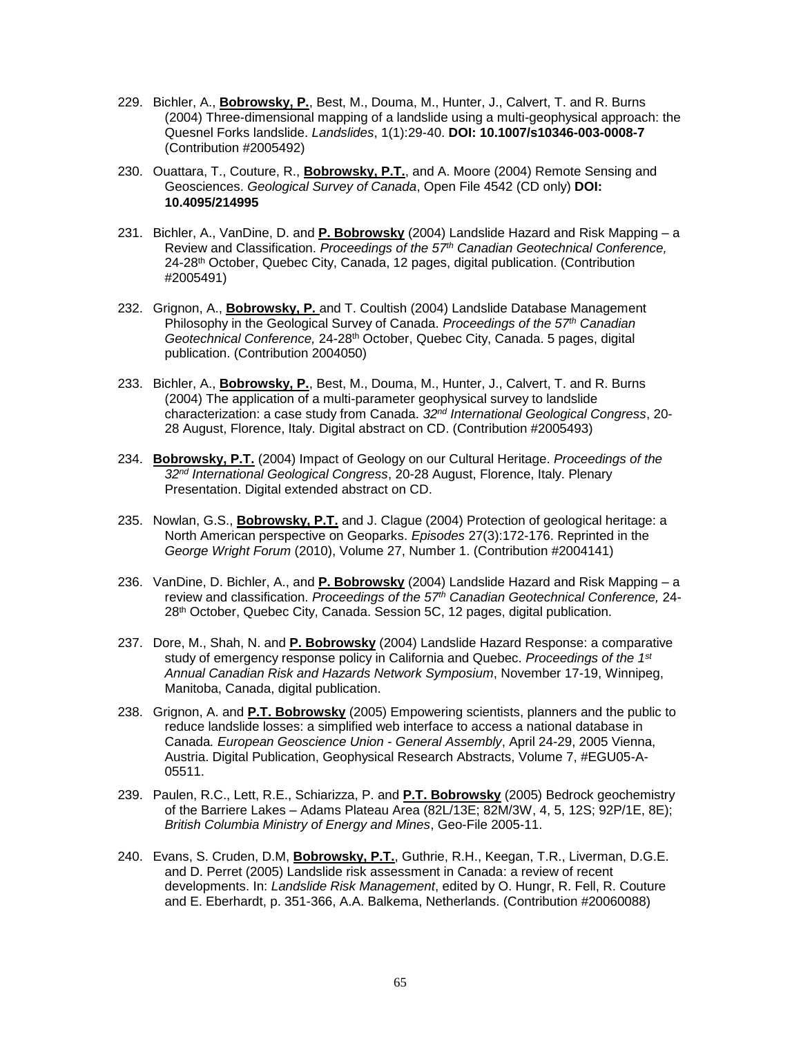229. Bichler, A., **Bobrowsky, P.**, Best, M., Douma, M., Hunter, J., Calvert, T. and R. Burns (2004) Three-dimensional mapping of a landslide using a multi-geophysical approach: the Quesnel Forks landslide. *Landslides*, 1(1):29-40. **DOI: 10.1007/s10346-003-0008-7** (Contribution #2005492)

230. Ouattara, T., Couture, R., **Bobrowsky, P.T.**, and A. Moore (2004) Remote Sensing and Geosciences. *Geological Survey of Canada*, Open File 4542 (CD only) **DOI: 10.4095/214995**

231. Bichler, A., VanDine, D. and **P. Bobrowsky** (2004) Landslide Hazard and Risk Mapping – a Review and Classification. *Proceedings of the 57th Canadian Geotechnical Conference,* 24-28th October, Quebec City, Canada, 12 pages, digital publication. (Contribution #2005491)

232. Grignon, A., **Bobrowsky, P.** and T. Coultish (2004) Landslide Database Management Philosophy in the Geological Survey of Canada. *Proceedings of the 57th Canadian Geotechnical Conference,* 24-28th October, Quebec City, Canada. 5 pages, digital publication. (Contribution 2004050)

233. Bichler, A., **Bobrowsky, P.**, Best, M., Douma, M., Hunter, J., Calvert, T. and R. Burns (2004) The application of a multi-parameter geophysical survey to landslide characterization: a case study from Canada. *32nd International Geological Congress*, 20-28 August, Florence, Italy. Digital abstract on CD. (Contribution #2005493)

234. **Bobrowsky, P.T.** (2004) Impact of Geology on our Cultural Heritage. *Proceedings of the 32nd International Geological Congress*, 20-28 August, Florence, Italy. Plenary Presentation. Digital extended abstract on CD.

235. Nowlan, G.S., **Bobrowsky, P.T.** and J. Clague (2004) Protection of geological heritage: a North American perspective on Geoparks. *Episodes* 27(3):172-176. Reprinted in the *George Wright Forum* (2010), Volume 27, Number 1. (Contribution #2004141)

236. VanDine, D. Bichler, A., and **P. Bobrowsky** (2004) Landslide Hazard and Risk Mapping – a review and classification. *Proceedings of the 57th Canadian Geotechnical Conference,* 24-28th October, Quebec City, Canada. Session 5C, 12 pages, digital publication.

237. Dore, M., Shah, N. and **P. Bobrowsky** (2004) Landslide Hazard Response: a comparative study of emergency response policy in California and Quebec. *Proceedings of the 1st Annual Canadian Risk and Hazards Network Symposium*, November 17-19, Winnipeg, Manitoba, Canada, digital publication.

238. Grignon, A. and **P.T. Bobrowsky** (2005) Empowering scientists, planners and the public to reduce landslide losses: a simplified web interface to access a national database in Canada*. European Geoscience Union - General Assembly*, April 24-29, 2005 Vienna, Austria. Digital Publication, Geophysical Research Abstracts, Volume 7, #EGU05-A-05511.

239. Paulen, R.C., Lett, R.E., Schiarizza, P. and **P.T. Bobrowsky** (2005) Bedrock geochemistry of the Barriere Lakes – Adams Plateau Area (82L/13E; 82M/3W, 4, 5, 12S; 92P/1E, 8E); *British Columbia Ministry of Energy and Mines*, Geo-File 2005-11.

240. Evans, S. Cruden, D.M, **Bobrowsky, P.T.**, Guthrie, R.H., Keegan, T.R., Liverman, D.G.E. and D. Perret (2005) Landslide risk assessment in Canada: a review of recent developments. In: *Landslide Risk Management*, edited by O. Hungr, R. Fell, R. Couture and E. Eberhardt, p. 351-366, A.A. Balkema, Netherlands. (Contribution #20060088)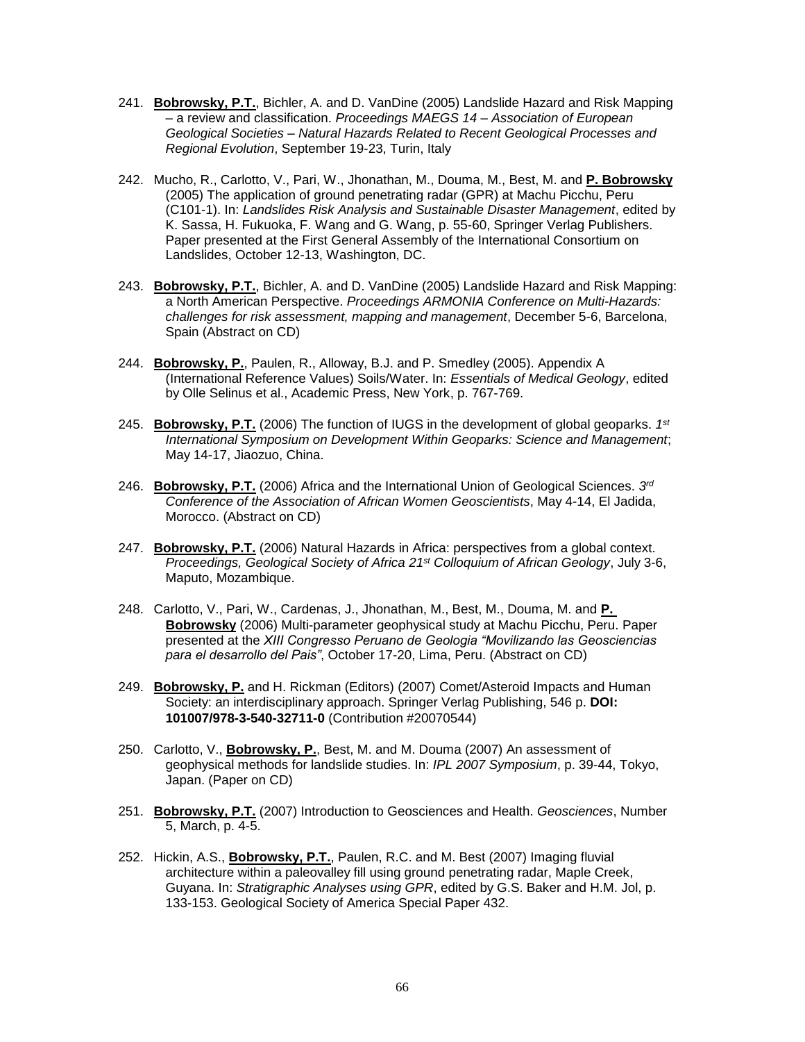241. **Bobrowsky, P.T.**, Bichler, A. and D. VanDine (2005) Landslide Hazard and Risk Mapping – a review and classification. *Proceedings MAEGS 14 – Association of European Geological Societies – Natural Hazards Related to Recent Geological Processes and Regional Evolution*, September 19-23, Turin, Italy

242. Mucho, R., Carlotto, V., Pari, W., Jhonathan, M., Douma, M., Best, M. and **P. Bobrowsky** (2005) The application of ground penetrating radar (GPR) at Machu Picchu, Peru (C101-1). In: *Landslides Risk Analysis and Sustainable Disaster Management*, edited by K. Sassa, H. Fukuoka, F. Wang and G. Wang, p. 55-60, Springer Verlag Publishers. Paper presented at the First General Assembly of the International Consortium on Landslides, October 12-13, Washington, DC.

243. **Bobrowsky, P.T.**, Bichler, A. and D. VanDine (2005) Landslide Hazard and Risk Mapping: a North American Perspective. *Proceedings ARMONIA Conference on Multi-Hazards: challenges for risk assessment, mapping and management*, December 5-6, Barcelona, Spain (Abstract on CD)

244. **Bobrowsky, P.**, Paulen, R., Alloway, B.J. and P. Smedley (2005). Appendix A (International Reference Values) Soils/Water. In: *Essentials of Medical Geology*, edited by Olle Selinus et al., Academic Press, New York, p. 767-769.

245. **Bobrowsky, P.T.** (2006) The function of IUGS in the development of global geoparks. *1st International Symposium on Development Within Geoparks: Science and Management*; May 14-17, Jiaozuo, China.

246. **Bobrowsky, P.T.** (2006) Africa and the International Union of Geological Sciences. *3rd Conference of the Association of African Women Geoscientists*, May 4-14, El Jadida, Morocco. (Abstract on CD)

247. **Bobrowsky, P.T.** (2006) Natural Hazards in Africa: perspectives from a global context. *Proceedings, Geological Society of Africa 21st Colloquium of African Geology*, July 3-6, Maputo, Mozambique.

248. Carlotto, V., Pari, W., Cardenas, J., Jhonathan, M., Best, M., Douma, M. and **P. Bobrowsky** (2006) Multi-parameter geophysical study at Machu Picchu, Peru. Paper presented at the *XIII Congresso Peruano de Geologia "Movilizando las Geosciencias para el desarrollo del Pais"*, October 17-20, Lima, Peru. (Abstract on CD)

249. **Bobrowsky, P.** and H. Rickman (Editors) (2007) Comet/Asteroid Impacts and Human Society: an interdisciplinary approach. Springer Verlag Publishing, 546 p. **DOI: 101007/978-3-540-32711-0** (Contribution #20070544)

250. Carlotto, V., **Bobrowsky, P.**, Best, M. and M. Douma (2007) An assessment of geophysical methods for landslide studies. In: *IPL 2007 Symposium*, p. 39-44, Tokyo, Japan. (Paper on CD)

251. **Bobrowsky, P.T.** (2007) Introduction to Geosciences and Health. *Geosciences*, Number 5, March, p. 4-5.

252. Hickin, A.S., **Bobrowsky, P.T.**, Paulen, R.C. and M. Best (2007) Imaging fluvial architecture within a paleovalley fill using ground penetrating radar, Maple Creek, Guyana. In: *Stratigraphic Analyses using GPR*, edited by G.S. Baker and H.M. Jol, p. 133-153. Geological Society of America Special Paper 432.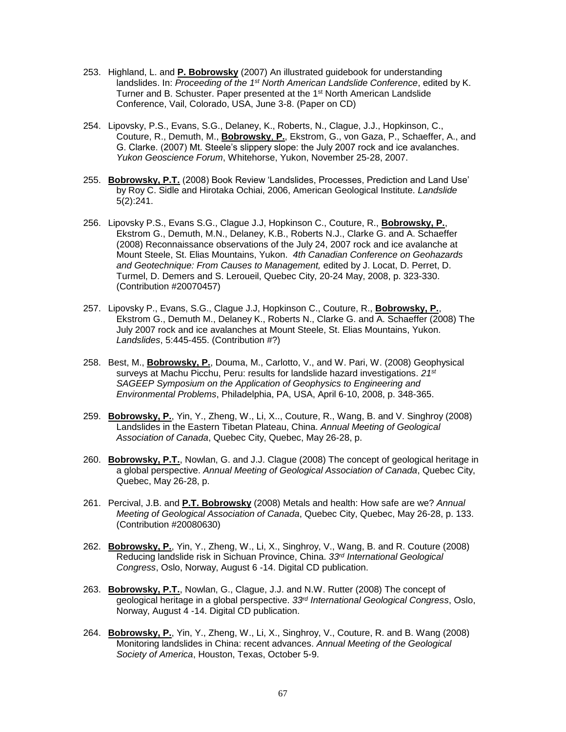253. Highland, L. and **P. Bobrowsky** (2007) An illustrated guidebook for understanding landslides. In: *Proceeding of the 1st North American Landslide Conference*, edited by K. Turner and B. Schuster. Paper presented at the 1st North American Landslide Conference, Vail, Colorado, USA, June 3-8. (Paper on CD)

254. Lipovsky, P.S., Evans, S.G., Delaney, K., Roberts, N., Clague, J.J., Hopkinson, C., Couture, R., Demuth, M., **Bobrowsky, P.**, Ekstrom, G., von Gaza, P., Schaeffer, A., and G. Clarke. (2007) Mt. Steele's slippery slope: the July 2007 rock and ice avalanches. *Yukon Geoscience Forum*, Whitehorse, Yukon, November 25-28, 2007.

255. **Bobrowsky, P.T.** (2008) Book Review 'Landslides, Processes, Prediction and Land Use' by Roy C. Sidle and Hirotaka Ochiai, 2006, American Geological Institute. *Landslide* 5(2):241.

256. Lipovsky P.S., Evans S.G., Clague J.J, Hopkinson C., Couture, R., **Bobrowsky, P.**, Ekstrom G., Demuth, M.N., Delaney, K.B., Roberts N.J., Clarke G. and A. Schaeffer (2008) Reconnaissance observations of the July 24, 2007 rock and ice avalanche at Mount Steele, St. Elias Mountains, Yukon. *4th Canadian Conference on Geohazards and Geotechnique: From Causes to Management,* edited by J. Locat, D. Perret, D. Turmel, D. Demers and S. Leroueil, Quebec City, 20-24 May, 2008, p. 323-330. (Contribution #20070457)

257. Lipovsky P., Evans, S.G., Clague J.J, Hopkinson C., Couture, R., **Bobrowsky, P.**, Ekstrom G., Demuth M., Delaney K., Roberts N., Clarke G. and A. Schaeffer (2008) The July 2007 rock and ice avalanches at Mount Steele, St. Elias Mountains, Yukon. *Landslides*, 5:445-455. (Contribution #?)

258. Best, M., **Bobrowsky, P.**, Douma, M., Carlotto, V., and W. Pari, W. (2008) Geophysical surveys at Machu Picchu, Peru: results for landslide hazard investigations. *21st SAGEEP Symposium on the Application of Geophysics to Engineering and Environmental Problems*, Philadelphia, PA, USA, April 6-10, 2008, p. 348-365.

259. **Bobrowsky, P.**, Yin, Y., Zheng, W., Li, X.., Couture, R., Wang, B. and V. Singhroy (2008) Landslides in the Eastern Tibetan Plateau, China. *Annual Meeting of Geological Association of Canada*, Quebec City, Quebec, May 26-28, p.

260. **Bobrowsky, P.T.**, Nowlan, G. and J.J. Clague (2008) The concept of geological heritage in a global perspective. *Annual Meeting of Geological Association of Canada*, Quebec City, Quebec, May 26-28, p.

261. Percival, J.B. and **P.T. Bobrowsky** (2008) Metals and health: How safe are we? *Annual Meeting of Geological Association of Canada*, Quebec City, Quebec, May 26-28, p. 133. (Contribution #20080630)

262. **Bobrowsky, P.**, Yin, Y., Zheng, W., Li, X., Singhroy, V., Wang, B. and R. Couture (2008) Reducing landslide risk in Sichuan Province, China. *33rd International Geological Congress*, Oslo, Norway, August 6 -14. Digital CD publication.

263. **Bobrowsky, P.T.**, Nowlan, G., Clague, J.J. and N.W. Rutter (2008) The concept of geological heritage in a global perspective. *33rd International Geological Congress*, Oslo, Norway, August 4 -14. Digital CD publication.

264. **Bobrowsky, P.**, Yin, Y., Zheng, W., Li, X., Singhroy, V., Couture, R. and B. Wang (2008) Monitoring landslides in China: recent advances. *Annual Meeting of the Geological Society of America*, Houston, Texas, October 5-9.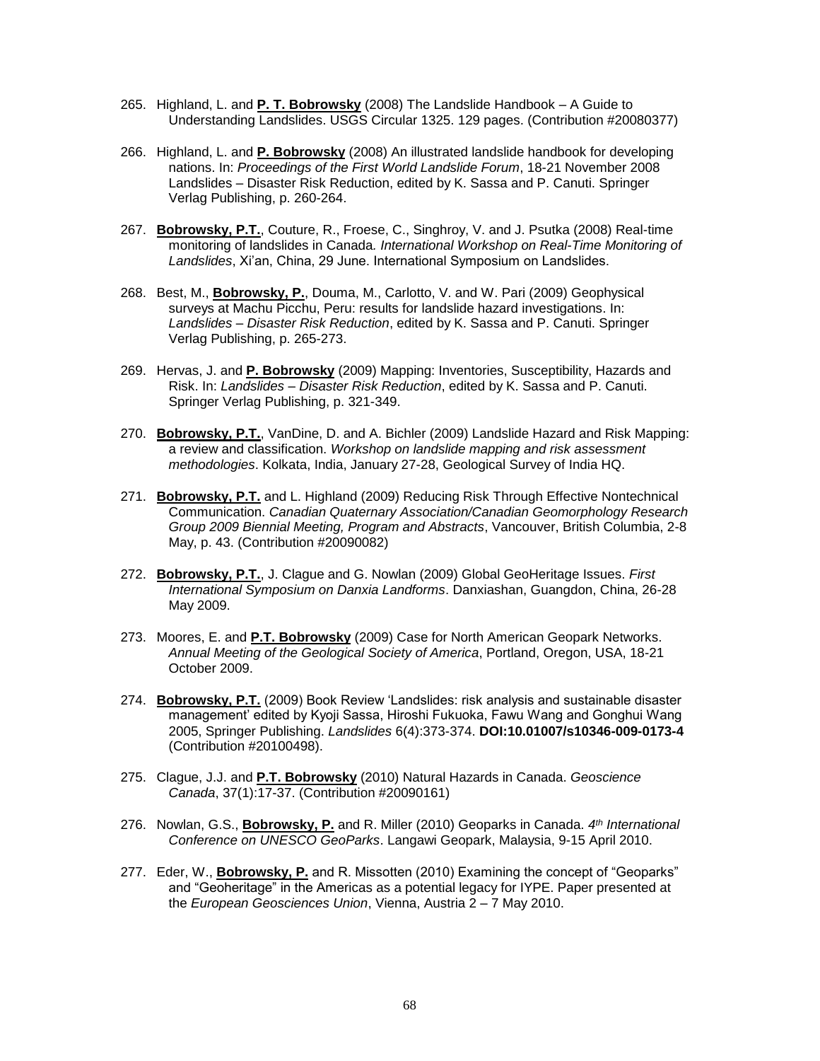265. Highland, L. and **P. T. Bobrowsky** (2008) The Landslide Handbook – A Guide to Understanding Landslides. USGS Circular 1325. 129 pages. (Contribution #20080377)

266. Highland, L. and **P. Bobrowsky** (2008) An illustrated landslide handbook for developing nations. In: *Proceedings of the First World Landslide Forum*, 18-21 November 2008 Landslides – Disaster Risk Reduction, edited by K. Sassa and P. Canuti. Springer Verlag Publishing, p. 260-264.

267. **Bobrowsky, P.T.**, Couture, R., Froese, C., Singhroy, V. and J. Psutka (2008) Real-time monitoring of landslides in Canada. *International Workshop on Real-Time Monitoring of Landslides*, Xi'an, China, 29 June. International Symposium on Landslides.

268. Best, M., **Bobrowsky, P.**, Douma, M., Carlotto, V. and W. Pari (2009) Geophysical surveys at Machu Picchu, Peru: results for landslide hazard investigations. In: *Landslides – Disaster Risk Reduction*, edited by K. Sassa and P. Canuti. Springer Verlag Publishing, p. 265-273.

269. Hervas, J. and **P. Bobrowsky** (2009) Mapping: Inventories, Susceptibility, Hazards and Risk. In: *Landslides – Disaster Risk Reduction*, edited by K. Sassa and P. Canuti. Springer Verlag Publishing, p. 321-349.

270. **Bobrowsky, P.T.**, VanDine, D. and A. Bichler (2009) Landslide Hazard and Risk Mapping: a review and classification. *Workshop on landslide mapping and risk assessment methodologies*. Kolkata, India, January 27-28, Geological Survey of India HQ.

271. **Bobrowsky, P.T.** and L. Highland (2009) Reducing Risk Through Effective Nontechnical Communication. *Canadian Quaternary Association/Canadian Geomorphology Research Group 2009 Biennial Meeting, Program and Abstracts*, Vancouver, British Columbia, 2-8 May, p. 43. (Contribution #20090082)

272. **Bobrowsky, P.T.**, J. Clague and G. Nowlan (2009) Global GeoHeritage Issues. *First International Symposium on Danxia Landforms*. Danxiashan, Guangdon, China, 26-28 May 2009.

273. Moores, E. and **P.T. Bobrowsky** (2009) Case for North American Geopark Networks. *Annual Meeting of the Geological Society of America*, Portland, Oregon, USA, 18-21 October 2009.

274. **Bobrowsky, P.T.** (2009) Book Review 'Landslides: risk analysis and sustainable disaster management' edited by Kyoji Sassa, Hiroshi Fukuoka, Fawu Wang and Gonghui Wang 2005, Springer Publishing. *Landslides* 6(4):373-374. **DOI:10.01007/s10346-009-0173-4** (Contribution #20100498).

275. Clague, J.J. and **P.T. Bobrowsky** (2010) Natural Hazards in Canada. *Geoscience Canada*, 37(1):17-37. (Contribution #20090161)

276. Nowlan, G.S., **Bobrowsky, P.** and R. Miller (2010) Geoparks in Canada. *4th International Conference on UNESCO GeoParks*. Langawi Geopark, Malaysia, 9-15 April 2010.

277. Eder, W., **Bobrowsky, P.** and R. Missotten (2010) Examining the concept of "Geoparks" and "Geoheritage" in the Americas as a potential legacy for IYPE. Paper presented at the *European Geosciences Union*, Vienna, Austria 2 – 7 May 2010.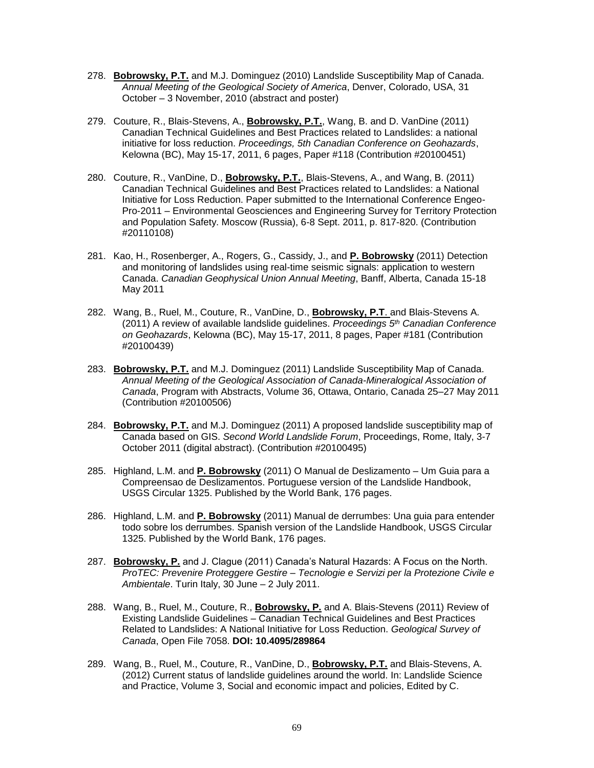278. **Bobrowsky, P.T.** and M.J. Dominguez (2010) Landslide Susceptibility Map of Canada. *Annual Meeting of the Geological Society of America*, Denver, Colorado, USA, 31 October – 3 November, 2010 (abstract and poster)

279. Couture, R., Blais-Stevens, A., **Bobrowsky, P.T.**, Wang, B. and D. VanDine (2011) Canadian Technical Guidelines and Best Practices related to Landslides: a national initiative for loss reduction. *Proceedings, 5th Canadian Conference on Geohazards*, Kelowna (BC), May 15-17, 2011, 6 pages, Paper #118 (Contribution #20100451)

280. Couture, R., VanDine, D., **Bobrowsky, P.T.**, Blais-Stevens, A., and Wang, B. (2011) Canadian Technical Guidelines and Best Practices related to Landslides: a National Initiative for Loss Reduction. Paper submitted to the International Conference Engeo-Pro-2011 – Environmental Geosciences and Engineering Survey for Territory Protection and Population Safety. Moscow (Russia), 6-8 Sept. 2011, p. 817-820. (Contribution #20110108)

281. Kao, H., Rosenberger, A., Rogers, G., Cassidy, J., and **P. Bobrowsky** (2011) Detection and monitoring of landslides using real-time seismic signals: application to western Canada. *Canadian Geophysical Union Annual Meeting*, Banff, Alberta, Canada 15-18 May 2011

282. Wang, B., Ruel, M., Couture, R., VanDine, D., **Bobrowsky, P.T**. and Blais-Stevens A. (2011) A review of available landslide guidelines. *Proceedings 5th Canadian Conference on Geohazards*, Kelowna (BC), May 15-17, 2011, 8 pages, Paper #181 (Contribution #20100439)

283. **Bobrowsky, P.T.** and M.J. Dominguez (2011) Landslide Susceptibility Map of Canada. *Annual Meeting of the Geological Association of Canada-Mineralogical Association of Canada*, Program with Abstracts, Volume 36, Ottawa, Ontario, Canada 25–27 May 2011 (Contribution #20100506)

284. **Bobrowsky, P.T.** and M.J. Dominguez (2011) A proposed landslide susceptibility map of Canada based on GIS. *Second World Landslide Forum*, Proceedings, Rome, Italy, 3-7 October 2011 (digital abstract). (Contribution #20100495)

285. Highland, L.M. and **P. Bobrowsky** (2011) O Manual de Deslizamento – Um Guia para a Compreensao de Deslizamentos. Portuguese version of the Landslide Handbook, USGS Circular 1325. Published by the World Bank, 176 pages.

286. Highland, L.M. and **P. Bobrowsky** (2011) Manual de derrumbes: Una guia para entender todo sobre los derrumbes. Spanish version of the Landslide Handbook, USGS Circular 1325. Published by the World Bank, 176 pages.

287. **Bobrowsky, P.** and J. Clague (2011) Canada's Natural Hazards: A Focus on the North. *ProTEC: Prevenire Proteggere Gestire – Tecnologie e Servizi per la Protezione Civile e Ambientale*. Turin Italy, 30 June – 2 July 2011.

288. Wang, B., Ruel, M., Couture, R., **Bobrowsky, P.** and A. Blais-Stevens (2011) Review of Existing Landslide Guidelines – Canadian Technical Guidelines and Best Practices Related to Landslides: A National Initiative for Loss Reduction. *Geological Survey of Canada*, Open File 7058. **DOI: 10.4095/289864**

289. Wang, B., Ruel, M., Couture, R., VanDine, D., **Bobrowsky, P.T.** and Blais-Stevens, A. (2012) Current status of landslide guidelines around the world. In: Landslide Science and Practice, Volume 3, Social and economic impact and policies, Edited by C.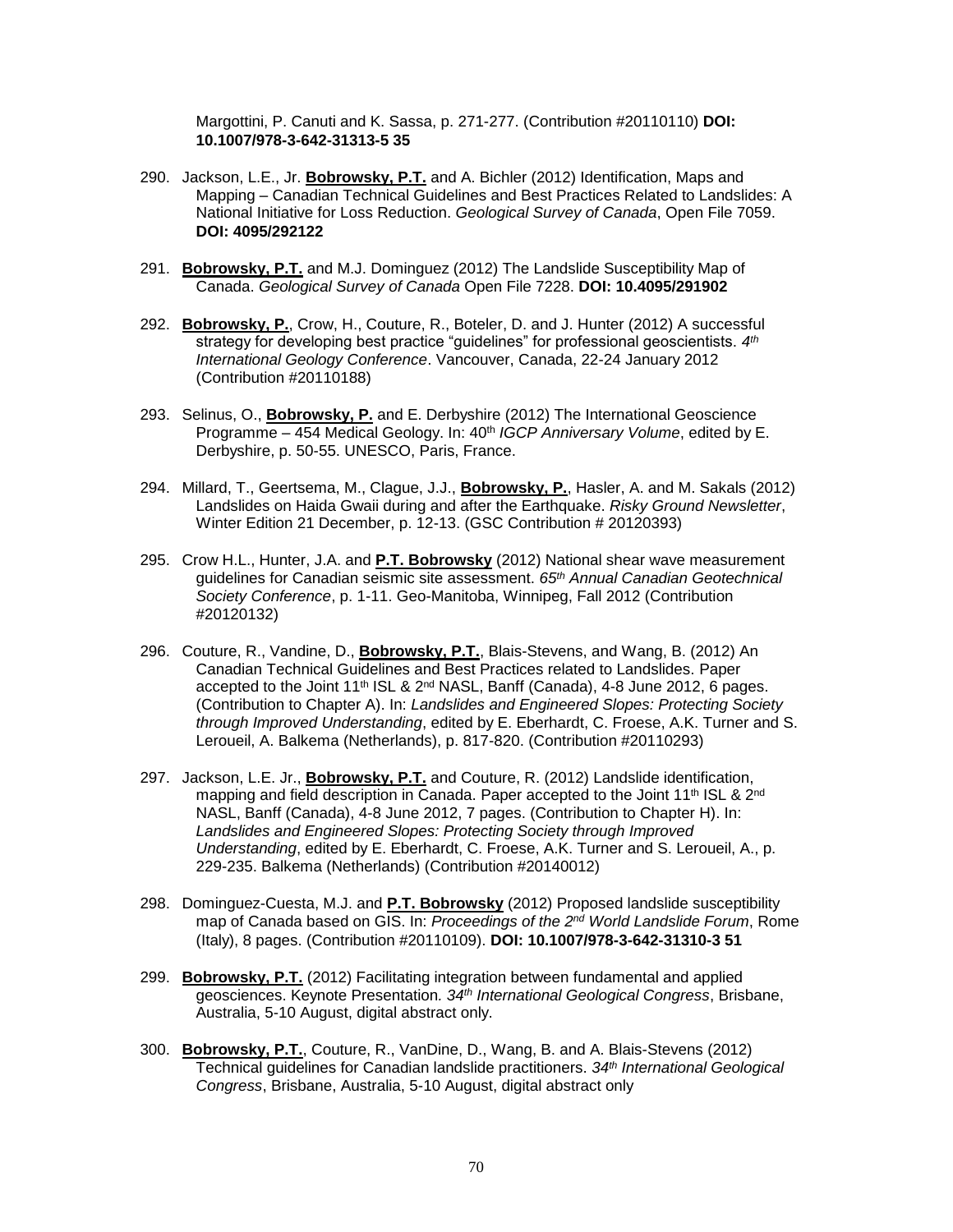Margottini, P. Canuti and K. Sassa, p. 271-277. (Contribution #20110110) **DOI: 10.1007/978-3-642-31313-5 35**

290. Jackson, L.E., Jr. **Bobrowsky, P.T.** and A. Bichler (2012) Identification, Maps and Mapping – Canadian Technical Guidelines and Best Practices Related to Landslides: A National Initiative for Loss Reduction. *Geological Survey of Canada*, Open File 7059. **DOI: 4095/292122**

291. **Bobrowsky, P.T.** and M.J. Dominguez (2012) The Landslide Susceptibility Map of Canada. *Geological Survey of Canada* Open File 7228. **DOI: 10.4095/291902**

292. **Bobrowsky, P.**, Crow, H., Couture, R., Boteler, D. and J. Hunter (2012) A successful strategy for developing best practice "guidelines" for professional geoscientists. *4th International Geology Conference*. Vancouver, Canada, 22-24 January 2012 (Contribution #20110188)

293. Selinus, O., **Bobrowsky, P.** and E. Derbyshire (2012) The International Geoscience Programme – 454 Medical Geology. In: 40th *IGCP Anniversary Volume*, edited by E. Derbyshire, p. 50-55. UNESCO, Paris, France.

294. Millard, T., Geertsema, M., Clague, J.J., **Bobrowsky, P.**, Hasler, A. and M. Sakals (2012) Landslides on Haida Gwaii during and after the Earthquake. *Risky Ground Newsletter*, Winter Edition 21 December, p. 12-13. (GSC Contribution # 20120393)

295. Crow H.L., Hunter, J.A. and **P.T. Bobrowsky** (2012) National shear wave measurement guidelines for Canadian seismic site assessment. *65th Annual Canadian Geotechnical Society Conference*, p. 1-11. Geo-Manitoba, Winnipeg, Fall 2012 (Contribution #20120132)

296. Couture, R., Vandine, D., **Bobrowsky, P.T.**, Blais-Stevens, and Wang, B. (2012) An Canadian Technical Guidelines and Best Practices related to Landslides. Paper accepted to the Joint 11th ISL & 2nd NASL, Banff (Canada), 4-8 June 2012, 6 pages. (Contribution to Chapter A). In: *Landslides and Engineered Slopes: Protecting Society through Improved Understanding*, edited by E. Eberhardt, C. Froese, A.K. Turner and S. Leroueil, A. Balkema (Netherlands), p. 817-820. (Contribution #20110293)

297. Jackson, L.E. Jr., **Bobrowsky, P.T.** and Couture, R. (2012) Landslide identification, mapping and field description in Canada. Paper accepted to the Joint 11th ISL & 2nd NASL, Banff (Canada), 4-8 June 2012, 7 pages. (Contribution to Chapter H). In: *Landslides and Engineered Slopes: Protecting Society through Improved Understanding*, edited by E. Eberhardt, C. Froese, A.K. Turner and S. Leroueil, A., p. 229-235. Balkema (Netherlands) (Contribution #20140012)

298. Dominguez-Cuesta, M.J. and **P.T. Bobrowsky** (2012) Proposed landslide susceptibility map of Canada based on GIS. In: *Proceedings of the 2nd World Landslide Forum*, Rome (Italy), 8 pages. (Contribution #20110109). **DOI: 10.1007/978-3-642-31310-3 51**

299. **Bobrowsky, P.T.** (2012) Facilitating integration between fundamental and applied geosciences. Keynote Presentation. *34th International Geological Congress*, Brisbane, Australia, 5-10 August, digital abstract only.

300. **Bobrowsky, P.T.**, Couture, R., VanDine, D., Wang, B. and A. Blais-Stevens (2012) Technical guidelines for Canadian landslide practitioners. *34th International Geological Congress*, Brisbane, Australia, 5-10 August, digital abstract only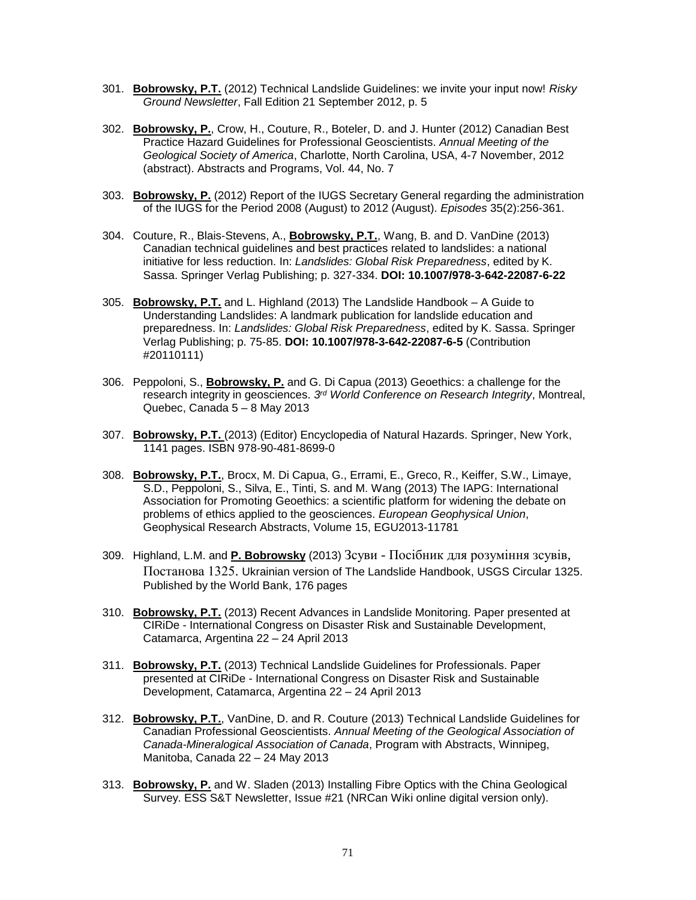301. **Bobrowsky, P.T.** (2012) Technical Landslide Guidelines: we invite your input now! *Risky Ground Newsletter*, Fall Edition 21 September 2012, p. 5

302. **Bobrowsky, P.**, Crow, H., Couture, R., Boteler, D. and J. Hunter (2012) Canadian Best Practice Hazard Guidelines for Professional Geoscientists. *Annual Meeting of the Geological Society of America*, Charlotte, North Carolina, USA, 4-7 November, 2012 (abstract). Abstracts and Programs, Vol. 44, No. 7

303. **Bobrowsky, P.** (2012) Report of the IUGS Secretary General regarding the administration of the IUGS for the Period 2008 (August) to 2012 (August). *Episodes* 35(2):256-361.

304. Couture, R., Blais-Stevens, A., **Bobrowsky, P.T.**, Wang, B. and D. VanDine (2013) Canadian technical guidelines and best practices related to landslides: a national initiative for less reduction. In: *Landslides: Global Risk Preparedness*, edited by K. Sassa. Springer Verlag Publishing; p. 327-334. **DOI: 10.1007/978-3-642-22087-6-22**

305. **Bobrowsky, P.T.** and L. Highland (2013) The Landslide Handbook – A Guide to Understanding Landslides: A landmark publication for landslide education and preparedness. In: *Landslides: Global Risk Preparedness*, edited by K. Sassa. Springer Verlag Publishing; p. 75-85. **DOI: 10.1007/978-3-642-22087-6-5** (Contribution #20110111)

306. Peppoloni, S., **Bobrowsky, P.** and G. Di Capua (2013) Geoethics: a challenge for the research integrity in geosciences. *3rd World Conference on Research Integrity*, Montreal, Quebec, Canada 5 – 8 May 2013

307. **Bobrowsky, P.T.** (2013) (Editor) Encyclopedia of Natural Hazards. Springer, New York, 1141 pages. ISBN 978-90-481-8699-0

308. **Bobrowsky, P.T.**, Brocx, M. Di Capua, G., Errami, E., Greco, R., Keiffer, S.W., Limaye, S.D., Peppoloni, S., Silva, E., Tinti, S. and M. Wang (2013) The IAPG: International Association for Promoting Geoethics: a scientific platform for widening the debate on problems of ethics applied to the geosciences. *European Geophysical Union*, Geophysical Research Abstracts, Volume 15, EGU2013-11781

309. Highland, L.M. and **P. Bobrowsky** (2013) Зсуви - Посібник для розуміння зсувів, Постанова 1325. Ukrainian version of The Landslide Handbook, USGS Circular 1325. Published by the World Bank, 176 pages

310. **Bobrowsky, P.T.** (2013) Recent Advances in Landslide Monitoring. Paper presented at CIRiDe - International Congress on Disaster Risk and Sustainable Development, Catamarca, Argentina 22 – 24 April 2013

311. **Bobrowsky, P.T.** (2013) Technical Landslide Guidelines for Professionals. Paper presented at CIRiDe - International Congress on Disaster Risk and Sustainable Development, Catamarca, Argentina 22 – 24 April 2013

312. **Bobrowsky, P.T.**, VanDine, D. and R. Couture (2013) Technical Landslide Guidelines for Canadian Professional Geoscientists. *Annual Meeting of the Geological Association of Canada-Mineralogical Association of Canada*, Program with Abstracts, Winnipeg, Manitoba, Canada 22 – 24 May 2013

313. **Bobrowsky, P.** and W. Sladen (2013) Installing Fibre Optics with the China Geological Survey. ESS S&T Newsletter, Issue #21 (NRCan Wiki online digital version only).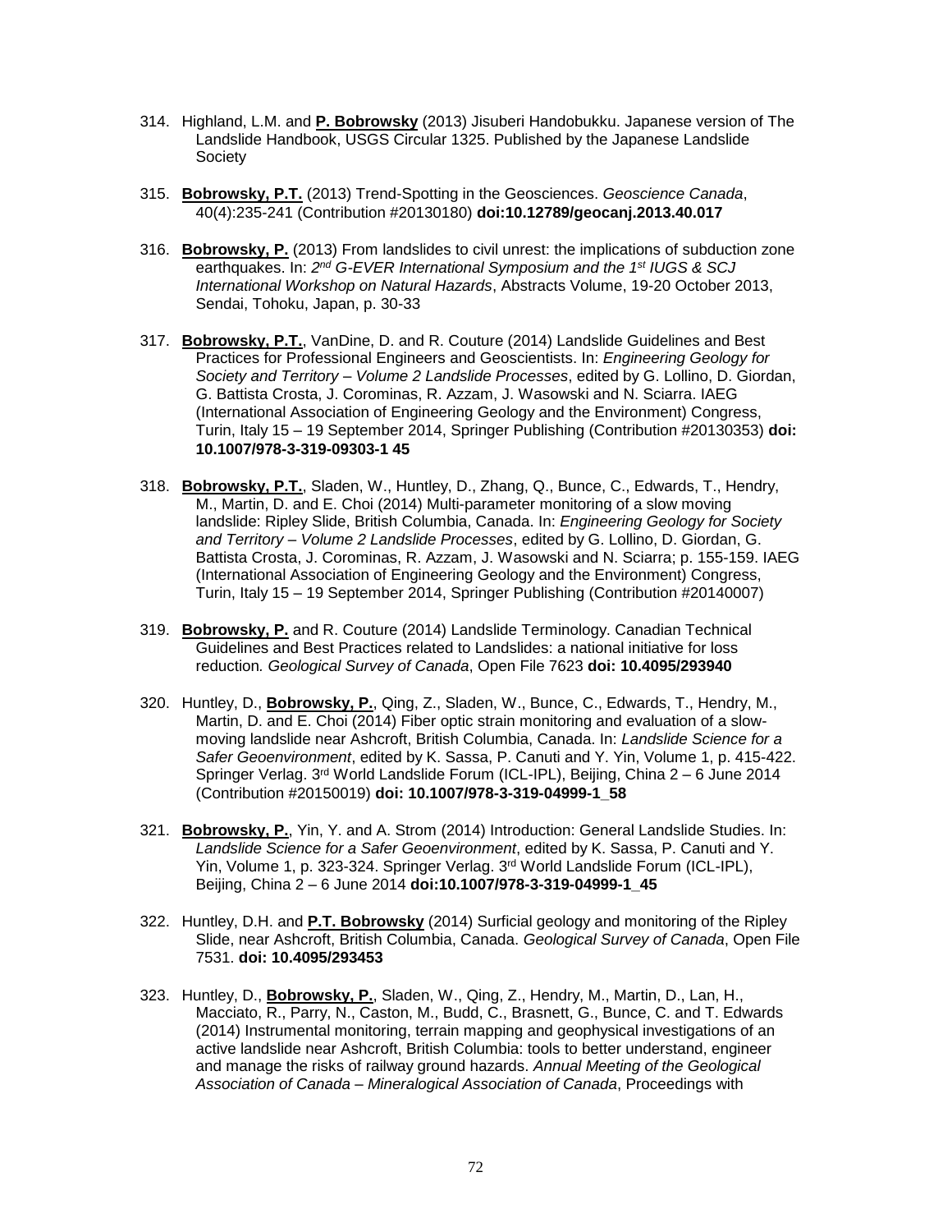314. Highland, L.M. and **P. Bobrowsky** (2013) Jisuberi Handobukku. Japanese version of The Landslide Handbook, USGS Circular 1325. Published by the Japanese Landslide Society

315. **Bobrowsky, P.T.** (2013) Trend-Spotting in the Geosciences. *Geoscience Canada*, 40(4):235-241 (Contribution #20130180) **doi:10.12789/geocanj.2013.40.017**

316. **Bobrowsky, P.** (2013) From landslides to civil unrest: the implications of subduction zone earthquakes. In: *2nd G-EVER International Symposium and the 1st IUGS & SCJ International Workshop on Natural Hazards*, Abstracts Volume, 19-20 October 2013, Sendai, Tohoku, Japan, p. 30-33

317. **Bobrowsky, P.T.**, VanDine, D. and R. Couture (2014) Landslide Guidelines and Best Practices for Professional Engineers and Geoscientists. In: *Engineering Geology for Society and Territory – Volume 2 Landslide Processes*, edited by G. Lollino, D. Giordan, G. Battista Crosta, J. Corominas, R. Azzam, J. Wasowski and N. Sciarra. IAEG (International Association of Engineering Geology and the Environment) Congress, Turin, Italy 15 – 19 September 2014, Springer Publishing (Contribution #20130353) **doi: 10.1007/978-3-319-09303-1 45**

318. **Bobrowsky, P.T.**, Sladen, W., Huntley, D., Zhang, Q., Bunce, C., Edwards, T., Hendry, M., Martin, D. and E. Choi (2014) Multi-parameter monitoring of a slow moving landslide: Ripley Slide, British Columbia, Canada. In: *Engineering Geology for Society and Territory – Volume 2 Landslide Processes*, edited by G. Lollino, D. Giordan, G. Battista Crosta, J. Corominas, R. Azzam, J. Wasowski and N. Sciarra; p. 155-159. IAEG (International Association of Engineering Geology and the Environment) Congress, Turin, Italy 15 – 19 September 2014, Springer Publishing (Contribution #20140007)

319. **Bobrowsky, P.** and R. Couture (2014) Landslide Terminology. Canadian Technical Guidelines and Best Practices related to Landslides: a national initiative for loss reduction*. Geological Survey of Canada*, Open File 7623 **doi: 10.4095/293940**

320. Huntley, D., **Bobrowsky, P.**, Qing, Z., Sladen, W., Bunce, C., Edwards, T., Hendry, M., Martin, D. and E. Choi (2014) Fiber optic strain monitoring and evaluation of a slow-moving landslide near Ashcroft, British Columbia, Canada. In: *Landslide Science for a Safer Geoenvironment*, edited by K. Sassa, P. Canuti and Y. Yin, Volume 1, p. 415-422. Springer Verlag. 3rd World Landslide Forum (ICL-IPL), Beijing, China 2 – 6 June 2014 (Contribution #20150019) **doi: 10.1007/978-3-319-04999-1_58**

321. **Bobrowsky, P.**, Yin, Y. and A. Strom (2014) Introduction: General Landslide Studies. In: *Landslide Science for a Safer Geoenvironment*, edited by K. Sassa, P. Canuti and Y. Yin, Volume 1, p. 323-324. Springer Verlag. 3rd World Landslide Forum (ICL-IPL), Beijing, China 2 – 6 June 2014 **doi:10.1007/978-3-319-04999-1_45**

322. Huntley, D.H. and **P.T. Bobrowsky** (2014) Surficial geology and monitoring of the Ripley Slide, near Ashcroft, British Columbia, Canada. *Geological Survey of Canada*, Open File 7531. **doi: 10.4095/293453**

323. Huntley, D., **Bobrowsky, P.**, Sladen, W., Qing, Z., Hendry, M., Martin, D., Lan, H., Macciato, R., Parry, N., Caston, M., Budd, C., Brasnett, G., Bunce, C. and T. Edwards (2014) Instrumental monitoring, terrain mapping and geophysical investigations of an active landslide near Ashcroft, British Columbia: tools to better understand, engineer and manage the risks of railway ground hazards. *Annual Meeting of the Geological Association of Canada – Mineralogical Association of Canada*, Proceedings with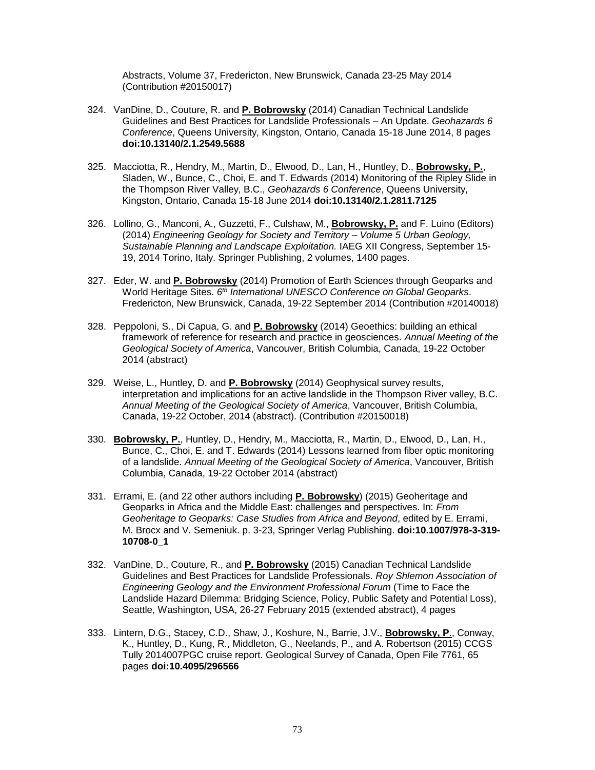Abstracts, Volume 37, Fredericton, New Brunswick, Canada 23-25 May 2014 (Contribution #20150017)

324. VanDine, D., Couture, R. and **P. Bobrowsky** (2014) Canadian Technical Landslide Guidelines and Best Practices for Landslide Professionals – An Update. *Geohazards 6 Conference*, Queens University, Kingston, Ontario, Canada 15-18 June 2014, 8 pages **doi:10.13140/2.1.2549.5688**

325. Macciotta, R., Hendry, M., Martin, D., Elwood, D., Lan, H., Huntley, D., **Bobrowsky, P.**, Sladen, W., Bunce, C., Choi, E. and T. Edwards (2014) Monitoring of the Ripley Slide in the Thompson River Valley, B.C., *Geohazards 6 Conference*, Queens University, Kingston, Ontario, Canada 15-18 June 2014 **doi:10.13140/2.1.2811.7125**

326. Lollino, G., Manconi, A., Guzzetti, F., Culshaw, M., **Bobrowsky, P.** and F. Luino (Editors) (2014) *Engineering Geology for Society and Territory – Volume 5 Urban Geology, Sustainable Planning and Landscape Exploitation.* IAEG XII Congress, September 15-19, 2014 Torino, Italy. Springer Publishing, 2 volumes, 1400 pages.

327. Eder, W. and **P. Bobrowsky** (2014) Promotion of Earth Sciences through Geoparks and World Heritage Sites. *6th International UNESCO Conference on Global Geoparks*. Fredericton, New Brunswick, Canada, 19-22 September 2014 (Contribution #20140018)

328. Peppoloni, S., Di Capua, G. and **P. Bobrowsky** (2014) Geoethics: building an ethical framework of reference for research and practice in geosciences. *Annual Meeting of the Geological Society of America*, Vancouver, British Columbia, Canada, 19-22 October 2014 (abstract)

329. Weise, L., Huntley, D. and **P. Bobrowsky** (2014) Geophysical survey results, interpretation and implications for an active landslide in the Thompson River valley, B.C. *Annual Meeting of the Geological Society of America*, Vancouver, British Columbia, Canada, 19-22 October, 2014 (abstract). (Contribution #20150018)

330. **Bobrowsky, P.**, Huntley, D., Hendry, M., Macciotta, R., Martin, D., Elwood, D., Lan, H., Bunce, C., Choi, E. and T. Edwards (2014) Lessons learned from fiber optic monitoring of a landslide. *Annual Meeting of the Geological Society of America*, Vancouver, British Columbia, Canada, 19-22 October 2014 (abstract)

331. Errami, E. (and 22 other authors including **P. Bobrowsky**) (2015) Geoheritage and Geoparks in Africa and the Middle East: challenges and perspectives. In: *From Geoheritage to Geoparks: Case Studies from Africa and Beyond*, edited by E. Errami, M. Brocx and V. Semeniuk. p. 3-23, Springer Verlag Publishing. **doi:10.1007/978-3-319-10708-0_1**

332. VanDine, D., Couture, R., and **P. Bobrowsky** (2015) Canadian Technical Landslide Guidelines and Best Practices for Landslide Professionals. *Roy Shlemon Association of Engineering Geology and the Environment Professional Forum* (Time to Face the Landslide Hazard Dilemma: Bridging Science, Policy, Public Safety and Potential Loss), Seattle, Washington, USA, 26-27 February 2015 (extended abstract), 4 pages

333. Lintern, D.G., Stacey, C.D., Shaw, J., Koshure, N., Barrie, J.V., **Bobrowsky, P.**, Conway, K., Huntley, D., Kung, R., Middleton, G., Neelands, P., and A. Robertson (2015) CCGS Tully 2014007PGC cruise report. Geological Survey of Canada, Open File 7761, 65 pages **doi:10.4095/296566**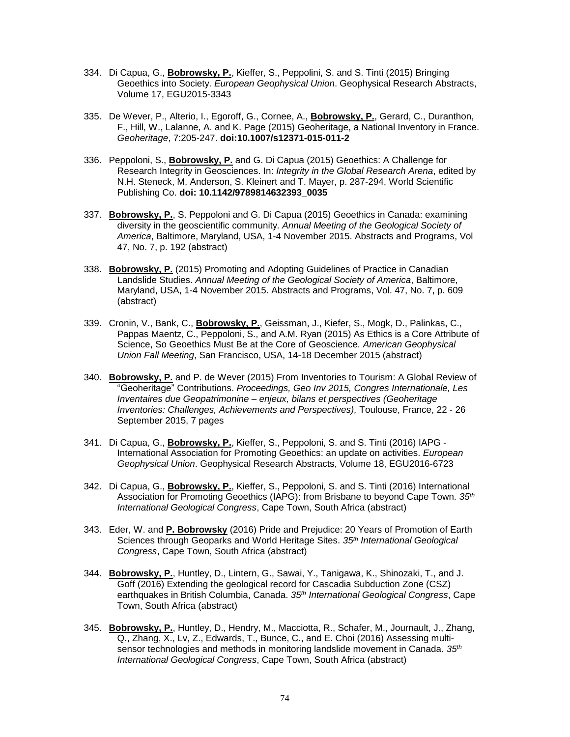334. Di Capua, G., **Bobrowsky, P.**, Kieffer, S., Peppolini, S. and S. Tinti (2015) Bringing Geoethics into Society. *European Geophysical Union*. Geophysical Research Abstracts, Volume 17, EGU2015-3343

335. De Wever, P., Alterio, I., Egoroff, G., Cornee, A., **Bobrowsky, P.**, Gerard, C., Duranthon, F., Hill, W., Lalanne, A. and K. Page (2015) Geoheritage, a National Inventory in France. *Geoheritage*, 7:205-247. **doi:10.1007/s12371-015-011-2**

336. Peppoloni, S., **Bobrowsky, P.** and G. Di Capua (2015) Geoethics: A Challenge for Research Integrity in Geosciences. In: *Integrity in the Global Research Arena*, edited by N.H. Steneck, M. Anderson, S. Kleinert and T. Mayer, p. 287-294, World Scientific Publishing Co. **doi: 10.1142/9789814632393_0035**

337. **Bobrowsky, P.**, S. Peppoloni and G. Di Capua (2015) Geoethics in Canada: examining diversity in the geoscientific community. *Annual Meeting of the Geological Society of America*, Baltimore, Maryland, USA, 1-4 November 2015. Abstracts and Programs, Vol 47, No. 7, p. 192 (abstract)

338. **Bobrowsky, P.** (2015) Promoting and Adopting Guidelines of Practice in Canadian Landslide Studies. *Annual Meeting of the Geological Society of America*, Baltimore, Maryland, USA, 1-4 November 2015. Abstracts and Programs, Vol. 47, No. 7, p. 609 (abstract)

339. Cronin, V., Bank, C., **Bobrowsky, P.**, Geissman, J., Kiefer, S., Mogk, D., Palinkas, C., Pappas Maentz, C., Peppoloni, S., and A.M. Ryan (2015) As Ethics is a Core Attribute of Science, So Geoethics Must Be at the Core of Geoscience. *American Geophysical Union Fall Meeting*, San Francisco, USA, 14-18 December 2015 (abstract)

340. **Bobrowsky, P.** and P. de Wever (2015) From Inventories to Tourism: A Global Review of "Geoheritage" Contributions. *Proceedings, Geo Inv 2015, Congres Internationale, Les Inventaires due Geopatrimonine – enjeux, bilans et perspectives (Geoheritage Inventories: Challenges, Achievements and Perspectives),* Toulouse, France, 22 - 26 September 2015, 7 pages

341. Di Capua, G., **Bobrowsky, P.**, Kieffer, S., Peppoloni, S. and S. Tinti (2016) IAPG - International Association for Promoting Geoethics: an update on activities. *European Geophysical Union*. Geophysical Research Abstracts, Volume 18, EGU2016-6723

342. Di Capua, G., **Bobrowsky, P.**, Kieffer, S., Peppoloni, S. and S. Tinti (2016) International Association for Promoting Geoethics (IAPG): from Brisbane to beyond Cape Town. *35th International Geological Congress*, Cape Town, South Africa (abstract)

343. Eder, W. and **P. Bobrowsky** (2016) Pride and Prejudice: 20 Years of Promotion of Earth Sciences through Geoparks and World Heritage Sites. *35th International Geological Congress*, Cape Town, South Africa (abstract)

344. **Bobrowsky, P.**, Huntley, D., Lintern, G., Sawai, Y., Tanigawa, K., Shinozaki, T., and J. Goff (2016) Extending the geological record for Cascadia Subduction Zone (CSZ) earthquakes in British Columbia, Canada. *35th International Geological Congress*, Cape Town, South Africa (abstract)

345. **Bobrowsky, P.**, Huntley, D., Hendry, M., Macciotta, R., Schafer, M., Journault, J., Zhang, Q., Zhang, X., Lv, Z., Edwards, T., Bunce, C., and E. Choi (2016) Assessing multi-sensor technologies and methods in monitoring landslide movement in Canada. *35th International Geological Congress*, Cape Town, South Africa (abstract)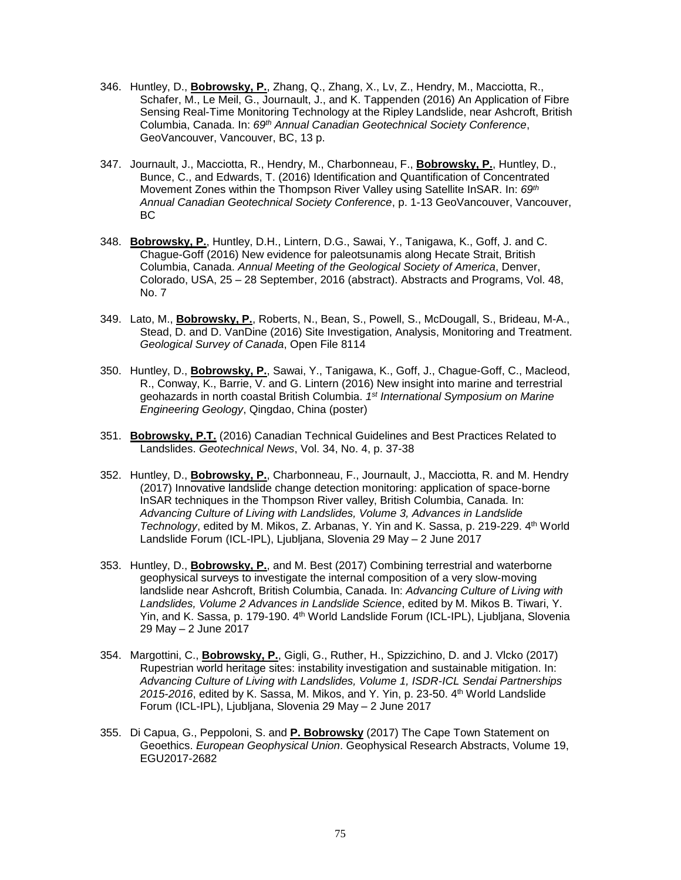346. Huntley, D., **Bobrowsky, P.**, Zhang, Q., Zhang, X., Lv, Z., Hendry, M., Macciotta, R., Schafer, M., Le Meil, G., Journault, J., and K. Tappenden (2016) An Application of Fibre Sensing Real-Time Monitoring Technology at the Ripley Landslide, near Ashcroft, British Columbia, Canada. In: *69th Annual Canadian Geotechnical Society Conference*, GeoVancouver, Vancouver, BC, 13 p.

347. Journault, J., Macciotta, R., Hendry, M., Charbonneau, F., **Bobrowsky, P.**, Huntley, D., Bunce, C., and Edwards, T. (2016) Identification and Quantification of Concentrated Movement Zones within the Thompson River Valley using Satellite InSAR. In: *69th Annual Canadian Geotechnical Society Conference*, p. 1-13 GeoVancouver, Vancouver, BC

348. **Bobrowsky, P.**, Huntley, D.H., Lintern, D.G., Sawai, Y., Tanigawa, K., Goff, J. and C. Chague-Goff (2016) New evidence for paleotsunamis along Hecate Strait, British Columbia, Canada. *Annual Meeting of the Geological Society of America*, Denver, Colorado, USA, 25 – 28 September, 2016 (abstract). Abstracts and Programs, Vol. 48, No. 7

349. Lato, M., **Bobrowsky, P.**, Roberts, N., Bean, S., Powell, S., McDougall, S., Brideau, M-A., Stead, D. and D. VanDine (2016) Site Investigation, Analysis, Monitoring and Treatment. *Geological Survey of Canada*, Open File 8114

350. Huntley, D., **Bobrowsky, P.**, Sawai, Y., Tanigawa, K., Goff, J., Chague-Goff, C., Macleod, R., Conway, K., Barrie, V. and G. Lintern (2016) New insight into marine and terrestrial geohazards in north coastal British Columbia. *1st International Symposium on Marine Engineering Geology*, Qingdao, China (poster)

351. **Bobrowsky, P.T.** (2016) Canadian Technical Guidelines and Best Practices Related to Landslides. *Geotechnical News*, Vol. 34, No. 4, p. 37-38

352. Huntley, D., **Bobrowsky, P.**, Charbonneau, F., Journault, J., Macciotta, R. and M. Hendry (2017) Innovative landslide change detection monitoring: application of space-borne InSAR techniques in the Thompson River valley, British Columbia, Canada. In: *Advancing Culture of Living with Landslides, Volume 3, Advances in Landslide Technology*, edited by M. Mikos, Z. Arbanas, Y. Yin and K. Sassa, p. 219-229. 4th World Landslide Forum (ICL-IPL), Ljubljana, Slovenia 29 May – 2 June 2017

353. Huntley, D., **Bobrowsky, P.**, and M. Best (2017) Combining terrestrial and waterborne geophysical surveys to investigate the internal composition of a very slow-moving landslide near Ashcroft, British Columbia, Canada. In: *Advancing Culture of Living with Landslides, Volume 2 Advances in Landslide Science*, edited by M. Mikos B. Tiwari, Y. Yin, and K. Sassa, p. 179-190. 4th World Landslide Forum (ICL-IPL), Ljubljana, Slovenia 29 May – 2 June 2017

354. Margottini, C., **Bobrowsky, P.**, Gigli, G., Ruther, H., Spizzichino, D. and J. Vlcko (2017) Rupestrian world heritage sites: instability investigation and sustainable mitigation. In: *Advancing Culture of Living with Landslides, Volume 1, ISDR-ICL Sendai Partnerships 2015-2016*, edited by K. Sassa, M. Mikos, and Y. Yin, p. 23-50. 4th World Landslide Forum (ICL-IPL), Ljubljana, Slovenia 29 May – 2 June 2017

355. Di Capua, G., Peppoloni, S. and **P. Bobrowsky** (2017) The Cape Town Statement on Geoethics. *European Geophysical Union*. Geophysical Research Abstracts, Volume 19, EGU2017-2682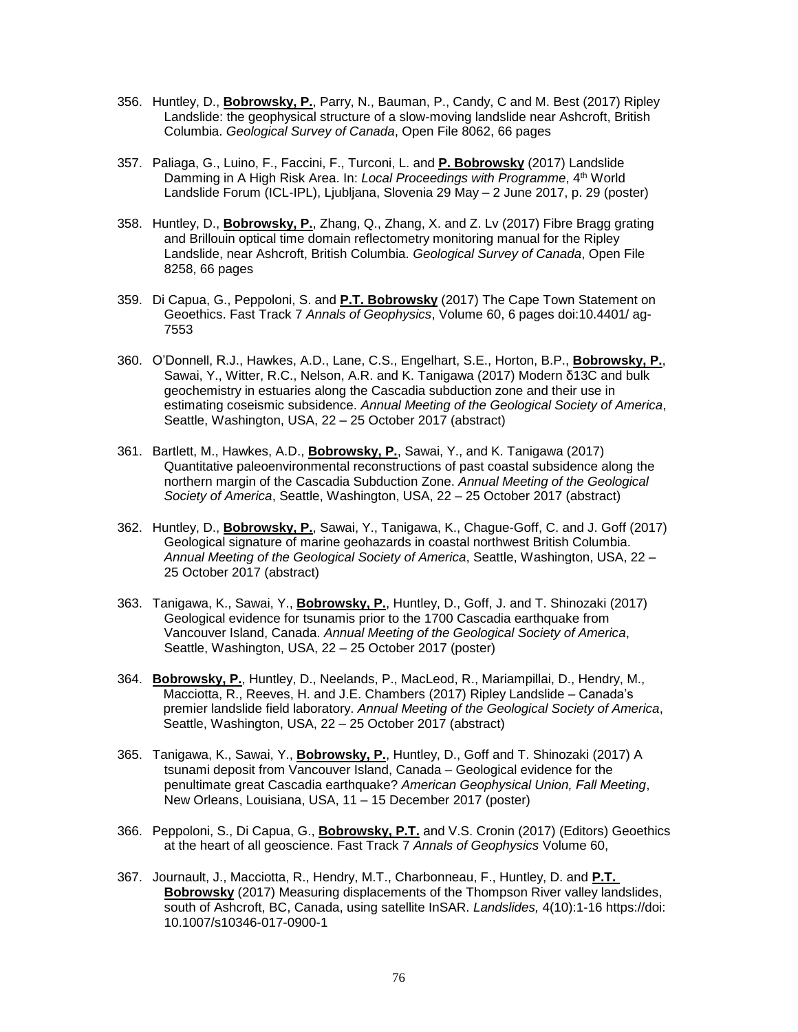356. Huntley, D., **Bobrowsky, P.**, Parry, N., Bauman, P., Candy, C and M. Best (2017) Ripley Landslide: the geophysical structure of a slow-moving landslide near Ashcroft, British Columbia. *Geological Survey of Canada*, Open File 8062, 66 pages

357. Paliaga, G., Luino, F., Faccini, F., Turconi, L. and **P. Bobrowsky** (2017) Landslide Damming in A High Risk Area. In: *Local Proceedings with Programme*, 4th World Landslide Forum (ICL-IPL), Ljubljana, Slovenia 29 May – 2 June 2017, p. 29 (poster)

358. Huntley, D., **Bobrowsky, P.**, Zhang, Q., Zhang, X. and Z. Lv (2017) Fibre Bragg grating and Brillouin optical time domain reflectometry monitoring manual for the Ripley Landslide, near Ashcroft, British Columbia. *Geological Survey of Canada*, Open File 8258, 66 pages

359. Di Capua, G., Peppoloni, S. and **P.T. Bobrowsky** (2017) The Cape Town Statement on Geoethics. Fast Track 7 *Annals of Geophysics*, Volume 60, 6 pages doi:10.4401/ ag-7553

360. O'Donnell, R.J., Hawkes, A.D., Lane, C.S., Engelhart, S.E., Horton, B.P., **Bobrowsky, P.**, Sawai, Y., Witter, R.C., Nelson, A.R. and K. Tanigawa (2017) Modern δ13C and bulk geochemistry in estuaries along the Cascadia subduction zone and their use in estimating coseismic subsidence. *Annual Meeting of the Geological Society of America*, Seattle, Washington, USA, 22 – 25 October 2017 (abstract)

361. Bartlett, M., Hawkes, A.D., **Bobrowsky, P.**, Sawai, Y., and K. Tanigawa (2017) Quantitative paleoenvironmental reconstructions of past coastal subsidence along the northern margin of the Cascadia Subduction Zone. *Annual Meeting of the Geological Society of America*, Seattle, Washington, USA, 22 – 25 October 2017 (abstract)

362. Huntley, D., **Bobrowsky, P.**, Sawai, Y., Tanigawa, K., Chague-Goff, C. and J. Goff (2017) Geological signature of marine geohazards in coastal northwest British Columbia. *Annual Meeting of the Geological Society of America*, Seattle, Washington, USA, 22 – 25 October 2017 (abstract)

363. Tanigawa, K., Sawai, Y., **Bobrowsky, P.**, Huntley, D., Goff, J. and T. Shinozaki (2017) Geological evidence for tsunamis prior to the 1700 Cascadia earthquake from Vancouver Island, Canada. *Annual Meeting of the Geological Society of America*, Seattle, Washington, USA, 22 – 25 October 2017 (poster)

364. **Bobrowsky, P.**, Huntley, D., Neelands, P., MacLeod, R., Mariampillai, D., Hendry, M., Macciotta, R., Reeves, H. and J.E. Chambers (2017) Ripley Landslide – Canada's premier landslide field laboratory. *Annual Meeting of the Geological Society of America*, Seattle, Washington, USA, 22 – 25 October 2017 (abstract)

365. Tanigawa, K., Sawai, Y., **Bobrowsky, P.**, Huntley, D., Goff and T. Shinozaki (2017) A tsunami deposit from Vancouver Island, Canada – Geological evidence for the penultimate great Cascadia earthquake? *American Geophysical Union, Fall Meeting*, New Orleans, Louisiana, USA, 11 – 15 December 2017 (poster)

366. Peppoloni, S., Di Capua, G., **Bobrowsky, P.T.** and V.S. Cronin (2017) (Editors) Geoethics at the heart of all geoscience. Fast Track 7 *Annals of Geophysics* Volume 60,

367. Journault, J., Macciotta, R., Hendry, M.T., Charbonneau, F., Huntley, D. and **P.T. Bobrowsky** (2017) Measuring displacements of the Thompson River valley landslides, south of Ashcroft, BC, Canada, using satellite InSAR. *Landslides,* 4(10):1-16 https://doi: 10.1007/s10346-017-0900-1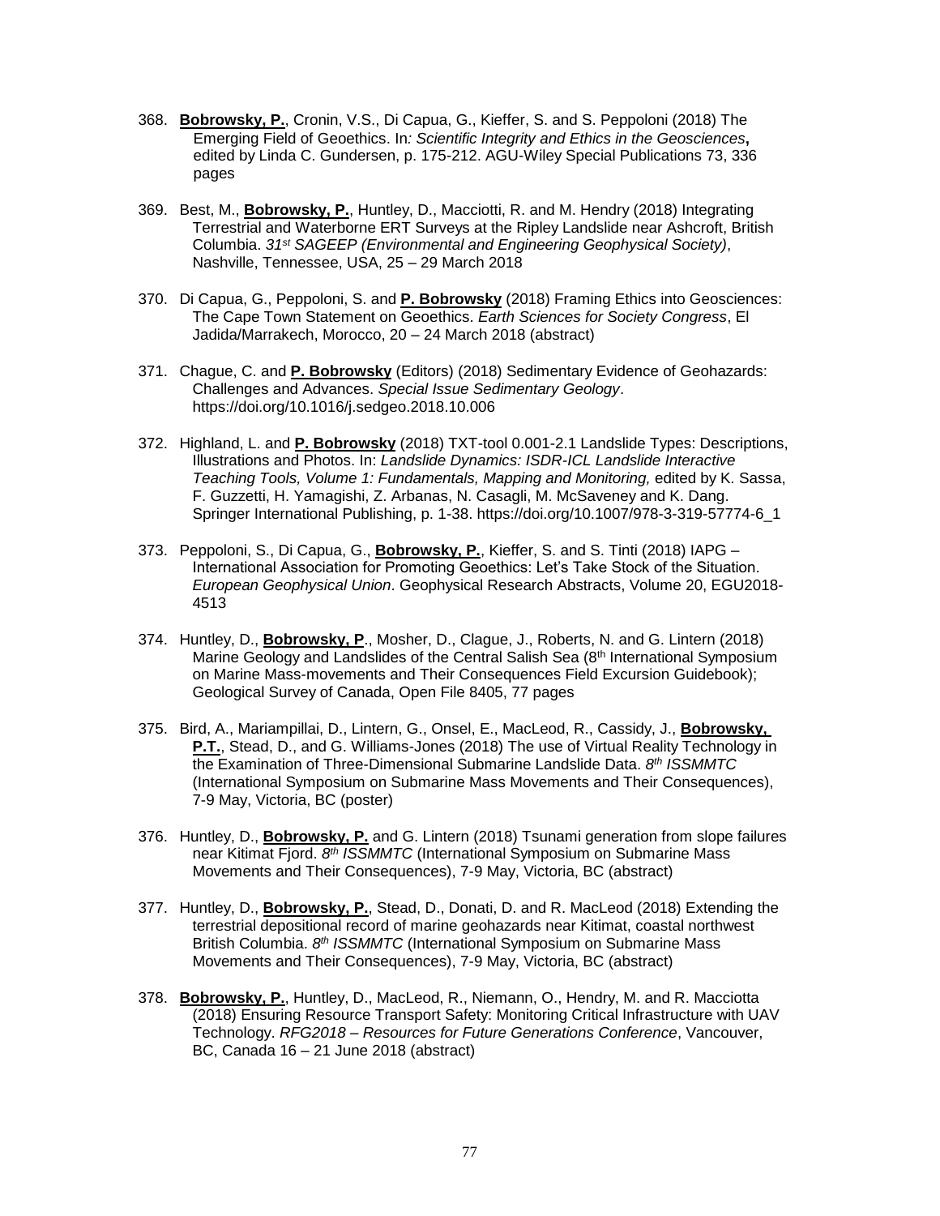368. **Bobrowsky, P.**, Cronin, V.S., Di Capua, G., Kieffer, S. and S. Peppoloni (2018) The Emerging Field of Geoethics. In*: Scientific Integrity and Ethics in the Geosciences***,** edited by Linda C. Gundersen, p. 175-212. AGU-Wiley Special Publications 73, 336 pages

369. Best, M., **Bobrowsky, P.**, Huntley, D., Macciotti, R. and M. Hendry (2018) Integrating Terrestrial and Waterborne ERT Surveys at the Ripley Landslide near Ashcroft, British Columbia. *31st SAGEEP (Environmental and Engineering Geophysical Society)*, Nashville, Tennessee, USA, 25 – 29 March 2018

370. Di Capua, G., Peppoloni, S. and **P. Bobrowsky** (2018) Framing Ethics into Geosciences: The Cape Town Statement on Geoethics. *Earth Sciences for Society Congress*, El Jadida/Marrakech, Morocco, 20 – 24 March 2018 (abstract)

371. Chague, C. and **P. Bobrowsky** (Editors) (2018) Sedimentary Evidence of Geohazards: Challenges and Advances. *Special Issue Sedimentary Geology*. https://doi.org/10.1016/j.sedgeo.2018.10.006

372. Highland, L. and **P. Bobrowsky** (2018) TXT-tool 0.001-2.1 Landslide Types: Descriptions, Illustrations and Photos. In: *Landslide Dynamics: ISDR-ICL Landslide Interactive Teaching Tools, Volume 1: Fundamentals, Mapping and Monitoring,* edited by K. Sassa, F. Guzzetti, H. Yamagishi, Z. Arbanas, N. Casagli, M. McSaveney and K. Dang. Springer International Publishing, p. 1-38. https://doi.org/10.1007/978-3-319-57774-6_1

373. Peppoloni, S., Di Capua, G., **Bobrowsky, P.**, Kieffer, S. and S. Tinti (2018) IAPG – International Association for Promoting Geoethics: Let's Take Stock of the Situation. *European Geophysical Union*. Geophysical Research Abstracts, Volume 20, EGU2018-4513

374. Huntley, D., **Bobrowsky, P**., Mosher, D., Clague, J., Roberts, N. and G. Lintern (2018) Marine Geology and Landslides of the Central Salish Sea (8th International Symposium on Marine Mass-movements and Their Consequences Field Excursion Guidebook); Geological Survey of Canada, Open File 8405, 77 pages

375. Bird, A., Mariampillai, D., Lintern, G., Onsel, E., MacLeod, R., Cassidy, J., **Bobrowsky, P.T.**, Stead, D., and G. Williams-Jones (2018) The use of Virtual Reality Technology in the Examination of Three-Dimensional Submarine Landslide Data. *8th ISSMMTC* (International Symposium on Submarine Mass Movements and Their Consequences), 7-9 May, Victoria, BC (poster)

376. Huntley, D., **Bobrowsky, P.** and G. Lintern (2018) Tsunami generation from slope failures near Kitimat Fjord. *8th ISSMMTC* (International Symposium on Submarine Mass Movements and Their Consequences), 7-9 May, Victoria, BC (abstract)

377. Huntley, D., **Bobrowsky, P.**, Stead, D., Donati, D. and R. MacLeod (2018) Extending the terrestrial depositional record of marine geohazards near Kitimat, coastal northwest British Columbia. *8th ISSMMTC* (International Symposium on Submarine Mass Movements and Their Consequences), 7-9 May, Victoria, BC (abstract)

378. **Bobrowsky, P.**, Huntley, D., MacLeod, R., Niemann, O., Hendry, M. and R. Macciotta (2018) Ensuring Resource Transport Safety: Monitoring Critical Infrastructure with UAV Technology. *RFG2018 – Resources for Future Generations Conference*, Vancouver, BC, Canada 16 – 21 June 2018 (abstract)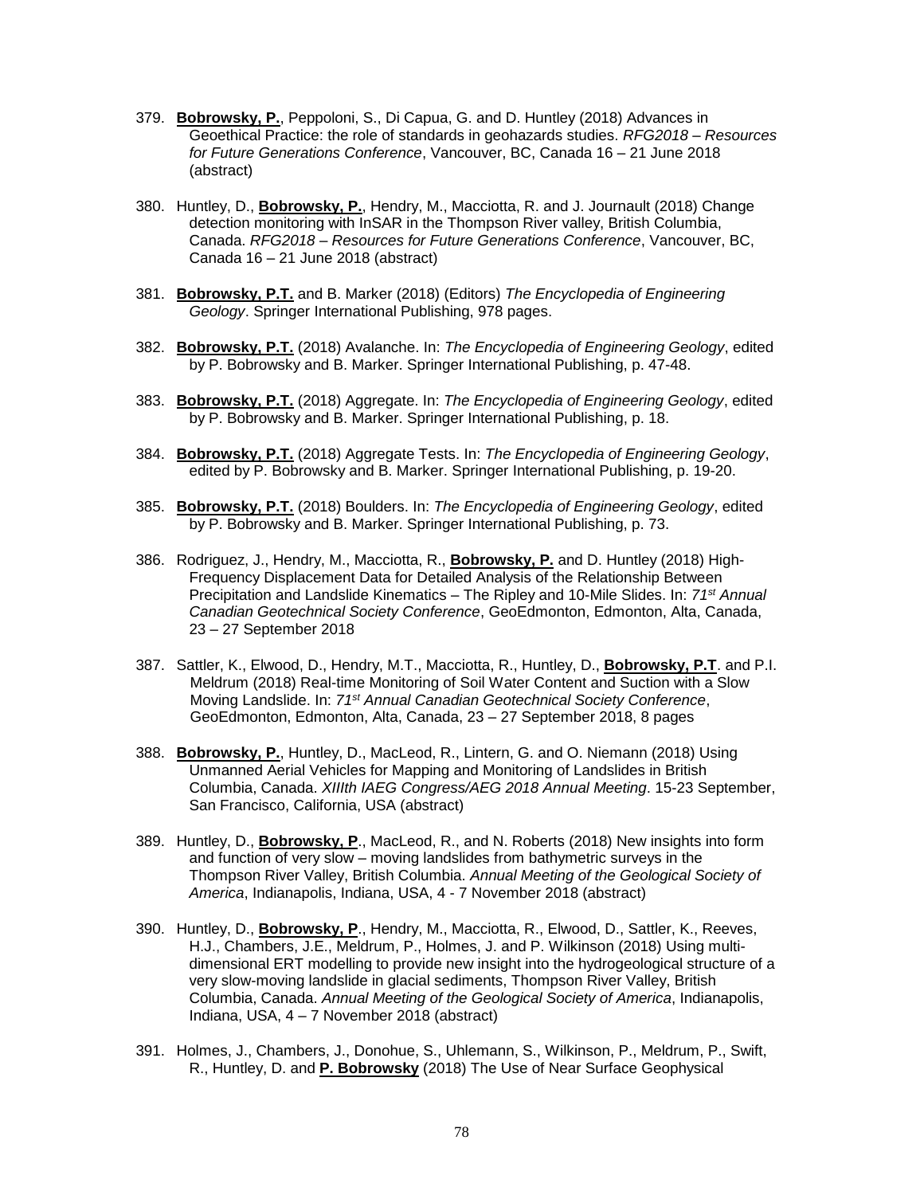379. **Bobrowsky, P.**, Peppoloni, S., Di Capua, G. and D. Huntley (2018) Advances in Geoethical Practice: the role of standards in geohazards studies. *RFG2018 – Resources for Future Generations Conference*, Vancouver, BC, Canada 16 – 21 June 2018 (abstract)

380. Huntley, D., **Bobrowsky, P.**, Hendry, M., Macciotta, R. and J. Journault (2018) Change detection monitoring with InSAR in the Thompson River valley, British Columbia, Canada. *RFG2018 – Resources for Future Generations Conference*, Vancouver, BC, Canada 16 – 21 June 2018 (abstract)

381. **Bobrowsky, P.T.** and B. Marker (2018) (Editors) *The Encyclopedia of Engineering Geology*. Springer International Publishing, 978 pages.

382. **Bobrowsky, P.T.** (2018) Avalanche. In: *The Encyclopedia of Engineering Geology*, edited by P. Bobrowsky and B. Marker. Springer International Publishing, p. 47-48.

383. **Bobrowsky, P.T.** (2018) Aggregate. In: *The Encyclopedia of Engineering Geology*, edited by P. Bobrowsky and B. Marker. Springer International Publishing, p. 18.

384. **Bobrowsky, P.T.** (2018) Aggregate Tests. In: *The Encyclopedia of Engineering Geology*, edited by P. Bobrowsky and B. Marker. Springer International Publishing, p. 19-20.

385. **Bobrowsky, P.T.** (2018) Boulders. In: *The Encyclopedia of Engineering Geology*, edited by P. Bobrowsky and B. Marker. Springer International Publishing, p. 73.

386. Rodriguez, J., Hendry, M., Macciotta, R., **Bobrowsky, P.** and D. Huntley (2018) High-Frequency Displacement Data for Detailed Analysis of the Relationship Between Precipitation and Landslide Kinematics – The Ripley and 10-Mile Slides. In: *71st Annual Canadian Geotechnical Society Conference*, GeoEdmonton, Edmonton, Alta, Canada, 23 – 27 September 2018

387. Sattler, K., Elwood, D., Hendry, M.T., Macciotta, R., Huntley, D., **Bobrowsky, P.T**. and P.I. Meldrum (2018) Real-time Monitoring of Soil Water Content and Suction with a Slow Moving Landslide. In: *71st Annual Canadian Geotechnical Society Conference*, GeoEdmonton, Edmonton, Alta, Canada, 23 – 27 September 2018, 8 pages

388. **Bobrowsky, P.**, Huntley, D., MacLeod, R., Lintern, G. and O. Niemann (2018) Using Unmanned Aerial Vehicles for Mapping and Monitoring of Landslides in British Columbia, Canada. *XIIIth IAEG Congress/AEG 2018 Annual Meeting*. 15-23 September, San Francisco, California, USA (abstract)

389. Huntley, D., **Bobrowsky, P**., MacLeod, R., and N. Roberts (2018) New insights into form and function of very slow – moving landslides from bathymetric surveys in the Thompson River Valley, British Columbia. *Annual Meeting of the Geological Society of America*, Indianapolis, Indiana, USA, 4 - 7 November 2018 (abstract)

390. Huntley, D., **Bobrowsky, P**., Hendry, M., Macciotta, R., Elwood, D., Sattler, K., Reeves, H.J., Chambers, J.E., Meldrum, P., Holmes, J. and P. Wilkinson (2018) Using multi-dimensional ERT modelling to provide new insight into the hydrogeological structure of a very slow-moving landslide in glacial sediments, Thompson River Valley, British Columbia, Canada. *Annual Meeting of the Geological Society of America*, Indianapolis, Indiana, USA, 4 – 7 November 2018 (abstract)

391. Holmes, J., Chambers, J., Donohue, S., Uhlemann, S., Wilkinson, P., Meldrum, P., Swift, R., Huntley, D. and **P. Bobrowsky** (2018) The Use of Near Surface Geophysical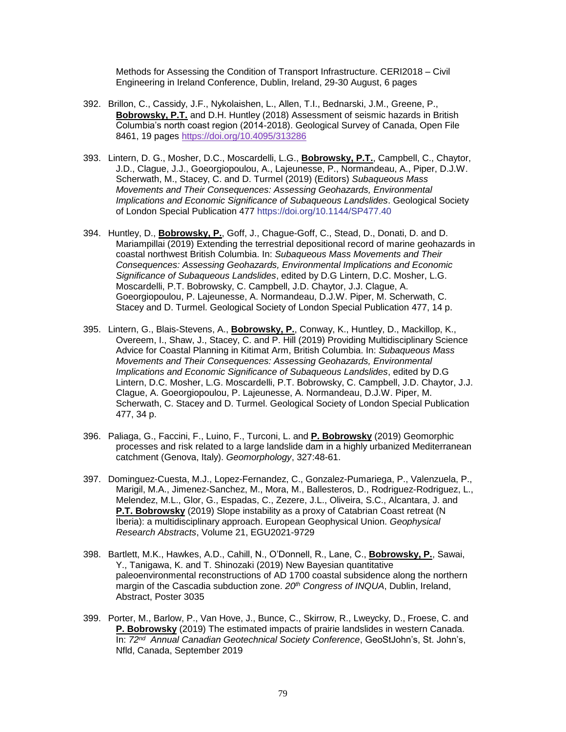Methods for Assessing the Condition of Transport Infrastructure. CERI2018 – Civil Engineering in Ireland Conference, Dublin, Ireland, 29-30 August, 6 pages

392. Brillon, C., Cassidy, J.F., Nykolaishen, L., Allen, T.I., Bednarski, J.M., Greene, P., **Bobrowsky, P.T.** and D.H. Huntley (2018) Assessment of seismic hazards in British Columbia's north coast region (2014-2018). Geological Survey of Canada, Open File 8461, 19 pages https://doi.org/10.4095/313286

393. Lintern, D. G., Mosher, D.C., Moscardelli, L.G., **Bobrowsky, P.T.**, Campbell, C., Chaytor, J.D., Clague, J.J., Goeorgiopoulou, A., Lajeunesse, P., Normandeau, A., Piper, D.J.W. Scherwath, M., Stacey, C. and D. Turmel (2019) (Editors) *Subaqueous Mass Movements and Their Consequences: Assessing Geohazards, Environmental Implications and Economic Significance of Subaqueous Landslides*. Geological Society of London Special Publication 477 https://doi.org/10.1144/SP477.40

394. Huntley, D., **Bobrowsky, P.**, Goff, J., Chague-Goff, C., Stead, D., Donati, D. and D. Mariampillai (2019) Extending the terrestrial depositional record of marine geohazards in coastal northwest British Columbia. In: *Subaqueous Mass Movements and Their Consequences: Assessing Geohazards, Environmental Implications and Economic Significance of Subaqueous Landslides*, edited by D.G Lintern, D.C. Mosher, L.G. Moscardelli, P.T. Bobrowsky, C. Campbell, J.D. Chaytor, J.J. Clague, A. Goeorgiopoulou, P. Lajeunesse, A. Normandeau, D.J.W. Piper, M. Scherwath, C. Stacey and D. Turmel. Geological Society of London Special Publication 477, 14 p.

395. Lintern, G., Blais-Stevens, A., **Bobrowsky, P.**, Conway, K., Huntley, D., Mackillop, K., Overeem, I., Shaw, J., Stacey, C. and P. Hill (2019) Providing Multidisciplinary Science Advice for Coastal Planning in Kitimat Arm, British Columbia. In: *Subaqueous Mass Movements and Their Consequences: Assessing Geohazards, Environmental Implications and Economic Significance of Subaqueous Landslides*, edited by D.G Lintern, D.C. Mosher, L.G. Moscardelli, P.T. Bobrowsky, C. Campbell, J.D. Chaytor, J.J. Clague, A. Goeorgiopoulou, P. Lajeunesse, A. Normandeau, D.J.W. Piper, M. Scherwath, C. Stacey and D. Turmel. Geological Society of London Special Publication 477, 34 p.

396. Paliaga, G., Faccini, F., Luino, F., Turconi, L. and **P. Bobrowsky** (2019) Geomorphic processes and risk related to a large landslide dam in a highly urbanized Mediterranean catchment (Genova, Italy). *Geomorphology*, 327:48-61.

397. Dominguez-Cuesta, M.J., Lopez-Fernandez, C., Gonzalez-Pumariega, P., Valenzuela, P., Marigil, M.A., Jimenez-Sanchez, M., Mora, M., Ballesteros, D., Rodriguez-Rodriguez, L., Melendez, M.L., Glor, G., Espadas, C., Zezere, J.L., Oliveira, S.C., Alcantara, J. and **P.T. Bobrowsky** (2019) Slope instability as a proxy of Catabrian Coast retreat (N Iberia): a multidisciplinary approach. European Geophysical Union. *Geophysical Research Abstracts*, Volume 21, EGU2021-9729

398. Bartlett, M.K., Hawkes, A.D., Cahill, N., O'Donnell, R., Lane, C., **Bobrowsky, P.**, Sawai, Y., Tanigawa, K. and T. Shinozaki (2019) New Bayesian quantitative paleoenvironmental reconstructions of AD 1700 coastal subsidence along the northern margin of the Cascadia subduction zone. *20th Congress of INQUA*, Dublin, Ireland, Abstract, Poster 3035

399. Porter, M., Barlow, P., Van Hove, J., Bunce, C., Skirrow, R., Lweycky, D., Froese, C. and **P. Bobrowsky** (2019) The estimated impacts of prairie landslides in western Canada. In: *72nd Annual Canadian Geotechnical Society Conference*, GeoStJohn's, St. John's, Nfld, Canada, September 2019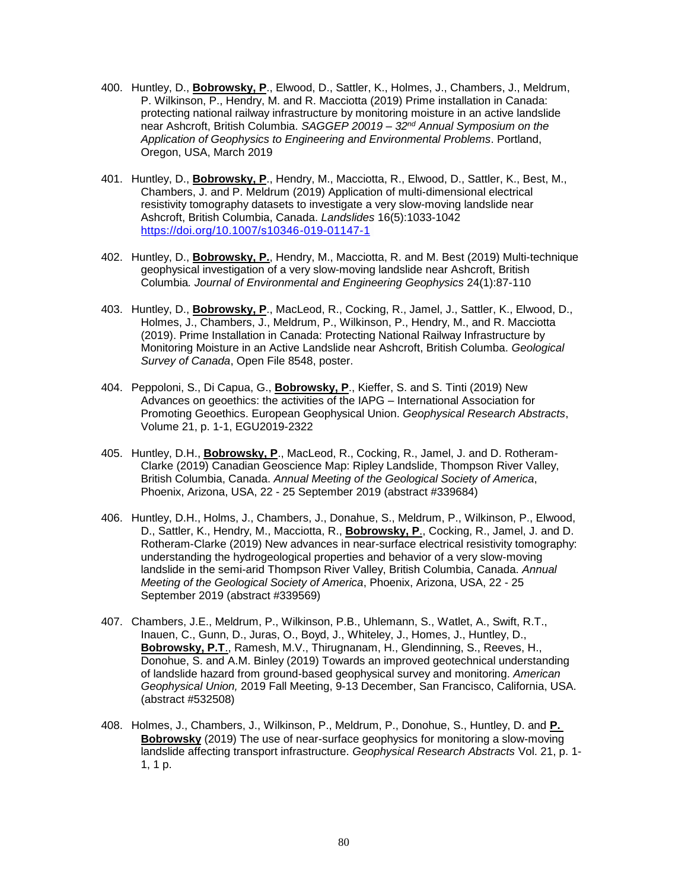400. Huntley, D., **Bobrowsky, P**., Elwood, D., Sattler, K., Holmes, J., Chambers, J., Meldrum, P. Wilkinson, P., Hendry, M. and R. Macciotta (2019) Prime installation in Canada: protecting national railway infrastructure by monitoring moisture in an active landslide near Ashcroft, British Columbia. *SAGGEP 20019 – 32nd Annual Symposium on the Application of Geophysics to Engineering and Environmental Problems*. Portland, Oregon, USA, March 2019

401. Huntley, D., **Bobrowsky, P**., Hendry, M., Macciotta, R., Elwood, D., Sattler, K., Best, M., Chambers, J. and P. Meldrum (2019) Application of multi-dimensional electrical resistivity tomography datasets to investigate a very slow-moving landslide near Ashcroft, British Columbia, Canada. *Landslides* 16(5):1033-1042 https://doi.org/10.1007/s10346-019-01147-1

402. Huntley, D., **Bobrowsky, P.**, Hendry, M., Macciotta, R. and M. Best (2019) Multi-technique geophysical investigation of a very slow-moving landslide near Ashcroft, British Columbia. *Journal of Environmental and Engineering Geophysics* 24(1):87-110

403. Huntley, D., **Bobrowsky, P**., MacLeod, R., Cocking, R., Jamel, J., Sattler, K., Elwood, D., Holmes, J., Chambers, J., Meldrum, P., Wilkinson, P., Hendry, M., and R. Macciotta (2019). Prime Installation in Canada: Protecting National Railway Infrastructure by Monitoring Moisture in an Active Landslide near Ashcroft, British Columba. *Geological Survey of Canada*, Open File 8548, poster.

404. Peppoloni, S., Di Capua, G., **Bobrowsky, P**., Kieffer, S. and S. Tinti (2019) New Advances on geoethics: the activities of the IAPG – International Association for Promoting Geoethics. European Geophysical Union. *Geophysical Research Abstracts*, Volume 21, p. 1-1, EGU2019-2322

405. Huntley, D.H., **Bobrowsky, P**., MacLeod, R., Cocking, R., Jamel, J. and D. Rotheram-Clarke (2019) Canadian Geoscience Map: Ripley Landslide, Thompson River Valley, British Columbia, Canada. *Annual Meeting of the Geological Society of America*, Phoenix, Arizona, USA, 22 - 25 September 2019 (abstract #339684)

406. Huntley, D.H., Holms, J., Chambers, J., Donahue, S., Meldrum, P., Wilkinson, P., Elwood, D., Sattler, K., Hendry, M., Macciotta, R., **Bobrowsky, P**., Cocking, R., Jamel, J. and D. Rotheram-Clarke (2019) New advances in near-surface electrical resistivity tomography: understanding the hydrogeological properties and behavior of a very slow-moving landslide in the semi-arid Thompson River Valley, British Columbia, Canada. *Annual Meeting of the Geological Society of America*, Phoenix, Arizona, USA, 22 - 25 September 2019 (abstract #339569)

407. Chambers, J.E., Meldrum, P., Wilkinson, P.B., Uhlemann, S., Watlet, A., Swift, R.T., Inauen, C., Gunn, D., Juras, O., Boyd, J., Whiteley, J., Homes, J., Huntley, D., **Bobrowsky, P.T**., Ramesh, M.V., Thirugnanam, H., Glendinning, S., Reeves, H., Donohue, S. and A.M. Binley (2019) Towards an improved geotechnical understanding of landslide hazard from ground-based geophysical survey and monitoring. *American Geophysical Union,* 2019 Fall Meeting, 9-13 December, San Francisco, California, USA. (abstract #532508)

408. Holmes, J., Chambers, J., Wilkinson, P., Meldrum, P., Donohue, S., Huntley, D. and **P. Bobrowsky** (2019) The use of near-surface geophysics for monitoring a slow-moving landslide affecting transport infrastructure. *Geophysical Research Abstracts* Vol. 21, p. 1-1, 1 p.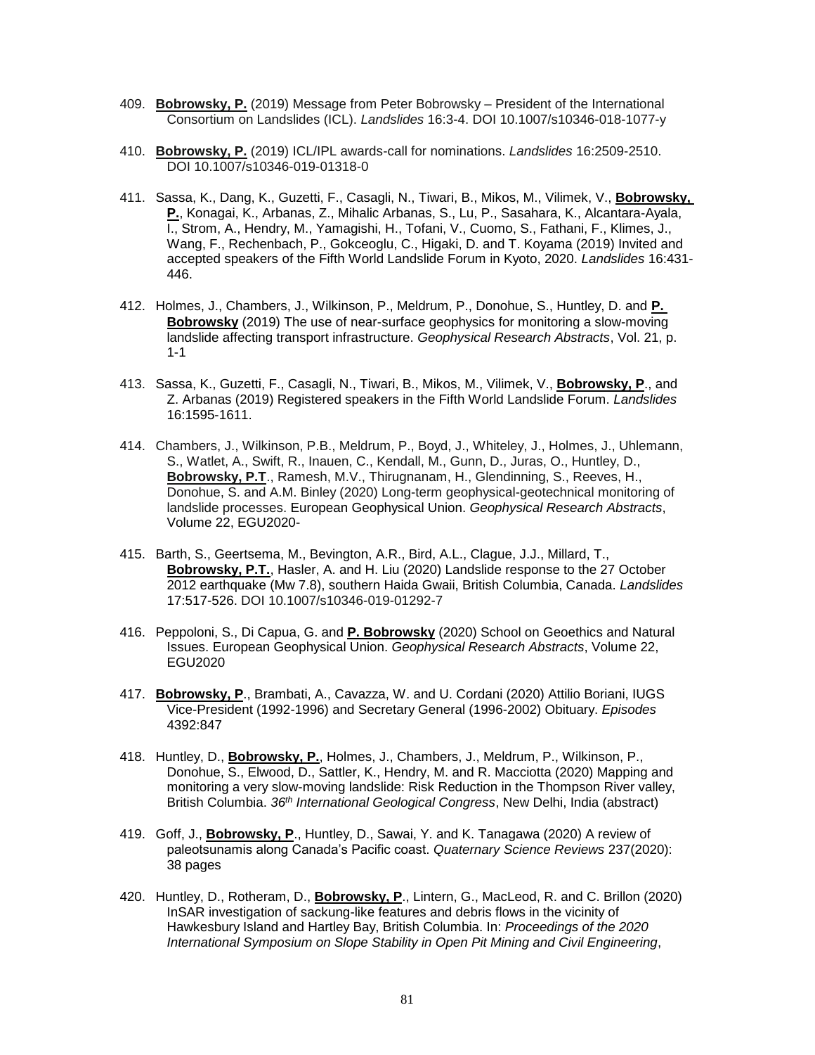409. **Bobrowsky, P.** (2019) Message from Peter Bobrowsky – President of the International Consortium on Landslides (ICL). *Landslides* 16:3-4. DOI 10.1007/s10346-018-1077-y

410. **Bobrowsky, P.** (2019) ICL/IPL awards-call for nominations. *Landslides* 16:2509-2510. DOI 10.1007/s10346-019-01318-0

411. Sassa, K., Dang, K., Guzetti, F., Casagli, N., Tiwari, B., Mikos, M., Vilimek, V., **Bobrowsky, P.**, Konagai, K., Arbanas, Z., Mihalic Arbanas, S., Lu, P., Sasahara, K., Alcantara-Ayala, I., Strom, A., Hendry, M., Yamagishi, H., Tofani, V., Cuomo, S., Fathani, F., Klimes, J., Wang, F., Rechenbach, P., Gokceoglu, C., Higaki, D. and T. Koyama (2019) Invited and accepted speakers of the Fifth World Landslide Forum in Kyoto, 2020. *Landslides* 16:431-446.

412. Holmes, J., Chambers, J., Wilkinson, P., Meldrum, P., Donohue, S., Huntley, D. and **P. Bobrowsky** (2019) The use of near-surface geophysics for monitoring a slow-moving landslide affecting transport infrastructure. *Geophysical Research Abstracts*, Vol. 21, p. 1-1

413. Sassa, K., Guzetti, F., Casagli, N., Tiwari, B., Mikos, M., Vilimek, V., **Bobrowsky, P**., and Z. Arbanas (2019) Registered speakers in the Fifth World Landslide Forum. *Landslides* 16:1595-1611.

414. Chambers, J., Wilkinson, P.B., Meldrum, P., Boyd, J., Whiteley, J., Holmes, J., Uhlemann, S., Watlet, A., Swift, R., Inauen, C., Kendall, M., Gunn, D., Juras, O., Huntley, D., **Bobrowsky, P.T**., Ramesh, M.V., Thirugnanam, H., Glendinning, S., Reeves, H., Donohue, S. and A.M. Binley (2020) Long-term geophysical-geotechnical monitoring of landslide processes. European Geophysical Union. *Geophysical Research Abstracts*, Volume 22, EGU2020-

415. Barth, S., Geertsema, M., Bevington, A.R., Bird, A.L., Clague, J.J., Millard, T., **Bobrowsky, P.T.**, Hasler, A. and H. Liu (2020) Landslide response to the 27 October 2012 earthquake (Mw 7.8), southern Haida Gwaii, British Columbia, Canada. *Landslides* 17:517-526. DOI 10.1007/s10346-019-01292-7

416. Peppoloni, S., Di Capua, G. and **P. Bobrowsky** (2020) School on Geoethics and Natural Issues. European Geophysical Union. *Geophysical Research Abstracts*, Volume 22, EGU2020

417. **Bobrowsky, P**., Brambati, A., Cavazza, W. and U. Cordani (2020) Attilio Boriani, IUGS Vice-President (1992-1996) and Secretary General (1996-2002) Obituary. *Episodes* 4392:847

418. Huntley, D., **Bobrowsky, P.**, Holmes, J., Chambers, J., Meldrum, P., Wilkinson, P., Donohue, S., Elwood, D., Sattler, K., Hendry, M. and R. Macciotta (2020) Mapping and monitoring a very slow-moving landslide: Risk Reduction in the Thompson River valley, British Columbia. *36th International Geological Congress*, New Delhi, India (abstract)

419. Goff, J., **Bobrowsky, P**., Huntley, D., Sawai, Y. and K. Tanagawa (2020) A review of paleotsunamis along Canada's Pacific coast. *Quaternary Science Reviews* 237(2020): 38 pages

420. Huntley, D., Rotheram, D., **Bobrowsky, P**., Lintern, G., MacLeod, R. and C. Brillon (2020) InSAR investigation of sackung-like features and debris flows in the vicinity of Hawkesbury Island and Hartley Bay, British Columbia. In: *Proceedings of the 2020 International Symposium on Slope Stability in Open Pit Mining and Civil Engineering*,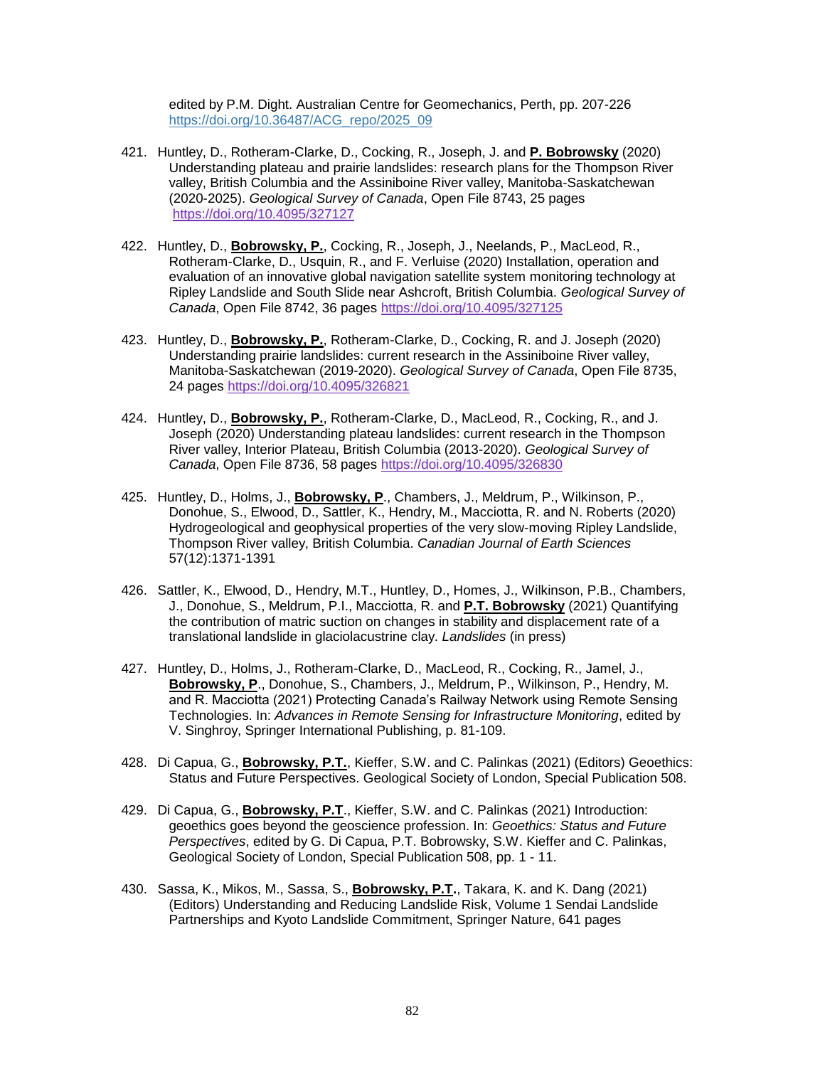edited by P.M. Dight. Australian Centre for Geomechanics, Perth, pp. 207-226 https://doi.org/10.36487/ACG_repo/2025_09

421. Huntley, D., Rotheram-Clarke, D., Cocking, R., Joseph, J. and **P. Bobrowsky** (2020) Understanding plateau and prairie landslides: research plans for the Thompson River valley, British Columbia and the Assiniboine River valley, Manitoba-Saskatchewan (2020-2025). *Geological Survey of Canada*, Open File 8743, 25 pages https://doi.org/10.4095/327127

422. Huntley, D., **Bobrowsky, P.**, Cocking, R., Joseph, J., Neelands, P., MacLeod, R., Rotheram-Clarke, D., Usquin, R., and F. Verluise (2020) Installation, operation and evaluation of an innovative global navigation satellite system monitoring technology at Ripley Landslide and South Slide near Ashcroft, British Columbia. *Geological Survey of Canada*, Open File 8742, 36 pages https://doi.org/10.4095/327125

423. Huntley, D., **Bobrowsky, P.**, Rotheram-Clarke, D., Cocking, R. and J. Joseph (2020) Understanding prairie landslides: current research in the Assiniboine River valley, Manitoba-Saskatchewan (2019-2020). *Geological Survey of Canada*, Open File 8735, 24 pages https://doi.org/10.4095/326821

424. Huntley, D., **Bobrowsky, P.**, Rotheram-Clarke, D., MacLeod, R., Cocking, R., and J. Joseph (2020) Understanding plateau landslides: current research in the Thompson River valley, Interior Plateau, British Columbia (2013-2020). *Geological Survey of Canada*, Open File 8736, 58 pages https://doi.org/10.4095/326830

425. Huntley, D., Holms, J., **Bobrowsky, P**., Chambers, J., Meldrum, P., Wilkinson, P., Donohue, S., Elwood, D., Sattler, K., Hendry, M., Macciotta, R. and N. Roberts (2020) Hydrogeological and geophysical properties of the very slow-moving Ripley Landslide, Thompson River valley, British Columbia. *Canadian Journal of Earth Sciences* 57(12):1371-1391

426. Sattler, K., Elwood, D., Hendry, M.T., Huntley, D., Homes, J., Wilkinson, P.B., Chambers, J., Donohue, S., Meldrum, P.I., Macciotta, R. and **P.T. Bobrowsky** (2021) Quantifying the contribution of matric suction on changes in stability and displacement rate of a translational landslide in glaciolacustrine clay. *Landslides* (in press)

427. Huntley, D., Holms, J., Rotheram-Clarke, D., MacLeod, R., Cocking, R., Jamel, J., **Bobrowsky, P**., Donohue, S., Chambers, J., Meldrum, P., Wilkinson, P., Hendry, M. and R. Macciotta (2021) Protecting Canada's Railway Network using Remote Sensing Technologies. In: *Advances in Remote Sensing for Infrastructure Monitoring*, edited by V. Singhroy, Springer International Publishing, p. 81-109.

428. Di Capua, G., **Bobrowsky, P.T.**, Kieffer, S.W. and C. Palinkas (2021) (Editors) Geoethics: Status and Future Perspectives. Geological Society of London, Special Publication 508.

429. Di Capua, G., **Bobrowsky, P.T**., Kieffer, S.W. and C. Palinkas (2021) Introduction: geoethics goes beyond the geoscience profession. In: *Geoethics: Status and Future Perspectives*, edited by G. Di Capua, P.T. Bobrowsky, S.W. Kieffer and C. Palinkas, Geological Society of London, Special Publication 508, pp. 1 - 11.

430. Sassa, K., Mikos, M., Sassa, S., **Bobrowsky, P.T.**, Takara, K. and K. Dang (2021) (Editors) Understanding and Reducing Landslide Risk, Volume 1 Sendai Landslide Partnerships and Kyoto Landslide Commitment, Springer Nature, 641 pages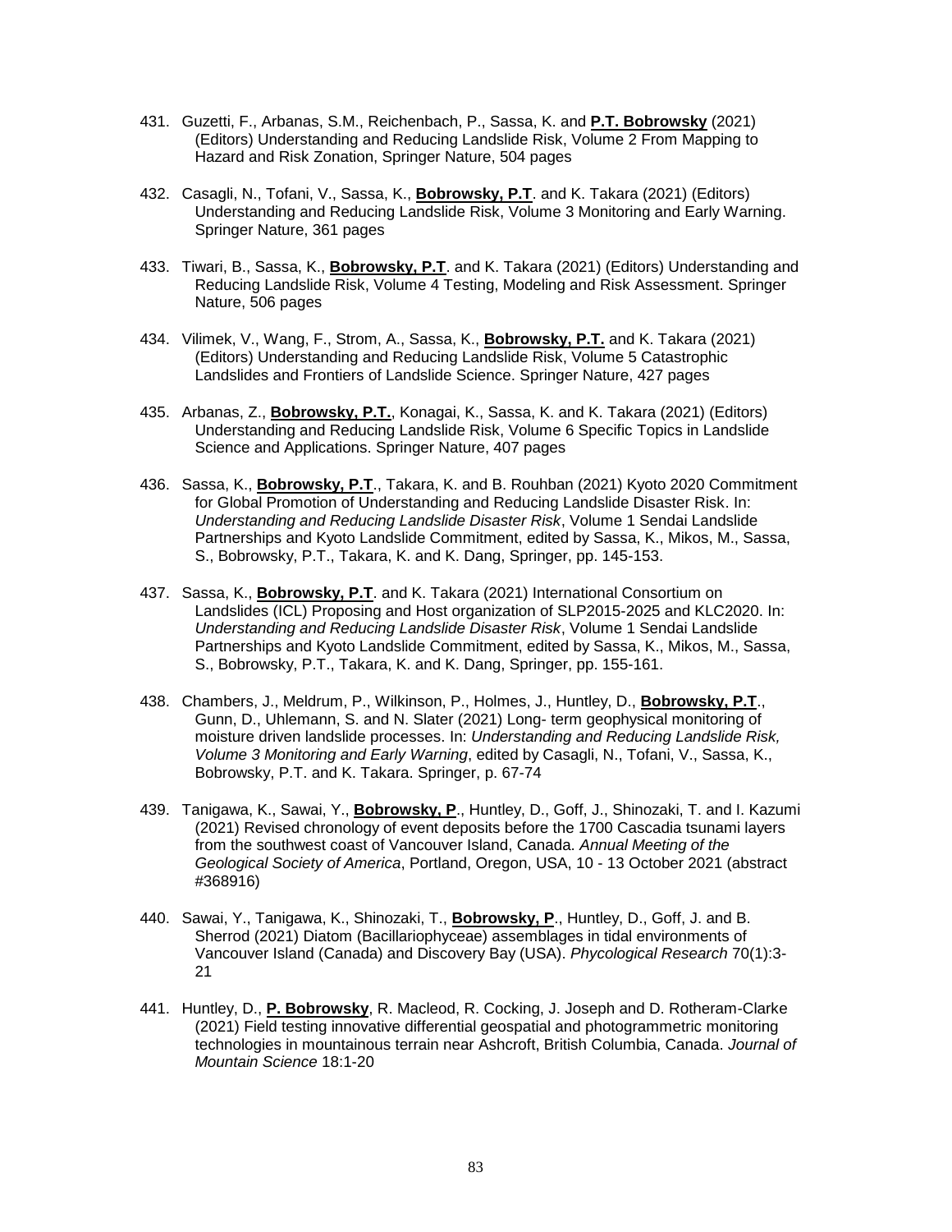431. Guzetti, F., Arbanas, S.M., Reichenbach, P., Sassa, K. and **P.T. Bobrowsky** (2021) (Editors) Understanding and Reducing Landslide Risk, Volume 2 From Mapping to Hazard and Risk Zonation, Springer Nature, 504 pages

432. Casagli, N., Tofani, V., Sassa, K., **Bobrowsky, P.T**. and K. Takara (2021) (Editors) Understanding and Reducing Landslide Risk, Volume 3 Monitoring and Early Warning. Springer Nature, 361 pages

433. Tiwari, B., Sassa, K., **Bobrowsky, P.T**. and K. Takara (2021) (Editors) Understanding and Reducing Landslide Risk, Volume 4 Testing, Modeling and Risk Assessment. Springer Nature, 506 pages

434. Vilimek, V., Wang, F., Strom, A., Sassa, K., **Bobrowsky, P.T.** and K. Takara (2021) (Editors) Understanding and Reducing Landslide Risk, Volume 5 Catastrophic Landslides and Frontiers of Landslide Science. Springer Nature, 427 pages

435. Arbanas, Z., **Bobrowsky, P.T.**, Konagai, K., Sassa, K. and K. Takara (2021) (Editors) Understanding and Reducing Landslide Risk, Volume 6 Specific Topics in Landslide Science and Applications. Springer Nature, 407 pages

436. Sassa, K., **Bobrowsky, P.T**., Takara, K. and B. Rouhban (2021) Kyoto 2020 Commitment for Global Promotion of Understanding and Reducing Landslide Disaster Risk. In: *Understanding and Reducing Landslide Disaster Risk*, Volume 1 Sendai Landslide Partnerships and Kyoto Landslide Commitment, edited by Sassa, K., Mikos, M., Sassa, S., Bobrowsky, P.T., Takara, K. and K. Dang, Springer, pp. 145-153.

437. Sassa, K., **Bobrowsky, P.T**. and K. Takara (2021) International Consortium on Landslides (ICL) Proposing and Host organization of SLP2015-2025 and KLC2020. In: *Understanding and Reducing Landslide Disaster Risk*, Volume 1 Sendai Landslide Partnerships and Kyoto Landslide Commitment, edited by Sassa, K., Mikos, M., Sassa, S., Bobrowsky, P.T., Takara, K. and K. Dang, Springer, pp. 155-161.

438. Chambers, J., Meldrum, P., Wilkinson, P., Holmes, J., Huntley, D., **Bobrowsky, P.T**., Gunn, D., Uhlemann, S. and N. Slater (2021) Long- term geophysical monitoring of moisture driven landslide processes. In: *Understanding and Reducing Landslide Risk, Volume 3 Monitoring and Early Warning*, edited by Casagli, N., Tofani, V., Sassa, K., Bobrowsky, P.T. and K. Takara. Springer, p. 67-74

439. Tanigawa, K., Sawai, Y., **Bobrowsky, P**., Huntley, D., Goff, J., Shinozaki, T. and I. Kazumi (2021) Revised chronology of event deposits before the 1700 Cascadia tsunami layers from the southwest coast of Vancouver Island, Canada. *Annual Meeting of the Geological Society of America*, Portland, Oregon, USA, 10 - 13 October 2021 (abstract #368916)

440. Sawai, Y., Tanigawa, K., Shinozaki, T., **Bobrowsky, P**., Huntley, D., Goff, J. and B. Sherrod (2021) Diatom (Bacillariophyceae) assemblages in tidal environments of Vancouver Island (Canada) and Discovery Bay (USA). *Phycological Research* 70(1):3-21

441. Huntley, D., **P. Bobrowsky**, R. Macleod, R. Cocking, J. Joseph and D. Rotheram-Clarke (2021) Field testing innovative differential geospatial and photogrammetric monitoring technologies in mountainous terrain near Ashcroft, British Columbia, Canada. *Journal of Mountain Science* 18:1-20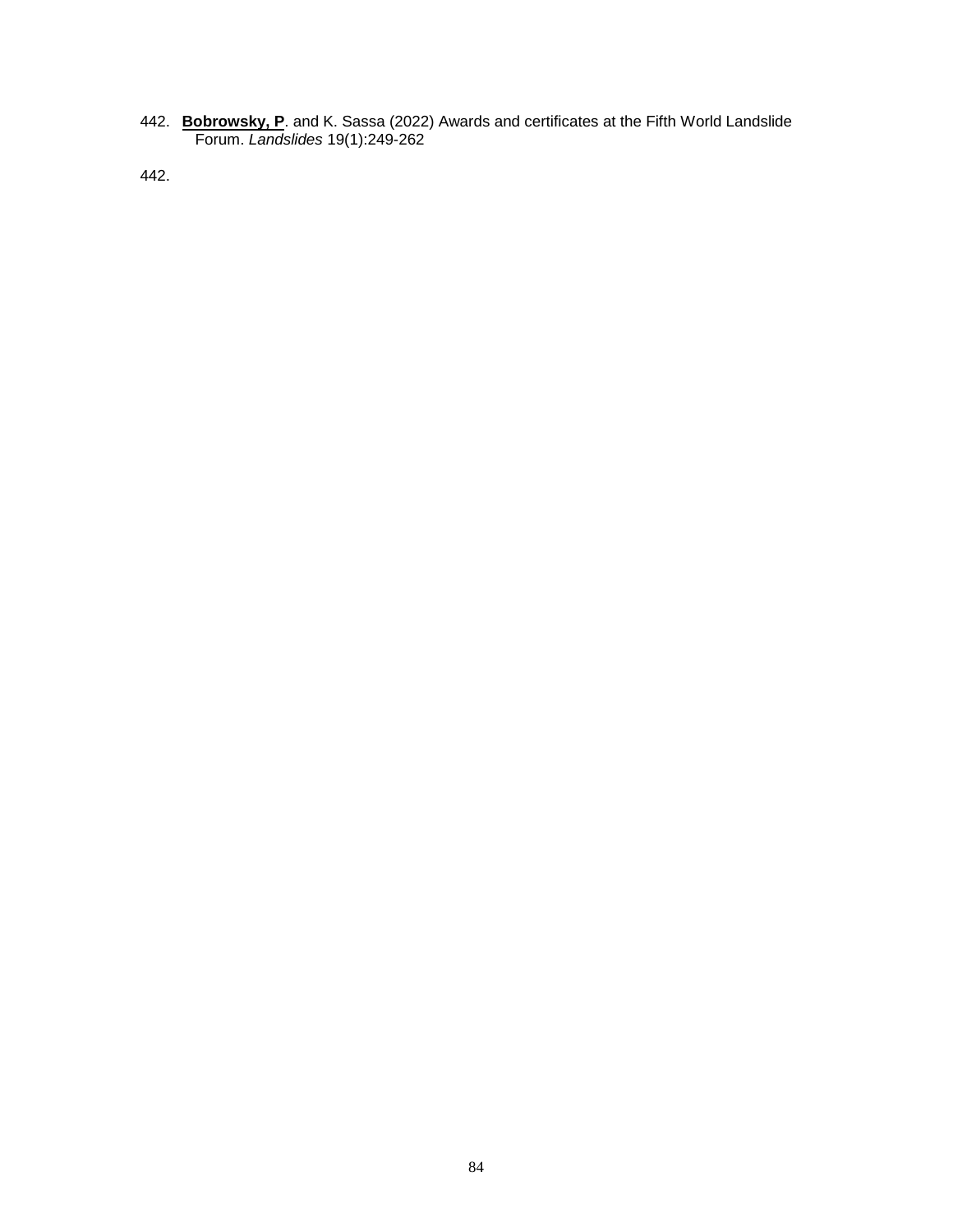442. **Bobrowsky, P**. and K. Sassa (2022) Awards and certificates at the Fifth World Landslide Forum. *Landslides* 19(1):249-262

442.